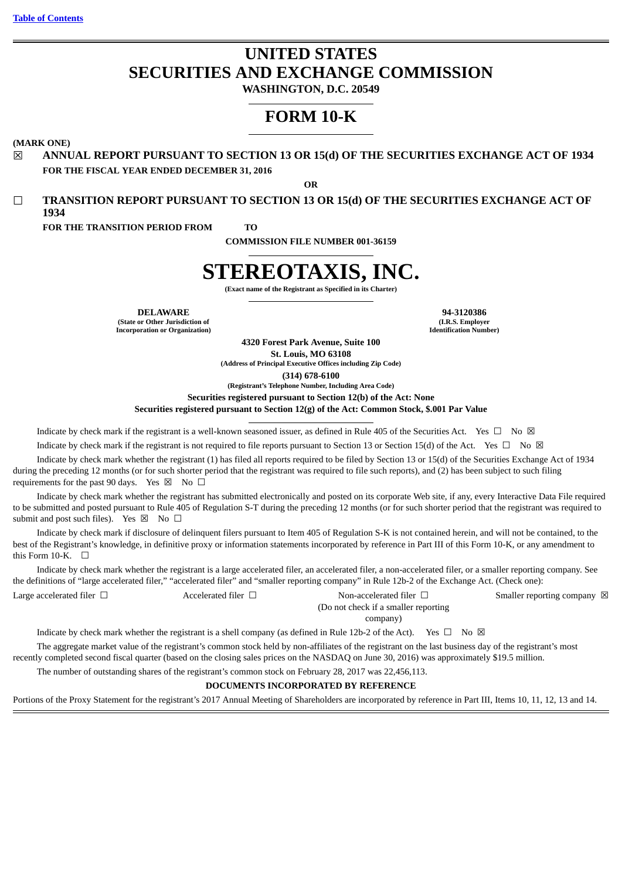[Table of Contents](#)

# UNITED STATES
# SECURITIES AND EXCHANGE COMMISSION

**WASHINGTON, D.C. 20549**

# FORM 10-K

**(MARK ONE)**

☒ **ANNUAL REPORT PURSUANT TO SECTION 13 OR 15(d) OF THE SECURITIES EXCHANGE ACT OF 1934**
**FOR THE FISCAL YEAR ENDED DECEMBER 31, 2016**

**OR**

☐ **TRANSITION REPORT PURSUANT TO SECTION 13 OR 15(d) OF THE SECURITIES EXCHANGE ACT OF 1934**
**FOR THE TRANSITION PERIOD FROM TO**

**COMMISSION FILE NUMBER 001-36159**

# STEREOTAXIS, INC.

**(Exact name of the Registrant as Specified in its Charter)**

| **DELAWARE** | **94-3120386** |
|---|---|
| **(State or Other Jurisdiction of Incorporation or Organization)** | **(I.R.S. Employer Identification Number)** |

**4320 Forest Park Avenue, Suite 100**
**St. Louis, MO 63108**
**(Address of Principal Executive Offices including Zip Code)**

**(314) 678-6100**
**(Registrant's Telephone Number, Including Area Code)**

**Securities registered pursuant to Section 12(b) of the Act: None**

**Securities registered pursuant to Section 12(g) of the Act: Common Stock, $.001 Par Value**

Indicate by check mark if the registrant is a well-known seasoned issuer, as defined in Rule 405 of the Securities Act. Yes ☐ No ☒

Indicate by check mark if the registrant is not required to file reports pursuant to Section 13 or Section 15(d) of the Act. Yes ☐ No ☒

Indicate by check mark whether the registrant (1) has filed all reports required to be filed by Section 13 or 15(d) of the Securities Exchange Act of 1934 during the preceding 12 months (or for such shorter period that the registrant was required to file such reports), and (2) has been subject to such filing requirements for the past 90 days. Yes ☒ No ☐

Indicate by check mark whether the registrant has submitted electronically and posted on its corporate Web site, if any, every Interactive Data File required to be submitted and posted pursuant to Rule 405 of Regulation S-T during the preceding 12 months (or for such shorter period that the registrant was required to submit and post such files). Yes ☒ No ☐

Indicate by check mark if disclosure of delinquent filers pursuant to Item 405 of Regulation S-K is not contained herein, and will not be contained, to the best of the Registrant's knowledge, in definitive proxy or information statements incorporated by reference in Part III of this Form 10-K, or any amendment to this Form 10-K. ☐

Indicate by check mark whether the registrant is a large accelerated filer, an accelerated filer, a non-accelerated filer, or a smaller reporting company. See the definitions of "large accelerated filer," "accelerated filer" and "smaller reporting company" in Rule 12b-2 of the Exchange Act. (Check one):

| Large accelerated filer ☐ | Accelerated filer ☐ | Non-accelerated filer ☐ (Do not check if a smaller reporting company) | Smaller reporting company ☒ |
|---|---|---|---|

Indicate by check mark whether the registrant is a shell company (as defined in Rule 12b-2 of the Act). Yes ☐ No ☒

The aggregate market value of the registrant's common stock held by non-affiliates of the registrant on the last business day of the registrant's most recently completed second fiscal quarter (based on the closing sales prices on the NASDAQ on June 30, 2016) was approximately $19.5 million.

The number of outstanding shares of the registrant's common stock on February 28, 2017 was 22,456,113.

**DOCUMENTS INCORPORATED BY REFERENCE**

Portions of the Proxy Statement for the registrant's 2017 Annual Meeting of Shareholders are incorporated by reference in Part III, Items 10, 11, 12, 13 and 14.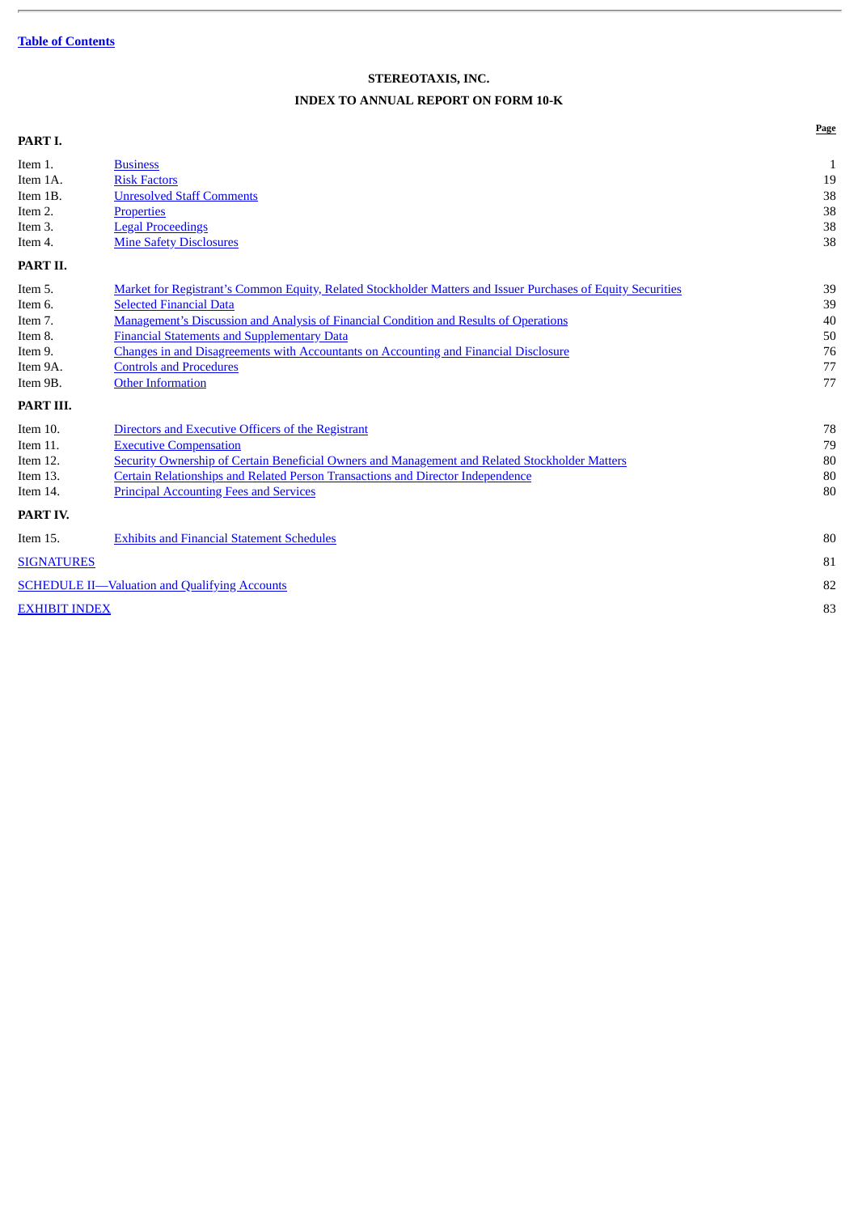Table of Contents

**STEREOTAXIS, INC.**

**INDEX TO ANNUAL REPORT ON FORM 10-K**

| | | Page |
|---|---|---|
| **PART I.** | | |
| Item 1. | Business | 1 |
| Item 1A. | Risk Factors | 19 |
| Item 1B. | Unresolved Staff Comments | 38 |
| Item 2. | Properties | 38 |
| Item 3. | Legal Proceedings | 38 |
| Item 4. | Mine Safety Disclosures | 38 |
| **PART II.** | | |
| Item 5. | Market for Registrant's Common Equity, Related Stockholder Matters and Issuer Purchases of Equity Securities | 39 |
| Item 6. | Selected Financial Data | 39 |
| Item 7. | Management's Discussion and Analysis of Financial Condition and Results of Operations | 40 |
| Item 8. | Financial Statements and Supplementary Data | 50 |
| Item 9. | Changes in and Disagreements with Accountants on Accounting and Financial Disclosure | 76 |
| Item 9A. | Controls and Procedures | 77 |
| Item 9B. | Other Information | 77 |
| **PART III.** | | |
| Item 10. | Directors and Executive Officers of the Registrant | 78 |
| Item 11. | Executive Compensation | 79 |
| Item 12. | Security Ownership of Certain Beneficial Owners and Management and Related Stockholder Matters | 80 |
| Item 13. | Certain Relationships and Related Person Transactions and Director Independence | 80 |
| Item 14. | Principal Accounting Fees and Services | 80 |
| **PART IV.** | | |
| Item 15. | Exhibits and Financial Statement Schedules | 80 |
| SIGNATURES | | 81 |
| SCHEDULE II—Valuation and Qualifying Accounts | | 82 |
| EXHIBIT INDEX | | 83 |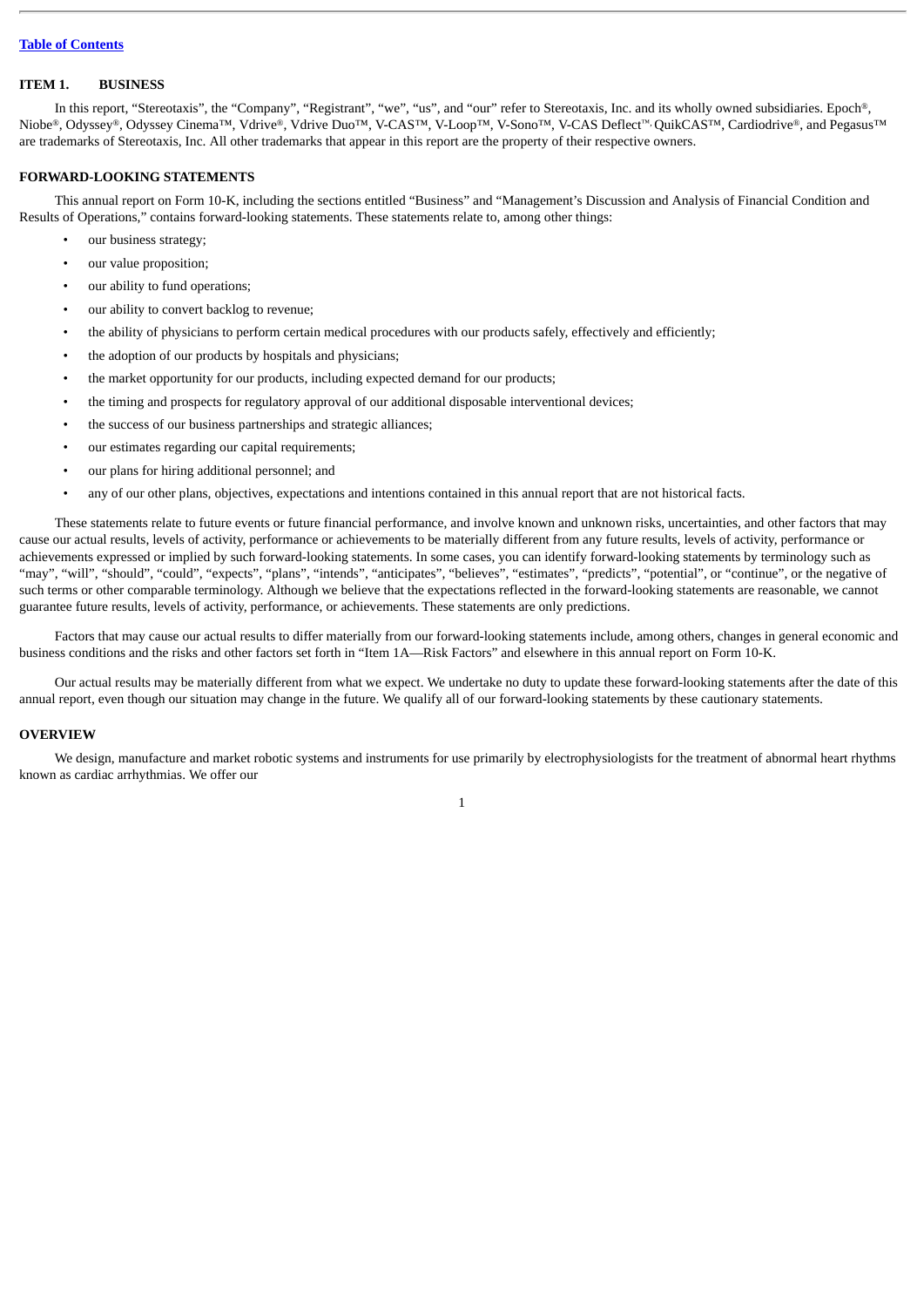[Table of Contents](#)

## ITEM 1. BUSINESS

In this report, "Stereotaxis", the "Company", "Registrant", "we", "us", and "our" refer to Stereotaxis, Inc. and its wholly owned subsidiaries. Epoch®, Niobe®, Odyssey®, Odyssey Cinema™, Vdrive®, Vdrive Duo™, V-CAS™, V-Loop™, V-Sono™, V-CAS Deflect™, QuikCAS™, Cardiodrive®, and Pegasus™ are trademarks of Stereotaxis, Inc. All other trademarks that appear in this report are the property of their respective owners.

## FORWARD-LOOKING STATEMENTS

This annual report on Form 10-K, including the sections entitled "Business" and "Management's Discussion and Analysis of Financial Condition and Results of Operations," contains forward-looking statements. These statements relate to, among other things:

- our business strategy;
- our value proposition;
- our ability to fund operations;
- our ability to convert backlog to revenue;
- the ability of physicians to perform certain medical procedures with our products safely, effectively and efficiently;
- the adoption of our products by hospitals and physicians;
- the market opportunity for our products, including expected demand for our products;
- the timing and prospects for regulatory approval of our additional disposable interventional devices;
- the success of our business partnerships and strategic alliances;
- our estimates regarding our capital requirements;
- our plans for hiring additional personnel; and
- any of our other plans, objectives, expectations and intentions contained in this annual report that are not historical facts.

These statements relate to future events or future financial performance, and involve known and unknown risks, uncertainties, and other factors that may cause our actual results, levels of activity, performance or achievements to be materially different from any future results, levels of activity, performance or achievements expressed or implied by such forward-looking statements. In some cases, you can identify forward-looking statements by terminology such as "may", "will", "should", "could", "expects", "plans", "intends", "anticipates", "believes", "estimates", "predicts", "potential", or "continue", or the negative of such terms or other comparable terminology. Although we believe that the expectations reflected in the forward-looking statements are reasonable, we cannot guarantee future results, levels of activity, performance, or achievements. These statements are only predictions.

Factors that may cause our actual results to differ materially from our forward-looking statements include, among others, changes in general economic and business conditions and the risks and other factors set forth in "Item 1A—Risk Factors" and elsewhere in this annual report on Form 10-K.

Our actual results may be materially different from what we expect. We undertake no duty to update these forward-looking statements after the date of this annual report, even though our situation may change in the future. We qualify all of our forward-looking statements by these cautionary statements.

## OVERVIEW

We design, manufacture and market robotic systems and instruments for use primarily by electrophysiologists for the treatment of abnormal heart rhythms known as cardiac arrhythmias. We offer our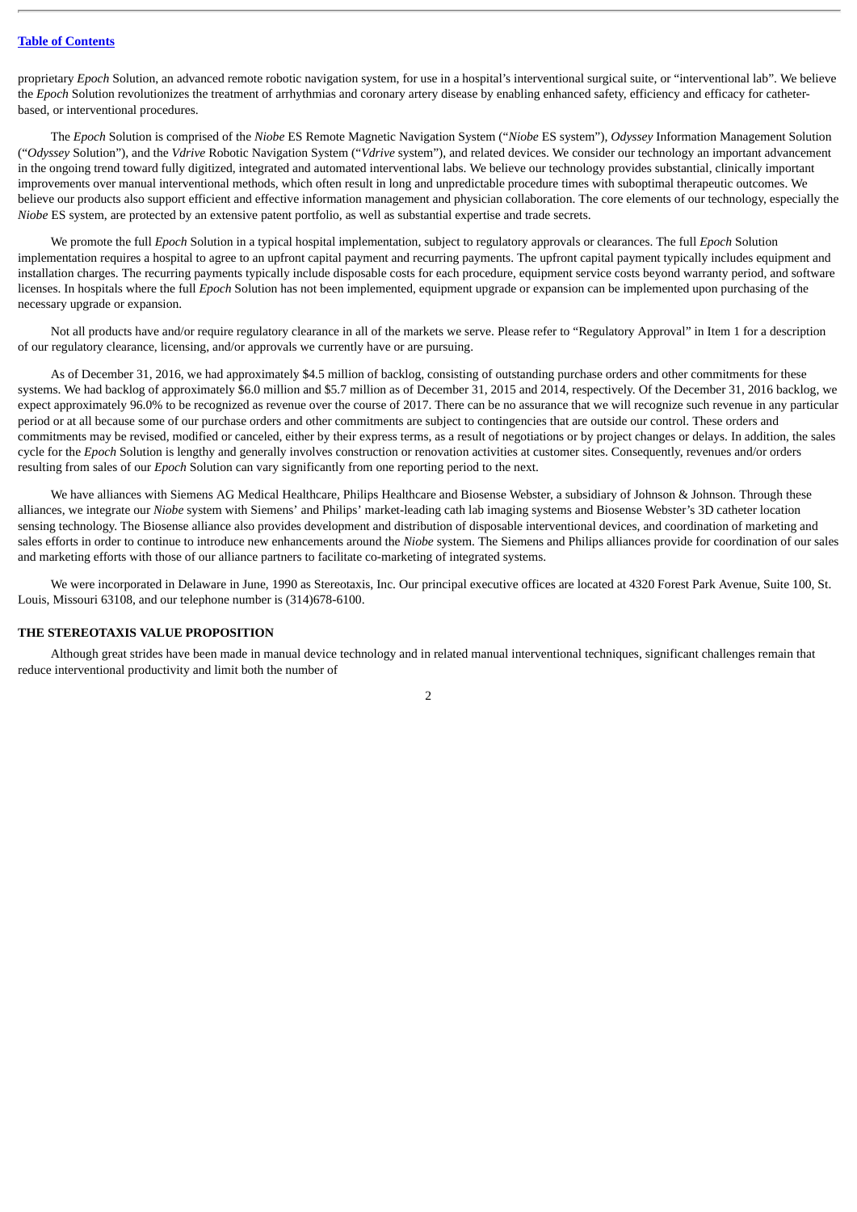proprietary *Epoch* Solution, an advanced remote robotic navigation system, for use in a hospital's interventional surgical suite, or "interventional lab". We believe the *Epoch* Solution revolutionizes the treatment of arrhythmias and coronary artery disease by enabling enhanced safety, efficiency and efficacy for catheter-based, or interventional procedures.

The *Epoch* Solution is comprised of the *Niobe* ES Remote Magnetic Navigation System ("*Niobe* ES system"), *Odyssey* Information Management Solution ("*Odyssey* Solution"), and the *Vdrive* Robotic Navigation System ("*Vdrive* system"), and related devices. We consider our technology an important advancement in the ongoing trend toward fully digitized, integrated and automated interventional labs. We believe our technology provides substantial, clinically important improvements over manual interventional methods, which often result in long and unpredictable procedure times with suboptimal therapeutic outcomes. We believe our products also support efficient and effective information management and physician collaboration. The core elements of our technology, especially the *Niobe* ES system, are protected by an extensive patent portfolio, as well as substantial expertise and trade secrets.

We promote the full *Epoch* Solution in a typical hospital implementation, subject to regulatory approvals or clearances. The full *Epoch* Solution implementation requires a hospital to agree to an upfront capital payment and recurring payments. The upfront capital payment typically includes equipment and installation charges. The recurring payments typically include disposable costs for each procedure, equipment service costs beyond warranty period, and software licenses. In hospitals where the full *Epoch* Solution has not been implemented, equipment upgrade or expansion can be implemented upon purchasing of the necessary upgrade or expansion.

Not all products have and/or require regulatory clearance in all of the markets we serve. Please refer to "Regulatory Approval" in Item 1 for a description of our regulatory clearance, licensing, and/or approvals we currently have or are pursuing.

As of December 31, 2016, we had approximately $4.5 million of backlog, consisting of outstanding purchase orders and other commitments for these systems. We had backlog of approximately $6.0 million and $5.7 million as of December 31, 2015 and 2014, respectively. Of the December 31, 2016 backlog, we expect approximately 96.0% to be recognized as revenue over the course of 2017. There can be no assurance that we will recognize such revenue in any particular period or at all because some of our purchase orders and other commitments are subject to contingencies that are outside our control. These orders and commitments may be revised, modified or canceled, either by their express terms, as a result of negotiations or by project changes or delays. In addition, the sales cycle for the *Epoch* Solution is lengthy and generally involves construction or renovation activities at customer sites. Consequently, revenues and/or orders resulting from sales of our *Epoch* Solution can vary significantly from one reporting period to the next.

We have alliances with Siemens AG Medical Healthcare, Philips Healthcare and Biosense Webster, a subsidiary of Johnson & Johnson. Through these alliances, we integrate our *Niobe* system with Siemens' and Philips' market-leading cath lab imaging systems and Biosense Webster's 3D catheter location sensing technology. The Biosense alliance also provides development and distribution of disposable interventional devices, and coordination of marketing and sales efforts in order to continue to introduce new enhancements around the *Niobe* system. The Siemens and Philips alliances provide for coordination of our sales and marketing efforts with those of our alliance partners to facilitate co-marketing of integrated systems.

We were incorporated in Delaware in June, 1990 as Stereotaxis, Inc. Our principal executive offices are located at 4320 Forest Park Avenue, Suite 100, St. Louis, Missouri 63108, and our telephone number is (314)678-6100.

### THE STEREOTAXIS VALUE PROPOSITION

Although great strides have been made in manual device technology and in related manual interventional techniques, significant challenges remain that reduce interventional productivity and limit both the number of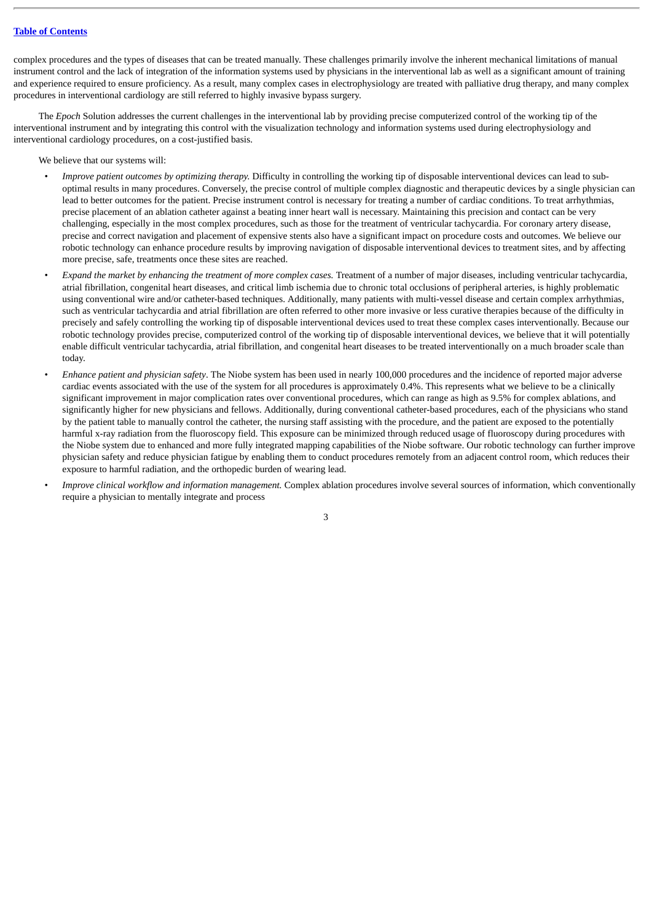complex procedures and the types of diseases that can be treated manually. These challenges primarily involve the inherent mechanical limitations of manual instrument control and the lack of integration of the information systems used by physicians in the interventional lab as well as a significant amount of training and experience required to ensure proficiency. As a result, many complex cases in electrophysiology are treated with palliative drug therapy, and many complex procedures in interventional cardiology are still referred to highly invasive bypass surgery.

The *Epoch* Solution addresses the current challenges in the interventional lab by providing precise computerized control of the working tip of the interventional instrument and by integrating this control with the visualization technology and information systems used during electrophysiology and interventional cardiology procedures, on a cost-justified basis.

We believe that our systems will:

- *Improve patient outcomes by optimizing therapy.* Difficulty in controlling the working tip of disposable interventional devices can lead to sub-optimal results in many procedures. Conversely, the precise control of multiple complex diagnostic and therapeutic devices by a single physician can lead to better outcomes for the patient. Precise instrument control is necessary for treating a number of cardiac conditions. To treat arrhythmias, precise placement of an ablation catheter against a beating inner heart wall is necessary. Maintaining this precision and contact can be very challenging, especially in the most complex procedures, such as those for the treatment of ventricular tachycardia. For coronary artery disease, precise and correct navigation and placement of expensive stents also have a significant impact on procedure costs and outcomes. We believe our robotic technology can enhance procedure results by improving navigation of disposable interventional devices to treatment sites, and by affecting more precise, safe, treatments once these sites are reached.
- *Expand the market by enhancing the treatment of more complex cases.* Treatment of a number of major diseases, including ventricular tachycardia, atrial fibrillation, congenital heart diseases, and critical limb ischemia due to chronic total occlusions of peripheral arteries, is highly problematic using conventional wire and/or catheter-based techniques. Additionally, many patients with multi-vessel disease and certain complex arrhythmias, such as ventricular tachycardia and atrial fibrillation are often referred to other more invasive or less curative therapies because of the difficulty in precisely and safely controlling the working tip of disposable interventional devices used to treat these complex cases interventionally. Because our robotic technology provides precise, computerized control of the working tip of disposable interventional devices, we believe that it will potentially enable difficult ventricular tachycardia, atrial fibrillation, and congenital heart diseases to be treated interventionally on a much broader scale than today.
- *Enhance patient and physician safety*. The Niobe system has been used in nearly 100,000 procedures and the incidence of reported major adverse cardiac events associated with the use of the system for all procedures is approximately 0.4%. This represents what we believe to be a clinically significant improvement in major complication rates over conventional procedures, which can range as high as 9.5% for complex ablations, and significantly higher for new physicians and fellows. Additionally, during conventional catheter-based procedures, each of the physicians who stand by the patient table to manually control the catheter, the nursing staff assisting with the procedure, and the patient are exposed to the potentially harmful x-ray radiation from the fluoroscopy field. This exposure can be minimized through reduced usage of fluoroscopy during procedures with the Niobe system due to enhanced and more fully integrated mapping capabilities of the Niobe software. Our robotic technology can further improve physician safety and reduce physician fatigue by enabling them to conduct procedures remotely from an adjacent control room, which reduces their exposure to harmful radiation, and the orthopedic burden of wearing lead.
- *Improve clinical workflow and information management.* Complex ablation procedures involve several sources of information, which conventionally require a physician to mentally integrate and process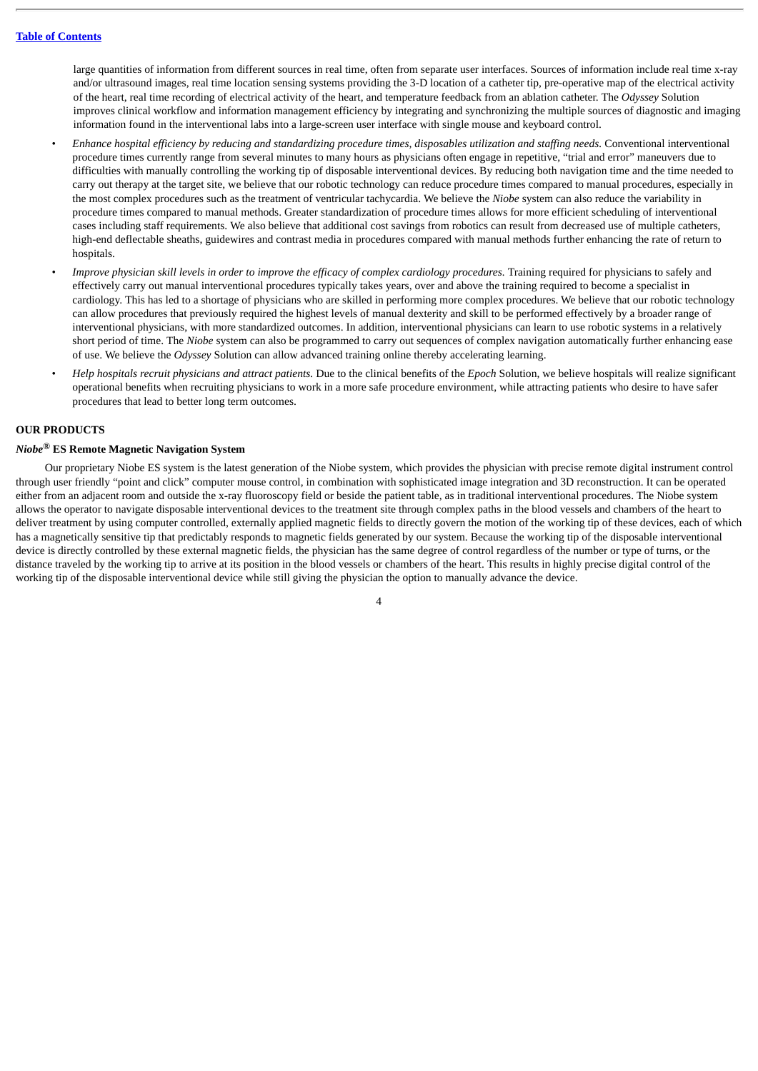large quantities of information from different sources in real time, often from separate user interfaces. Sources of information include real time x-ray and/or ultrasound images, real time location sensing systems providing the 3-D location of a catheter tip, pre-operative map of the electrical activity of the heart, real time recording of electrical activity of the heart, and temperature feedback from an ablation catheter. The *Odyssey* Solution improves clinical workflow and information management efficiency by integrating and synchronizing the multiple sources of diagnostic and imaging information found in the interventional labs into a large-screen user interface with single mouse and keyboard control.

- *Enhance hospital efficiency by reducing and standardizing procedure times, disposables utilization and staffing needs.* Conventional interventional procedure times currently range from several minutes to many hours as physicians often engage in repetitive, "trial and error" maneuvers due to difficulties with manually controlling the working tip of disposable interventional devices. By reducing both navigation time and the time needed to carry out therapy at the target site, we believe that our robotic technology can reduce procedure times compared to manual procedures, especially in the most complex procedures such as the treatment of ventricular tachycardia. We believe the *Niobe* system can also reduce the variability in procedure times compared to manual methods. Greater standardization of procedure times allows for more efficient scheduling of interventional cases including staff requirements. We also believe that additional cost savings from robotics can result from decreased use of multiple catheters, high-end deflectable sheaths, guidewires and contrast media in procedures compared with manual methods further enhancing the rate of return to hospitals.
- *Improve physician skill levels in order to improve the efficacy of complex cardiology procedures.* Training required for physicians to safely and effectively carry out manual interventional procedures typically takes years, over and above the training required to become a specialist in cardiology. This has led to a shortage of physicians who are skilled in performing more complex procedures. We believe that our robotic technology can allow procedures that previously required the highest levels of manual dexterity and skill to be performed effectively by a broader range of interventional physicians, with more standardized outcomes. In addition, interventional physicians can learn to use robotic systems in a relatively short period of time. The *Niobe* system can also be programmed to carry out sequences of complex navigation automatically further enhancing ease of use. We believe the *Odyssey* Solution can allow advanced training online thereby accelerating learning.
- *Help hospitals recruit physicians and attract patients.* Due to the clinical benefits of the *Epoch* Solution, we believe hospitals will realize significant operational benefits when recruiting physicians to work in a more safe procedure environment, while attracting patients who desire to have safer procedures that lead to better long term outcomes.

## OUR PRODUCTS

### *Niobe*® ES Remote Magnetic Navigation System

Our proprietary Niobe ES system is the latest generation of the Niobe system, which provides the physician with precise remote digital instrument control through user friendly "point and click" computer mouse control, in combination with sophisticated image integration and 3D reconstruction. It can be operated either from an adjacent room and outside the x-ray fluoroscopy field or beside the patient table, as in traditional interventional procedures. The Niobe system allows the operator to navigate disposable interventional devices to the treatment site through complex paths in the blood vessels and chambers of the heart to deliver treatment by using computer controlled, externally applied magnetic fields to directly govern the motion of the working tip of these devices, each of which has a magnetically sensitive tip that predictably responds to magnetic fields generated by our system. Because the working tip of the disposable interventional device is directly controlled by these external magnetic fields, the physician has the same degree of control regardless of the number or type of turns, or the distance traveled by the working tip to arrive at its position in the blood vessels or chambers of the heart. This results in highly precise digital control of the working tip of the disposable interventional device while still giving the physician the option to manually advance the device.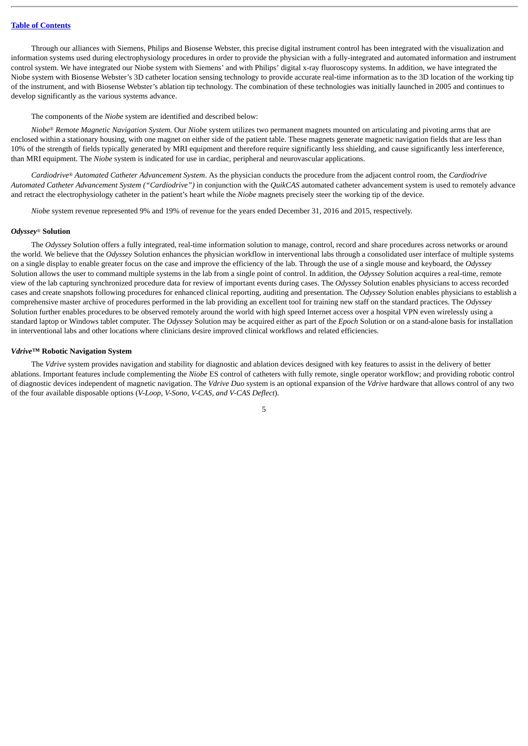Through our alliances with Siemens, Philips and Biosense Webster, this precise digital instrument control has been integrated with the visualization and information systems used during electrophysiology procedures in order to provide the physician with a fully-integrated and automated information and instrument control system. We have integrated our Niobe system with Siemens' and with Philips' digital x-ray fluoroscopy systems. In addition, we have integrated the Niobe system with Biosense Webster's 3D catheter location sensing technology to provide accurate real-time information as to the 3D location of the working tip of the instrument, and with Biosense Webster's ablation tip technology. The combination of these technologies was initially launched in 2005 and continues to develop significantly as the various systems advance.

The components of the *Niobe* system are identified and described below:

*Niobe® Remote Magnetic Navigation System.* Our *Niobe* system utilizes two permanent magnets mounted on articulating and pivoting arms that are enclosed within a stationary housing, with one magnet on either side of the patient table. These magnets generate magnetic navigation fields that are less than 10% of the strength of fields typically generated by MRI equipment and therefore require significantly less shielding, and cause significantly less interference, than MRI equipment. The *Niobe* system is indicated for use in cardiac, peripheral and neurovascular applications.

*Cardiodrive® Automated Catheter Advancement System*. As the physician conducts the procedure from the adjacent control room, the *Cardiodrive Automated Catheter Advancement System ("Cardiodrive")* in conjunction with the *QuikCAS* automated catheter advancement system is used to remotely advance and retract the electrophysiology catheter in the patient's heart while the *Niobe* magnets precisely steer the working tip of the device.

*Niobe* system revenue represented 9% and 19% of revenue for the years ended December 31, 2016 and 2015, respectively.

#### *Odyssey®* Solution

The *Odyssey* Solution offers a fully integrated, real-time information solution to manage, control, record and share procedures across networks or around the world. We believe that the *Odyssey* Solution enhances the physician workflow in interventional labs through a consolidated user interface of multiple systems on a single display to enable greater focus on the case and improve the efficiency of the lab. Through the use of a single mouse and keyboard, the *Odyssey* Solution allows the user to command multiple systems in the lab from a single point of control. In addition, the *Odyssey* Solution acquires a real-time, remote view of the lab capturing synchronized procedure data for review of important events during cases. The *Odyssey* Solution enables physicians to access recorded cases and create snapshots following procedures for enhanced clinical reporting, auditing and presentation. The *Odyssey* Solution enables physicians to establish a comprehensive master archive of procedures performed in the lab providing an excellent tool for training new staff on the standard practices. The *Odyssey* Solution further enables procedures to be observed remotely around the world with high speed Internet access over a hospital VPN even wirelessly using a standard laptop or Windows tablet computer. The *Odyssey* Solution may be acquired either as part of the *Epoch* Solution or on a stand-alone basis for installation in interventional labs and other locations where clinicians desire improved clinical workflows and related efficiencies.

#### *Vdrive™* Robotic Navigation System

The *Vdrive* system provides navigation and stability for diagnostic and ablation devices designed with key features to assist in the delivery of better ablations. Important features include complementing the *Niobe* ES control of catheters with fully remote, single operator workflow; and providing robotic control of diagnostic devices independent of magnetic navigation. The *Vdrive Duo* system is an optional expansion of the *Vdrive* hardware that allows control of any two of the four available disposable options (*V-Loop, V-Sono, V-CAS, and V-CAS Deflect*).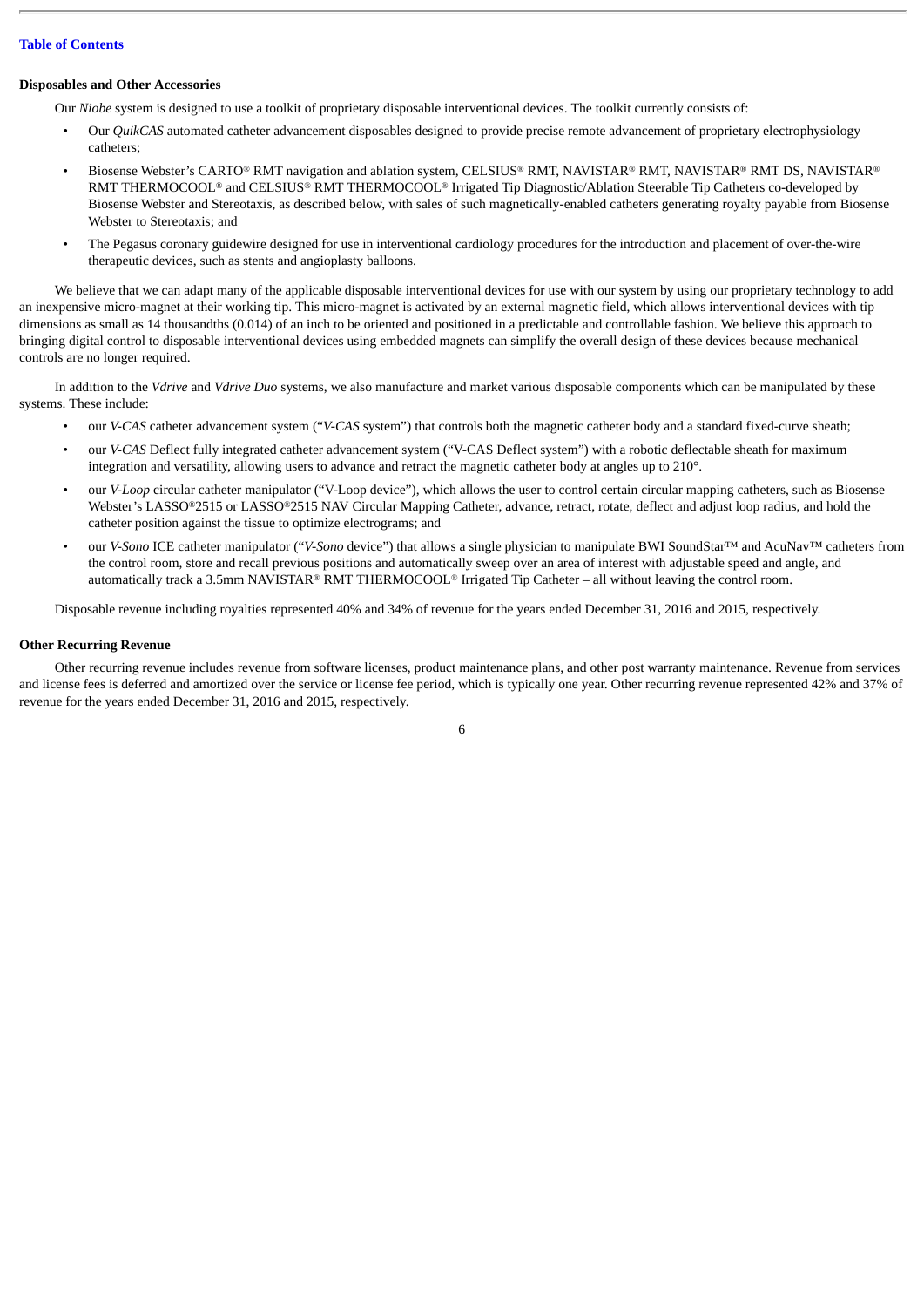### Disposables and Other Accessories

Our *Niobe* system is designed to use a toolkit of proprietary disposable interventional devices. The toolkit currently consists of:

- Our *QuikCAS* automated catheter advancement disposables designed to provide precise remote advancement of proprietary electrophysiology catheters;
- Biosense Webster's CARTO® RMT navigation and ablation system, CELSIUS® RMT, NAVISTAR® RMT, NAVISTAR® RMT DS, NAVISTAR® RMT THERMOCOOL® and CELSIUS® RMT THERMOCOOL® Irrigated Tip Diagnostic/Ablation Steerable Tip Catheters co-developed by Biosense Webster and Stereotaxis, as described below, with sales of such magnetically-enabled catheters generating royalty payable from Biosense Webster to Stereotaxis; and
- The Pegasus coronary guidewire designed for use in interventional cardiology procedures for the introduction and placement of over-the-wire therapeutic devices, such as stents and angioplasty balloons.

We believe that we can adapt many of the applicable disposable interventional devices for use with our system by using our proprietary technology to add an inexpensive micro-magnet at their working tip. This micro-magnet is activated by an external magnetic field, which allows interventional devices with tip dimensions as small as 14 thousandths (0.014) of an inch to be oriented and positioned in a predictable and controllable fashion. We believe this approach to bringing digital control to disposable interventional devices using embedded magnets can simplify the overall design of these devices because mechanical controls are no longer required.

In addition to the *Vdrive* and *Vdrive Duo* systems, we also manufacture and market various disposable components which can be manipulated by these systems. These include:

- our *V-CAS* catheter advancement system ("*V-CAS* system") that controls both the magnetic catheter body and a standard fixed-curve sheath;
- our *V-CAS* Deflect fully integrated catheter advancement system ("V-CAS Deflect system") with a robotic deflectable sheath for maximum integration and versatility, allowing users to advance and retract the magnetic catheter body at angles up to 210°.
- our *V-Loop* circular catheter manipulator ("V-Loop device"), which allows the user to control certain circular mapping catheters, such as Biosense Webster's LASSO®2515 or LASSO®2515 NAV Circular Mapping Catheter, advance, retract, rotate, deflect and adjust loop radius, and hold the catheter position against the tissue to optimize electrograms; and
- our *V-Sono* ICE catheter manipulator ("*V-Sono* device") that allows a single physician to manipulate BWI SoundStar™ and AcuNav™ catheters from the control room, store and recall previous positions and automatically sweep over an area of interest with adjustable speed and angle, and automatically track a 3.5mm NAVISTAR® RMT THERMOCOOL® Irrigated Tip Catheter – all without leaving the control room.

Disposable revenue including royalties represented 40% and 34% of revenue for the years ended December 31, 2016 and 2015, respectively.

### Other Recurring Revenue

Other recurring revenue includes revenue from software licenses, product maintenance plans, and other post warranty maintenance. Revenue from services and license fees is deferred and amortized over the service or license fee period, which is typically one year. Other recurring revenue represented 42% and 37% of revenue for the years ended December 31, 2016 and 2015, respectively.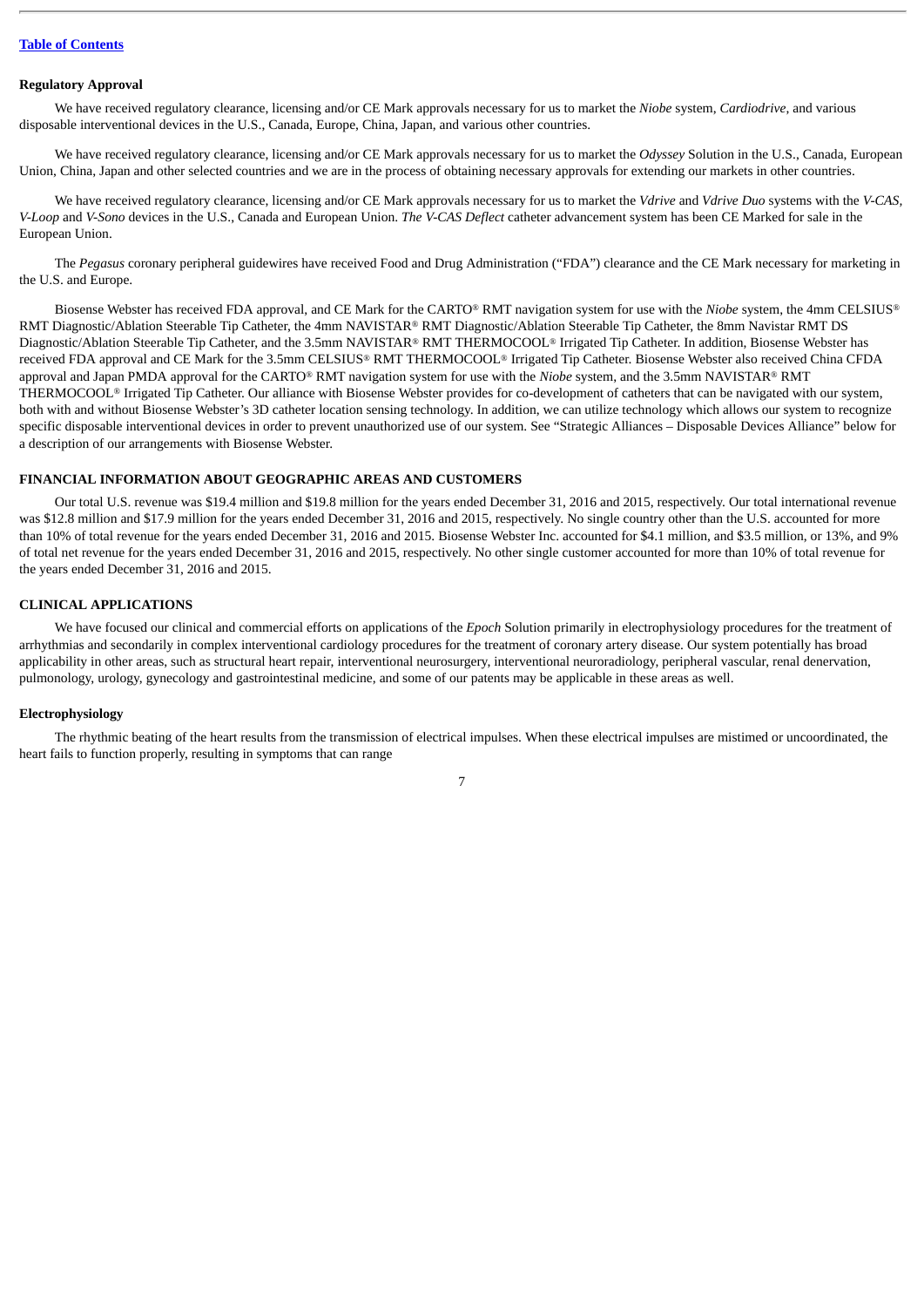**Regulatory Approval**

We have received regulatory clearance, licensing and/or CE Mark approvals necessary for us to market the *Niobe* system, *Cardiodrive*, and various disposable interventional devices in the U.S., Canada, Europe, China, Japan, and various other countries.

We have received regulatory clearance, licensing and/or CE Mark approvals necessary for us to market the *Odyssey* Solution in the U.S., Canada, European Union, China, Japan and other selected countries and we are in the process of obtaining necessary approvals for extending our markets in other countries.

We have received regulatory clearance, licensing and/or CE Mark approvals necessary for us to market the *Vdrive* and *Vdrive Duo* systems with the *V-CAS*, *V-Loop* and *V-Sono* devices in the U.S., Canada and European Union. *The V-CAS Deflect* catheter advancement system has been CE Marked for sale in the European Union.

The *Pegasus* coronary peripheral guidewires have received Food and Drug Administration ("FDA") clearance and the CE Mark necessary for marketing in the U.S. and Europe.

Biosense Webster has received FDA approval, and CE Mark for the CARTO® RMT navigation system for use with the *Niobe* system, the 4mm CELSIUS® RMT Diagnostic/Ablation Steerable Tip Catheter, the 4mm NAVISTAR® RMT Diagnostic/Ablation Steerable Tip Catheter, the 8mm Navistar RMT DS Diagnostic/Ablation Steerable Tip Catheter, and the 3.5mm NAVISTAR® RMT THERMOCOOL® Irrigated Tip Catheter. In addition, Biosense Webster has received FDA approval and CE Mark for the 3.5mm CELSIUS® RMT THERMOCOOL® Irrigated Tip Catheter. Biosense Webster also received China CFDA approval and Japan PMDA approval for the CARTO® RMT navigation system for use with the *Niobe* system, and the 3.5mm NAVISTAR® RMT THERMOCOOL® Irrigated Tip Catheter. Our alliance with Biosense Webster provides for co-development of catheters that can be navigated with our system, both with and without Biosense Webster's 3D catheter location sensing technology. In addition, we can utilize technology which allows our system to recognize specific disposable interventional devices in order to prevent unauthorized use of our system. See "Strategic Alliances – Disposable Devices Alliance" below for a description of our arrangements with Biosense Webster.

## FINANCIAL INFORMATION ABOUT GEOGRAPHIC AREAS AND CUSTOMERS

Our total U.S. revenue was $19.4 million and $19.8 million for the years ended December 31, 2016 and 2015, respectively. Our total international revenue was $12.8 million and $17.9 million for the years ended December 31, 2016 and 2015, respectively. No single country other than the U.S. accounted for more than 10% of total revenue for the years ended December 31, 2016 and 2015. Biosense Webster Inc. accounted for $4.1 million, and $3.5 million, or 13%, and 9% of total net revenue for the years ended December 31, 2016 and 2015, respectively. No other single customer accounted for more than 10% of total revenue for the years ended December 31, 2016 and 2015.

## CLINICAL APPLICATIONS

We have focused our clinical and commercial efforts on applications of the *Epoch* Solution primarily in electrophysiology procedures for the treatment of arrhythmias and secondarily in complex interventional cardiology procedures for the treatment of coronary artery disease. Our system potentially has broad applicability in other areas, such as structural heart repair, interventional neurosurgery, interventional neuroradiology, peripheral vascular, renal denervation, pulmonology, urology, gynecology and gastrointestinal medicine, and some of our patents may be applicable in these areas as well.

**Electrophysiology**

The rhythmic beating of the heart results from the transmission of electrical impulses. When these electrical impulses are mistimed or uncoordinated, the heart fails to function properly, resulting in symptoms that can range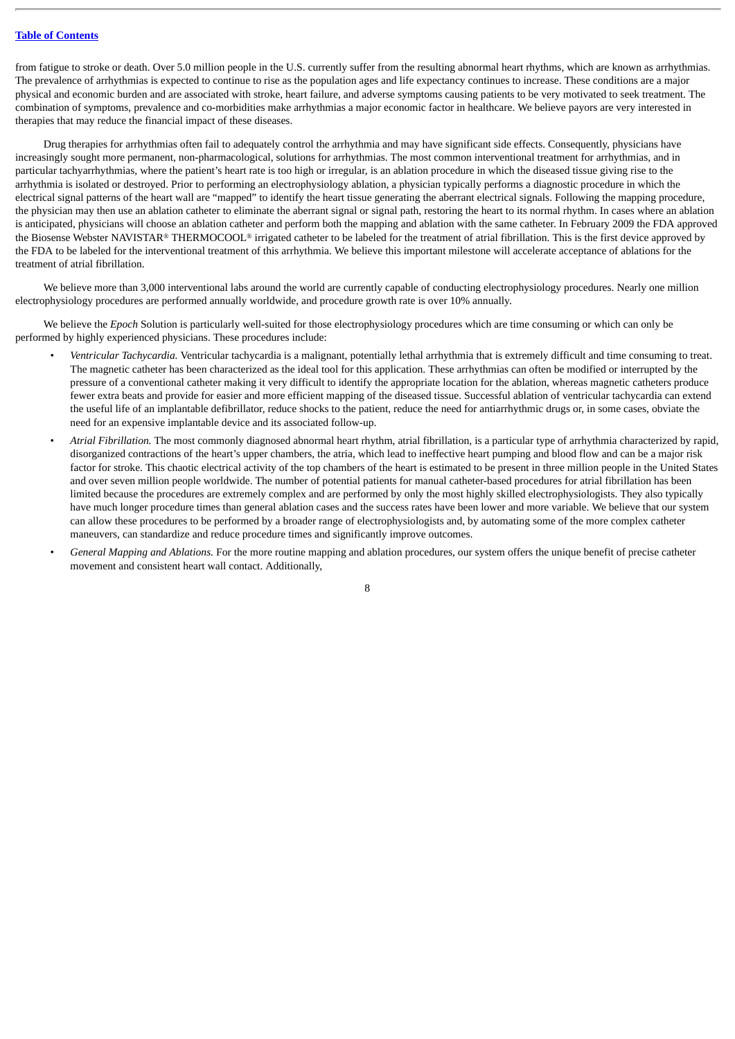from fatigue to stroke or death. Over 5.0 million people in the U.S. currently suffer from the resulting abnormal heart rhythms, which are known as arrhythmias. The prevalence of arrhythmias is expected to continue to rise as the population ages and life expectancy continues to increase. These conditions are a major physical and economic burden and are associated with stroke, heart failure, and adverse symptoms causing patients to be very motivated to seek treatment. The combination of symptoms, prevalence and co-morbidities make arrhythmias a major economic factor in healthcare. We believe payors are very interested in therapies that may reduce the financial impact of these diseases.

Drug therapies for arrhythmias often fail to adequately control the arrhythmia and may have significant side effects. Consequently, physicians have increasingly sought more permanent, non-pharmacological, solutions for arrhythmias. The most common interventional treatment for arrhythmias, and in particular tachyarrhythmias, where the patient's heart rate is too high or irregular, is an ablation procedure in which the diseased tissue giving rise to the arrhythmia is isolated or destroyed. Prior to performing an electrophysiology ablation, a physician typically performs a diagnostic procedure in which the electrical signal patterns of the heart wall are "mapped" to identify the heart tissue generating the aberrant electrical signals. Following the mapping procedure, the physician may then use an ablation catheter to eliminate the aberrant signal or signal path, restoring the heart to its normal rhythm. In cases where an ablation is anticipated, physicians will choose an ablation catheter and perform both the mapping and ablation with the same catheter. In February 2009 the FDA approved the Biosense Webster NAVISTAR® THERMOCOOL® irrigated catheter to be labeled for the treatment of atrial fibrillation. This is the first device approved by the FDA to be labeled for the interventional treatment of this arrhythmia. We believe this important milestone will accelerate acceptance of ablations for the treatment of atrial fibrillation.

We believe more than 3,000 interventional labs around the world are currently capable of conducting electrophysiology procedures. Nearly one million electrophysiology procedures are performed annually worldwide, and procedure growth rate is over 10% annually.

We believe the *Epoch* Solution is particularly well-suited for those electrophysiology procedures which are time consuming or which can only be performed by highly experienced physicians. These procedures include:

- *Ventricular Tachycardia.* Ventricular tachycardia is a malignant, potentially lethal arrhythmia that is extremely difficult and time consuming to treat. The magnetic catheter has been characterized as the ideal tool for this application. These arrhythmias can often be modified or interrupted by the pressure of a conventional catheter making it very difficult to identify the appropriate location for the ablation, whereas magnetic catheters produce fewer extra beats and provide for easier and more efficient mapping of the diseased tissue. Successful ablation of ventricular tachycardia can extend the useful life of an implantable defibrillator, reduce shocks to the patient, reduce the need for antiarrhythmic drugs or, in some cases, obviate the need for an expensive implantable device and its associated follow-up.
- *Atrial Fibrillation.* The most commonly diagnosed abnormal heart rhythm, atrial fibrillation, is a particular type of arrhythmia characterized by rapid, disorganized contractions of the heart's upper chambers, the atria, which lead to ineffective heart pumping and blood flow and can be a major risk factor for stroke. This chaotic electrical activity of the top chambers of the heart is estimated to be present in three million people in the United States and over seven million people worldwide. The number of potential patients for manual catheter-based procedures for atrial fibrillation has been limited because the procedures are extremely complex and are performed by only the most highly skilled electrophysiologists. They also typically have much longer procedure times than general ablation cases and the success rates have been lower and more variable. We believe that our system can allow these procedures to be performed by a broader range of electrophysiologists and, by automating some of the more complex catheter maneuvers, can standardize and reduce procedure times and significantly improve outcomes.
- *General Mapping and Ablations.* For the more routine mapping and ablation procedures, our system offers the unique benefit of precise catheter movement and consistent heart wall contact. Additionally,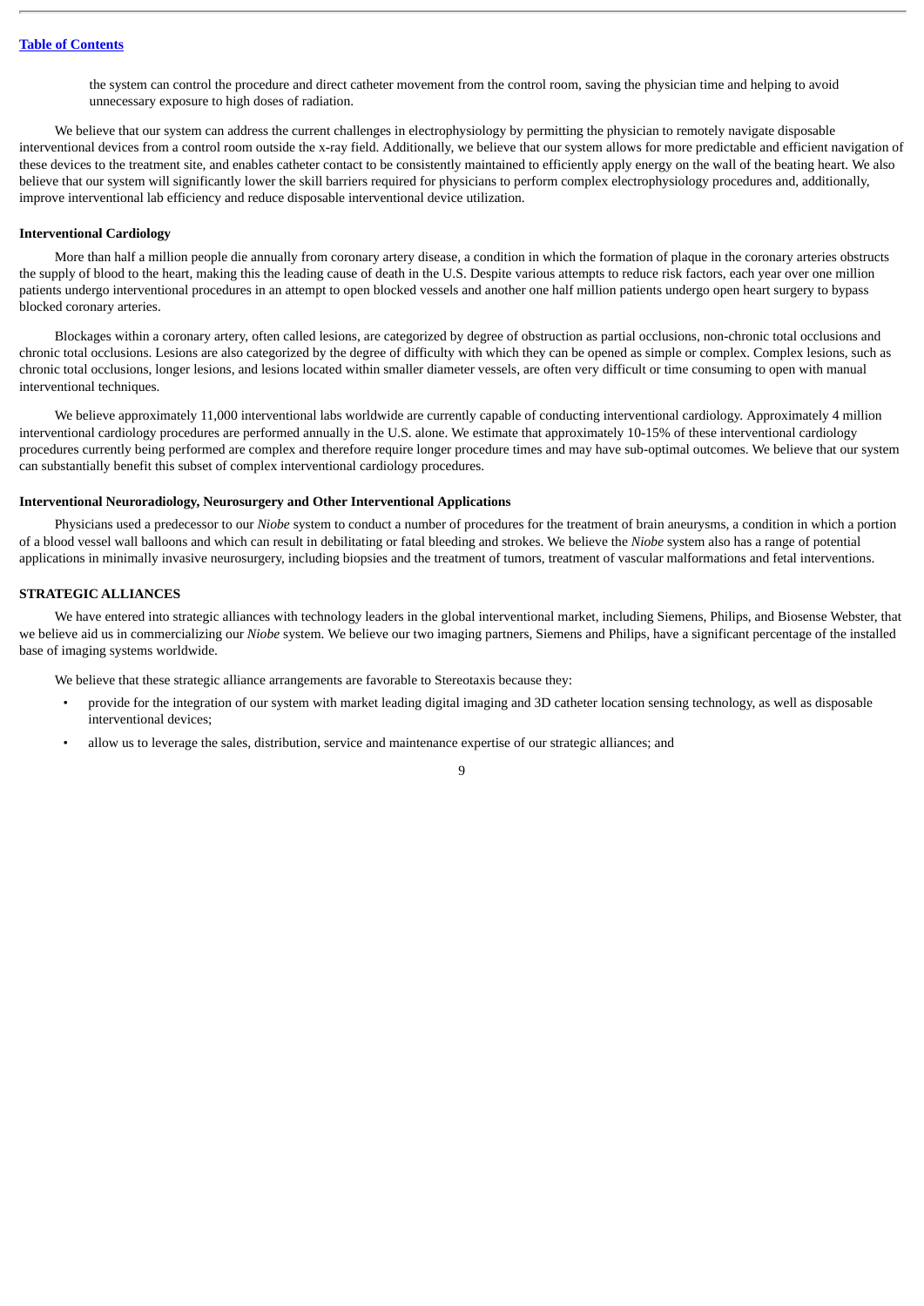the system can control the procedure and direct catheter movement from the control room, saving the physician time and helping to avoid unnecessary exposure to high doses of radiation.

We believe that our system can address the current challenges in electrophysiology by permitting the physician to remotely navigate disposable interventional devices from a control room outside the x-ray field. Additionally, we believe that our system allows for more predictable and efficient navigation of these devices to the treatment site, and enables catheter contact to be consistently maintained to efficiently apply energy on the wall of the beating heart. We also believe that our system will significantly lower the skill barriers required for physicians to perform complex electrophysiology procedures and, additionally, improve interventional lab efficiency and reduce disposable interventional device utilization.

**Interventional Cardiology**

More than half a million people die annually from coronary artery disease, a condition in which the formation of plaque in the coronary arteries obstructs the supply of blood to the heart, making this the leading cause of death in the U.S. Despite various attempts to reduce risk factors, each year over one million patients undergo interventional procedures in an attempt to open blocked vessels and another one half million patients undergo open heart surgery to bypass blocked coronary arteries.

Blockages within a coronary artery, often called lesions, are categorized by degree of obstruction as partial occlusions, non-chronic total occlusions and chronic total occlusions. Lesions are also categorized by the degree of difficulty with which they can be opened as simple or complex. Complex lesions, such as chronic total occlusions, longer lesions, and lesions located within smaller diameter vessels, are often very difficult or time consuming to open with manual interventional techniques.

We believe approximately 11,000 interventional labs worldwide are currently capable of conducting interventional cardiology. Approximately 4 million interventional cardiology procedures are performed annually in the U.S. alone. We estimate that approximately 10-15% of these interventional cardiology procedures currently being performed are complex and therefore require longer procedure times and may have sub-optimal outcomes. We believe that our system can substantially benefit this subset of complex interventional cardiology procedures.

**Interventional Neuroradiology, Neurosurgery and Other Interventional Applications**

Physicians used a predecessor to our *Niobe* system to conduct a number of procedures for the treatment of brain aneurysms, a condition in which a portion of a blood vessel wall balloons and which can result in debilitating or fatal bleeding and strokes. We believe the *Niobe* system also has a range of potential applications in minimally invasive neurosurgery, including biopsies and the treatment of tumors, treatment of vascular malformations and fetal interventions.

**STRATEGIC ALLIANCES**

We have entered into strategic alliances with technology leaders in the global interventional market, including Siemens, Philips, and Biosense Webster, that we believe aid us in commercializing our *Niobe* system. We believe our two imaging partners, Siemens and Philips, have a significant percentage of the installed base of imaging systems worldwide.

We believe that these strategic alliance arrangements are favorable to Stereotaxis because they:

- provide for the integration of our system with market leading digital imaging and 3D catheter location sensing technology, as well as disposable interventional devices;
- allow us to leverage the sales, distribution, service and maintenance expertise of our strategic alliances; and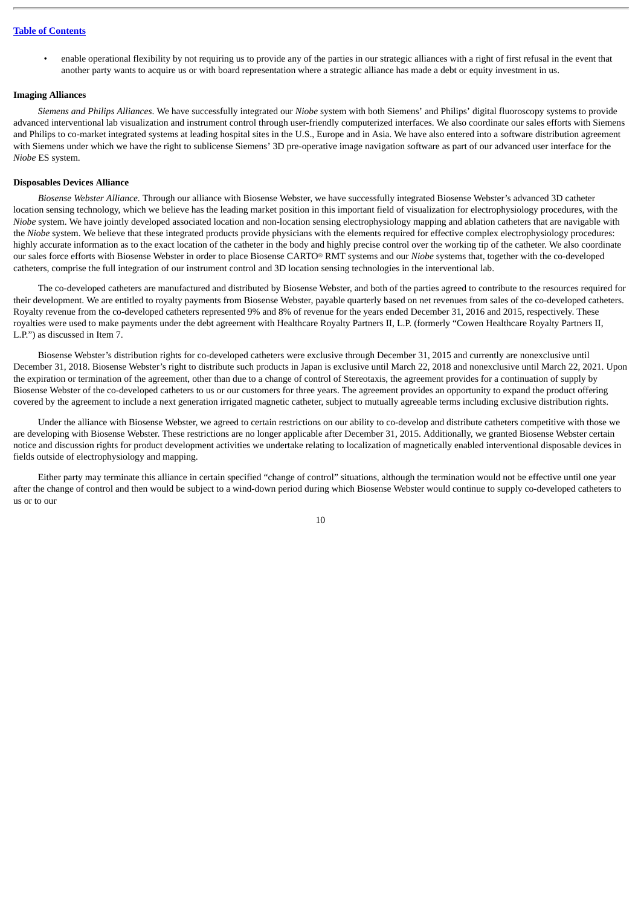- enable operational flexibility by not requiring us to provide any of the parties in our strategic alliances with a right of first refusal in the event that another party wants to acquire us or with board representation where a strategic alliance has made a debt or equity investment in us.

**Imaging Alliances**

*Siemens and Philips Alliances*. We have successfully integrated our *Niobe* system with both Siemens' and Philips' digital fluoroscopy systems to provide advanced interventional lab visualization and instrument control through user-friendly computerized interfaces. We also coordinate our sales efforts with Siemens and Philips to co-market integrated systems at leading hospital sites in the U.S., Europe and in Asia. We have also entered into a software distribution agreement with Siemens under which we have the right to sublicense Siemens' 3D pre-operative image navigation software as part of our advanced user interface for the *Niobe* ES system.

**Disposables Devices Alliance**

*Biosense Webster Alliance.* Through our alliance with Biosense Webster, we have successfully integrated Biosense Webster's advanced 3D catheter location sensing technology, which we believe has the leading market position in this important field of visualization for electrophysiology procedures, with the *Niobe* system. We have jointly developed associated location and non-location sensing electrophysiology mapping and ablation catheters that are navigable with the *Niobe* system. We believe that these integrated products provide physicians with the elements required for effective complex electrophysiology procedures: highly accurate information as to the exact location of the catheter in the body and highly precise control over the working tip of the catheter. We also coordinate our sales force efforts with Biosense Webster in order to place Biosense CARTO® RMT systems and our *Niobe* systems that, together with the co-developed catheters, comprise the full integration of our instrument control and 3D location sensing technologies in the interventional lab.

The co-developed catheters are manufactured and distributed by Biosense Webster, and both of the parties agreed to contribute to the resources required for their development. We are entitled to royalty payments from Biosense Webster, payable quarterly based on net revenues from sales of the co-developed catheters. Royalty revenue from the co-developed catheters represented 9% and 8% of revenue for the years ended December 31, 2016 and 2015, respectively. These royalties were used to make payments under the debt agreement with Healthcare Royalty Partners II, L.P. (formerly "Cowen Healthcare Royalty Partners II, L.P.") as discussed in Item 7.

Biosense Webster's distribution rights for co-developed catheters were exclusive through December 31, 2015 and currently are nonexclusive until December 31, 2018. Biosense Webster's right to distribute such products in Japan is exclusive until March 22, 2018 and nonexclusive until March 22, 2021. Upon the expiration or termination of the agreement, other than due to a change of control of Stereotaxis, the agreement provides for a continuation of supply by Biosense Webster of the co-developed catheters to us or our customers for three years. The agreement provides an opportunity to expand the product offering covered by the agreement to include a next generation irrigated magnetic catheter, subject to mutually agreeable terms including exclusive distribution rights.

Under the alliance with Biosense Webster, we agreed to certain restrictions on our ability to co-develop and distribute catheters competitive with those we are developing with Biosense Webster. These restrictions are no longer applicable after December 31, 2015. Additionally, we granted Biosense Webster certain notice and discussion rights for product development activities we undertake relating to localization of magnetically enabled interventional disposable devices in fields outside of electrophysiology and mapping.

Either party may terminate this alliance in certain specified "change of control" situations, although the termination would not be effective until one year after the change of control and then would be subject to a wind-down period during which Biosense Webster would continue to supply co-developed catheters to us or to our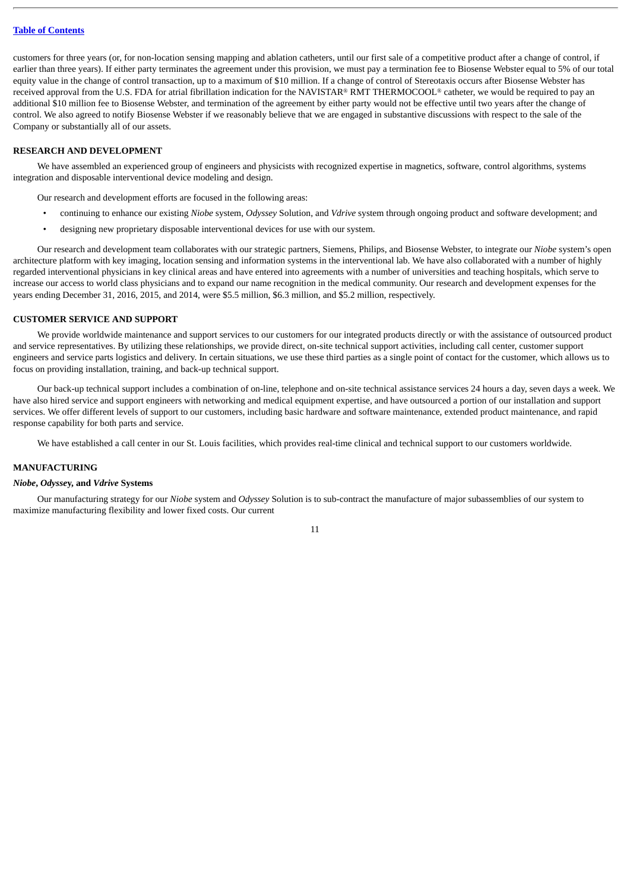customers for three years (or, for non-location sensing mapping and ablation catheters, until our first sale of a competitive product after a change of control, if earlier than three years). If either party terminates the agreement under this provision, we must pay a termination fee to Biosense Webster equal to 5% of our total equity value in the change of control transaction, up to a maximum of $10 million. If a change of control of Stereotaxis occurs after Biosense Webster has received approval from the U.S. FDA for atrial fibrillation indication for the NAVISTAR® RMT THERMOCOOL® catheter, we would be required to pay an additional $10 million fee to Biosense Webster, and termination of the agreement by either party would not be effective until two years after the change of control. We also agreed to notify Biosense Webster if we reasonably believe that we are engaged in substantive discussions with respect to the sale of the Company or substantially all of our assets.

## RESEARCH AND DEVELOPMENT

We have assembled an experienced group of engineers and physicists with recognized expertise in magnetics, software, control algorithms, systems integration and disposable interventional device modeling and design.

Our research and development efforts are focused in the following areas:

- continuing to enhance our existing *Niobe* system, *Odyssey* Solution, and *Vdrive* system through ongoing product and software development; and
- designing new proprietary disposable interventional devices for use with our system.

Our research and development team collaborates with our strategic partners, Siemens, Philips, and Biosense Webster, to integrate our *Niobe* system's open architecture platform with key imaging, location sensing and information systems in the interventional lab. We have also collaborated with a number of highly regarded interventional physicians in key clinical areas and have entered into agreements with a number of universities and teaching hospitals, which serve to increase our access to world class physicians and to expand our name recognition in the medical community. Our research and development expenses for the years ending December 31, 2016, 2015, and 2014, were $5.5 million, $6.3 million, and $5.2 million, respectively.

## CUSTOMER SERVICE AND SUPPORT

We provide worldwide maintenance and support services to our customers for our integrated products directly or with the assistance of outsourced product and service representatives. By utilizing these relationships, we provide direct, on-site technical support activities, including call center, customer support engineers and service parts logistics and delivery. In certain situations, we use these third parties as a single point of contact for the customer, which allows us to focus on providing installation, training, and back-up technical support.

Our back-up technical support includes a combination of on-line, telephone and on-site technical assistance services 24 hours a day, seven days a week. We have also hired service and support engineers with networking and medical equipment expertise, and have outsourced a portion of our installation and support services. We offer different levels of support to our customers, including basic hardware and software maintenance, extended product maintenance, and rapid response capability for both parts and service.

We have established a call center in our St. Louis facilities, which provides real-time clinical and technical support to our customers worldwide.

## MANUFACTURING

### *Niobe*, *Odyssey*, and *Vdrive* Systems

Our manufacturing strategy for our *Niobe* system and *Odyssey* Solution is to sub-contract the manufacture of major subassemblies of our system to maximize manufacturing flexibility and lower fixed costs. Our current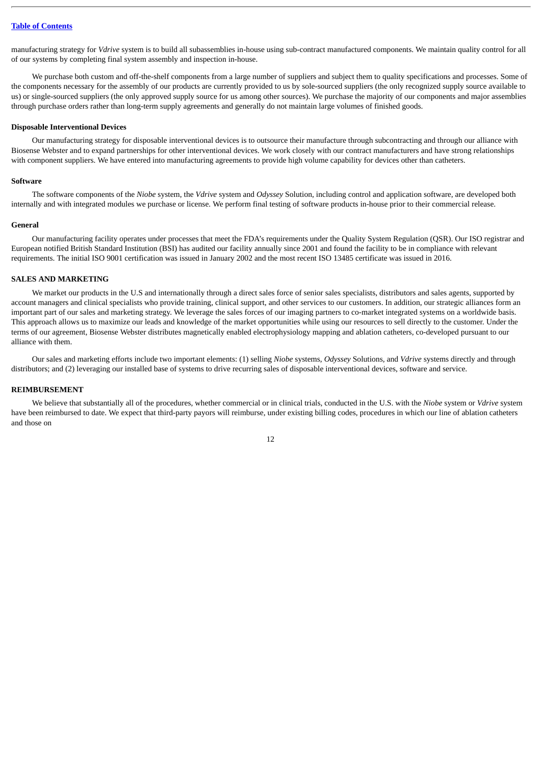manufacturing strategy for *Vdrive* system is to build all subassemblies in-house using sub-contract manufactured components. We maintain quality control for all of our systems by completing final system assembly and inspection in-house.

We purchase both custom and off-the-shelf components from a large number of suppliers and subject them to quality specifications and processes. Some of the components necessary for the assembly of our products are currently provided to us by sole-sourced suppliers (the only recognized supply source available to us) or single-sourced suppliers (the only approved supply source for us among other sources). We purchase the majority of our components and major assemblies through purchase orders rather than long-term supply agreements and generally do not maintain large volumes of finished goods.

#### Disposable Interventional Devices

Our manufacturing strategy for disposable interventional devices is to outsource their manufacture through subcontracting and through our alliance with Biosense Webster and to expand partnerships for other interventional devices. We work closely with our contract manufacturers and have strong relationships with component suppliers. We have entered into manufacturing agreements to provide high volume capability for devices other than catheters.

#### Software

The software components of the *Niobe* system, the *Vdrive* system and *Odyssey* Solution, including control and application software, are developed both internally and with integrated modules we purchase or license. We perform final testing of software products in-house prior to their commercial release.

#### General

Our manufacturing facility operates under processes that meet the FDA's requirements under the Quality System Regulation (QSR). Our ISO registrar and European notified British Standard Institution (BSI) has audited our facility annually since 2001 and found the facility to be in compliance with relevant requirements. The initial ISO 9001 certification was issued in January 2002 and the most recent ISO 13485 certificate was issued in 2016.

### SALES AND MARKETING

We market our products in the U.S and internationally through a direct sales force of senior sales specialists, distributors and sales agents, supported by account managers and clinical specialists who provide training, clinical support, and other services to our customers. In addition, our strategic alliances form an important part of our sales and marketing strategy. We leverage the sales forces of our imaging partners to co-market integrated systems on a worldwide basis. This approach allows us to maximize our leads and knowledge of the market opportunities while using our resources to sell directly to the customer. Under the terms of our agreement, Biosense Webster distributes magnetically enabled electrophysiology mapping and ablation catheters, co-developed pursuant to our alliance with them.

Our sales and marketing efforts include two important elements: (1) selling *Niobe* systems, *Odyssey* Solutions, and *Vdrive* systems directly and through distributors; and (2) leveraging our installed base of systems to drive recurring sales of disposable interventional devices, software and service.

### REIMBURSEMENT

We believe that substantially all of the procedures, whether commercial or in clinical trials, conducted in the U.S. with the *Niobe* system or *Vdrive* system have been reimbursed to date. We expect that third-party payors will reimburse, under existing billing codes, procedures in which our line of ablation catheters and those on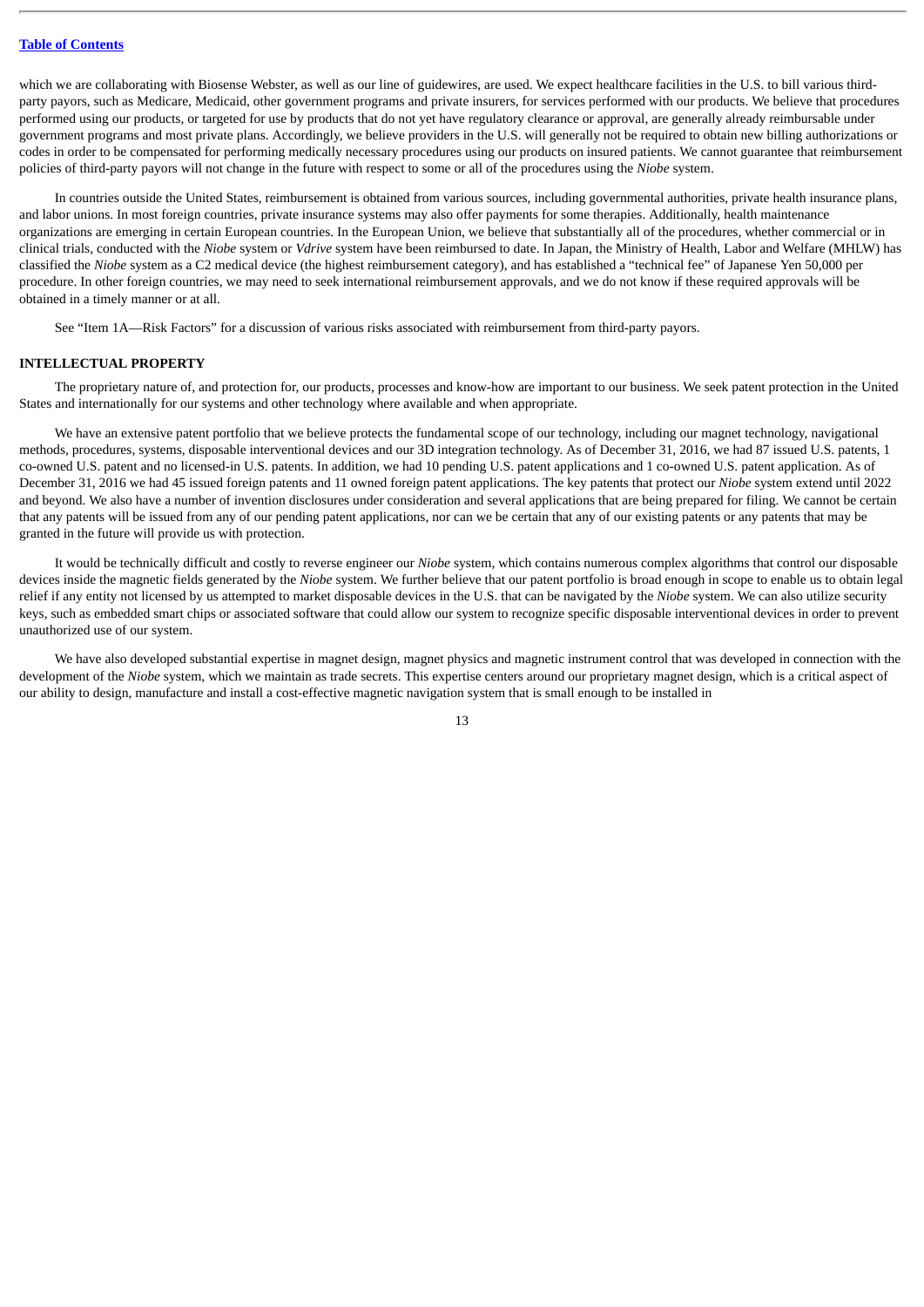which we are collaborating with Biosense Webster, as well as our line of guidewires, are used. We expect healthcare facilities in the U.S. to bill various third-party payors, such as Medicare, Medicaid, other government programs and private insurers, for services performed with our products. We believe that procedures performed using our products, or targeted for use by products that do not yet have regulatory clearance or approval, are generally already reimbursable under government programs and most private plans. Accordingly, we believe providers in the U.S. will generally not be required to obtain new billing authorizations or codes in order to be compensated for performing medically necessary procedures using our products on insured patients. We cannot guarantee that reimbursement policies of third-party payors will not change in the future with respect to some or all of the procedures using the *Niobe* system.

In countries outside the United States, reimbursement is obtained from various sources, including governmental authorities, private health insurance plans, and labor unions. In most foreign countries, private insurance systems may also offer payments for some therapies. Additionally, health maintenance organizations are emerging in certain European countries. In the European Union, we believe that substantially all of the procedures, whether commercial or in clinical trials, conducted with the *Niobe* system or *Vdrive* system have been reimbursed to date. In Japan, the Ministry of Health, Labor and Welfare (MHLW) has classified the *Niobe* system as a C2 medical device (the highest reimbursement category), and has established a "technical fee" of Japanese Yen 50,000 per procedure. In other foreign countries, we may need to seek international reimbursement approvals, and we do not know if these required approvals will be obtained in a timely manner or at all.

See "Item 1A—Risk Factors" for a discussion of various risks associated with reimbursement from third-party payors.

## INTELLECTUAL PROPERTY

The proprietary nature of, and protection for, our products, processes and know-how are important to our business. We seek patent protection in the United States and internationally for our systems and other technology where available and when appropriate.

We have an extensive patent portfolio that we believe protects the fundamental scope of our technology, including our magnet technology, navigational methods, procedures, systems, disposable interventional devices and our 3D integration technology. As of December 31, 2016, we had 87 issued U.S. patents, 1 co-owned U.S. patent and no licensed-in U.S. patents. In addition, we had 10 pending U.S. patent applications and 1 co-owned U.S. patent application. As of December 31, 2016 we had 45 issued foreign patents and 11 owned foreign patent applications. The key patents that protect our *Niobe* system extend until 2022 and beyond. We also have a number of invention disclosures under consideration and several applications that are being prepared for filing. We cannot be certain that any patents will be issued from any of our pending patent applications, nor can we be certain that any of our existing patents or any patents that may be granted in the future will provide us with protection.

It would be technically difficult and costly to reverse engineer our *Niobe* system, which contains numerous complex algorithms that control our disposable devices inside the magnetic fields generated by the *Niobe* system. We further believe that our patent portfolio is broad enough in scope to enable us to obtain legal relief if any entity not licensed by us attempted to market disposable devices in the U.S. that can be navigated by the *Niobe* system. We can also utilize security keys, such as embedded smart chips or associated software that could allow our system to recognize specific disposable interventional devices in order to prevent unauthorized use of our system.

We have also developed substantial expertise in magnet design, magnet physics and magnetic instrument control that was developed in connection with the development of the *Niobe* system, which we maintain as trade secrets. This expertise centers around our proprietary magnet design, which is a critical aspect of our ability to design, manufacture and install a cost-effective magnetic navigation system that is small enough to be installed in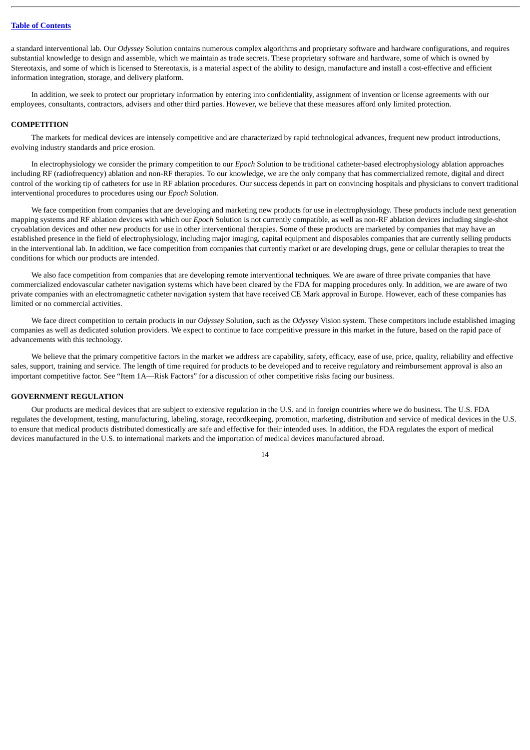a standard interventional lab. Our *Odyssey* Solution contains numerous complex algorithms and proprietary software and hardware configurations, and requires substantial knowledge to design and assemble, which we maintain as trade secrets. These proprietary software and hardware, some of which is owned by Stereotaxis, and some of which is licensed to Stereotaxis, is a material aspect of the ability to design, manufacture and install a cost-effective and efficient information integration, storage, and delivery platform.

In addition, we seek to protect our proprietary information by entering into confidentiality, assignment of invention or license agreements with our employees, consultants, contractors, advisers and other third parties. However, we believe that these measures afford only limited protection.

## COMPETITION

The markets for medical devices are intensely competitive and are characterized by rapid technological advances, frequent new product introductions, evolving industry standards and price erosion.

In electrophysiology we consider the primary competition to our *Epoch* Solution to be traditional catheter-based electrophysiology ablation approaches including RF (radiofrequency) ablation and non-RF therapies. To our knowledge, we are the only company that has commercialized remote, digital and direct control of the working tip of catheters for use in RF ablation procedures. Our success depends in part on convincing hospitals and physicians to convert traditional interventional procedures to procedures using our *Epoch* Solution*.*

We face competition from companies that are developing and marketing new products for use in electrophysiology. These products include next generation mapping systems and RF ablation devices with which our *Epoch* Solution is not currently compatible, as well as non-RF ablation devices including single-shot cryoablation devices and other new products for use in other interventional therapies. Some of these products are marketed by companies that may have an established presence in the field of electrophysiology, including major imaging, capital equipment and disposables companies that are currently selling products in the interventional lab. In addition, we face competition from companies that currently market or are developing drugs, gene or cellular therapies to treat the conditions for which our products are intended.

We also face competition from companies that are developing remote interventional techniques. We are aware of three private companies that have commercialized endovascular catheter navigation systems which have been cleared by the FDA for mapping procedures only. In addition, we are aware of two private companies with an electromagnetic catheter navigation system that have received CE Mark approval in Europe. However, each of these companies has limited or no commercial activities.

We face direct competition to certain products in our *Odyssey* Solution, such as the *Odyssey* Vision system. These competitors include established imaging companies as well as dedicated solution providers. We expect to continue to face competitive pressure in this market in the future, based on the rapid pace of advancements with this technology.

We believe that the primary competitive factors in the market we address are capability, safety, efficacy, ease of use, price, quality, reliability and effective sales, support, training and service. The length of time required for products to be developed and to receive regulatory and reimbursement approval is also an important competitive factor. See "Item 1A—Risk Factors" for a discussion of other competitive risks facing our business.

## GOVERNMENT REGULATION

Our products are medical devices that are subject to extensive regulation in the U.S. and in foreign countries where we do business. The U.S. FDA regulates the development, testing, manufacturing, labeling, storage, recordkeeping, promotion, marketing, distribution and service of medical devices in the U.S. to ensure that medical products distributed domestically are safe and effective for their intended uses. In addition, the FDA regulates the export of medical devices manufactured in the U.S. to international markets and the importation of medical devices manufactured abroad.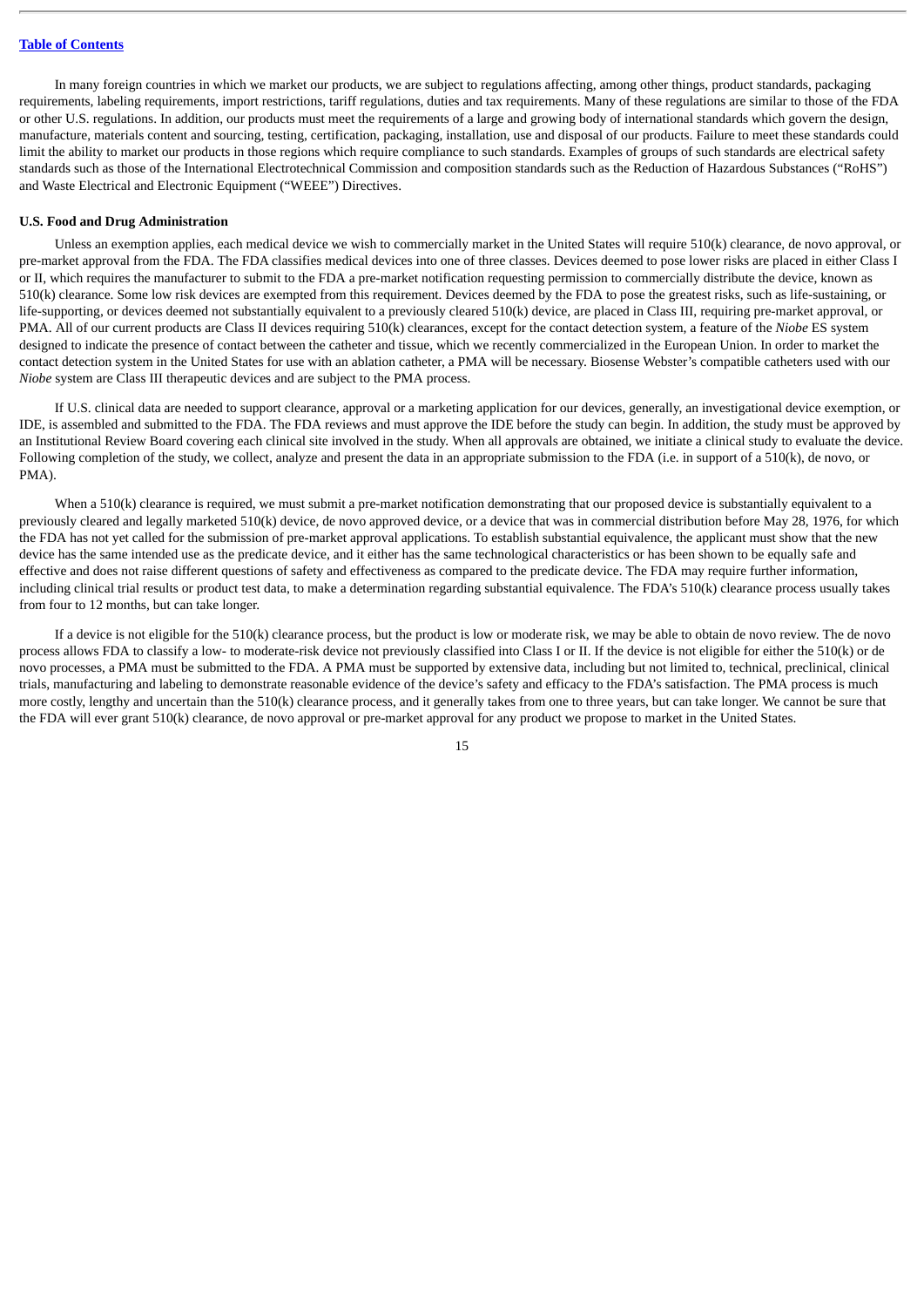In many foreign countries in which we market our products, we are subject to regulations affecting, among other things, product standards, packaging requirements, labeling requirements, import restrictions, tariff regulations, duties and tax requirements. Many of these regulations are similar to those of the FDA or other U.S. regulations. In addition, our products must meet the requirements of a large and growing body of international standards which govern the design, manufacture, materials content and sourcing, testing, certification, packaging, installation, use and disposal of our products. Failure to meet these standards could limit the ability to market our products in those regions which require compliance to such standards. Examples of groups of such standards are electrical safety standards such as those of the International Electrotechnical Commission and composition standards such as the Reduction of Hazardous Substances ("RoHS") and Waste Electrical and Electronic Equipment ("WEEE") Directives.

**U.S. Food and Drug Administration**

Unless an exemption applies, each medical device we wish to commercially market in the United States will require 510(k) clearance, de novo approval, or pre-market approval from the FDA. The FDA classifies medical devices into one of three classes. Devices deemed to pose lower risks are placed in either Class I or II, which requires the manufacturer to submit to the FDA a pre-market notification requesting permission to commercially distribute the device, known as 510(k) clearance. Some low risk devices are exempted from this requirement. Devices deemed by the FDA to pose the greatest risks, such as life-sustaining, or life-supporting, or devices deemed not substantially equivalent to a previously cleared 510(k) device, are placed in Class III, requiring pre-market approval, or PMA. All of our current products are Class II devices requiring 510(k) clearances, except for the contact detection system, a feature of the *Niobe* ES system designed to indicate the presence of contact between the catheter and tissue, which we recently commercialized in the European Union. In order to market the contact detection system in the United States for use with an ablation catheter, a PMA will be necessary. Biosense Webster's compatible catheters used with our *Niobe* system are Class III therapeutic devices and are subject to the PMA process.

If U.S. clinical data are needed to support clearance, approval or a marketing application for our devices, generally, an investigational device exemption, or IDE, is assembled and submitted to the FDA. The FDA reviews and must approve the IDE before the study can begin. In addition, the study must be approved by an Institutional Review Board covering each clinical site involved in the study. When all approvals are obtained, we initiate a clinical study to evaluate the device. Following completion of the study, we collect, analyze and present the data in an appropriate submission to the FDA (i.e. in support of a 510(k), de novo, or PMA).

When a 510(k) clearance is required, we must submit a pre-market notification demonstrating that our proposed device is substantially equivalent to a previously cleared and legally marketed 510(k) device, de novo approved device, or a device that was in commercial distribution before May 28, 1976, for which the FDA has not yet called for the submission of pre-market approval applications. To establish substantial equivalence, the applicant must show that the new device has the same intended use as the predicate device, and it either has the same technological characteristics or has been shown to be equally safe and effective and does not raise different questions of safety and effectiveness as compared to the predicate device. The FDA may require further information, including clinical trial results or product test data, to make a determination regarding substantial equivalence. The FDA's 510(k) clearance process usually takes from four to 12 months, but can take longer.

If a device is not eligible for the 510(k) clearance process, but the product is low or moderate risk, we may be able to obtain de novo review. The de novo process allows FDA to classify a low- to moderate-risk device not previously classified into Class I or II. If the device is not eligible for either the 510(k) or de novo processes, a PMA must be submitted to the FDA. A PMA must be supported by extensive data, including but not limited to, technical, preclinical, clinical trials, manufacturing and labeling to demonstrate reasonable evidence of the device's safety and efficacy to the FDA's satisfaction. The PMA process is much more costly, lengthy and uncertain than the 510(k) clearance process, and it generally takes from one to three years, but can take longer. We cannot be sure that the FDA will ever grant 510(k) clearance, de novo approval or pre-market approval for any product we propose to market in the United States.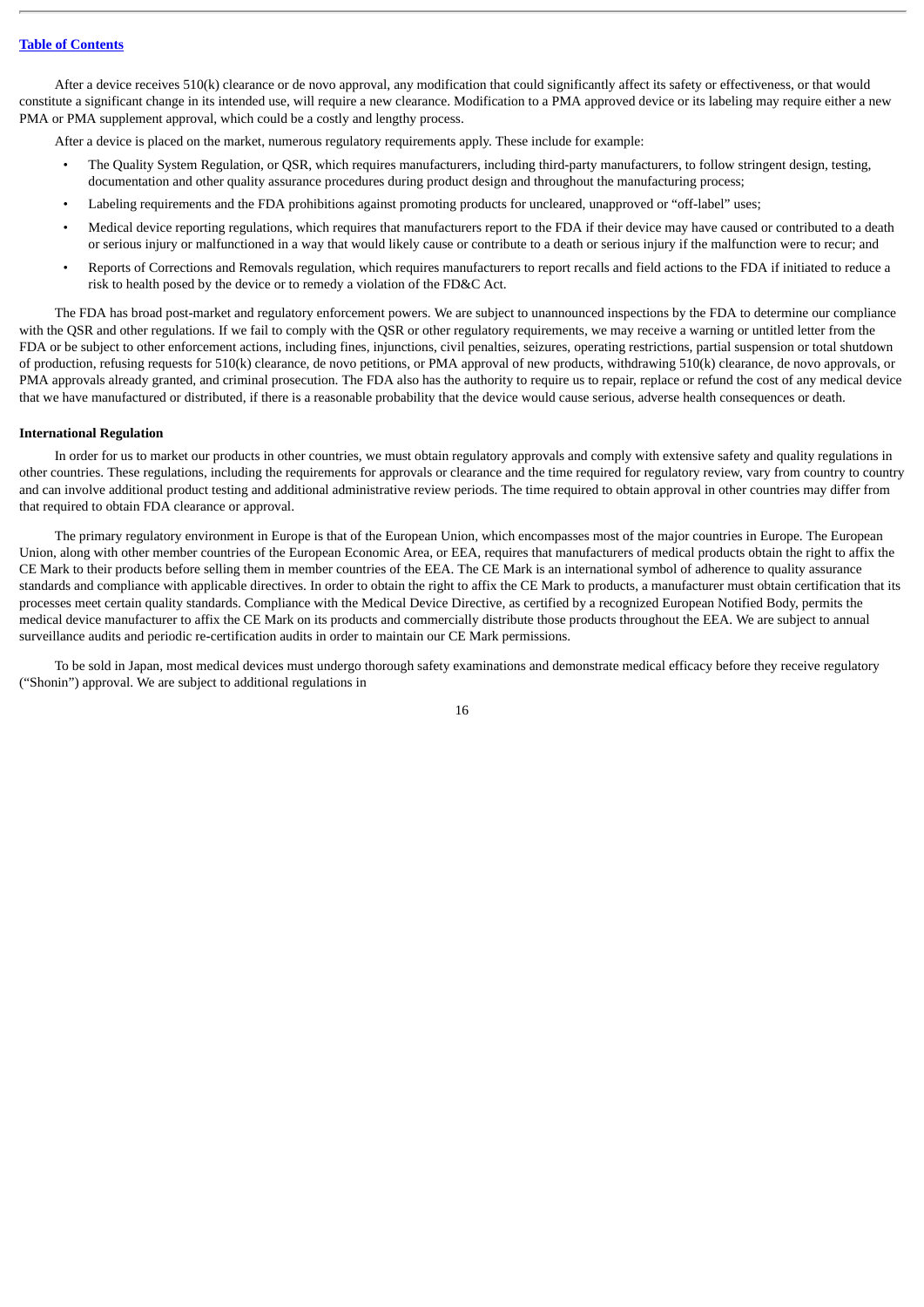After a device receives 510(k) clearance or de novo approval, any modification that could significantly affect its safety or effectiveness, or that would constitute a significant change in its intended use, will require a new clearance. Modification to a PMA approved device or its labeling may require either a new PMA or PMA supplement approval, which could be a costly and lengthy process.

After a device is placed on the market, numerous regulatory requirements apply. These include for example:

- The Quality System Regulation, or QSR, which requires manufacturers, including third-party manufacturers, to follow stringent design, testing, documentation and other quality assurance procedures during product design and throughout the manufacturing process;
- Labeling requirements and the FDA prohibitions against promoting products for uncleared, unapproved or "off-label" uses;
- Medical device reporting regulations, which requires that manufacturers report to the FDA if their device may have caused or contributed to a death or serious injury or malfunctioned in a way that would likely cause or contribute to a death or serious injury if the malfunction were to recur; and
- Reports of Corrections and Removals regulation, which requires manufacturers to report recalls and field actions to the FDA if initiated to reduce a risk to health posed by the device or to remedy a violation of the FD&C Act.

The FDA has broad post-market and regulatory enforcement powers. We are subject to unannounced inspections by the FDA to determine our compliance with the QSR and other regulations. If we fail to comply with the QSR or other regulatory requirements, we may receive a warning or untitled letter from the FDA or be subject to other enforcement actions, including fines, injunctions, civil penalties, seizures, operating restrictions, partial suspension or total shutdown of production, refusing requests for 510(k) clearance, de novo petitions, or PMA approval of new products, withdrawing 510(k) clearance, de novo approvals, or PMA approvals already granted, and criminal prosecution. The FDA also has the authority to require us to repair, replace or refund the cost of any medical device that we have manufactured or distributed, if there is a reasonable probability that the device would cause serious, adverse health consequences or death.

**International Regulation**

In order for us to market our products in other countries, we must obtain regulatory approvals and comply with extensive safety and quality regulations in other countries. These regulations, including the requirements for approvals or clearance and the time required for regulatory review, vary from country to country and can involve additional product testing and additional administrative review periods. The time required to obtain approval in other countries may differ from that required to obtain FDA clearance or approval.

The primary regulatory environment in Europe is that of the European Union, which encompasses most of the major countries in Europe. The European Union, along with other member countries of the European Economic Area, or EEA, requires that manufacturers of medical products obtain the right to affix the CE Mark to their products before selling them in member countries of the EEA. The CE Mark is an international symbol of adherence to quality assurance standards and compliance with applicable directives. In order to obtain the right to affix the CE Mark to products, a manufacturer must obtain certification that its processes meet certain quality standards. Compliance with the Medical Device Directive, as certified by a recognized European Notified Body, permits the medical device manufacturer to affix the CE Mark on its products and commercially distribute those products throughout the EEA. We are subject to annual surveillance audits and periodic re-certification audits in order to maintain our CE Mark permissions.

To be sold in Japan, most medical devices must undergo thorough safety examinations and demonstrate medical efficacy before they receive regulatory ("Shonin") approval. We are subject to additional regulations in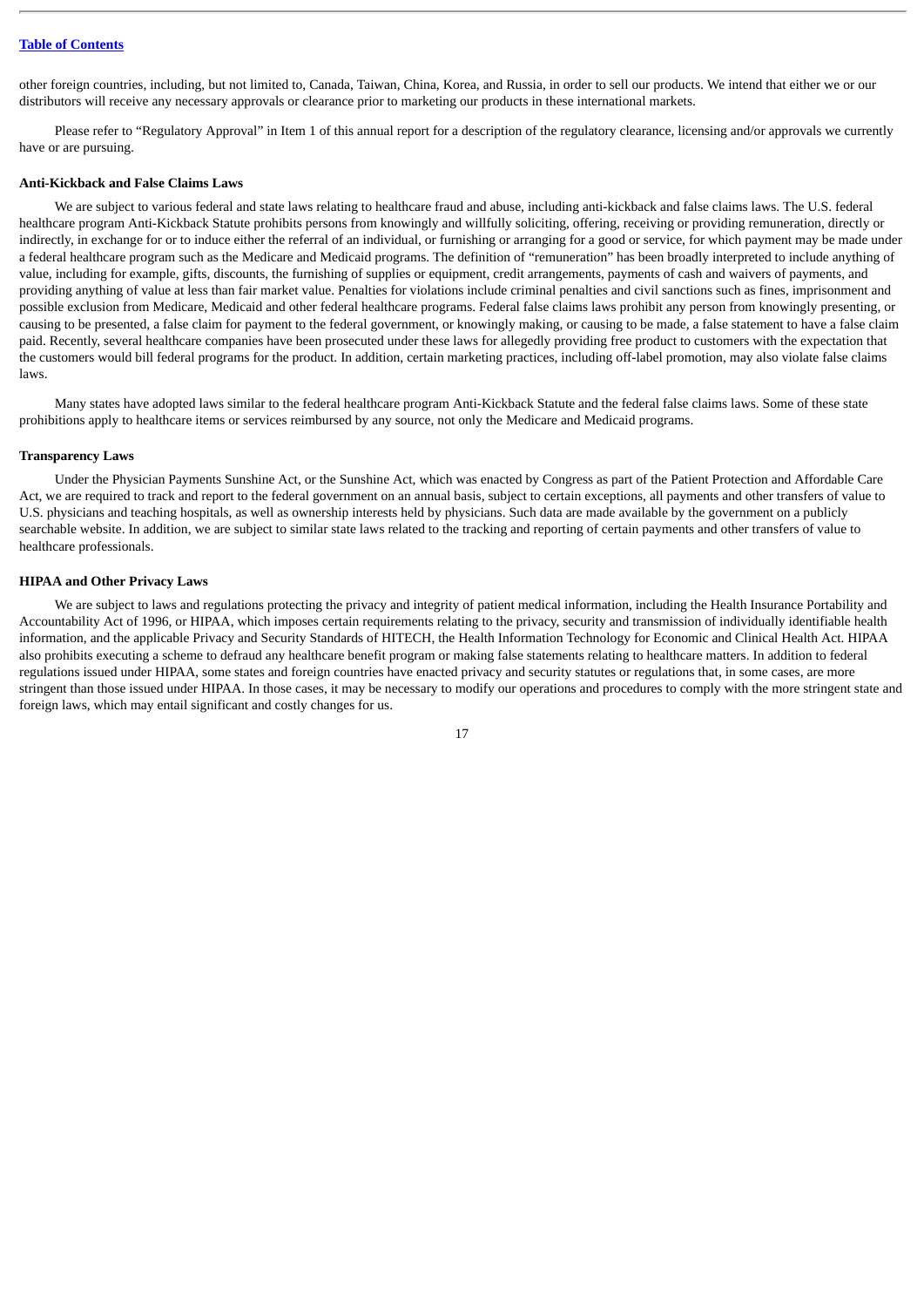other foreign countries, including, but not limited to, Canada, Taiwan, China, Korea, and Russia, in order to sell our products. We intend that either we or our distributors will receive any necessary approvals or clearance prior to marketing our products in these international markets.

Please refer to "Regulatory Approval" in Item 1 of this annual report for a description of the regulatory clearance, licensing and/or approvals we currently have or are pursuing.

**Anti-Kickback and False Claims Laws**

We are subject to various federal and state laws relating to healthcare fraud and abuse, including anti-kickback and false claims laws. The U.S. federal healthcare program Anti-Kickback Statute prohibits persons from knowingly and willfully soliciting, offering, receiving or providing remuneration, directly or indirectly, in exchange for or to induce either the referral of an individual, or furnishing or arranging for a good or service, for which payment may be made under a federal healthcare program such as the Medicare and Medicaid programs. The definition of "remuneration" has been broadly interpreted to include anything of value, including for example, gifts, discounts, the furnishing of supplies or equipment, credit arrangements, payments of cash and waivers of payments, and providing anything of value at less than fair market value. Penalties for violations include criminal penalties and civil sanctions such as fines, imprisonment and possible exclusion from Medicare, Medicaid and other federal healthcare programs. Federal false claims laws prohibit any person from knowingly presenting, or causing to be presented, a false claim for payment to the federal government, or knowingly making, or causing to be made, a false statement to have a false claim paid. Recently, several healthcare companies have been prosecuted under these laws for allegedly providing free product to customers with the expectation that the customers would bill federal programs for the product. In addition, certain marketing practices, including off-label promotion, may also violate false claims laws.

Many states have adopted laws similar to the federal healthcare program Anti-Kickback Statute and the federal false claims laws. Some of these state prohibitions apply to healthcare items or services reimbursed by any source, not only the Medicare and Medicaid programs.

**Transparency Laws**

Under the Physician Payments Sunshine Act, or the Sunshine Act, which was enacted by Congress as part of the Patient Protection and Affordable Care Act, we are required to track and report to the federal government on an annual basis, subject to certain exceptions, all payments and other transfers of value to U.S. physicians and teaching hospitals, as well as ownership interests held by physicians. Such data are made available by the government on a publicly searchable website. In addition, we are subject to similar state laws related to the tracking and reporting of certain payments and other transfers of value to healthcare professionals.

**HIPAA and Other Privacy Laws**

We are subject to laws and regulations protecting the privacy and integrity of patient medical information, including the Health Insurance Portability and Accountability Act of 1996, or HIPAA, which imposes certain requirements relating to the privacy, security and transmission of individually identifiable health information, and the applicable Privacy and Security Standards of HITECH, the Health Information Technology for Economic and Clinical Health Act. HIPAA also prohibits executing a scheme to defraud any healthcare benefit program or making false statements relating to healthcare matters. In addition to federal regulations issued under HIPAA, some states and foreign countries have enacted privacy and security statutes or regulations that, in some cases, are more stringent than those issued under HIPAA. In those cases, it may be necessary to modify our operations and procedures to comply with the more stringent state and foreign laws, which may entail significant and costly changes for us.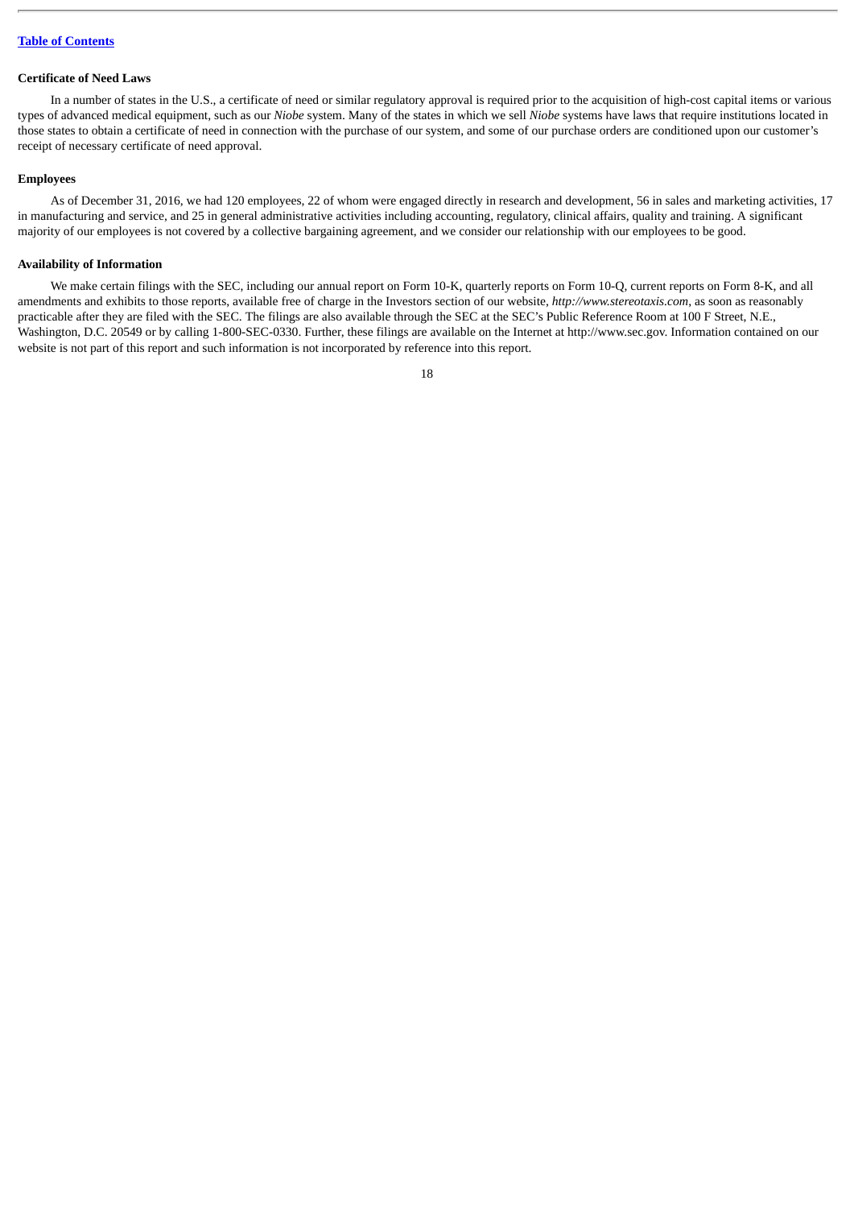### Certificate of Need Laws

In a number of states in the U.S., a certificate of need or similar regulatory approval is required prior to the acquisition of high-cost capital items or various types of advanced medical equipment, such as our *Niobe* system. Many of the states in which we sell *Niobe* systems have laws that require institutions located in those states to obtain a certificate of need in connection with the purchase of our system, and some of our purchase orders are conditioned upon our customer's receipt of necessary certificate of need approval.

### Employees

As of December 31, 2016, we had 120 employees, 22 of whom were engaged directly in research and development, 56 in sales and marketing activities, 17 in manufacturing and service, and 25 in general administrative activities including accounting, regulatory, clinical affairs, quality and training. A significant majority of our employees is not covered by a collective bargaining agreement, and we consider our relationship with our employees to be good.

### Availability of Information

We make certain filings with the SEC, including our annual report on Form 10-K, quarterly reports on Form 10-Q, current reports on Form 8-K, and all amendments and exhibits to those reports, available free of charge in the Investors section of our website, *http://www.stereotaxis.com*, as soon as reasonably practicable after they are filed with the SEC. The filings are also available through the SEC at the SEC's Public Reference Room at 100 F Street, N.E., Washington, D.C. 20549 or by calling 1-800-SEC-0330. Further, these filings are available on the Internet at http://www.sec.gov. Information contained on our website is not part of this report and such information is not incorporated by reference into this report.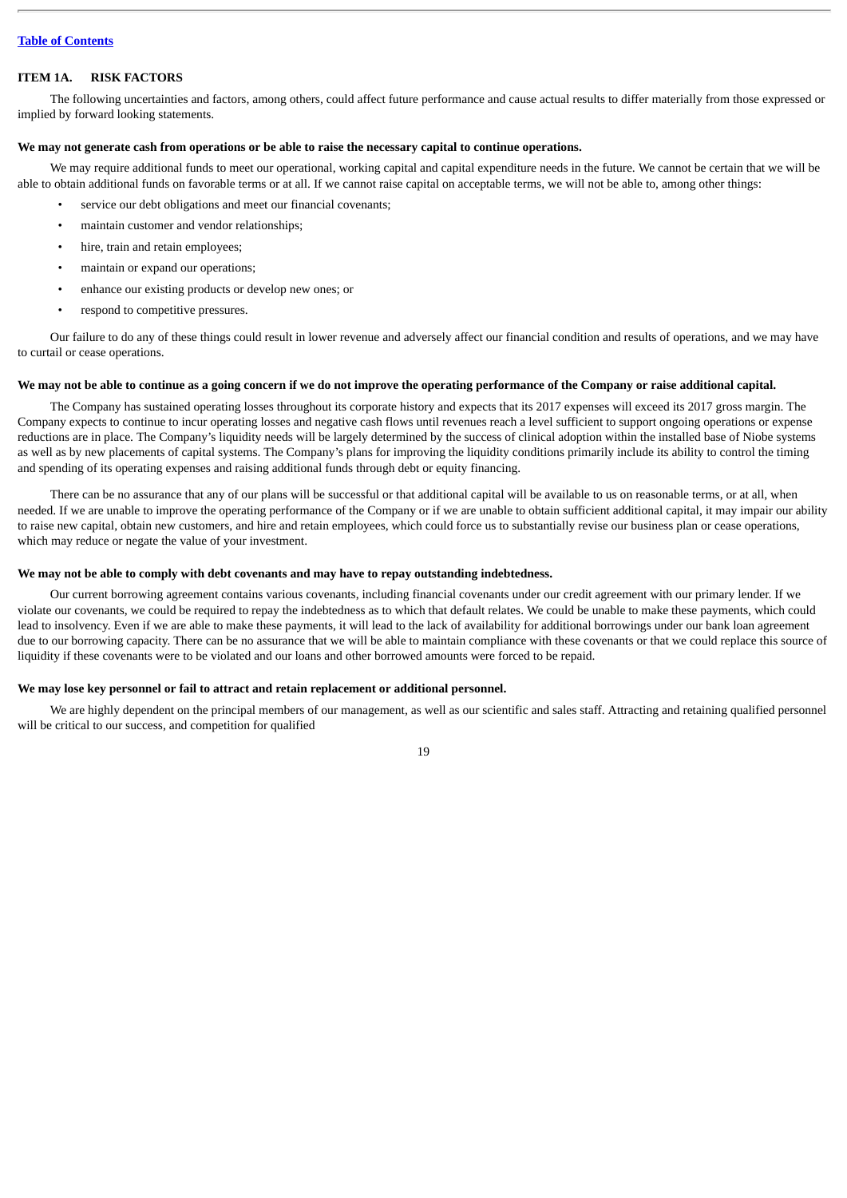## ITEM 1A. RISK FACTORS

The following uncertainties and factors, among others, could affect future performance and cause actual results to differ materially from those expressed or implied by forward looking statements.

**We may not generate cash from operations or be able to raise the necessary capital to continue operations.**

We may require additional funds to meet our operational, working capital and capital expenditure needs in the future. We cannot be certain that we will be able to obtain additional funds on favorable terms or at all. If we cannot raise capital on acceptable terms, we will not be able to, among other things:

- service our debt obligations and meet our financial covenants;
- maintain customer and vendor relationships;
- hire, train and retain employees;
- maintain or expand our operations;
- enhance our existing products or develop new ones; or
- respond to competitive pressures.

Our failure to do any of these things could result in lower revenue and adversely affect our financial condition and results of operations, and we may have to curtail or cease operations.

**We may not be able to continue as a going concern if we do not improve the operating performance of the Company or raise additional capital.**

The Company has sustained operating losses throughout its corporate history and expects that its 2017 expenses will exceed its 2017 gross margin. The Company expects to continue to incur operating losses and negative cash flows until revenues reach a level sufficient to support ongoing operations or expense reductions are in place. The Company's liquidity needs will be largely determined by the success of clinical adoption within the installed base of Niobe systems as well as by new placements of capital systems. The Company's plans for improving the liquidity conditions primarily include its ability to control the timing and spending of its operating expenses and raising additional funds through debt or equity financing.

There can be no assurance that any of our plans will be successful or that additional capital will be available to us on reasonable terms, or at all, when needed. If we are unable to improve the operating performance of the Company or if we are unable to obtain sufficient additional capital, it may impair our ability to raise new capital, obtain new customers, and hire and retain employees, which could force us to substantially revise our business plan or cease operations, which may reduce or negate the value of your investment.

**We may not be able to comply with debt covenants and may have to repay outstanding indebtedness.**

Our current borrowing agreement contains various covenants, including financial covenants under our credit agreement with our primary lender. If we violate our covenants, we could be required to repay the indebtedness as to which that default relates. We could be unable to make these payments, which could lead to insolvency. Even if we are able to make these payments, it will lead to the lack of availability for additional borrowings under our bank loan agreement due to our borrowing capacity. There can be no assurance that we will be able to maintain compliance with these covenants or that we could replace this source of liquidity if these covenants were to be violated and our loans and other borrowed amounts were forced to be repaid.

**We may lose key personnel or fail to attract and retain replacement or additional personnel.**

We are highly dependent on the principal members of our management, as well as our scientific and sales staff. Attracting and retaining qualified personnel will be critical to our success, and competition for qualified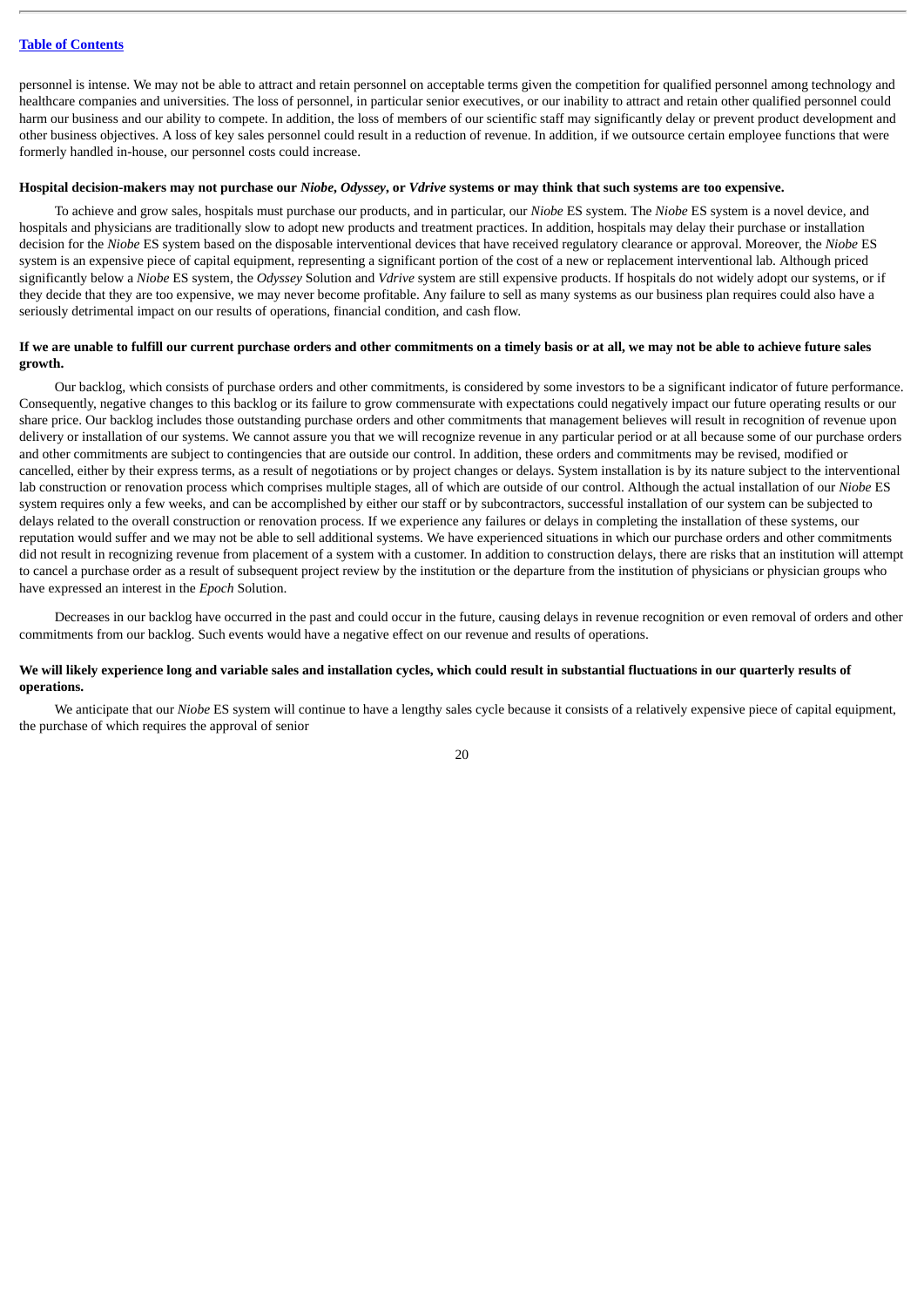personnel is intense. We may not be able to attract and retain personnel on acceptable terms given the competition for qualified personnel among technology and healthcare companies and universities. The loss of personnel, in particular senior executives, or our inability to attract and retain other qualified personnel could harm our business and our ability to compete. In addition, the loss of members of our scientific staff may significantly delay or prevent product development and other business objectives. A loss of key sales personnel could result in a reduction of revenue. In addition, if we outsource certain employee functions that were formerly handled in-house, our personnel costs could increase.

**Hospital decision-makers may not purchase our *Niobe*, *Odyssey*, or *Vdrive* systems or may think that such systems are too expensive.**

To achieve and grow sales, hospitals must purchase our products, and in particular, our *Niobe* ES system. The *Niobe* ES system is a novel device, and hospitals and physicians are traditionally slow to adopt new products and treatment practices. In addition, hospitals may delay their purchase or installation decision for the *Niobe* ES system based on the disposable interventional devices that have received regulatory clearance or approval. Moreover, the *Niobe* ES system is an expensive piece of capital equipment, representing a significant portion of the cost of a new or replacement interventional lab. Although priced significantly below a *Niobe* ES system, the *Odyssey* Solution and *Vdrive* system are still expensive products. If hospitals do not widely adopt our systems, or if they decide that they are too expensive, we may never become profitable. Any failure to sell as many systems as our business plan requires could also have a seriously detrimental impact on our results of operations, financial condition, and cash flow.

**If we are unable to fulfill our current purchase orders and other commitments on a timely basis or at all, we may not be able to achieve future sales growth.**

Our backlog, which consists of purchase orders and other commitments, is considered by some investors to be a significant indicator of future performance. Consequently, negative changes to this backlog or its failure to grow commensurate with expectations could negatively impact our future operating results or our share price. Our backlog includes those outstanding purchase orders and other commitments that management believes will result in recognition of revenue upon delivery or installation of our systems. We cannot assure you that we will recognize revenue in any particular period or at all because some of our purchase orders and other commitments are subject to contingencies that are outside our control. In addition, these orders and commitments may be revised, modified or cancelled, either by their express terms, as a result of negotiations or by project changes or delays. System installation is by its nature subject to the interventional lab construction or renovation process which comprises multiple stages, all of which are outside of our control. Although the actual installation of our *Niobe* ES system requires only a few weeks, and can be accomplished by either our staff or by subcontractors, successful installation of our system can be subjected to delays related to the overall construction or renovation process. If we experience any failures or delays in completing the installation of these systems, our reputation would suffer and we may not be able to sell additional systems. We have experienced situations in which our purchase orders and other commitments did not result in recognizing revenue from placement of a system with a customer. In addition to construction delays, there are risks that an institution will attempt to cancel a purchase order as a result of subsequent project review by the institution or the departure from the institution of physicians or physician groups who have expressed an interest in the *Epoch* Solution.

Decreases in our backlog have occurred in the past and could occur in the future, causing delays in revenue recognition or even removal of orders and other commitments from our backlog. Such events would have a negative effect on our revenue and results of operations.

**We will likely experience long and variable sales and installation cycles, which could result in substantial fluctuations in our quarterly results of operations.**

We anticipate that our *Niobe* ES system will continue to have a lengthy sales cycle because it consists of a relatively expensive piece of capital equipment, the purchase of which requires the approval of senior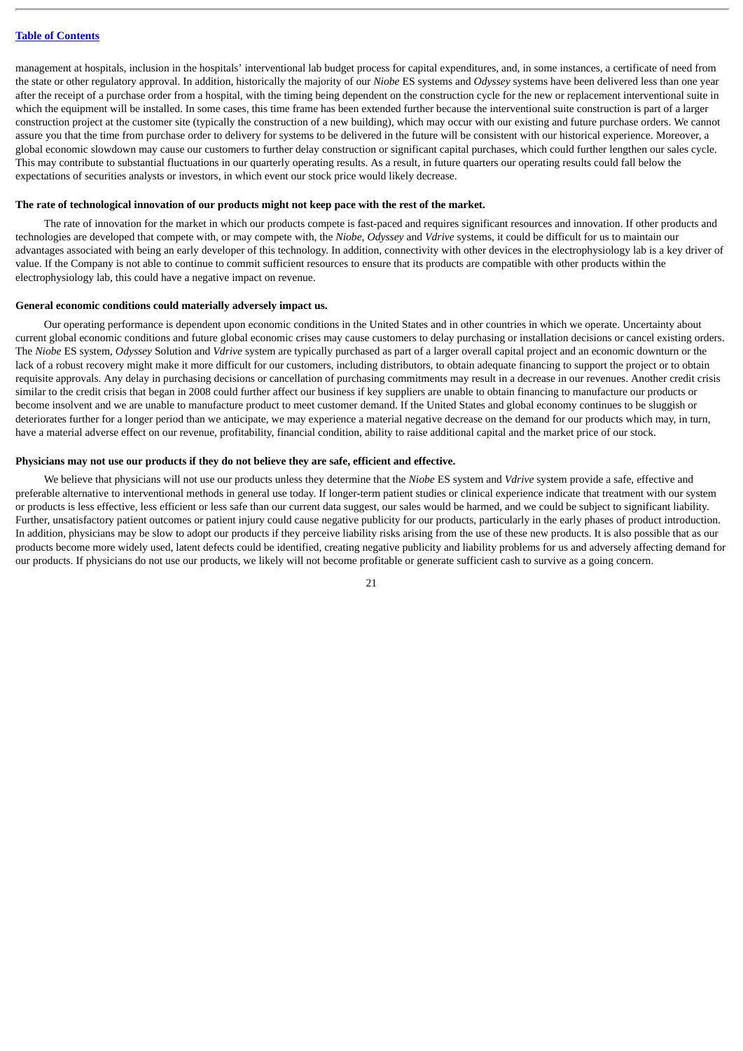management at hospitals, inclusion in the hospitals' interventional lab budget process for capital expenditures, and, in some instances, a certificate of need from the state or other regulatory approval. In addition, historically the majority of our *Niobe* ES systems and *Odyssey* systems have been delivered less than one year after the receipt of a purchase order from a hospital, with the timing being dependent on the construction cycle for the new or replacement interventional suite in which the equipment will be installed. In some cases, this time frame has been extended further because the interventional suite construction is part of a larger construction project at the customer site (typically the construction of a new building), which may occur with our existing and future purchase orders. We cannot assure you that the time from purchase order to delivery for systems to be delivered in the future will be consistent with our historical experience. Moreover, a global economic slowdown may cause our customers to further delay construction or significant capital purchases, which could further lengthen our sales cycle. This may contribute to substantial fluctuations in our quarterly operating results. As a result, in future quarters our operating results could fall below the expectations of securities analysts or investors, in which event our stock price would likely decrease.

**The rate of technological innovation of our products might not keep pace with the rest of the market.**

The rate of innovation for the market in which our products compete is fast-paced and requires significant resources and innovation. If other products and technologies are developed that compete with, or may compete with, the *Niobe*, *Odyssey* and *Vdrive* systems, it could be difficult for us to maintain our advantages associated with being an early developer of this technology. In addition, connectivity with other devices in the electrophysiology lab is a key driver of value. If the Company is not able to continue to commit sufficient resources to ensure that its products are compatible with other products within the electrophysiology lab, this could have a negative impact on revenue.

**General economic conditions could materially adversely impact us.**

Our operating performance is dependent upon economic conditions in the United States and in other countries in which we operate. Uncertainty about current global economic conditions and future global economic crises may cause customers to delay purchasing or installation decisions or cancel existing orders. The *Niobe* ES system, *Odyssey* Solution and *Vdrive* system are typically purchased as part of a larger overall capital project and an economic downturn or the lack of a robust recovery might make it more difficult for our customers, including distributors, to obtain adequate financing to support the project or to obtain requisite approvals. Any delay in purchasing decisions or cancellation of purchasing commitments may result in a decrease in our revenues. Another credit crisis similar to the credit crisis that began in 2008 could further affect our business if key suppliers are unable to obtain financing to manufacture our products or become insolvent and we are unable to manufacture product to meet customer demand. If the United States and global economy continues to be sluggish or deteriorates further for a longer period than we anticipate, we may experience a material negative decrease on the demand for our products which may, in turn, have a material adverse effect on our revenue, profitability, financial condition, ability to raise additional capital and the market price of our stock.

**Physicians may not use our products if they do not believe they are safe, efficient and effective.**

We believe that physicians will not use our products unless they determine that the *Niobe* ES system and *Vdrive* system provide a safe, effective and preferable alternative to interventional methods in general use today. If longer-term patient studies or clinical experience indicate that treatment with our system or products is less effective, less efficient or less safe than our current data suggest, our sales would be harmed, and we could be subject to significant liability. Further, unsatisfactory patient outcomes or patient injury could cause negative publicity for our products, particularly in the early phases of product introduction. In addition, physicians may be slow to adopt our products if they perceive liability risks arising from the use of these new products. It is also possible that as our products become more widely used, latent defects could be identified, creating negative publicity and liability problems for us and adversely affecting demand for our products. If physicians do not use our products, we likely will not become profitable or generate sufficient cash to survive as a going concern.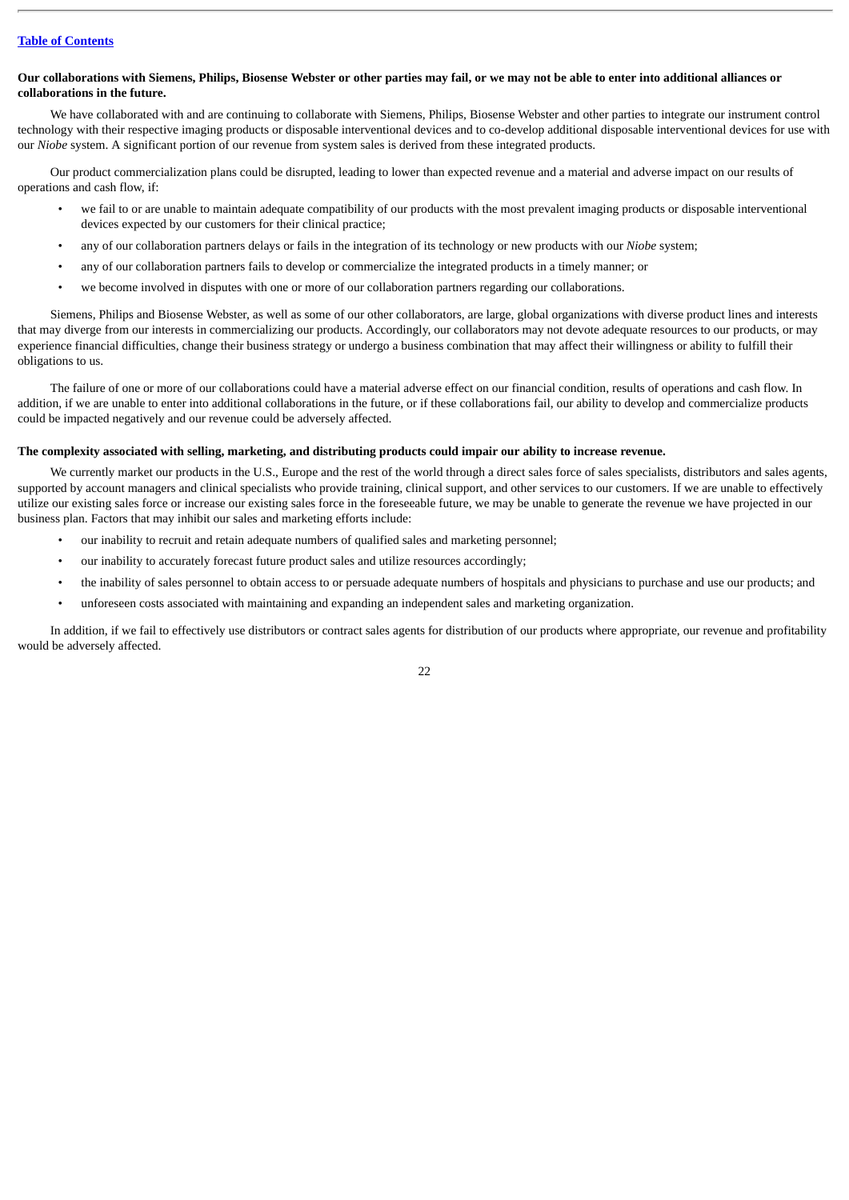**Our collaborations with Siemens, Philips, Biosense Webster or other parties may fail, or we may not be able to enter into additional alliances or collaborations in the future.**

We have collaborated with and are continuing to collaborate with Siemens, Philips, Biosense Webster and other parties to integrate our instrument control technology with their respective imaging products or disposable interventional devices and to co-develop additional disposable interventional devices for use with our *Niobe* system. A significant portion of our revenue from system sales is derived from these integrated products.

Our product commercialization plans could be disrupted, leading to lower than expected revenue and a material and adverse impact on our results of operations and cash flow, if:

- we fail to or are unable to maintain adequate compatibility of our products with the most prevalent imaging products or disposable interventional devices expected by our customers for their clinical practice;
- any of our collaboration partners delays or fails in the integration of its technology or new products with our *Niobe* system;
- any of our collaboration partners fails to develop or commercialize the integrated products in a timely manner; or
- we become involved in disputes with one or more of our collaboration partners regarding our collaborations.

Siemens, Philips and Biosense Webster, as well as some of our other collaborators, are large, global organizations with diverse product lines and interests that may diverge from our interests in commercializing our products. Accordingly, our collaborators may not devote adequate resources to our products, or may experience financial difficulties, change their business strategy or undergo a business combination that may affect their willingness or ability to fulfill their obligations to us.

The failure of one or more of our collaborations could have a material adverse effect on our financial condition, results of operations and cash flow. In addition, if we are unable to enter into additional collaborations in the future, or if these collaborations fail, our ability to develop and commercialize products could be impacted negatively and our revenue could be adversely affected.

**The complexity associated with selling, marketing, and distributing products could impair our ability to increase revenue.**

We currently market our products in the U.S., Europe and the rest of the world through a direct sales force of sales specialists, distributors and sales agents, supported by account managers and clinical specialists who provide training, clinical support, and other services to our customers. If we are unable to effectively utilize our existing sales force or increase our existing sales force in the foreseeable future, we may be unable to generate the revenue we have projected in our business plan. Factors that may inhibit our sales and marketing efforts include:

- our inability to recruit and retain adequate numbers of qualified sales and marketing personnel;
- our inability to accurately forecast future product sales and utilize resources accordingly;
- the inability of sales personnel to obtain access to or persuade adequate numbers of hospitals and physicians to purchase and use our products; and
- unforeseen costs associated with maintaining and expanding an independent sales and marketing organization.

In addition, if we fail to effectively use distributors or contract sales agents for distribution of our products where appropriate, our revenue and profitability would be adversely affected.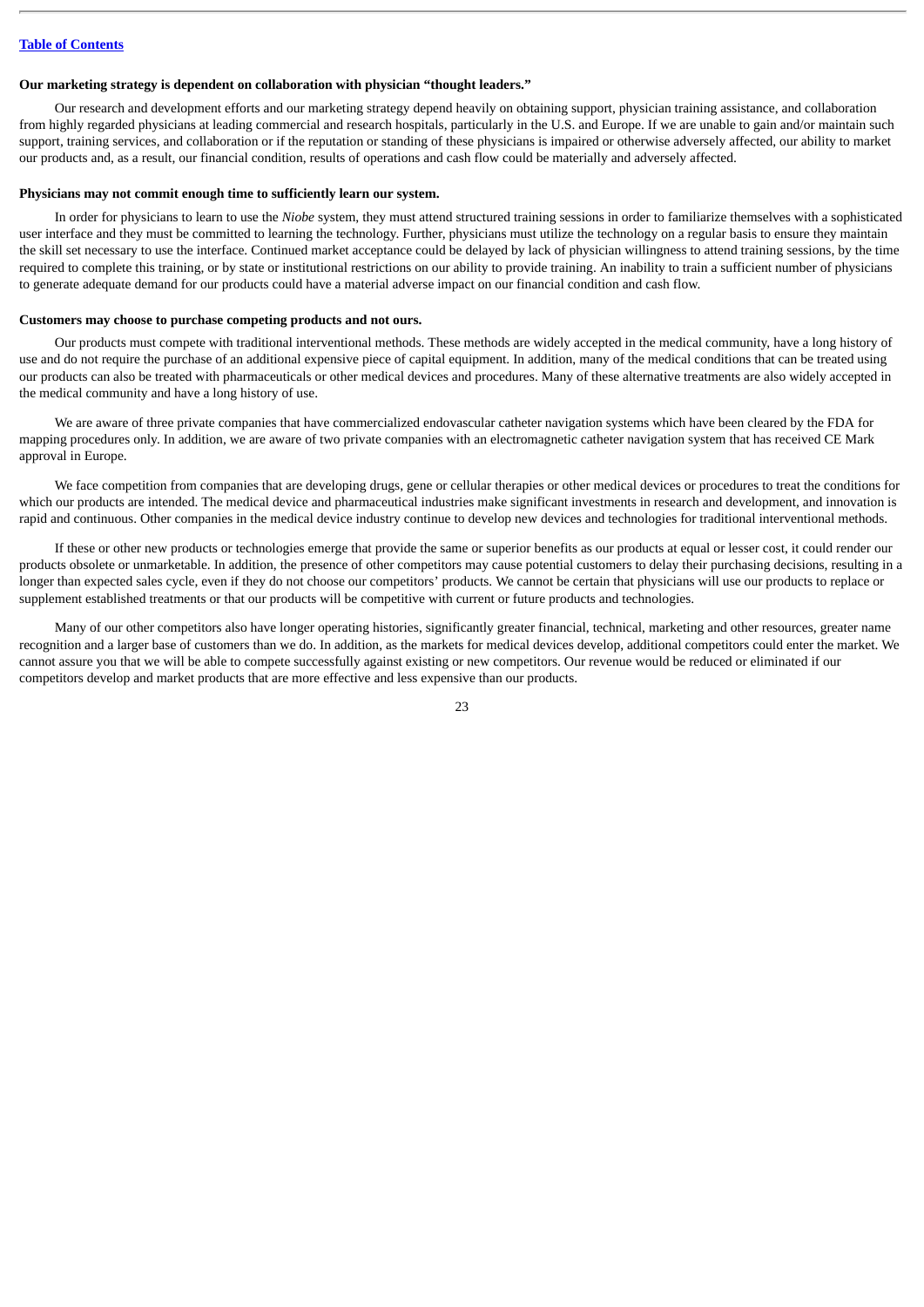**Our marketing strategy is dependent on collaboration with physician "thought leaders."**

Our research and development efforts and our marketing strategy depend heavily on obtaining support, physician training assistance, and collaboration from highly regarded physicians at leading commercial and research hospitals, particularly in the U.S. and Europe. If we are unable to gain and/or maintain such support, training services, and collaboration or if the reputation or standing of these physicians is impaired or otherwise adversely affected, our ability to market our products and, as a result, our financial condition, results of operations and cash flow could be materially and adversely affected.

**Physicians may not commit enough time to sufficiently learn our system.**

In order for physicians to learn to use the *Niobe* system, they must attend structured training sessions in order to familiarize themselves with a sophisticated user interface and they must be committed to learning the technology. Further, physicians must utilize the technology on a regular basis to ensure they maintain the skill set necessary to use the interface. Continued market acceptance could be delayed by lack of physician willingness to attend training sessions, by the time required to complete this training, or by state or institutional restrictions on our ability to provide training. An inability to train a sufficient number of physicians to generate adequate demand for our products could have a material adverse impact on our financial condition and cash flow.

**Customers may choose to purchase competing products and not ours.**

Our products must compete with traditional interventional methods. These methods are widely accepted in the medical community, have a long history of use and do not require the purchase of an additional expensive piece of capital equipment. In addition, many of the medical conditions that can be treated using our products can also be treated with pharmaceuticals or other medical devices and procedures. Many of these alternative treatments are also widely accepted in the medical community and have a long history of use.

We are aware of three private companies that have commercialized endovascular catheter navigation systems which have been cleared by the FDA for mapping procedures only. In addition, we are aware of two private companies with an electromagnetic catheter navigation system that has received CE Mark approval in Europe.

We face competition from companies that are developing drugs, gene or cellular therapies or other medical devices or procedures to treat the conditions for which our products are intended. The medical device and pharmaceutical industries make significant investments in research and development, and innovation is rapid and continuous. Other companies in the medical device industry continue to develop new devices and technologies for traditional interventional methods.

If these or other new products or technologies emerge that provide the same or superior benefits as our products at equal or lesser cost, it could render our products obsolete or unmarketable. In addition, the presence of other competitors may cause potential customers to delay their purchasing decisions, resulting in a longer than expected sales cycle, even if they do not choose our competitors' products. We cannot be certain that physicians will use our products to replace or supplement established treatments or that our products will be competitive with current or future products and technologies.

Many of our other competitors also have longer operating histories, significantly greater financial, technical, marketing and other resources, greater name recognition and a larger base of customers than we do. In addition, as the markets for medical devices develop, additional competitors could enter the market. We cannot assure you that we will be able to compete successfully against existing or new competitors. Our revenue would be reduced or eliminated if our competitors develop and market products that are more effective and less expensive than our products.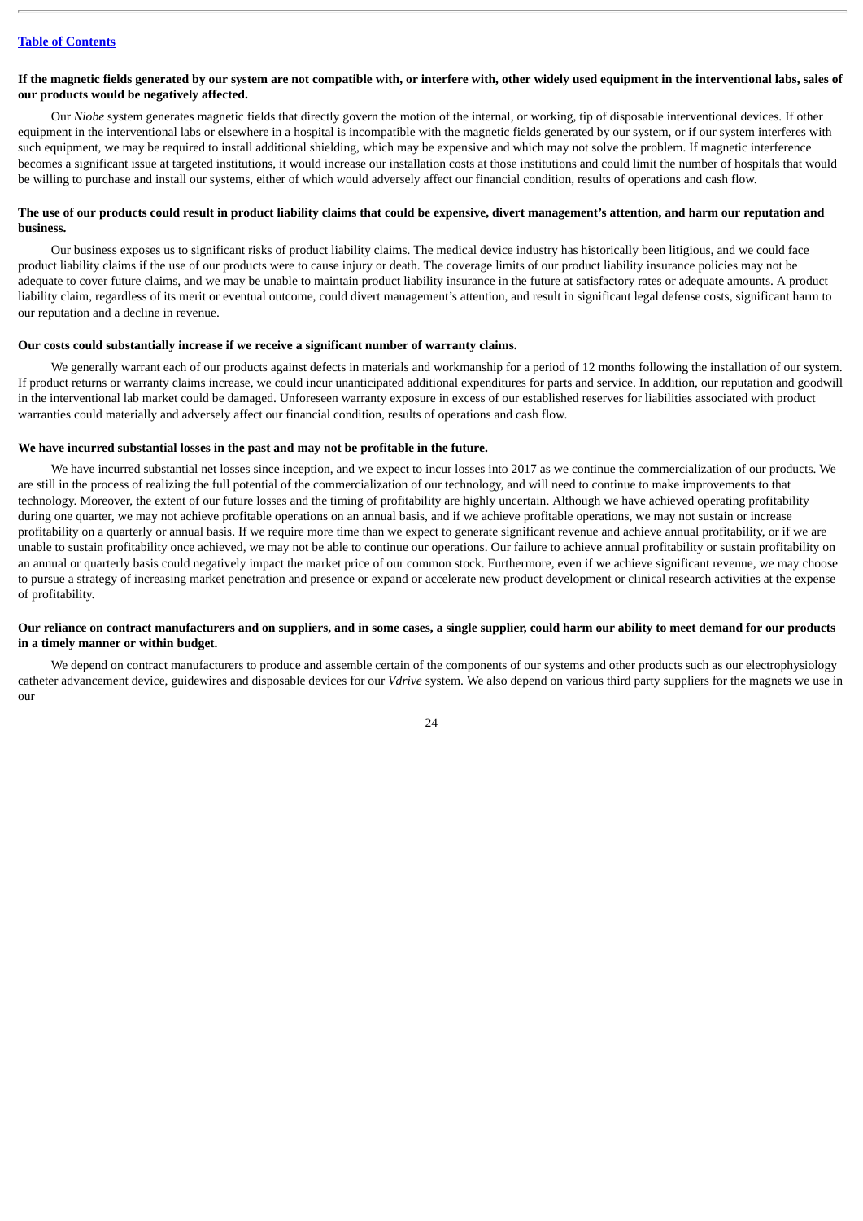**If the magnetic fields generated by our system are not compatible with, or interfere with, other widely used equipment in the interventional labs, sales of our products would be negatively affected.**

Our *Niobe* system generates magnetic fields that directly govern the motion of the internal, or working, tip of disposable interventional devices. If other equipment in the interventional labs or elsewhere in a hospital is incompatible with the magnetic fields generated by our system, or if our system interferes with such equipment, we may be required to install additional shielding, which may be expensive and which may not solve the problem. If magnetic interference becomes a significant issue at targeted institutions, it would increase our installation costs at those institutions and could limit the number of hospitals that would be willing to purchase and install our systems, either of which would adversely affect our financial condition, results of operations and cash flow.

**The use of our products could result in product liability claims that could be expensive, divert management's attention, and harm our reputation and business.**

Our business exposes us to significant risks of product liability claims. The medical device industry has historically been litigious, and we could face product liability claims if the use of our products were to cause injury or death. The coverage limits of our product liability insurance policies may not be adequate to cover future claims, and we may be unable to maintain product liability insurance in the future at satisfactory rates or adequate amounts. A product liability claim, regardless of its merit or eventual outcome, could divert management's attention, and result in significant legal defense costs, significant harm to our reputation and a decline in revenue.

**Our costs could substantially increase if we receive a significant number of warranty claims.**

We generally warrant each of our products against defects in materials and workmanship for a period of 12 months following the installation of our system. If product returns or warranty claims increase, we could incur unanticipated additional expenditures for parts and service. In addition, our reputation and goodwill in the interventional lab market could be damaged. Unforeseen warranty exposure in excess of our established reserves for liabilities associated with product warranties could materially and adversely affect our financial condition, results of operations and cash flow.

**We have incurred substantial losses in the past and may not be profitable in the future.**

We have incurred substantial net losses since inception, and we expect to incur losses into 2017 as we continue the commercialization of our products. We are still in the process of realizing the full potential of the commercialization of our technology, and will need to continue to make improvements to that technology. Moreover, the extent of our future losses and the timing of profitability are highly uncertain. Although we have achieved operating profitability during one quarter, we may not achieve profitable operations on an annual basis, and if we achieve profitable operations, we may not sustain or increase profitability on a quarterly or annual basis. If we require more time than we expect to generate significant revenue and achieve annual profitability, or if we are unable to sustain profitability once achieved, we may not be able to continue our operations. Our failure to achieve annual profitability or sustain profitability on an annual or quarterly basis could negatively impact the market price of our common stock. Furthermore, even if we achieve significant revenue, we may choose to pursue a strategy of increasing market penetration and presence or expand or accelerate new product development or clinical research activities at the expense of profitability.

**Our reliance on contract manufacturers and on suppliers, and in some cases, a single supplier, could harm our ability to meet demand for our products in a timely manner or within budget.**

We depend on contract manufacturers to produce and assemble certain of the components of our systems and other products such as our electrophysiology catheter advancement device, guidewires and disposable devices for our *Vdrive* system. We also depend on various third party suppliers for the magnets we use in our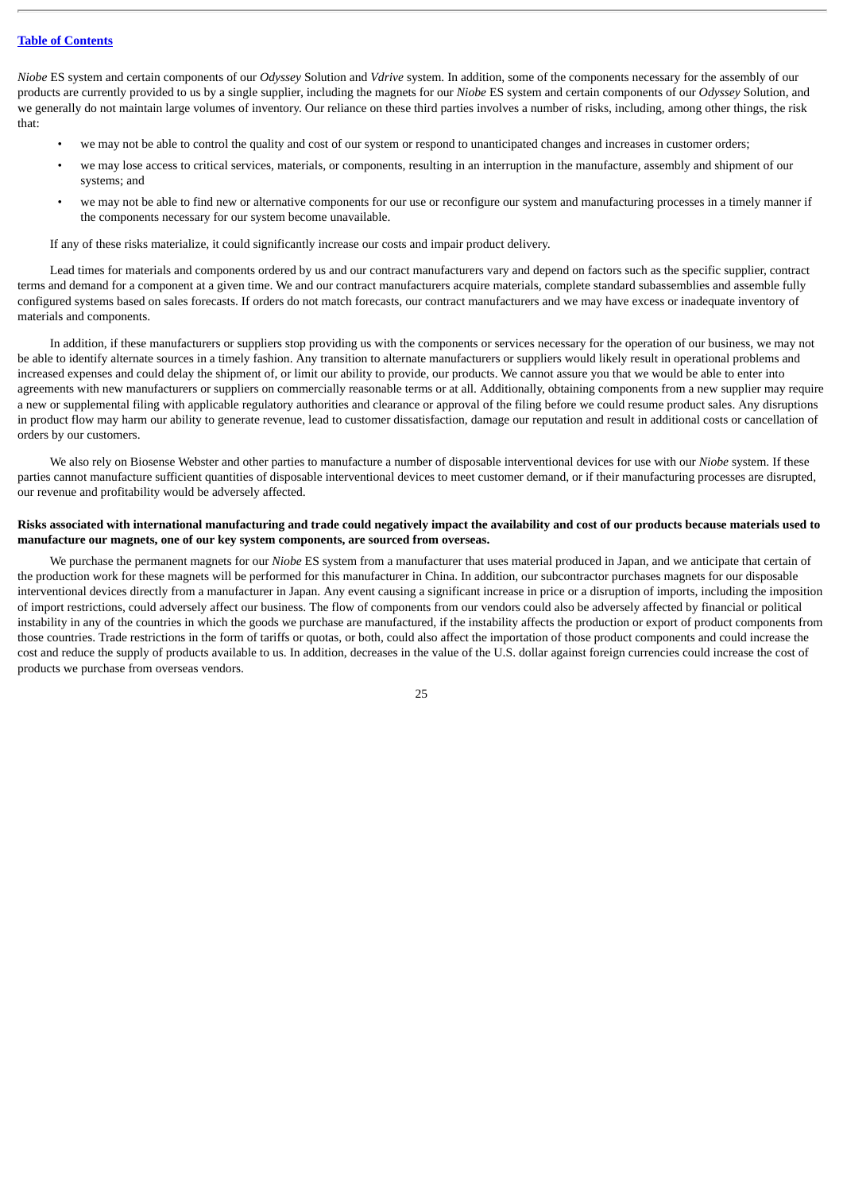*Niobe* ES system and certain components of our *Odyssey* Solution and *Vdrive* system. In addition, some of the components necessary for the assembly of our products are currently provided to us by a single supplier, including the magnets for our *Niobe* ES system and certain components of our *Odyssey* Solution, and we generally do not maintain large volumes of inventory. Our reliance on these third parties involves a number of risks, including, among other things, the risk that:

- we may not be able to control the quality and cost of our system or respond to unanticipated changes and increases in customer orders;
- we may lose access to critical services, materials, or components, resulting in an interruption in the manufacture, assembly and shipment of our systems; and
- we may not be able to find new or alternative components for our use or reconfigure our system and manufacturing processes in a timely manner if the components necessary for our system become unavailable.

If any of these risks materialize, it could significantly increase our costs and impair product delivery.

Lead times for materials and components ordered by us and our contract manufacturers vary and depend on factors such as the specific supplier, contract terms and demand for a component at a given time. We and our contract manufacturers acquire materials, complete standard subassemblies and assemble fully configured systems based on sales forecasts. If orders do not match forecasts, our contract manufacturers and we may have excess or inadequate inventory of materials and components.

In addition, if these manufacturers or suppliers stop providing us with the components or services necessary for the operation of our business, we may not be able to identify alternate sources in a timely fashion. Any transition to alternate manufacturers or suppliers would likely result in operational problems and increased expenses and could delay the shipment of, or limit our ability to provide, our products. We cannot assure you that we would be able to enter into agreements with new manufacturers or suppliers on commercially reasonable terms or at all. Additionally, obtaining components from a new supplier may require a new or supplemental filing with applicable regulatory authorities and clearance or approval of the filing before we could resume product sales. Any disruptions in product flow may harm our ability to generate revenue, lead to customer dissatisfaction, damage our reputation and result in additional costs or cancellation of orders by our customers.

We also rely on Biosense Webster and other parties to manufacture a number of disposable interventional devices for use with our *Niobe* system. If these parties cannot manufacture sufficient quantities of disposable interventional devices to meet customer demand, or if their manufacturing processes are disrupted, our revenue and profitability would be adversely affected.

**Risks associated with international manufacturing and trade could negatively impact the availability and cost of our products because materials used to manufacture our magnets, one of our key system components, are sourced from overseas.**

We purchase the permanent magnets for our *Niobe* ES system from a manufacturer that uses material produced in Japan, and we anticipate that certain of the production work for these magnets will be performed for this manufacturer in China. In addition, our subcontractor purchases magnets for our disposable interventional devices directly from a manufacturer in Japan. Any event causing a significant increase in price or a disruption of imports, including the imposition of import restrictions, could adversely affect our business. The flow of components from our vendors could also be adversely affected by financial or political instability in any of the countries in which the goods we purchase are manufactured, if the instability affects the production or export of product components from those countries. Trade restrictions in the form of tariffs or quotas, or both, could also affect the importation of those product components and could increase the cost and reduce the supply of products available to us. In addition, decreases in the value of the U.S. dollar against foreign currencies could increase the cost of products we purchase from overseas vendors.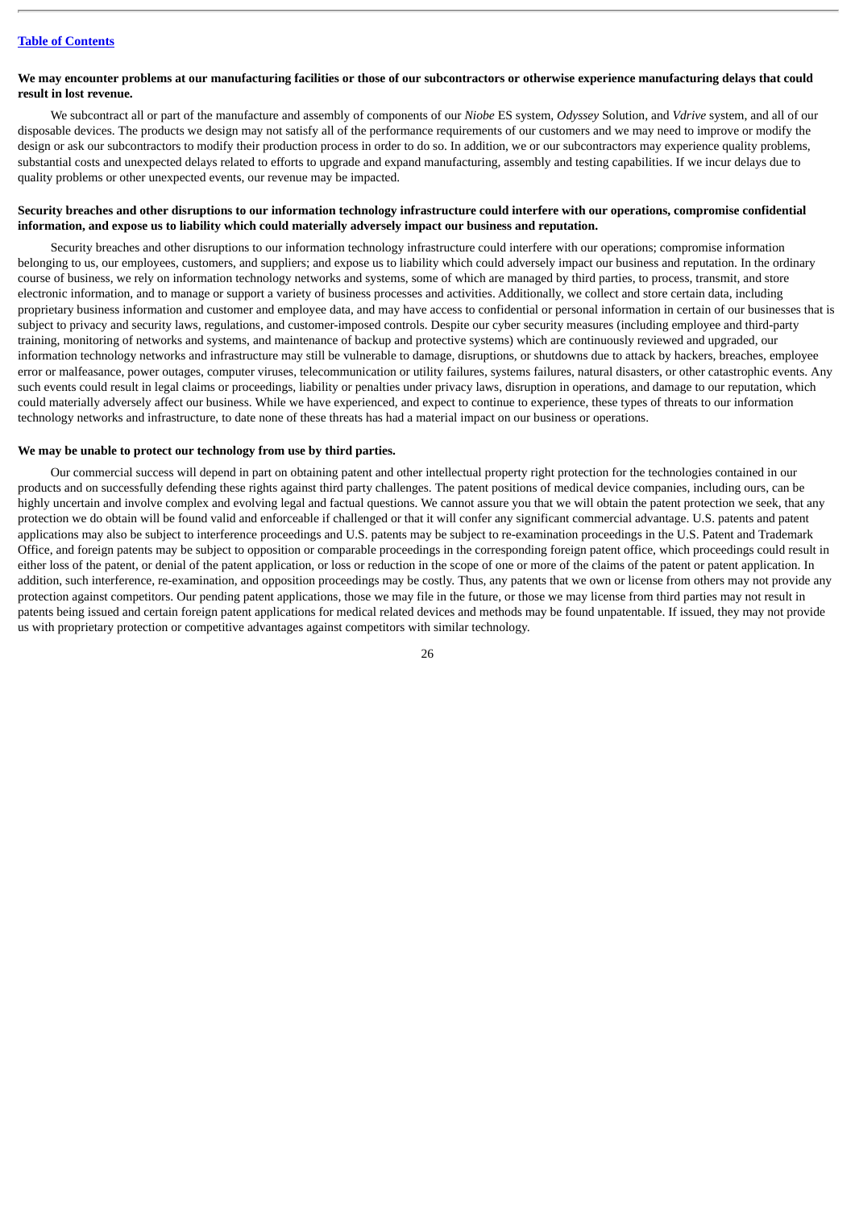**We may encounter problems at our manufacturing facilities or those of our subcontractors or otherwise experience manufacturing delays that could result in lost revenue.**

We subcontract all or part of the manufacture and assembly of components of our *Niobe* ES system, *Odyssey* Solution, and *Vdrive* system, and all of our disposable devices. The products we design may not satisfy all of the performance requirements of our customers and we may need to improve or modify the design or ask our subcontractors to modify their production process in order to do so. In addition, we or our subcontractors may experience quality problems, substantial costs and unexpected delays related to efforts to upgrade and expand manufacturing, assembly and testing capabilities. If we incur delays due to quality problems or other unexpected events, our revenue may be impacted.

**Security breaches and other disruptions to our information technology infrastructure could interfere with our operations, compromise confidential information, and expose us to liability which could materially adversely impact our business and reputation.**

Security breaches and other disruptions to our information technology infrastructure could interfere with our operations; compromise information belonging to us, our employees, customers, and suppliers; and expose us to liability which could adversely impact our business and reputation. In the ordinary course of business, we rely on information technology networks and systems, some of which are managed by third parties, to process, transmit, and store electronic information, and to manage or support a variety of business processes and activities. Additionally, we collect and store certain data, including proprietary business information and customer and employee data, and may have access to confidential or personal information in certain of our businesses that is subject to privacy and security laws, regulations, and customer-imposed controls. Despite our cyber security measures (including employee and third-party training, monitoring of networks and systems, and maintenance of backup and protective systems) which are continuously reviewed and upgraded, our information technology networks and infrastructure may still be vulnerable to damage, disruptions, or shutdowns due to attack by hackers, breaches, employee error or malfeasance, power outages, computer viruses, telecommunication or utility failures, systems failures, natural disasters, or other catastrophic events. Any such events could result in legal claims or proceedings, liability or penalties under privacy laws, disruption in operations, and damage to our reputation, which could materially adversely affect our business. While we have experienced, and expect to continue to experience, these types of threats to our information technology networks and infrastructure, to date none of these threats has had a material impact on our business or operations.

**We may be unable to protect our technology from use by third parties.**

Our commercial success will depend in part on obtaining patent and other intellectual property right protection for the technologies contained in our products and on successfully defending these rights against third party challenges. The patent positions of medical device companies, including ours, can be highly uncertain and involve complex and evolving legal and factual questions. We cannot assure you that we will obtain the patent protection we seek, that any protection we do obtain will be found valid and enforceable if challenged or that it will confer any significant commercial advantage. U.S. patents and patent applications may also be subject to interference proceedings and U.S. patents may be subject to re-examination proceedings in the U.S. Patent and Trademark Office, and foreign patents may be subject to opposition or comparable proceedings in the corresponding foreign patent office, which proceedings could result in either loss of the patent, or denial of the patent application, or loss or reduction in the scope of one or more of the claims of the patent or patent application. In addition, such interference, re-examination, and opposition proceedings may be costly. Thus, any patents that we own or license from others may not provide any protection against competitors. Our pending patent applications, those we may file in the future, or those we may license from third parties may not result in patents being issued and certain foreign patent applications for medical related devices and methods may be found unpatentable. If issued, they may not provide us with proprietary protection or competitive advantages against competitors with similar technology.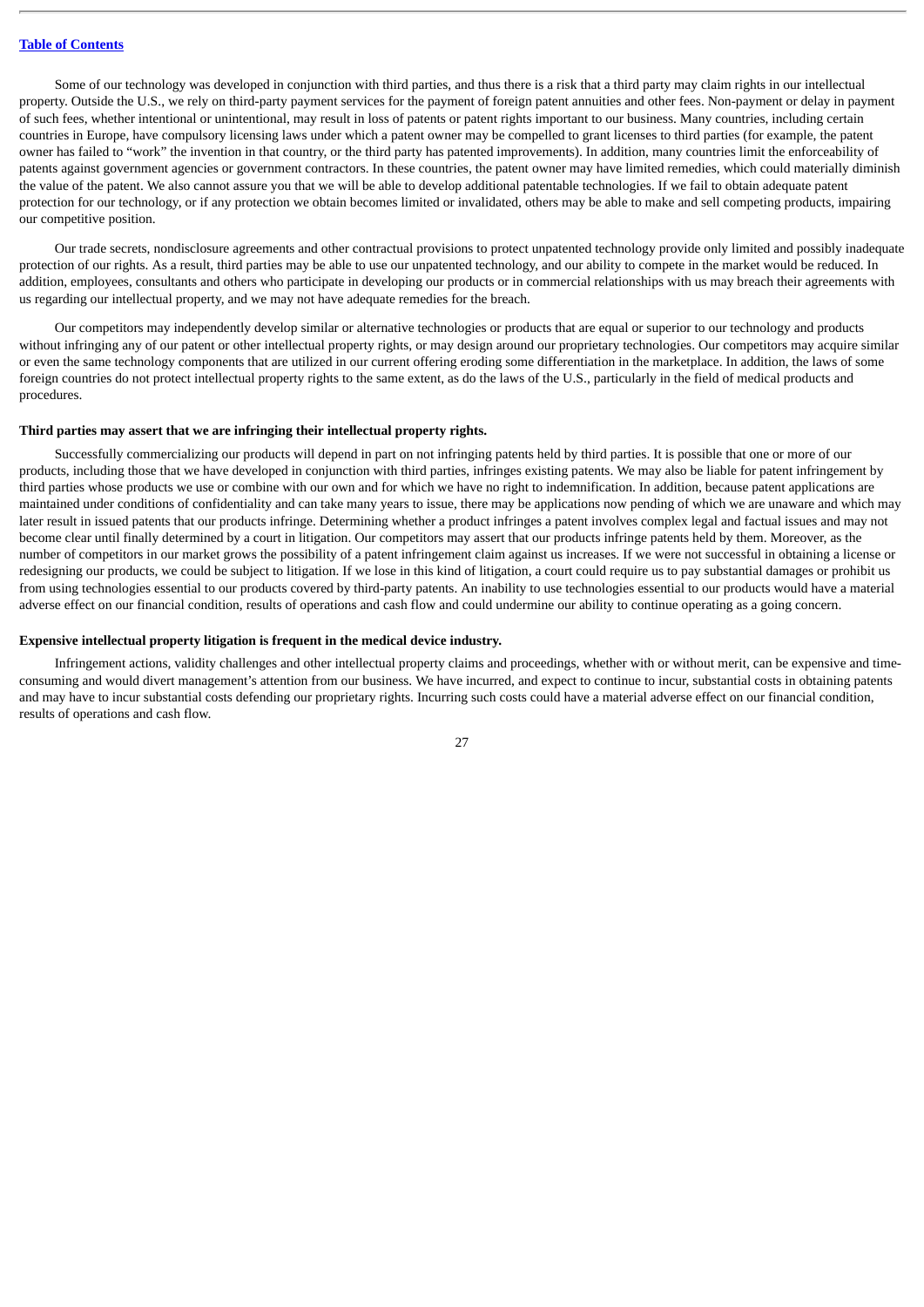Some of our technology was developed in conjunction with third parties, and thus there is a risk that a third party may claim rights in our intellectual property. Outside the U.S., we rely on third-party payment services for the payment of foreign patent annuities and other fees. Non-payment or delay in payment of such fees, whether intentional or unintentional, may result in loss of patents or patent rights important to our business. Many countries, including certain countries in Europe, have compulsory licensing laws under which a patent owner may be compelled to grant licenses to third parties (for example, the patent owner has failed to "work" the invention in that country, or the third party has patented improvements). In addition, many countries limit the enforceability of patents against government agencies or government contractors. In these countries, the patent owner may have limited remedies, which could materially diminish the value of the patent. We also cannot assure you that we will be able to develop additional patentable technologies. If we fail to obtain adequate patent protection for our technology, or if any protection we obtain becomes limited or invalidated, others may be able to make and sell competing products, impairing our competitive position.

Our trade secrets, nondisclosure agreements and other contractual provisions to protect unpatented technology provide only limited and possibly inadequate protection of our rights. As a result, third parties may be able to use our unpatented technology, and our ability to compete in the market would be reduced. In addition, employees, consultants and others who participate in developing our products or in commercial relationships with us may breach their agreements with us regarding our intellectual property, and we may not have adequate remedies for the breach.

Our competitors may independently develop similar or alternative technologies or products that are equal or superior to our technology and products without infringing any of our patent or other intellectual property rights, or may design around our proprietary technologies. Our competitors may acquire similar or even the same technology components that are utilized in our current offering eroding some differentiation in the marketplace. In addition, the laws of some foreign countries do not protect intellectual property rights to the same extent, as do the laws of the U.S., particularly in the field of medical products and procedures.

**Third parties may assert that we are infringing their intellectual property rights.**

Successfully commercializing our products will depend in part on not infringing patents held by third parties. It is possible that one or more of our products, including those that we have developed in conjunction with third parties, infringes existing patents. We may also be liable for patent infringement by third parties whose products we use or combine with our own and for which we have no right to indemnification. In addition, because patent applications are maintained under conditions of confidentiality and can take many years to issue, there may be applications now pending of which we are unaware and which may later result in issued patents that our products infringe. Determining whether a product infringes a patent involves complex legal and factual issues and may not become clear until finally determined by a court in litigation. Our competitors may assert that our products infringe patents held by them. Moreover, as the number of competitors in our market grows the possibility of a patent infringement claim against us increases. If we were not successful in obtaining a license or redesigning our products, we could be subject to litigation. If we lose in this kind of litigation, a court could require us to pay substantial damages or prohibit us from using technologies essential to our products covered by third-party patents. An inability to use technologies essential to our products would have a material adverse effect on our financial condition, results of operations and cash flow and could undermine our ability to continue operating as a going concern.

**Expensive intellectual property litigation is frequent in the medical device industry.**

Infringement actions, validity challenges and other intellectual property claims and proceedings, whether with or without merit, can be expensive and time-consuming and would divert management's attention from our business. We have incurred, and expect to continue to incur, substantial costs in obtaining patents and may have to incur substantial costs defending our proprietary rights. Incurring such costs could have a material adverse effect on our financial condition, results of operations and cash flow.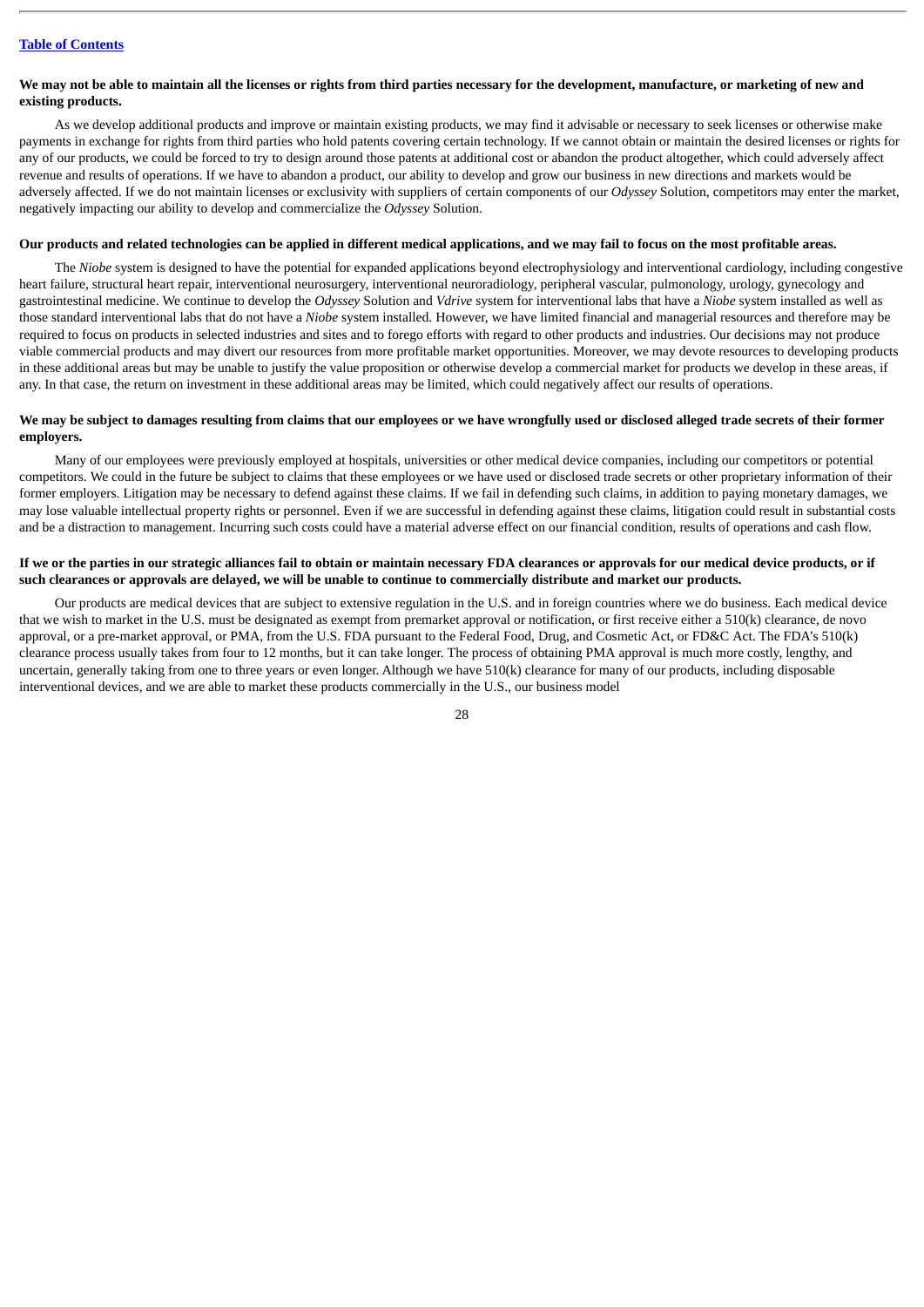**We may not be able to maintain all the licenses or rights from third parties necessary for the development, manufacture, or marketing of new and existing products.**

As we develop additional products and improve or maintain existing products, we may find it advisable or necessary to seek licenses or otherwise make payments in exchange for rights from third parties who hold patents covering certain technology. If we cannot obtain or maintain the desired licenses or rights for any of our products, we could be forced to try to design around those patents at additional cost or abandon the product altogether, which could adversely affect revenue and results of operations. If we have to abandon a product, our ability to develop and grow our business in new directions and markets would be adversely affected. If we do not maintain licenses or exclusivity with suppliers of certain components of our *Odyssey* Solution, competitors may enter the market, negatively impacting our ability to develop and commercialize the *Odyssey* Solution.

**Our products and related technologies can be applied in different medical applications, and we may fail to focus on the most profitable areas.**

The *Niobe* system is designed to have the potential for expanded applications beyond electrophysiology and interventional cardiology, including congestive heart failure, structural heart repair, interventional neurosurgery, interventional neuroradiology, peripheral vascular, pulmonology, urology, gynecology and gastrointestinal medicine. We continue to develop the *Odyssey* Solution and *Vdrive* system for interventional labs that have a *Niobe* system installed as well as those standard interventional labs that do not have a *Niobe* system installed. However, we have limited financial and managerial resources and therefore may be required to focus on products in selected industries and sites and to forego efforts with regard to other products and industries. Our decisions may not produce viable commercial products and may divert our resources from more profitable market opportunities. Moreover, we may devote resources to developing products in these additional areas but may be unable to justify the value proposition or otherwise develop a commercial market for products we develop in these areas, if any. In that case, the return on investment in these additional areas may be limited, which could negatively affect our results of operations.

**We may be subject to damages resulting from claims that our employees or we have wrongfully used or disclosed alleged trade secrets of their former employers.**

Many of our employees were previously employed at hospitals, universities or other medical device companies, including our competitors or potential competitors. We could in the future be subject to claims that these employees or we have used or disclosed trade secrets or other proprietary information of their former employers. Litigation may be necessary to defend against these claims. If we fail in defending such claims, in addition to paying monetary damages, we may lose valuable intellectual property rights or personnel. Even if we are successful in defending against these claims, litigation could result in substantial costs and be a distraction to management. Incurring such costs could have a material adverse effect on our financial condition, results of operations and cash flow.

**If we or the parties in our strategic alliances fail to obtain or maintain necessary FDA clearances or approvals for our medical device products, or if such clearances or approvals are delayed, we will be unable to continue to commercially distribute and market our products.**

Our products are medical devices that are subject to extensive regulation in the U.S. and in foreign countries where we do business. Each medical device that we wish to market in the U.S. must be designated as exempt from premarket approval or notification, or first receive either a 510(k) clearance, de novo approval, or a pre-market approval, or PMA, from the U.S. FDA pursuant to the Federal Food, Drug, and Cosmetic Act, or FD&C Act. The FDA's 510(k) clearance process usually takes from four to 12 months, but it can take longer. The process of obtaining PMA approval is much more costly, lengthy, and uncertain, generally taking from one to three years or even longer. Although we have 510(k) clearance for many of our products, including disposable interventional devices, and we are able to market these products commercially in the U.S., our business model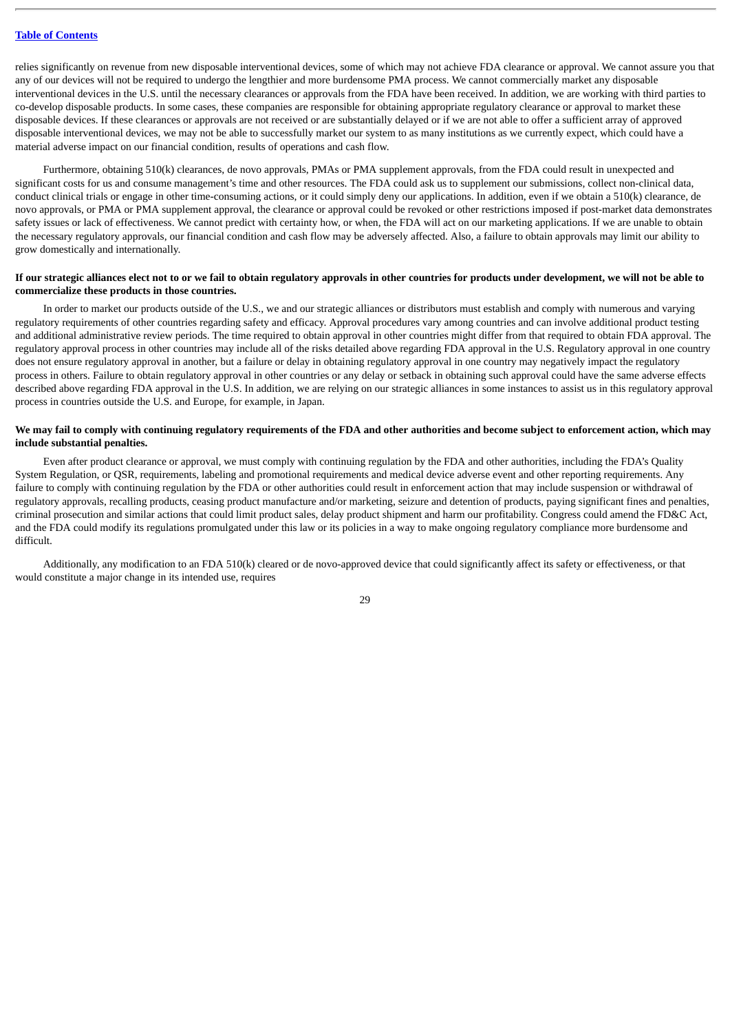relies significantly on revenue from new disposable interventional devices, some of which may not achieve FDA clearance or approval. We cannot assure you that any of our devices will not be required to undergo the lengthier and more burdensome PMA process. We cannot commercially market any disposable interventional devices in the U.S. until the necessary clearances or approvals from the FDA have been received. In addition, we are working with third parties to co-develop disposable products. In some cases, these companies are responsible for obtaining appropriate regulatory clearance or approval to market these disposable devices. If these clearances or approvals are not received or are substantially delayed or if we are not able to offer a sufficient array of approved disposable interventional devices, we may not be able to successfully market our system to as many institutions as we currently expect, which could have a material adverse impact on our financial condition, results of operations and cash flow.

Furthermore, obtaining 510(k) clearances, de novo approvals, PMAs or PMA supplement approvals, from the FDA could result in unexpected and significant costs for us and consume management's time and other resources. The FDA could ask us to supplement our submissions, collect non-clinical data, conduct clinical trials or engage in other time-consuming actions, or it could simply deny our applications. In addition, even if we obtain a 510(k) clearance, de novo approvals, or PMA or PMA supplement approval, the clearance or approval could be revoked or other restrictions imposed if post-market data demonstrates safety issues or lack of effectiveness. We cannot predict with certainty how, or when, the FDA will act on our marketing applications. If we are unable to obtain the necessary regulatory approvals, our financial condition and cash flow may be adversely affected. Also, a failure to obtain approvals may limit our ability to grow domestically and internationally.

**If our strategic alliances elect not to or we fail to obtain regulatory approvals in other countries for products under development, we will not be able to commercialize these products in those countries.**

In order to market our products outside of the U.S., we and our strategic alliances or distributors must establish and comply with numerous and varying regulatory requirements of other countries regarding safety and efficacy. Approval procedures vary among countries and can involve additional product testing and additional administrative review periods. The time required to obtain approval in other countries might differ from that required to obtain FDA approval. The regulatory approval process in other countries may include all of the risks detailed above regarding FDA approval in the U.S. Regulatory approval in one country does not ensure regulatory approval in another, but a failure or delay in obtaining regulatory approval in one country may negatively impact the regulatory process in others. Failure to obtain regulatory approval in other countries or any delay or setback in obtaining such approval could have the same adverse effects described above regarding FDA approval in the U.S. In addition, we are relying on our strategic alliances in some instances to assist us in this regulatory approval process in countries outside the U.S. and Europe, for example, in Japan.

**We may fail to comply with continuing regulatory requirements of the FDA and other authorities and become subject to enforcement action, which may include substantial penalties.**

Even after product clearance or approval, we must comply with continuing regulation by the FDA and other authorities, including the FDA's Quality System Regulation, or QSR, requirements, labeling and promotional requirements and medical device adverse event and other reporting requirements. Any failure to comply with continuing regulation by the FDA or other authorities could result in enforcement action that may include suspension or withdrawal of regulatory approvals, recalling products, ceasing product manufacture and/or marketing, seizure and detention of products, paying significant fines and penalties, criminal prosecution and similar actions that could limit product sales, delay product shipment and harm our profitability. Congress could amend the FD&C Act, and the FDA could modify its regulations promulgated under this law or its policies in a way to make ongoing regulatory compliance more burdensome and difficult.

Additionally, any modification to an FDA 510(k) cleared or de novo-approved device that could significantly affect its safety or effectiveness, or that would constitute a major change in its intended use, requires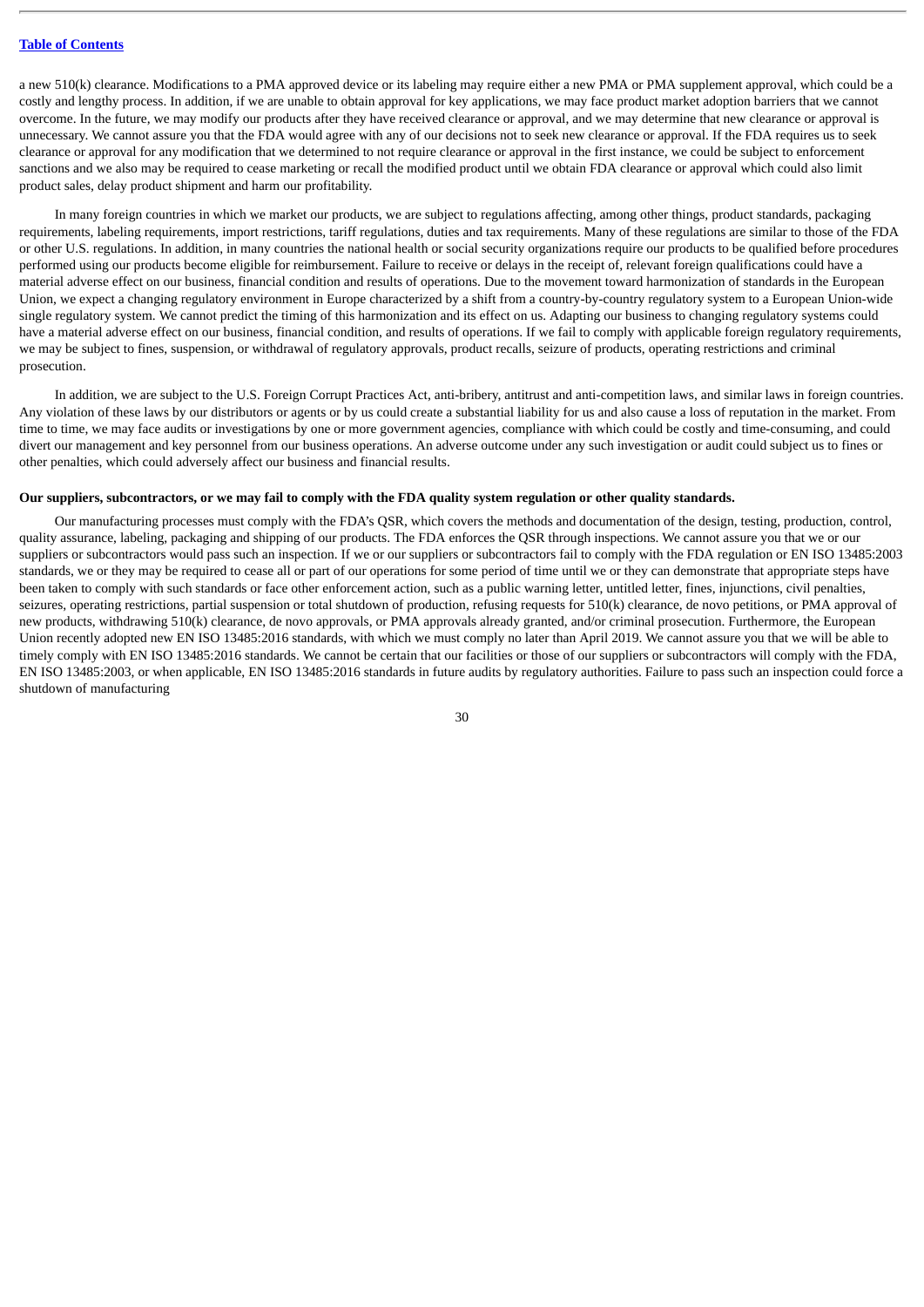a new 510(k) clearance. Modifications to a PMA approved device or its labeling may require either a new PMA or PMA supplement approval, which could be a costly and lengthy process. In addition, if we are unable to obtain approval for key applications, we may face product market adoption barriers that we cannot overcome. In the future, we may modify our products after they have received clearance or approval, and we may determine that new clearance or approval is unnecessary. We cannot assure you that the FDA would agree with any of our decisions not to seek new clearance or approval. If the FDA requires us to seek clearance or approval for any modification that we determined to not require clearance or approval in the first instance, we could be subject to enforcement sanctions and we also may be required to cease marketing or recall the modified product until we obtain FDA clearance or approval which could also limit product sales, delay product shipment and harm our profitability.

In many foreign countries in which we market our products, we are subject to regulations affecting, among other things, product standards, packaging requirements, labeling requirements, import restrictions, tariff regulations, duties and tax requirements. Many of these regulations are similar to those of the FDA or other U.S. regulations. In addition, in many countries the national health or social security organizations require our products to be qualified before procedures performed using our products become eligible for reimbursement. Failure to receive or delays in the receipt of, relevant foreign qualifications could have a material adverse effect on our business, financial condition and results of operations. Due to the movement toward harmonization of standards in the European Union, we expect a changing regulatory environment in Europe characterized by a shift from a country-by-country regulatory system to a European Union-wide single regulatory system. We cannot predict the timing of this harmonization and its effect on us. Adapting our business to changing regulatory systems could have a material adverse effect on our business, financial condition, and results of operations. If we fail to comply with applicable foreign regulatory requirements, we may be subject to fines, suspension, or withdrawal of regulatory approvals, product recalls, seizure of products, operating restrictions and criminal prosecution.

In addition, we are subject to the U.S. Foreign Corrupt Practices Act, anti-bribery, antitrust and anti-competition laws, and similar laws in foreign countries. Any violation of these laws by our distributors or agents or by us could create a substantial liability for us and also cause a loss of reputation in the market. From time to time, we may face audits or investigations by one or more government agencies, compliance with which could be costly and time-consuming, and could divert our management and key personnel from our business operations. An adverse outcome under any such investigation or audit could subject us to fines or other penalties, which could adversely affect our business and financial results.

**Our suppliers, subcontractors, or we may fail to comply with the FDA quality system regulation or other quality standards.**

Our manufacturing processes must comply with the FDA's QSR, which covers the methods and documentation of the design, testing, production, control, quality assurance, labeling, packaging and shipping of our products. The FDA enforces the QSR through inspections. We cannot assure you that we or our suppliers or subcontractors would pass such an inspection. If we or our suppliers or subcontractors fail to comply with the FDA regulation or EN ISO 13485:2003 standards, we or they may be required to cease all or part of our operations for some period of time until we or they can demonstrate that appropriate steps have been taken to comply with such standards or face other enforcement action, such as a public warning letter, untitled letter, fines, injunctions, civil penalties, seizures, operating restrictions, partial suspension or total shutdown of production, refusing requests for 510(k) clearance, de novo petitions, or PMA approval of new products, withdrawing 510(k) clearance, de novo approvals, or PMA approvals already granted, and/or criminal prosecution. Furthermore, the European Union recently adopted new EN ISO 13485:2016 standards, with which we must comply no later than April 2019. We cannot assure you that we will be able to timely comply with EN ISO 13485:2016 standards. We cannot be certain that our facilities or those of our suppliers or subcontractors will comply with the FDA, EN ISO 13485:2003, or when applicable, EN ISO 13485:2016 standards in future audits by regulatory authorities. Failure to pass such an inspection could force a shutdown of manufacturing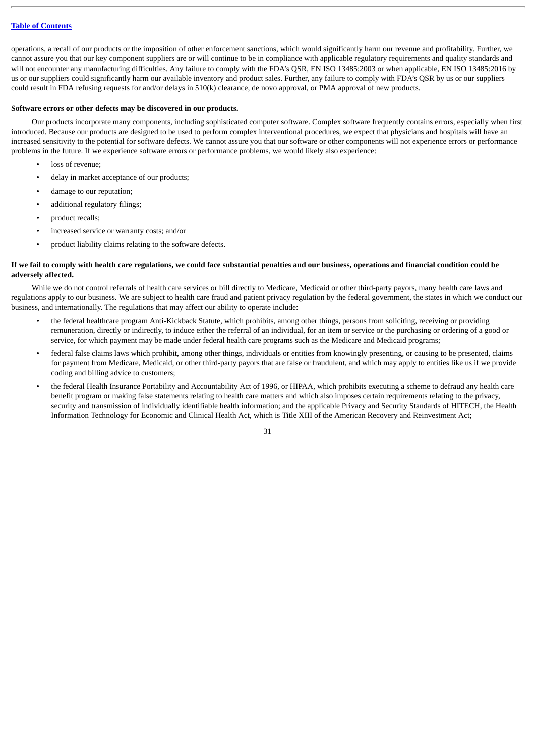operations, a recall of our products or the imposition of other enforcement sanctions, which would significantly harm our revenue and profitability. Further, we cannot assure you that our key component suppliers are or will continue to be in compliance with applicable regulatory requirements and quality standards and will not encounter any manufacturing difficulties. Any failure to comply with the FDA's QSR, EN ISO 13485:2003 or when applicable, EN ISO 13485:2016 by us or our suppliers could significantly harm our available inventory and product sales. Further, any failure to comply with FDA's QSR by us or our suppliers could result in FDA refusing requests for and/or delays in 510(k) clearance, de novo approval, or PMA approval of new products.

**Software errors or other defects may be discovered in our products.**

Our products incorporate many components, including sophisticated computer software. Complex software frequently contains errors, especially when first introduced. Because our products are designed to be used to perform complex interventional procedures, we expect that physicians and hospitals will have an increased sensitivity to the potential for software defects. We cannot assure you that our software or other components will not experience errors or performance problems in the future. If we experience software errors or performance problems, we would likely also experience:

- loss of revenue;
- delay in market acceptance of our products;
- damage to our reputation;
- additional regulatory filings;
- product recalls;
- increased service or warranty costs; and/or
- product liability claims relating to the software defects.

**If we fail to comply with health care regulations, we could face substantial penalties and our business, operations and financial condition could be adversely affected.**

While we do not control referrals of health care services or bill directly to Medicare, Medicaid or other third-party payors, many health care laws and regulations apply to our business. We are subject to health care fraud and patient privacy regulation by the federal government, the states in which we conduct our business, and internationally. The regulations that may affect our ability to operate include:

- the federal healthcare program Anti-Kickback Statute, which prohibits, among other things, persons from soliciting, receiving or providing remuneration, directly or indirectly, to induce either the referral of an individual, for an item or service or the purchasing or ordering of a good or service, for which payment may be made under federal health care programs such as the Medicare and Medicaid programs;
- federal false claims laws which prohibit, among other things, individuals or entities from knowingly presenting, or causing to be presented, claims for payment from Medicare, Medicaid, or other third-party payors that are false or fraudulent, and which may apply to entities like us if we provide coding and billing advice to customers;
- the federal Health Insurance Portability and Accountability Act of 1996, or HIPAA, which prohibits executing a scheme to defraud any health care benefit program or making false statements relating to health care matters and which also imposes certain requirements relating to the privacy, security and transmission of individually identifiable health information; and the applicable Privacy and Security Standards of HITECH, the Health Information Technology for Economic and Clinical Health Act, which is Title XIII of the American Recovery and Reinvestment Act;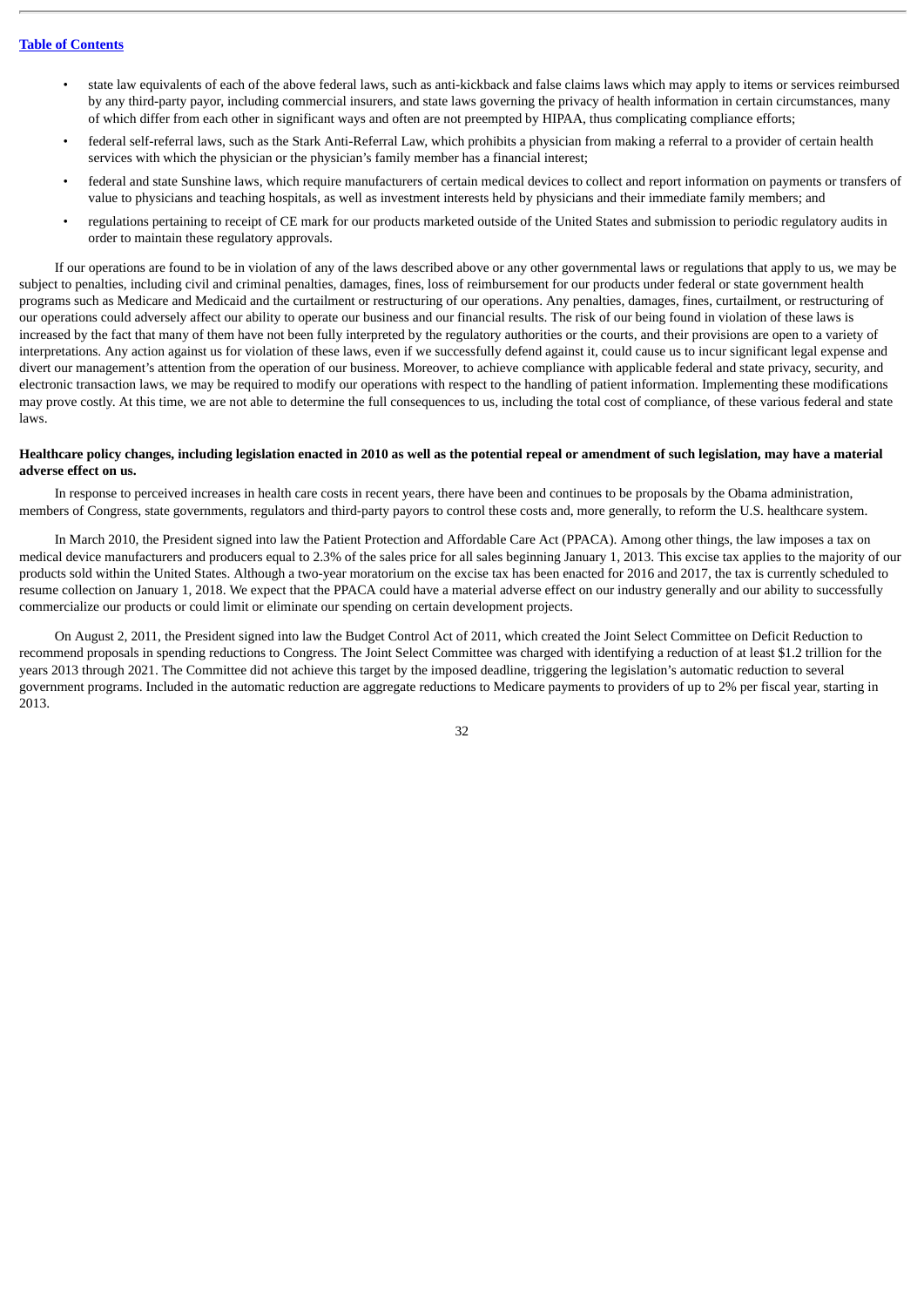- state law equivalents of each of the above federal laws, such as anti-kickback and false claims laws which may apply to items or services reimbursed by any third-party payor, including commercial insurers, and state laws governing the privacy of health information in certain circumstances, many of which differ from each other in significant ways and often are not preempted by HIPAA, thus complicating compliance efforts;
- federal self-referral laws, such as the Stark Anti-Referral Law, which prohibits a physician from making a referral to a provider of certain health services with which the physician or the physician's family member has a financial interest;
- federal and state Sunshine laws, which require manufacturers of certain medical devices to collect and report information on payments or transfers of value to physicians and teaching hospitals, as well as investment interests held by physicians and their immediate family members; and
- regulations pertaining to receipt of CE mark for our products marketed outside of the United States and submission to periodic regulatory audits in order to maintain these regulatory approvals.

If our operations are found to be in violation of any of the laws described above or any other governmental laws or regulations that apply to us, we may be subject to penalties, including civil and criminal penalties, damages, fines, loss of reimbursement for our products under federal or state government health programs such as Medicare and Medicaid and the curtailment or restructuring of our operations. Any penalties, damages, fines, curtailment, or restructuring of our operations could adversely affect our ability to operate our business and our financial results. The risk of our being found in violation of these laws is increased by the fact that many of them have not been fully interpreted by the regulatory authorities or the courts, and their provisions are open to a variety of interpretations. Any action against us for violation of these laws, even if we successfully defend against it, could cause us to incur significant legal expense and divert our management's attention from the operation of our business. Moreover, to achieve compliance with applicable federal and state privacy, security, and electronic transaction laws, we may be required to modify our operations with respect to the handling of patient information. Implementing these modifications may prove costly. At this time, we are not able to determine the full consequences to us, including the total cost of compliance, of these various federal and state laws.

**Healthcare policy changes, including legislation enacted in 2010 as well as the potential repeal or amendment of such legislation, may have a material adverse effect on us.**

In response to perceived increases in health care costs in recent years, there have been and continues to be proposals by the Obama administration, members of Congress, state governments, regulators and third-party payors to control these costs and, more generally, to reform the U.S. healthcare system.

In March 2010, the President signed into law the Patient Protection and Affordable Care Act (PPACA). Among other things, the law imposes a tax on medical device manufacturers and producers equal to 2.3% of the sales price for all sales beginning January 1, 2013. This excise tax applies to the majority of our products sold within the United States. Although a two-year moratorium on the excise tax has been enacted for 2016 and 2017, the tax is currently scheduled to resume collection on January 1, 2018. We expect that the PPACA could have a material adverse effect on our industry generally and our ability to successfully commercialize our products or could limit or eliminate our spending on certain development projects.

On August 2, 2011, the President signed into law the Budget Control Act of 2011, which created the Joint Select Committee on Deficit Reduction to recommend proposals in spending reductions to Congress. The Joint Select Committee was charged with identifying a reduction of at least $1.2 trillion for the years 2013 through 2021. The Committee did not achieve this target by the imposed deadline, triggering the legislation's automatic reduction to several government programs. Included in the automatic reduction are aggregate reductions to Medicare payments to providers of up to 2% per fiscal year, starting in 2013.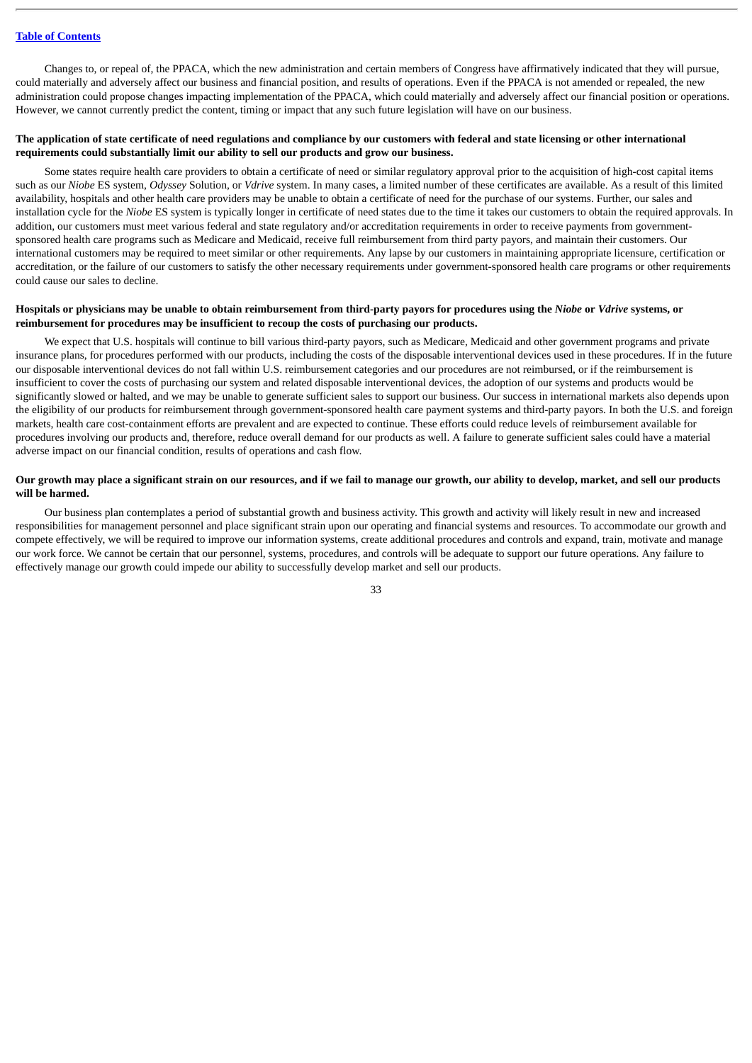Changes to, or repeal of, the PPACA, which the new administration and certain members of Congress have affirmatively indicated that they will pursue, could materially and adversely affect our business and financial position, and results of operations. Even if the PPACA is not amended or repealed, the new administration could propose changes impacting implementation of the PPACA, which could materially and adversely affect our financial position or operations. However, we cannot currently predict the content, timing or impact that any such future legislation will have on our business.

**The application of state certificate of need regulations and compliance by our customers with federal and state licensing or other international requirements could substantially limit our ability to sell our products and grow our business.**

Some states require health care providers to obtain a certificate of need or similar regulatory approval prior to the acquisition of high-cost capital items such as our *Niobe* ES system, *Odyssey* Solution, or *Vdrive* system. In many cases, a limited number of these certificates are available. As a result of this limited availability, hospitals and other health care providers may be unable to obtain a certificate of need for the purchase of our systems. Further, our sales and installation cycle for the *Niobe* ES system is typically longer in certificate of need states due to the time it takes our customers to obtain the required approvals. In addition, our customers must meet various federal and state regulatory and/or accreditation requirements in order to receive payments from government-sponsored health care programs such as Medicare and Medicaid, receive full reimbursement from third party payors, and maintain their customers. Our international customers may be required to meet similar or other requirements. Any lapse by our customers in maintaining appropriate licensure, certification or accreditation, or the failure of our customers to satisfy the other necessary requirements under government-sponsored health care programs or other requirements could cause our sales to decline.

**Hospitals or physicians may be unable to obtain reimbursement from third-party payors for procedures using the *Niobe* or *Vdrive* systems, or reimbursement for procedures may be insufficient to recoup the costs of purchasing our products.**

We expect that U.S. hospitals will continue to bill various third-party payors, such as Medicare, Medicaid and other government programs and private insurance plans, for procedures performed with our products, including the costs of the disposable interventional devices used in these procedures. If in the future our disposable interventional devices do not fall within U.S. reimbursement categories and our procedures are not reimbursed, or if the reimbursement is insufficient to cover the costs of purchasing our system and related disposable interventional devices, the adoption of our systems and products would be significantly slowed or halted, and we may be unable to generate sufficient sales to support our business. Our success in international markets also depends upon the eligibility of our products for reimbursement through government-sponsored health care payment systems and third-party payors. In both the U.S. and foreign markets, health care cost-containment efforts are prevalent and are expected to continue. These efforts could reduce levels of reimbursement available for procedures involving our products and, therefore, reduce overall demand for our products as well. A failure to generate sufficient sales could have a material adverse impact on our financial condition, results of operations and cash flow.

**Our growth may place a significant strain on our resources, and if we fail to manage our growth, our ability to develop, market, and sell our products will be harmed.**

Our business plan contemplates a period of substantial growth and business activity. This growth and activity will likely result in new and increased responsibilities for management personnel and place significant strain upon our operating and financial systems and resources. To accommodate our growth and compete effectively, we will be required to improve our information systems, create additional procedures and controls and expand, train, motivate and manage our work force. We cannot be certain that our personnel, systems, procedures, and controls will be adequate to support our future operations. Any failure to effectively manage our growth could impede our ability to successfully develop market and sell our products.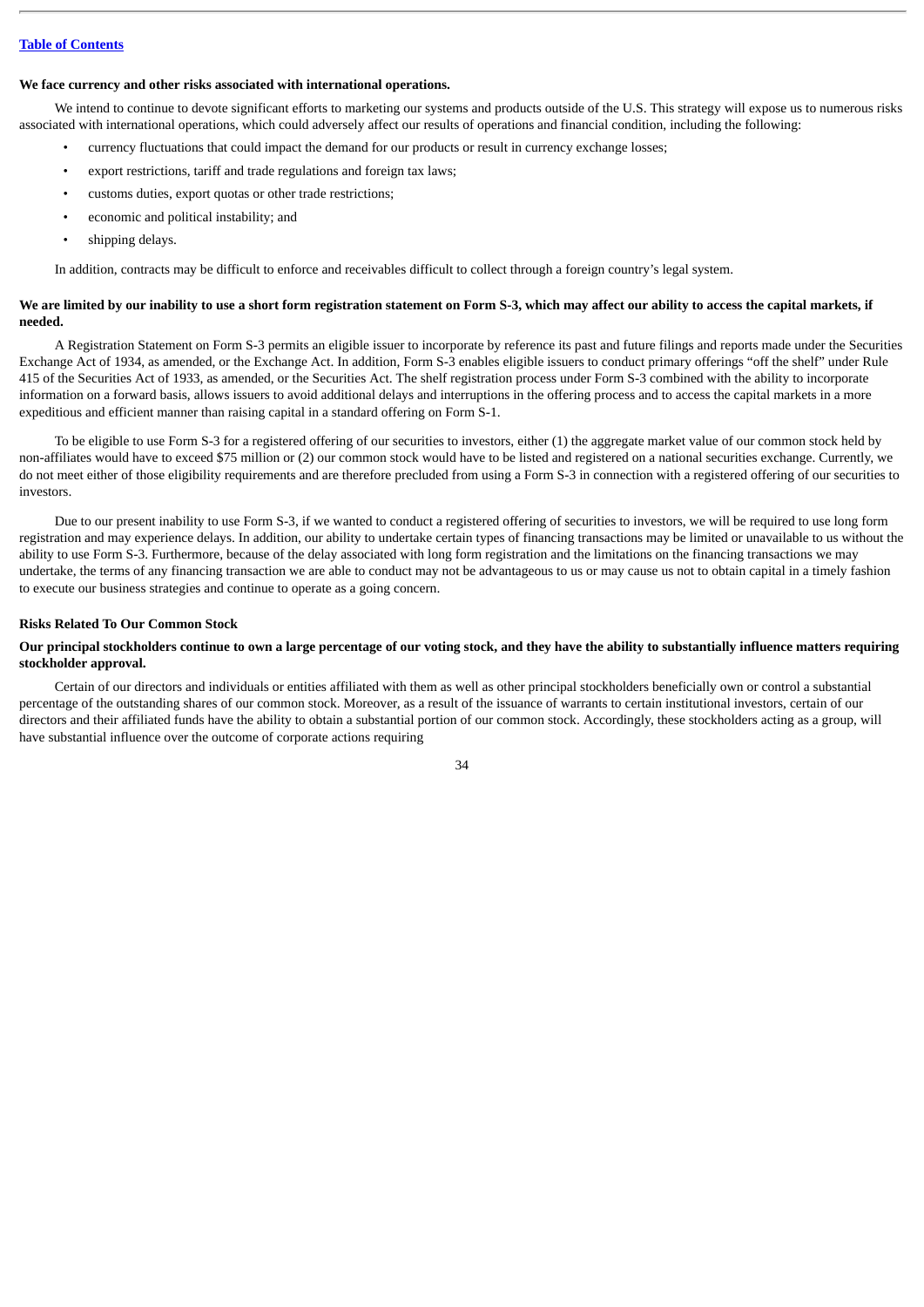**We face currency and other risks associated with international operations.**

We intend to continue to devote significant efforts to marketing our systems and products outside of the U.S. This strategy will expose us to numerous risks associated with international operations, which could adversely affect our results of operations and financial condition, including the following:

- currency fluctuations that could impact the demand for our products or result in currency exchange losses;
- export restrictions, tariff and trade regulations and foreign tax laws;
- customs duties, export quotas or other trade restrictions;
- economic and political instability; and
- shipping delays.

In addition, contracts may be difficult to enforce and receivables difficult to collect through a foreign country's legal system.

**We are limited by our inability to use a short form registration statement on Form S-3, which may affect our ability to access the capital markets, if needed.**

A Registration Statement on Form S-3 permits an eligible issuer to incorporate by reference its past and future filings and reports made under the Securities Exchange Act of 1934, as amended, or the Exchange Act. In addition, Form S-3 enables eligible issuers to conduct primary offerings "off the shelf" under Rule 415 of the Securities Act of 1933, as amended, or the Securities Act. The shelf registration process under Form S-3 combined with the ability to incorporate information on a forward basis, allows issuers to avoid additional delays and interruptions in the offering process and to access the capital markets in a more expeditious and efficient manner than raising capital in a standard offering on Form S-1.

To be eligible to use Form S-3 for a registered offering of our securities to investors, either (1) the aggregate market value of our common stock held by non-affiliates would have to exceed $75 million or (2) our common stock would have to be listed and registered on a national securities exchange. Currently, we do not meet either of those eligibility requirements and are therefore precluded from using a Form S-3 in connection with a registered offering of our securities to investors.

Due to our present inability to use Form S-3, if we wanted to conduct a registered offering of securities to investors, we will be required to use long form registration and may experience delays. In addition, our ability to undertake certain types of financing transactions may be limited or unavailable to us without the ability to use Form S-3. Furthermore, because of the delay associated with long form registration and the limitations on the financing transactions we may undertake, the terms of any financing transaction we are able to conduct may not be advantageous to us or may cause us not to obtain capital in a timely fashion to execute our business strategies and continue to operate as a going concern.

**Risks Related To Our Common Stock**

**Our principal stockholders continue to own a large percentage of our voting stock, and they have the ability to substantially influence matters requiring stockholder approval.**

Certain of our directors and individuals or entities affiliated with them as well as other principal stockholders beneficially own or control a substantial percentage of the outstanding shares of our common stock. Moreover, as a result of the issuance of warrants to certain institutional investors, certain of our directors and their affiliated funds have the ability to obtain a substantial portion of our common stock. Accordingly, these stockholders acting as a group, will have substantial influence over the outcome of corporate actions requiring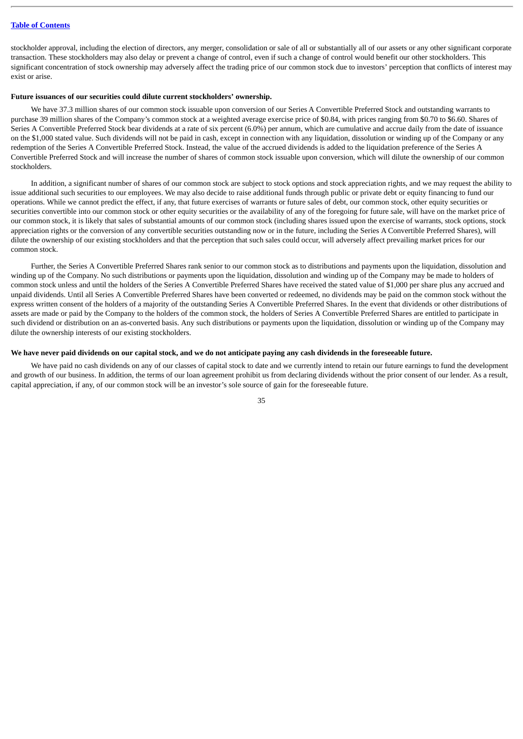stockholder approval, including the election of directors, any merger, consolidation or sale of all or substantially all of our assets or any other significant corporate transaction. These stockholders may also delay or prevent a change of control, even if such a change of control would benefit our other stockholders. This significant concentration of stock ownership may adversely affect the trading price of our common stock due to investors' perception that conflicts of interest may exist or arise.

**Future issuances of our securities could dilute current stockholders' ownership.**

We have 37.3 million shares of our common stock issuable upon conversion of our Series A Convertible Preferred Stock and outstanding warrants to purchase 39 million shares of the Company's common stock at a weighted average exercise price of $0.84, with prices ranging from $0.70 to $6.60. Shares of Series A Convertible Preferred Stock bear dividends at a rate of six percent (6.0%) per annum, which are cumulative and accrue daily from the date of issuance on the $1,000 stated value. Such dividends will not be paid in cash, except in connection with any liquidation, dissolution or winding up of the Company or any redemption of the Series A Convertible Preferred Stock. Instead, the value of the accrued dividends is added to the liquidation preference of the Series A Convertible Preferred Stock and will increase the number of shares of common stock issuable upon conversion, which will dilute the ownership of our common stockholders.

In addition, a significant number of shares of our common stock are subject to stock options and stock appreciation rights, and we may request the ability to issue additional such securities to our employees. We may also decide to raise additional funds through public or private debt or equity financing to fund our operations. While we cannot predict the effect, if any, that future exercises of warrants or future sales of debt, our common stock, other equity securities or securities convertible into our common stock or other equity securities or the availability of any of the foregoing for future sale, will have on the market price of our common stock, it is likely that sales of substantial amounts of our common stock (including shares issued upon the exercise of warrants, stock options, stock appreciation rights or the conversion of any convertible securities outstanding now or in the future, including the Series A Convertible Preferred Shares), will dilute the ownership of our existing stockholders and that the perception that such sales could occur, will adversely affect prevailing market prices for our common stock.

Further, the Series A Convertible Preferred Shares rank senior to our common stock as to distributions and payments upon the liquidation, dissolution and winding up of the Company. No such distributions or payments upon the liquidation, dissolution and winding up of the Company may be made to holders of common stock unless and until the holders of the Series A Convertible Preferred Shares have received the stated value of $1,000 per share plus any accrued and unpaid dividends. Until all Series A Convertible Preferred Shares have been converted or redeemed, no dividends may be paid on the common stock without the express written consent of the holders of a majority of the outstanding Series A Convertible Preferred Shares. In the event that dividends or other distributions of assets are made or paid by the Company to the holders of the common stock, the holders of Series A Convertible Preferred Shares are entitled to participate in such dividend or distribution on an as-converted basis. Any such distributions or payments upon the liquidation, dissolution or winding up of the Company may dilute the ownership interests of our existing stockholders.

**We have never paid dividends on our capital stock, and we do not anticipate paying any cash dividends in the foreseeable future.**

We have paid no cash dividends on any of our classes of capital stock to date and we currently intend to retain our future earnings to fund the development and growth of our business. In addition, the terms of our loan agreement prohibit us from declaring dividends without the prior consent of our lender. As a result, capital appreciation, if any, of our common stock will be an investor's sole source of gain for the foreseeable future.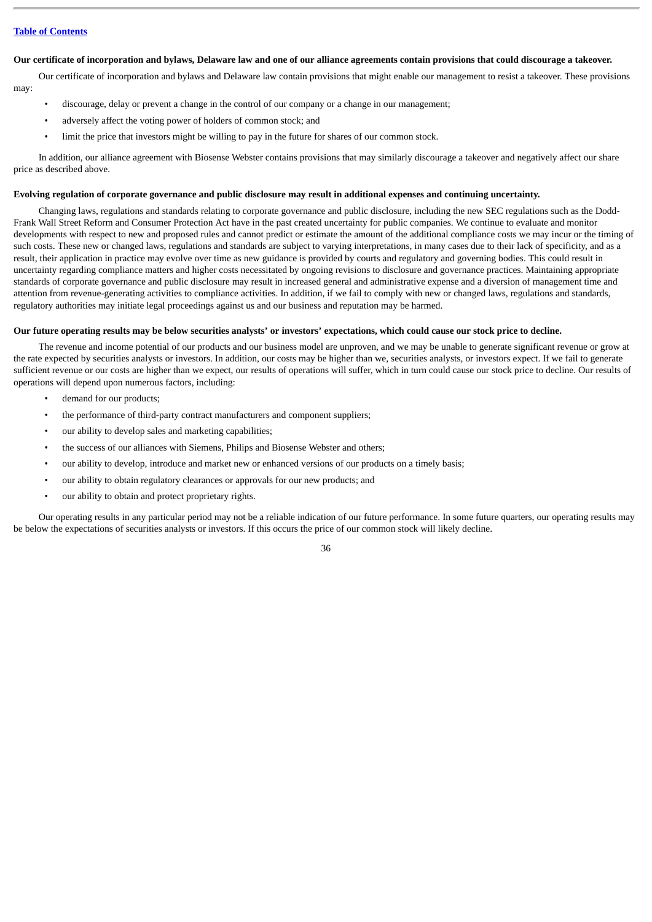**Our certificate of incorporation and bylaws, Delaware law and one of our alliance agreements contain provisions that could discourage a takeover.**

Our certificate of incorporation and bylaws and Delaware law contain provisions that might enable our management to resist a takeover. These provisions may:

- discourage, delay or prevent a change in the control of our company or a change in our management;
- adversely affect the voting power of holders of common stock; and
- limit the price that investors might be willing to pay in the future for shares of our common stock.

In addition, our alliance agreement with Biosense Webster contains provisions that may similarly discourage a takeover and negatively affect our share price as described above.

**Evolving regulation of corporate governance and public disclosure may result in additional expenses and continuing uncertainty.**

Changing laws, regulations and standards relating to corporate governance and public disclosure, including the new SEC regulations such as the Dodd-Frank Wall Street Reform and Consumer Protection Act have in the past created uncertainty for public companies. We continue to evaluate and monitor developments with respect to new and proposed rules and cannot predict or estimate the amount of the additional compliance costs we may incur or the timing of such costs. These new or changed laws, regulations and standards are subject to varying interpretations, in many cases due to their lack of specificity, and as a result, their application in practice may evolve over time as new guidance is provided by courts and regulatory and governing bodies. This could result in uncertainty regarding compliance matters and higher costs necessitated by ongoing revisions to disclosure and governance practices. Maintaining appropriate standards of corporate governance and public disclosure may result in increased general and administrative expense and a diversion of management time and attention from revenue-generating activities to compliance activities. In addition, if we fail to comply with new or changed laws, regulations and standards, regulatory authorities may initiate legal proceedings against us and our business and reputation may be harmed.

**Our future operating results may be below securities analysts' or investors' expectations, which could cause our stock price to decline.**

The revenue and income potential of our products and our business model are unproven, and we may be unable to generate significant revenue or grow at the rate expected by securities analysts or investors. In addition, our costs may be higher than we, securities analysts, or investors expect. If we fail to generate sufficient revenue or our costs are higher than we expect, our results of operations will suffer, which in turn could cause our stock price to decline. Our results of operations will depend upon numerous factors, including:

- demand for our products;
- the performance of third-party contract manufacturers and component suppliers;
- our ability to develop sales and marketing capabilities;
- the success of our alliances with Siemens, Philips and Biosense Webster and others;
- our ability to develop, introduce and market new or enhanced versions of our products on a timely basis;
- our ability to obtain regulatory clearances or approvals for our new products; and
- our ability to obtain and protect proprietary rights.

Our operating results in any particular period may not be a reliable indication of our future performance. In some future quarters, our operating results may be below the expectations of securities analysts or investors. If this occurs the price of our common stock will likely decline.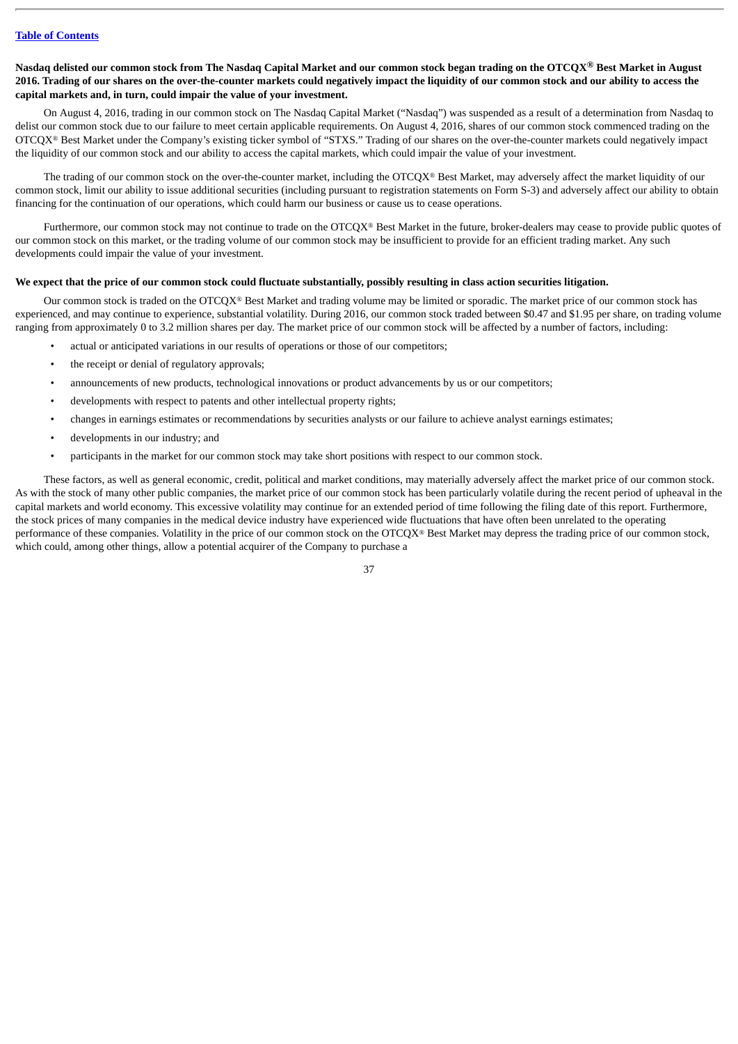**Nasdaq delisted our common stock from The Nasdaq Capital Market and our common stock began trading on the OTCQX® Best Market in August 2016. Trading of our shares on the over-the-counter markets could negatively impact the liquidity of our common stock and our ability to access the capital markets and, in turn, could impair the value of your investment.**

On August 4, 2016, trading in our common stock on The Nasdaq Capital Market ("Nasdaq") was suspended as a result of a determination from Nasdaq to delist our common stock due to our failure to meet certain applicable requirements. On August 4, 2016, shares of our common stock commenced trading on the OTCQX® Best Market under the Company's existing ticker symbol of "STXS." Trading of our shares on the over-the-counter markets could negatively impact the liquidity of our common stock and our ability to access the capital markets, which could impair the value of your investment.

The trading of our common stock on the over-the-counter market, including the OTCQX® Best Market, may adversely affect the market liquidity of our common stock, limit our ability to issue additional securities (including pursuant to registration statements on Form S-3) and adversely affect our ability to obtain financing for the continuation of our operations, which could harm our business or cause us to cease operations.

Furthermore, our common stock may not continue to trade on the OTCQX® Best Market in the future, broker-dealers may cease to provide public quotes of our common stock on this market, or the trading volume of our common stock may be insufficient to provide for an efficient trading market. Any such developments could impair the value of your investment.

**We expect that the price of our common stock could fluctuate substantially, possibly resulting in class action securities litigation.**

Our common stock is traded on the OTCQX® Best Market and trading volume may be limited or sporadic. The market price of our common stock has experienced, and may continue to experience, substantial volatility. During 2016, our common stock traded between $0.47 and $1.95 per share, on trading volume ranging from approximately 0 to 3.2 million shares per day. The market price of our common stock will be affected by a number of factors, including:

- actual or anticipated variations in our results of operations or those of our competitors;
- the receipt or denial of regulatory approvals;
- announcements of new products, technological innovations or product advancements by us or our competitors;
- developments with respect to patents and other intellectual property rights;
- changes in earnings estimates or recommendations by securities analysts or our failure to achieve analyst earnings estimates;
- developments in our industry; and
- participants in the market for our common stock may take short positions with respect to our common stock.

These factors, as well as general economic, credit, political and market conditions, may materially adversely affect the market price of our common stock. As with the stock of many other public companies, the market price of our common stock has been particularly volatile during the recent period of upheaval in the capital markets and world economy. This excessive volatility may continue for an extended period of time following the filing date of this report. Furthermore, the stock prices of many companies in the medical device industry have experienced wide fluctuations that have often been unrelated to the operating performance of these companies. Volatility in the price of our common stock on the OTCQX® Best Market may depress the trading price of our common stock, which could, among other things, allow a potential acquirer of the Company to purchase a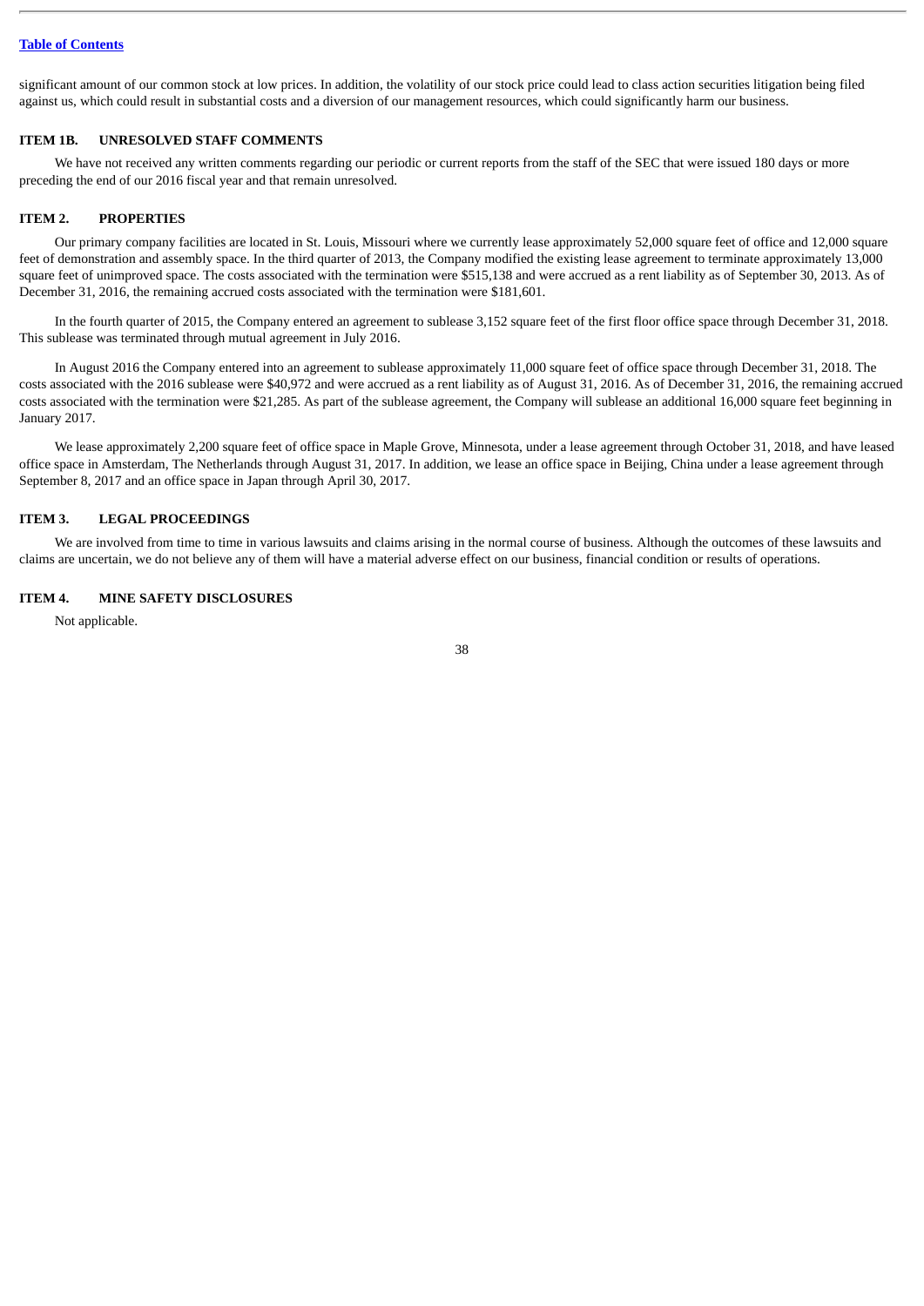significant amount of our common stock at low prices. In addition, the volatility of our stock price could lead to class action securities litigation being filed against us, which could result in substantial costs and a diversion of our management resources, which could significantly harm our business.

## ITEM 1B. UNRESOLVED STAFF COMMENTS

We have not received any written comments regarding our periodic or current reports from the staff of the SEC that were issued 180 days or more preceding the end of our 2016 fiscal year and that remain unresolved.

## ITEM 2. PROPERTIES

Our primary company facilities are located in St. Louis, Missouri where we currently lease approximately 52,000 square feet of office and 12,000 square feet of demonstration and assembly space. In the third quarter of 2013, the Company modified the existing lease agreement to terminate approximately 13,000 square feet of unimproved space. The costs associated with the termination were $515,138 and were accrued as a rent liability as of September 30, 2013. As of December 31, 2016, the remaining accrued costs associated with the termination were $181,601.

In the fourth quarter of 2015, the Company entered an agreement to sublease 3,152 square feet of the first floor office space through December 31, 2018. This sublease was terminated through mutual agreement in July 2016.

In August 2016 the Company entered into an agreement to sublease approximately 11,000 square feet of office space through December 31, 2018. The costs associated with the 2016 sublease were $40,972 and were accrued as a rent liability as of August 31, 2016. As of December 31, 2016, the remaining accrued costs associated with the termination were $21,285. As part of the sublease agreement, the Company will sublease an additional 16,000 square feet beginning in January 2017.

We lease approximately 2,200 square feet of office space in Maple Grove, Minnesota, under a lease agreement through October 31, 2018, and have leased office space in Amsterdam, The Netherlands through August 31, 2017. In addition, we lease an office space in Beijing, China under a lease agreement through September 8, 2017 and an office space in Japan through April 30, 2017.

## ITEM 3. LEGAL PROCEEDINGS

We are involved from time to time in various lawsuits and claims arising in the normal course of business. Although the outcomes of these lawsuits and claims are uncertain, we do not believe any of them will have a material adverse effect on our business, financial condition or results of operations.

## ITEM 4. MINE SAFETY DISCLOSURES

Not applicable.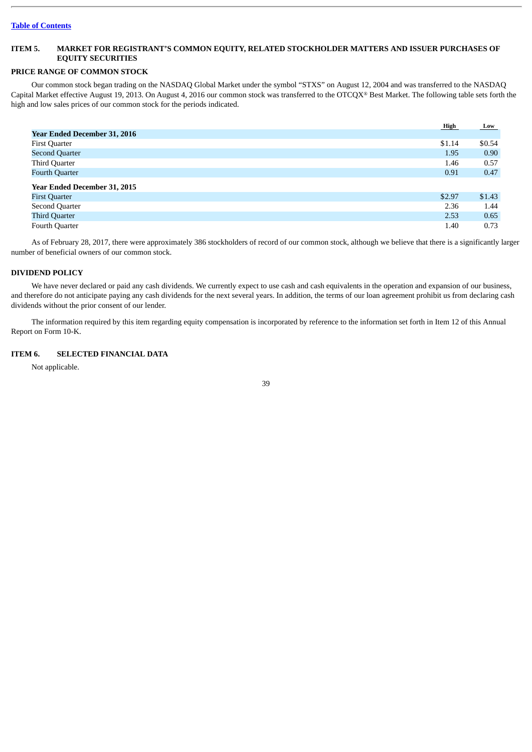## ITEM 5. MARKET FOR REGISTRANT'S COMMON EQUITY, RELATED STOCKHOLDER MATTERS AND ISSUER PURCHASES OF EQUITY SECURITIES

### PRICE RANGE OF COMMON STOCK

Our common stock began trading on the NASDAQ Global Market under the symbol "STXS" on August 12, 2004 and was transferred to the NASDAQ Capital Market effective August 19, 2013. On August 4, 2016 our common stock was transferred to the OTCQX® Best Market. The following table sets forth the high and low sales prices of our common stock for the periods indicated.

| | High | Low |
|---|---|---|
| **Year Ended December 31, 2016** | | |
| First Quarter | $1.14 | $0.54 |
| Second Quarter | 1.95 | 0.90 |
| Third Quarter | 1.46 | 0.57 |
| Fourth Quarter | 0.91 | 0.47 |
| **Year Ended December 31, 2015** | | |
| First Quarter | $2.97 | $1.43 |
| Second Quarter | 2.36 | 1.44 |
| Third Quarter | 2.53 | 0.65 |
| Fourth Quarter | 1.40 | 0.73 |

As of February 28, 2017, there were approximately 386 stockholders of record of our common stock, although we believe that there is a significantly larger number of beneficial owners of our common stock.

### DIVIDEND POLICY

We have never declared or paid any cash dividends. We currently expect to use cash and cash equivalents in the operation and expansion of our business, and therefore do not anticipate paying any cash dividends for the next several years. In addition, the terms of our loan agreement prohibit us from declaring cash dividends without the prior consent of our lender.

The information required by this item regarding equity compensation is incorporated by reference to the information set forth in Item 12 of this Annual Report on Form 10-K.

## ITEM 6. SELECTED FINANCIAL DATA

Not applicable.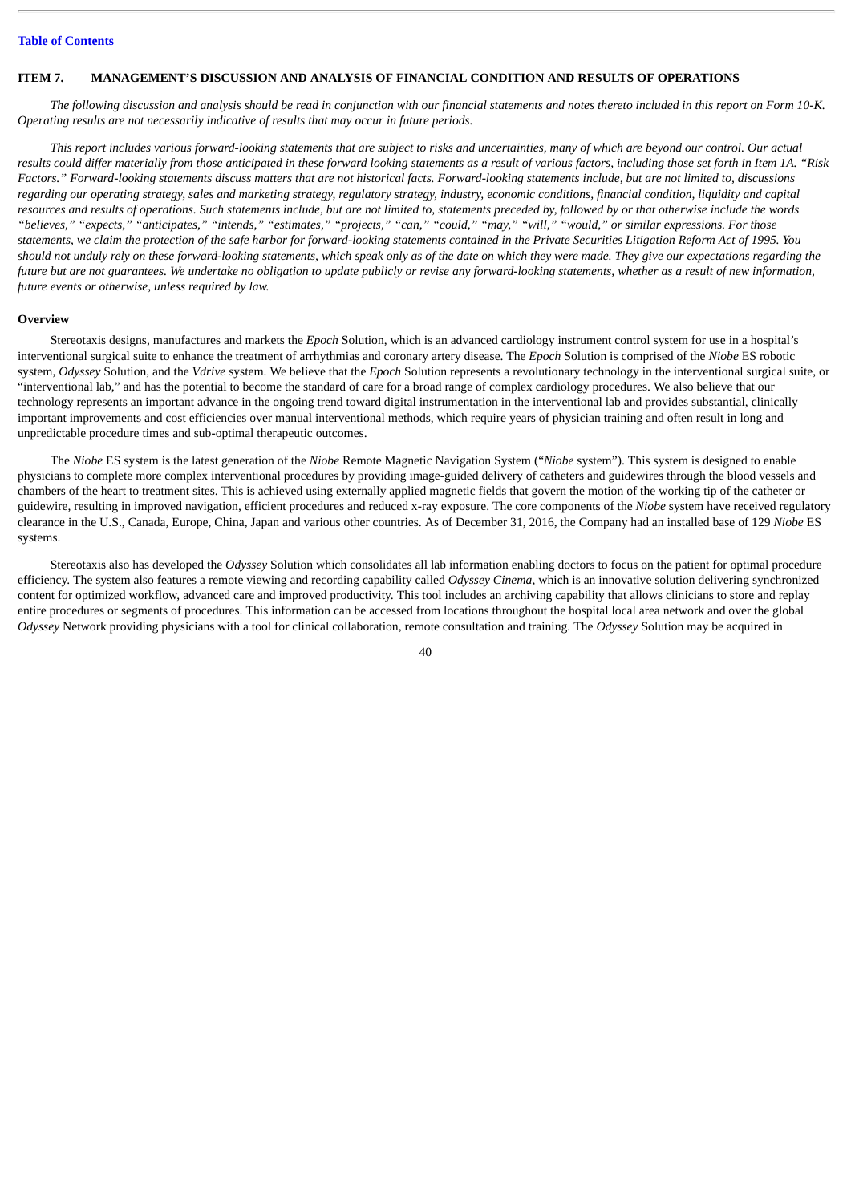## ITEM 7. MANAGEMENT'S DISCUSSION AND ANALYSIS OF FINANCIAL CONDITION AND RESULTS OF OPERATIONS

*The following discussion and analysis should be read in conjunction with our financial statements and notes thereto included in this report on Form 10-K. Operating results are not necessarily indicative of results that may occur in future periods.*

*This report includes various forward-looking statements that are subject to risks and uncertainties, many of which are beyond our control. Our actual results could differ materially from those anticipated in these forward looking statements as a result of various factors, including those set forth in Item 1A. "Risk Factors." Forward-looking statements discuss matters that are not historical facts. Forward-looking statements include, but are not limited to, discussions regarding our operating strategy, sales and marketing strategy, regulatory strategy, industry, economic conditions, financial condition, liquidity and capital resources and results of operations. Such statements include, but are not limited to, statements preceded by, followed by or that otherwise include the words "believes," "expects," "anticipates," "intends," "estimates," "projects," "can," "could," "may," "will," "would," or similar expressions. For those statements, we claim the protection of the safe harbor for forward-looking statements contained in the Private Securities Litigation Reform Act of 1995. You should not unduly rely on these forward-looking statements, which speak only as of the date on which they were made. They give our expectations regarding the future but are not guarantees. We undertake no obligation to update publicly or revise any forward-looking statements, whether as a result of new information, future events or otherwise, unless required by law.*

### Overview

Stereotaxis designs, manufactures and markets the *Epoch* Solution, which is an advanced cardiology instrument control system for use in a hospital's interventional surgical suite to enhance the treatment of arrhythmias and coronary artery disease. The *Epoch* Solution is comprised of the *Niobe* ES robotic system, *Odyssey* Solution, and the *Vdrive* system. We believe that the *Epoch* Solution represents a revolutionary technology in the interventional surgical suite, or "interventional lab," and has the potential to become the standard of care for a broad range of complex cardiology procedures. We also believe that our technology represents an important advance in the ongoing trend toward digital instrumentation in the interventional lab and provides substantial, clinically important improvements and cost efficiencies over manual interventional methods, which require years of physician training and often result in long and unpredictable procedure times and sub-optimal therapeutic outcomes.

The *Niobe* ES system is the latest generation of the *Niobe* Remote Magnetic Navigation System ("*Niobe* system"). This system is designed to enable physicians to complete more complex interventional procedures by providing image-guided delivery of catheters and guidewires through the blood vessels and chambers of the heart to treatment sites. This is achieved using externally applied magnetic fields that govern the motion of the working tip of the catheter or guidewire, resulting in improved navigation, efficient procedures and reduced x-ray exposure. The core components of the *Niobe* system have received regulatory clearance in the U.S., Canada, Europe, China, Japan and various other countries. As of December 31, 2016, the Company had an installed base of 129 *Niobe* ES systems.

Stereotaxis also has developed the *Odyssey* Solution which consolidates all lab information enabling doctors to focus on the patient for optimal procedure efficiency. The system also features a remote viewing and recording capability called *Odyssey Cinema*, which is an innovative solution delivering synchronized content for optimized workflow, advanced care and improved productivity. This tool includes an archiving capability that allows clinicians to store and replay entire procedures or segments of procedures. This information can be accessed from locations throughout the hospital local area network and over the global *Odyssey* Network providing physicians with a tool for clinical collaboration, remote consultation and training. The *Odyssey* Solution may be acquired in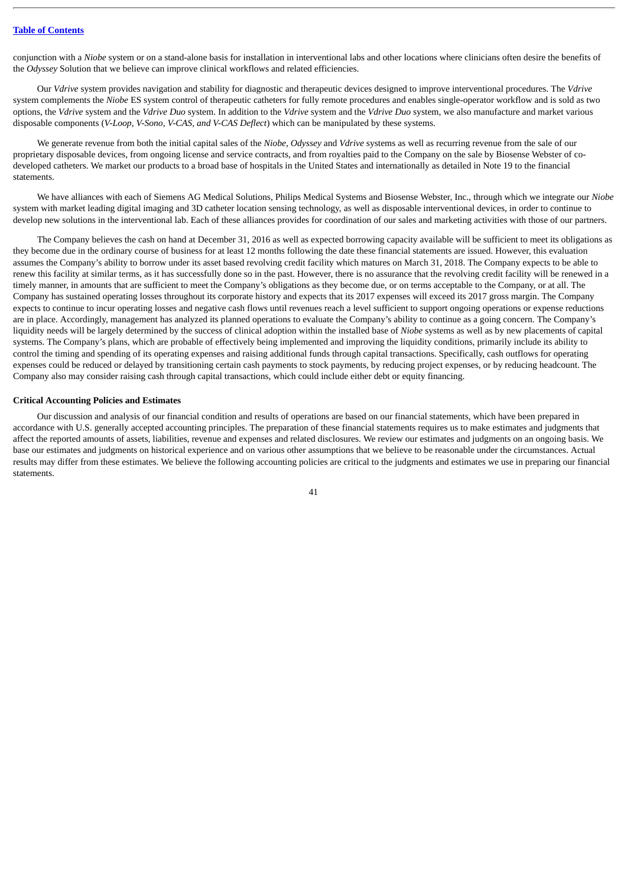conjunction with a *Niobe* system or on a stand-alone basis for installation in interventional labs and other locations where clinicians often desire the benefits of the *Odyssey* Solution that we believe can improve clinical workflows and related efficiencies.

Our *Vdrive* system provides navigation and stability for diagnostic and therapeutic devices designed to improve interventional procedures. The *Vdrive* system complements the *Niobe* ES system control of therapeutic catheters for fully remote procedures and enables single-operator workflow and is sold as two options, the *Vdrive* system and the *Vdrive Duo* system. In addition to the *Vdrive* system and the *Vdrive Duo* system, we also manufacture and market various disposable components (*V-Loop, V-Sono, V-CAS, and V-CAS Deflect*) which can be manipulated by these systems.

We generate revenue from both the initial capital sales of the *Niobe*, *Odyssey* and *Vdrive* systems as well as recurring revenue from the sale of our proprietary disposable devices, from ongoing license and service contracts, and from royalties paid to the Company on the sale by Biosense Webster of co-developed catheters. We market our products to a broad base of hospitals in the United States and internationally as detailed in Note 19 to the financial statements.

We have alliances with each of Siemens AG Medical Solutions, Philips Medical Systems and Biosense Webster, Inc., through which we integrate our *Niobe* system with market leading digital imaging and 3D catheter location sensing technology, as well as disposable interventional devices, in order to continue to develop new solutions in the interventional lab. Each of these alliances provides for coordination of our sales and marketing activities with those of our partners.

The Company believes the cash on hand at December 31, 2016 as well as expected borrowing capacity available will be sufficient to meet its obligations as they become due in the ordinary course of business for at least 12 months following the date these financial statements are issued. However, this evaluation assumes the Company's ability to borrow under its asset based revolving credit facility which matures on March 31, 2018. The Company expects to be able to renew this facility at similar terms, as it has successfully done so in the past. However, there is no assurance that the revolving credit facility will be renewed in a timely manner, in amounts that are sufficient to meet the Company's obligations as they become due, or on terms acceptable to the Company, or at all. The Company has sustained operating losses throughout its corporate history and expects that its 2017 expenses will exceed its 2017 gross margin. The Company expects to continue to incur operating losses and negative cash flows until revenues reach a level sufficient to support ongoing operations or expense reductions are in place. Accordingly, management has analyzed its planned operations to evaluate the Company's ability to continue as a going concern. The Company's liquidity needs will be largely determined by the success of clinical adoption within the installed base of *Niobe* systems as well as by new placements of capital systems. The Company's plans, which are probable of effectively being implemented and improving the liquidity conditions, primarily include its ability to control the timing and spending of its operating expenses and raising additional funds through capital transactions. Specifically, cash outflows for operating expenses could be reduced or delayed by transitioning certain cash payments to stock payments, by reducing project expenses, or by reducing headcount. The Company also may consider raising cash through capital transactions, which could include either debt or equity financing.

**Critical Accounting Policies and Estimates**

Our discussion and analysis of our financial condition and results of operations are based on our financial statements, which have been prepared in accordance with U.S. generally accepted accounting principles. The preparation of these financial statements requires us to make estimates and judgments that affect the reported amounts of assets, liabilities, revenue and expenses and related disclosures. We review our estimates and judgments on an ongoing basis. We base our estimates and judgments on historical experience and on various other assumptions that we believe to be reasonable under the circumstances. Actual results may differ from these estimates. We believe the following accounting policies are critical to the judgments and estimates we use in preparing our financial statements.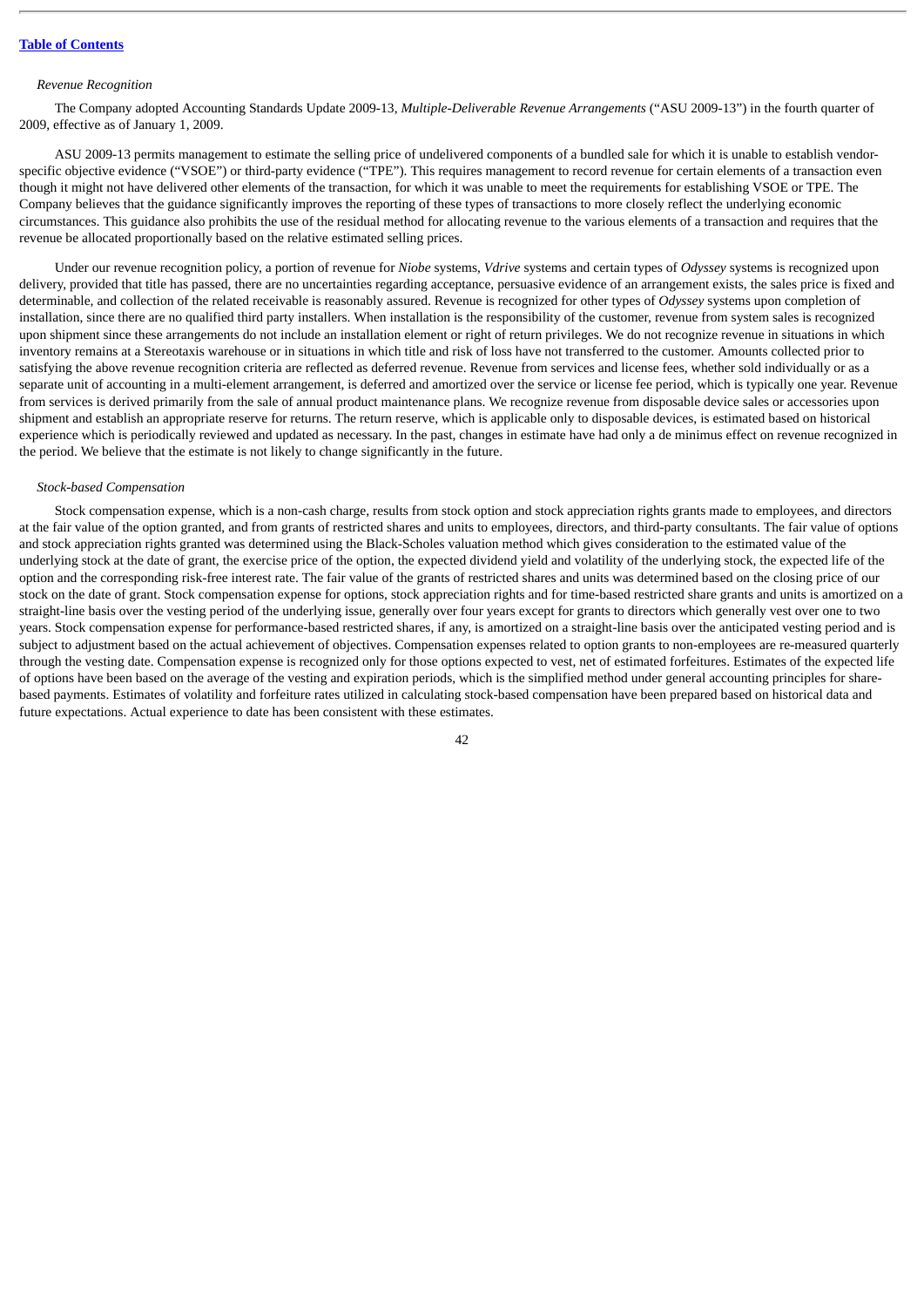*Revenue Recognition*

The Company adopted Accounting Standards Update 2009-13, *Multiple-Deliverable Revenue Arrangements* ("ASU 2009-13") in the fourth quarter of 2009, effective as of January 1, 2009.

ASU 2009-13 permits management to estimate the selling price of undelivered components of a bundled sale for which it is unable to establish vendor-specific objective evidence ("VSOE") or third-party evidence ("TPE"). This requires management to record revenue for certain elements of a transaction even though it might not have delivered other elements of the transaction, for which it was unable to meet the requirements for establishing VSOE or TPE. The Company believes that the guidance significantly improves the reporting of these types of transactions to more closely reflect the underlying economic circumstances. This guidance also prohibits the use of the residual method for allocating revenue to the various elements of a transaction and requires that the revenue be allocated proportionally based on the relative estimated selling prices.

Under our revenue recognition policy, a portion of revenue for *Niobe* systems, *Vdrive* systems and certain types of *Odyssey* systems is recognized upon delivery, provided that title has passed, there are no uncertainties regarding acceptance, persuasive evidence of an arrangement exists, the sales price is fixed and determinable, and collection of the related receivable is reasonably assured. Revenue is recognized for other types of *Odyssey* systems upon completion of installation, since there are no qualified third party installers. When installation is the responsibility of the customer, revenue from system sales is recognized upon shipment since these arrangements do not include an installation element or right of return privileges. We do not recognize revenue in situations in which inventory remains at a Stereotaxis warehouse or in situations in which title and risk of loss have not transferred to the customer. Amounts collected prior to satisfying the above revenue recognition criteria are reflected as deferred revenue. Revenue from services and license fees, whether sold individually or as a separate unit of accounting in a multi-element arrangement, is deferred and amortized over the service or license fee period, which is typically one year. Revenue from services is derived primarily from the sale of annual product maintenance plans. We recognize revenue from disposable device sales or accessories upon shipment and establish an appropriate reserve for returns. The return reserve, which is applicable only to disposable devices, is estimated based on historical experience which is periodically reviewed and updated as necessary. In the past, changes in estimate have had only a de minimus effect on revenue recognized in the period. We believe that the estimate is not likely to change significantly in the future.

*Stock-based Compensation*

Stock compensation expense, which is a non-cash charge, results from stock option and stock appreciation rights grants made to employees, and directors at the fair value of the option granted, and from grants of restricted shares and units to employees, directors, and third-party consultants. The fair value of options and stock appreciation rights granted was determined using the Black-Scholes valuation method which gives consideration to the estimated value of the underlying stock at the date of grant, the exercise price of the option, the expected dividend yield and volatility of the underlying stock, the expected life of the option and the corresponding risk-free interest rate. The fair value of the grants of restricted shares and units was determined based on the closing price of our stock on the date of grant. Stock compensation expense for options, stock appreciation rights and for time-based restricted share grants and units is amortized on a straight-line basis over the vesting period of the underlying issue, generally over four years except for grants to directors which generally vest over one to two years. Stock compensation expense for performance-based restricted shares, if any, is amortized on a straight-line basis over the anticipated vesting period and is subject to adjustment based on the actual achievement of objectives. Compensation expenses related to option grants to non-employees are re-measured quarterly through the vesting date. Compensation expense is recognized only for those options expected to vest, net of estimated forfeitures. Estimates of the expected life of options have been based on the average of the vesting and expiration periods, which is the simplified method under general accounting principles for share-based payments. Estimates of volatility and forfeiture rates utilized in calculating stock-based compensation have been prepared based on historical data and future expectations. Actual experience to date has been consistent with these estimates.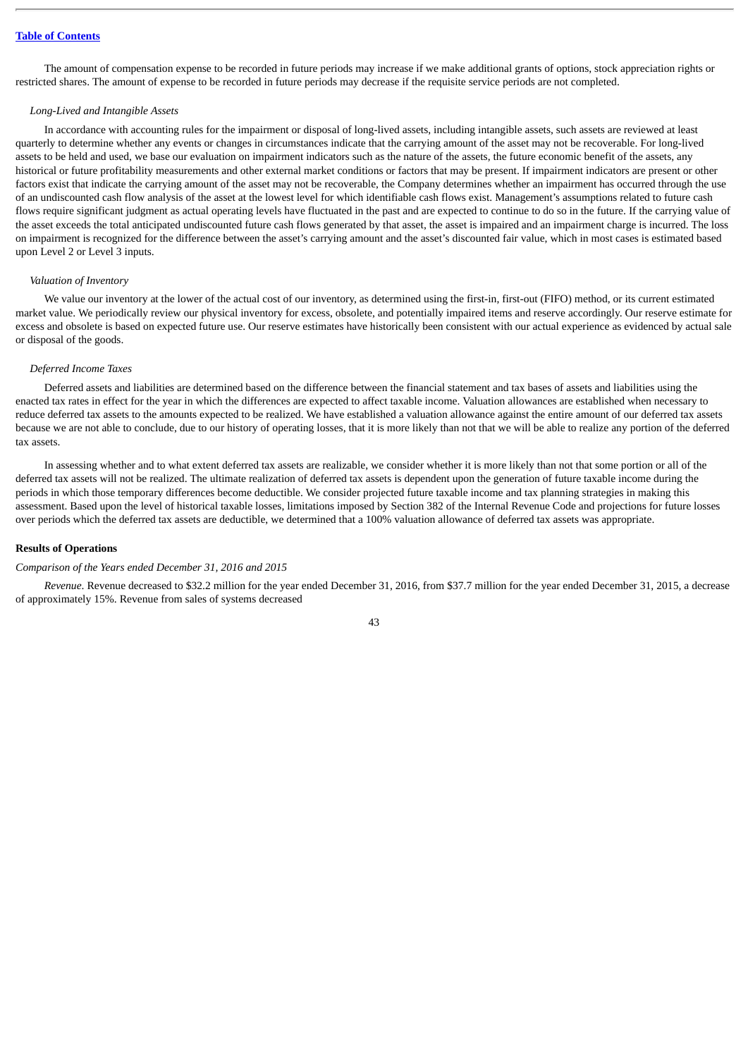The amount of compensation expense to be recorded in future periods may increase if we make additional grants of options, stock appreciation rights or restricted shares. The amount of expense to be recorded in future periods may decrease if the requisite service periods are not completed.

*Long-Lived and Intangible Assets*

In accordance with accounting rules for the impairment or disposal of long-lived assets, including intangible assets, such assets are reviewed at least quarterly to determine whether any events or changes in circumstances indicate that the carrying amount of the asset may not be recoverable. For long-lived assets to be held and used, we base our evaluation on impairment indicators such as the nature of the assets, the future economic benefit of the assets, any historical or future profitability measurements and other external market conditions or factors that may be present. If impairment indicators are present or other factors exist that indicate the carrying amount of the asset may not be recoverable, the Company determines whether an impairment has occurred through the use of an undiscounted cash flow analysis of the asset at the lowest level for which identifiable cash flows exist. Management's assumptions related to future cash flows require significant judgment as actual operating levels have fluctuated in the past and are expected to continue to do so in the future. If the carrying value of the asset exceeds the total anticipated undiscounted future cash flows generated by that asset, the asset is impaired and an impairment charge is incurred. The loss on impairment is recognized for the difference between the asset's carrying amount and the asset's discounted fair value, which in most cases is estimated based upon Level 2 or Level 3 inputs.

*Valuation of Inventory*

We value our inventory at the lower of the actual cost of our inventory, as determined using the first-in, first-out (FIFO) method, or its current estimated market value. We periodically review our physical inventory for excess, obsolete, and potentially impaired items and reserve accordingly. Our reserve estimate for excess and obsolete is based on expected future use. Our reserve estimates have historically been consistent with our actual experience as evidenced by actual sale or disposal of the goods.

*Deferred Income Taxes*

Deferred assets and liabilities are determined based on the difference between the financial statement and tax bases of assets and liabilities using the enacted tax rates in effect for the year in which the differences are expected to affect taxable income. Valuation allowances are established when necessary to reduce deferred tax assets to the amounts expected to be realized. We have established a valuation allowance against the entire amount of our deferred tax assets because we are not able to conclude, due to our history of operating losses, that it is more likely than not that we will be able to realize any portion of the deferred tax assets.

In assessing whether and to what extent deferred tax assets are realizable, we consider whether it is more likely than not that some portion or all of the deferred tax assets will not be realized. The ultimate realization of deferred tax assets is dependent upon the generation of future taxable income during the periods in which those temporary differences become deductible. We consider projected future taxable income and tax planning strategies in making this assessment. Based upon the level of historical taxable losses, limitations imposed by Section 382 of the Internal Revenue Code and projections for future losses over periods which the deferred tax assets are deductible, we determined that a 100% valuation allowance of deferred tax assets was appropriate.

**Results of Operations**

*Comparison of the Years ended December 31, 2016 and 2015*

*Revenue*. Revenue decreased to $32.2 million for the year ended December 31, 2016, from $37.7 million for the year ended December 31, 2015, a decrease of approximately 15%. Revenue from sales of systems decreased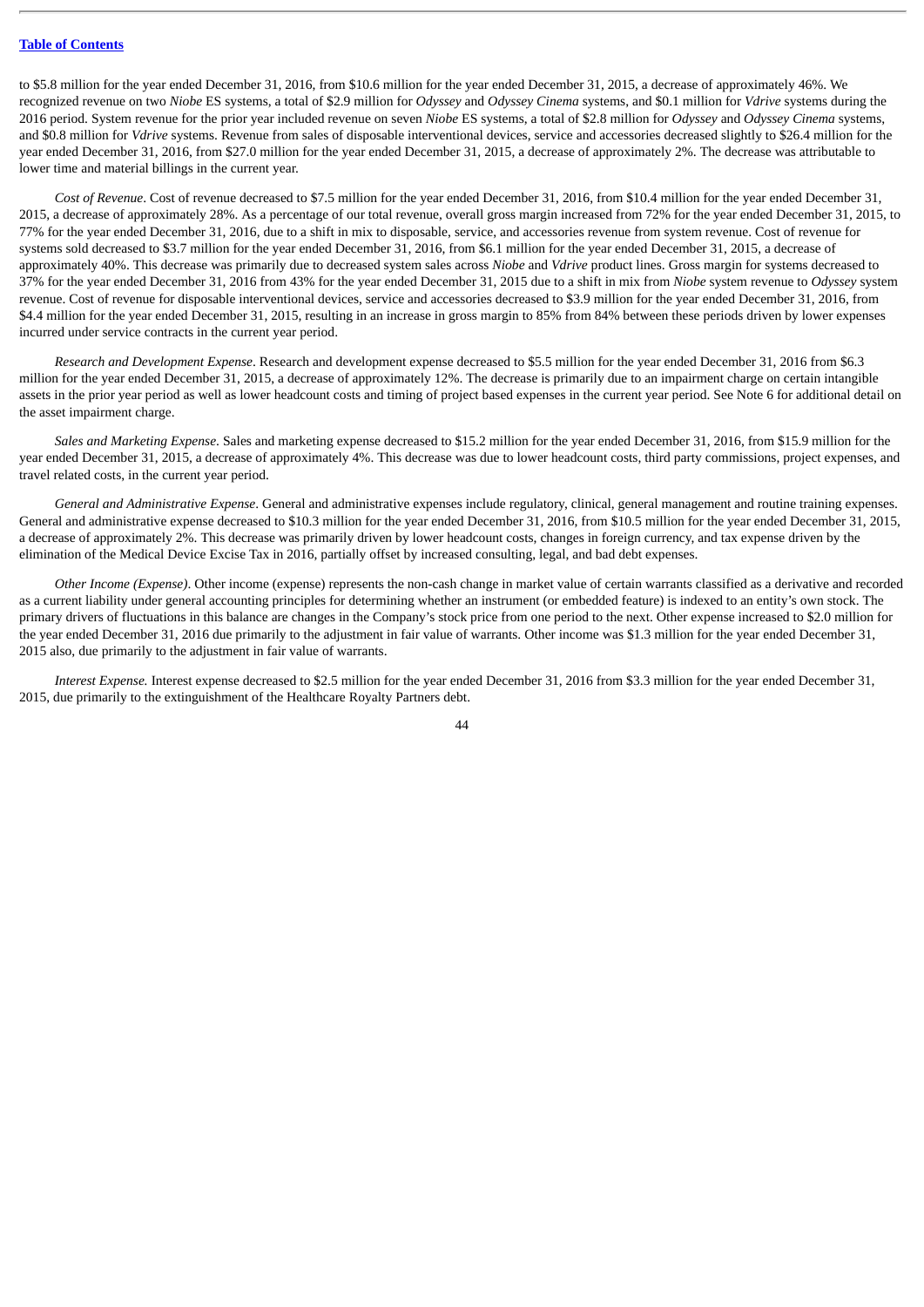to $5.8 million for the year ended December 31, 2016, from $10.6 million for the year ended December 31, 2015, a decrease of approximately 46%. We recognized revenue on two *Niobe* ES systems, a total of $2.9 million for *Odyssey* and *Odyssey Cinema* systems, and $0.1 million for *Vdrive* systems during the 2016 period. System revenue for the prior year included revenue on seven *Niobe* ES systems, a total of $2.8 million for *Odyssey* and *Odyssey Cinema* systems, and $0.8 million for *Vdrive* systems. Revenue from sales of disposable interventional devices, service and accessories decreased slightly to $26.4 million for the year ended December 31, 2016, from $27.0 million for the year ended December 31, 2015, a decrease of approximately 2%. The decrease was attributable to lower time and material billings in the current year.

*Cost of Revenue*. Cost of revenue decreased to $7.5 million for the year ended December 31, 2016, from $10.4 million for the year ended December 31, 2015, a decrease of approximately 28%. As a percentage of our total revenue, overall gross margin increased from 72% for the year ended December 31, 2015, to 77% for the year ended December 31, 2016, due to a shift in mix to disposable, service, and accessories revenue from system revenue. Cost of revenue for systems sold decreased to $3.7 million for the year ended December 31, 2016, from $6.1 million for the year ended December 31, 2015, a decrease of approximately 40%. This decrease was primarily due to decreased system sales across *Niobe* and *Vdrive* product lines. Gross margin for systems decreased to 37% for the year ended December 31, 2016 from 43% for the year ended December 31, 2015 due to a shift in mix from *Niobe* system revenue to *Odyssey* system revenue. Cost of revenue for disposable interventional devices, service and accessories decreased to $3.9 million for the year ended December 31, 2016, from $4.4 million for the year ended December 31, 2015, resulting in an increase in gross margin to 85% from 84% between these periods driven by lower expenses incurred under service contracts in the current year period.

*Research and Development Expense*. Research and development expense decreased to $5.5 million for the year ended December 31, 2016 from $6.3 million for the year ended December 31, 2015, a decrease of approximately 12%. The decrease is primarily due to an impairment charge on certain intangible assets in the prior year period as well as lower headcount costs and timing of project based expenses in the current year period. See Note 6 for additional detail on the asset impairment charge.

*Sales and Marketing Expense*. Sales and marketing expense decreased to $15.2 million for the year ended December 31, 2016, from $15.9 million for the year ended December 31, 2015, a decrease of approximately 4%. This decrease was due to lower headcount costs, third party commissions, project expenses, and travel related costs, in the current year period.

*General and Administrative Expense*. General and administrative expenses include regulatory, clinical, general management and routine training expenses. General and administrative expense decreased to $10.3 million for the year ended December 31, 2016, from $10.5 million for the year ended December 31, 2015, a decrease of approximately 2%. This decrease was primarily driven by lower headcount costs, changes in foreign currency, and tax expense driven by the elimination of the Medical Device Excise Tax in 2016, partially offset by increased consulting, legal, and bad debt expenses.

*Other Income (Expense)*. Other income (expense) represents the non-cash change in market value of certain warrants classified as a derivative and recorded as a current liability under general accounting principles for determining whether an instrument (or embedded feature) is indexed to an entity's own stock. The primary drivers of fluctuations in this balance are changes in the Company's stock price from one period to the next. Other expense increased to $2.0 million for the year ended December 31, 2016 due primarily to the adjustment in fair value of warrants. Other income was $1.3 million for the year ended December 31, 2015 also, due primarily to the adjustment in fair value of warrants.

*Interest Expense.* Interest expense decreased to $2.5 million for the year ended December 31, 2016 from $3.3 million for the year ended December 31, 2015, due primarily to the extinguishment of the Healthcare Royalty Partners debt.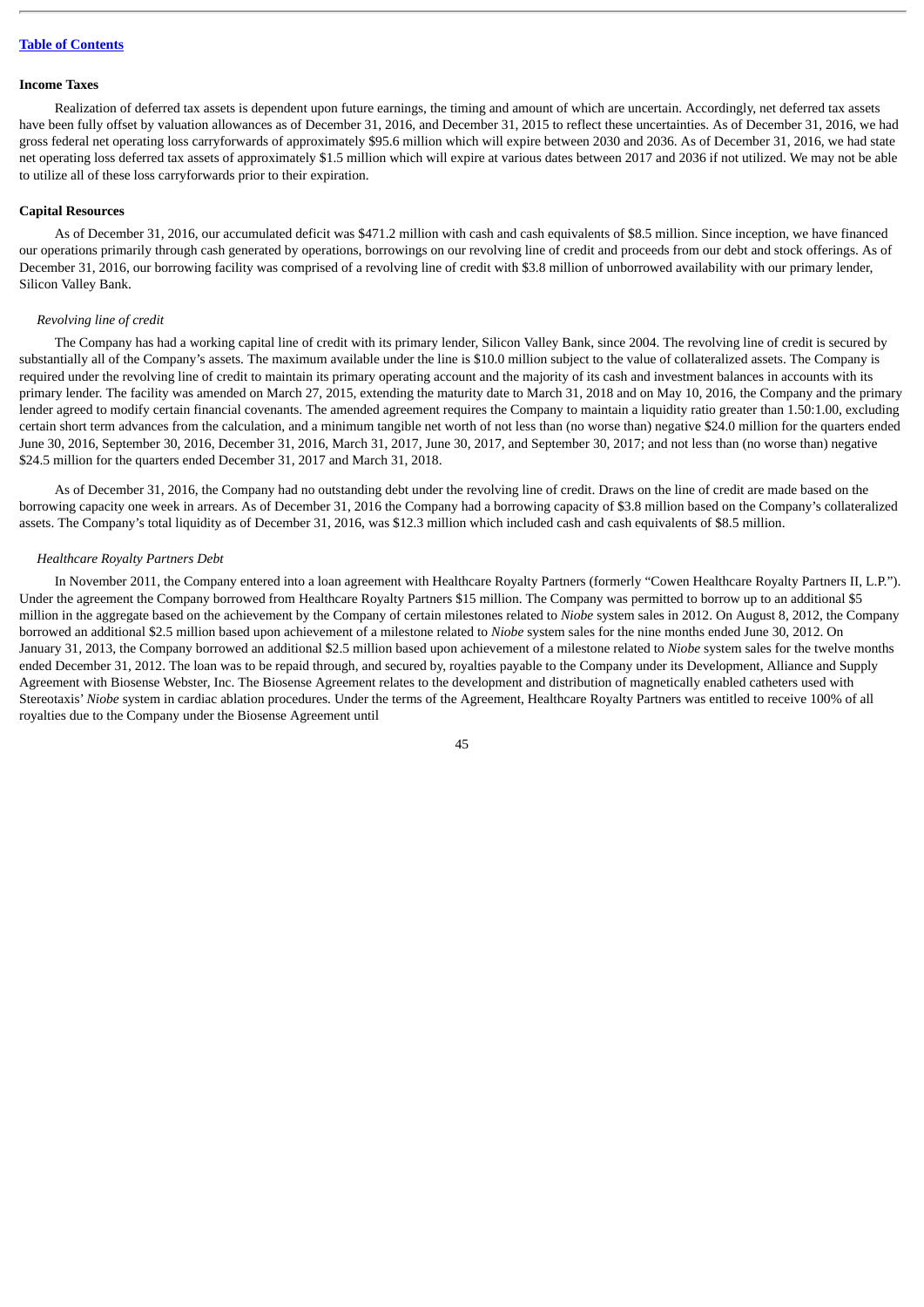**Income Taxes**

Realization of deferred tax assets is dependent upon future earnings, the timing and amount of which are uncertain. Accordingly, net deferred tax assets have been fully offset by valuation allowances as of December 31, 2016, and December 31, 2015 to reflect these uncertainties. As of December 31, 2016, we had gross federal net operating loss carryforwards of approximately $95.6 million which will expire between 2030 and 2036. As of December 31, 2016, we had state net operating loss deferred tax assets of approximately $1.5 million which will expire at various dates between 2017 and 2036 if not utilized. We may not be able to utilize all of these loss carryforwards prior to their expiration.

**Capital Resources**

As of December 31, 2016, our accumulated deficit was $471.2 million with cash and cash equivalents of $8.5 million. Since inception, we have financed our operations primarily through cash generated by operations, borrowings on our revolving line of credit and proceeds from our debt and stock offerings. As of December 31, 2016, our borrowing facility was comprised of a revolving line of credit with $3.8 million of unborrowed availability with our primary lender, Silicon Valley Bank.

*Revolving line of credit*

The Company has had a working capital line of credit with its primary lender, Silicon Valley Bank, since 2004. The revolving line of credit is secured by substantially all of the Company's assets. The maximum available under the line is $10.0 million subject to the value of collateralized assets. The Company is required under the revolving line of credit to maintain its primary operating account and the majority of its cash and investment balances in accounts with its primary lender. The facility was amended on March 27, 2015, extending the maturity date to March 31, 2018 and on May 10, 2016, the Company and the primary lender agreed to modify certain financial covenants. The amended agreement requires the Company to maintain a liquidity ratio greater than 1.50:1.00, excluding certain short term advances from the calculation, and a minimum tangible net worth of not less than (no worse than) negative $24.0 million for the quarters ended June 30, 2016, September 30, 2016, December 31, 2016, March 31, 2017, June 30, 2017, and September 30, 2017; and not less than (no worse than) negative $24.5 million for the quarters ended December 31, 2017 and March 31, 2018.

As of December 31, 2016, the Company had no outstanding debt under the revolving line of credit. Draws on the line of credit are made based on the borrowing capacity one week in arrears. As of December 31, 2016 the Company had a borrowing capacity of $3.8 million based on the Company's collateralized assets. The Company's total liquidity as of December 31, 2016, was $12.3 million which included cash and cash equivalents of $8.5 million.

*Healthcare Royalty Partners Debt*

In November 2011, the Company entered into a loan agreement with Healthcare Royalty Partners (formerly "Cowen Healthcare Royalty Partners II, L.P."). Under the agreement the Company borrowed from Healthcare Royalty Partners $15 million. The Company was permitted to borrow up to an additional $5 million in the aggregate based on the achievement by the Company of certain milestones related to *Niobe* system sales in 2012. On August 8, 2012, the Company borrowed an additional $2.5 million based upon achievement of a milestone related to *Niobe* system sales for the nine months ended June 30, 2012. On January 31, 2013, the Company borrowed an additional $2.5 million based upon achievement of a milestone related to *Niobe* system sales for the twelve months ended December 31, 2012. The loan was to be repaid through, and secured by, royalties payable to the Company under its Development, Alliance and Supply Agreement with Biosense Webster, Inc. The Biosense Agreement relates to the development and distribution of magnetically enabled catheters used with Stereotaxis' *Niobe* system in cardiac ablation procedures. Under the terms of the Agreement, Healthcare Royalty Partners was entitled to receive 100% of all royalties due to the Company under the Biosense Agreement until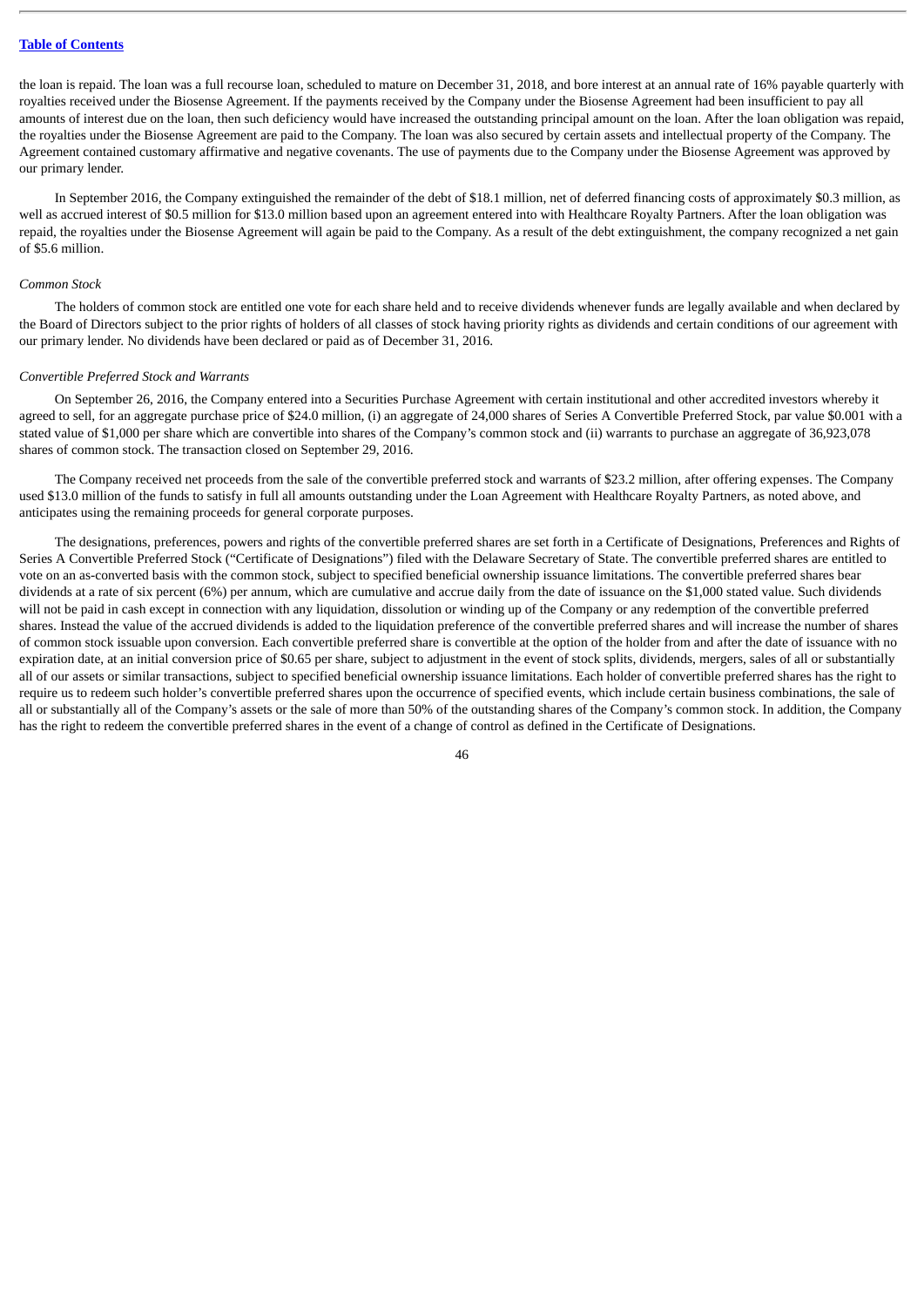the loan is repaid. The loan was a full recourse loan, scheduled to mature on December 31, 2018, and bore interest at an annual rate of 16% payable quarterly with royalties received under the Biosense Agreement. If the payments received by the Company under the Biosense Agreement had been insufficient to pay all amounts of interest due on the loan, then such deficiency would have increased the outstanding principal amount on the loan. After the loan obligation was repaid, the royalties under the Biosense Agreement are paid to the Company. The loan was also secured by certain assets and intellectual property of the Company. The Agreement contained customary affirmative and negative covenants. The use of payments due to the Company under the Biosense Agreement was approved by our primary lender.

In September 2016, the Company extinguished the remainder of the debt of $18.1 million, net of deferred financing costs of approximately $0.3 million, as well as accrued interest of $0.5 million for $13.0 million based upon an agreement entered into with Healthcare Royalty Partners. After the loan obligation was repaid, the royalties under the Biosense Agreement will again be paid to the Company. As a result of the debt extinguishment, the company recognized a net gain of $5.6 million.

*Common Stock*

The holders of common stock are entitled one vote for each share held and to receive dividends whenever funds are legally available and when declared by the Board of Directors subject to the prior rights of holders of all classes of stock having priority rights as dividends and certain conditions of our agreement with our primary lender. No dividends have been declared or paid as of December 31, 2016.

*Convertible Preferred Stock and Warrants*

On September 26, 2016, the Company entered into a Securities Purchase Agreement with certain institutional and other accredited investors whereby it agreed to sell, for an aggregate purchase price of $24.0 million, (i) an aggregate of 24,000 shares of Series A Convertible Preferred Stock, par value $0.001 with a stated value of $1,000 per share which are convertible into shares of the Company's common stock and (ii) warrants to purchase an aggregate of 36,923,078 shares of common stock. The transaction closed on September 29, 2016.

The Company received net proceeds from the sale of the convertible preferred stock and warrants of $23.2 million, after offering expenses. The Company used $13.0 million of the funds to satisfy in full all amounts outstanding under the Loan Agreement with Healthcare Royalty Partners, as noted above, and anticipates using the remaining proceeds for general corporate purposes.

The designations, preferences, powers and rights of the convertible preferred shares are set forth in a Certificate of Designations, Preferences and Rights of Series A Convertible Preferred Stock ("Certificate of Designations") filed with the Delaware Secretary of State. The convertible preferred shares are entitled to vote on an as-converted basis with the common stock, subject to specified beneficial ownership issuance limitations. The convertible preferred shares bear dividends at a rate of six percent (6%) per annum, which are cumulative and accrue daily from the date of issuance on the $1,000 stated value. Such dividends will not be paid in cash except in connection with any liquidation, dissolution or winding up of the Company or any redemption of the convertible preferred shares. Instead the value of the accrued dividends is added to the liquidation preference of the convertible preferred shares and will increase the number of shares of common stock issuable upon conversion. Each convertible preferred share is convertible at the option of the holder from and after the date of issuance with no expiration date, at an initial conversion price of $0.65 per share, subject to adjustment in the event of stock splits, dividends, mergers, sales of all or substantially all of our assets or similar transactions, subject to specified beneficial ownership issuance limitations. Each holder of convertible preferred shares has the right to require us to redeem such holder's convertible preferred shares upon the occurrence of specified events, which include certain business combinations, the sale of all or substantially all of the Company's assets or the sale of more than 50% of the outstanding shares of the Company's common stock. In addition, the Company has the right to redeem the convertible preferred shares in the event of a change of control as defined in the Certificate of Designations.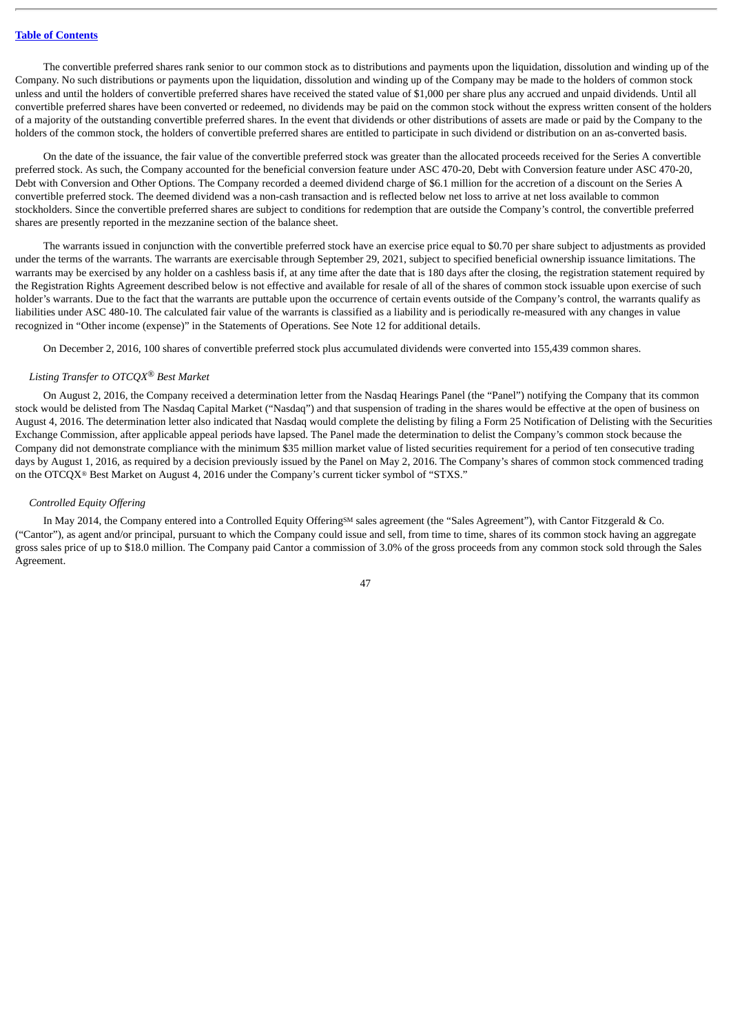The convertible preferred shares rank senior to our common stock as to distributions and payments upon the liquidation, dissolution and winding up of the Company. No such distributions or payments upon the liquidation, dissolution and winding up of the Company may be made to the holders of common stock unless and until the holders of convertible preferred shares have received the stated value of $1,000 per share plus any accrued and unpaid dividends. Until all convertible preferred shares have been converted or redeemed, no dividends may be paid on the common stock without the express written consent of the holders of a majority of the outstanding convertible preferred shares. In the event that dividends or other distributions of assets are made or paid by the Company to the holders of the common stock, the holders of convertible preferred shares are entitled to participate in such dividend or distribution on an as-converted basis.

On the date of the issuance, the fair value of the convertible preferred stock was greater than the allocated proceeds received for the Series A convertible preferred stock. As such, the Company accounted for the beneficial conversion feature under ASC 470-20, Debt with Conversion feature under ASC 470-20, Debt with Conversion and Other Options. The Company recorded a deemed dividend charge of $6.1 million for the accretion of a discount on the Series A convertible preferred stock. The deemed dividend was a non-cash transaction and is reflected below net loss to arrive at net loss available to common stockholders. Since the convertible preferred shares are subject to conditions for redemption that are outside the Company's control, the convertible preferred shares are presently reported in the mezzanine section of the balance sheet.

The warrants issued in conjunction with the convertible preferred stock have an exercise price equal to $0.70 per share subject to adjustments as provided under the terms of the warrants. The warrants are exercisable through September 29, 2021, subject to specified beneficial ownership issuance limitations. The warrants may be exercised by any holder on a cashless basis if, at any time after the date that is 180 days after the closing, the registration statement required by the Registration Rights Agreement described below is not effective and available for resale of all of the shares of common stock issuable upon exercise of such holder's warrants. Due to the fact that the warrants are puttable upon the occurrence of certain events outside of the Company's control, the warrants qualify as liabilities under ASC 480-10. The calculated fair value of the warrants is classified as a liability and is periodically re-measured with any changes in value recognized in "Other income (expense)" in the Statements of Operations. See Note 12 for additional details.

On December 2, 2016, 100 shares of convertible preferred stock plus accumulated dividends were converted into 155,439 common shares.

*Listing Transfer to OTCQX® Best Market*

On August 2, 2016, the Company received a determination letter from the Nasdaq Hearings Panel (the "Panel") notifying the Company that its common stock would be delisted from The Nasdaq Capital Market ("Nasdaq") and that suspension of trading in the shares would be effective at the open of business on August 4, 2016. The determination letter also indicated that Nasdaq would complete the delisting by filing a Form 25 Notification of Delisting with the Securities Exchange Commission, after applicable appeal periods have lapsed. The Panel made the determination to delist the Company's common stock because the Company did not demonstrate compliance with the minimum $35 million market value of listed securities requirement for a period of ten consecutive trading days by August 1, 2016, as required by a decision previously issued by the Panel on May 2, 2016. The Company's shares of common stock commenced trading on the OTCQX® Best Market on August 4, 2016 under the Company's current ticker symbol of "STXS."

*Controlled Equity Offering*

In May 2014, the Company entered into a Controlled Equity Offering℠ sales agreement (the "Sales Agreement"), with Cantor Fitzgerald & Co. ("Cantor"), as agent and/or principal, pursuant to which the Company could issue and sell, from time to time, shares of its common stock having an aggregate gross sales price of up to $18.0 million. The Company paid Cantor a commission of 3.0% of the gross proceeds from any common stock sold through the Sales Agreement.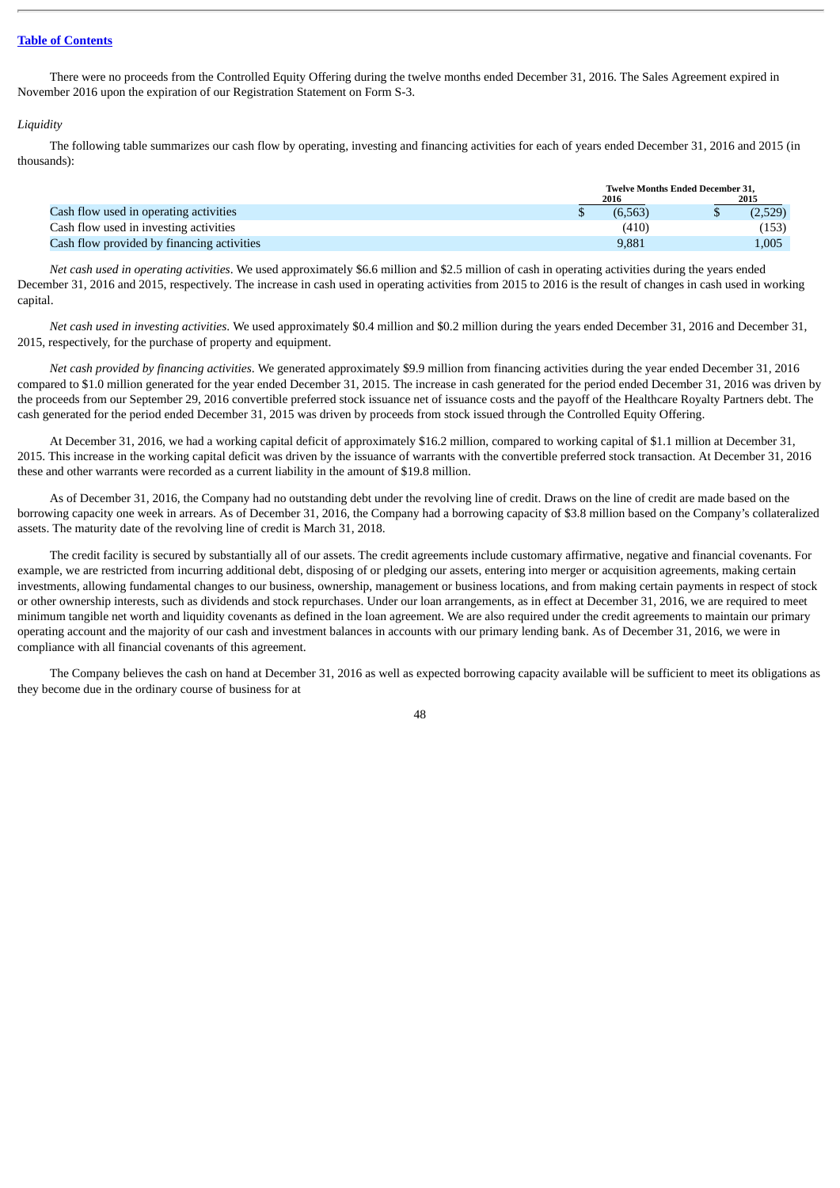There were no proceeds from the Controlled Equity Offering during the twelve months ended December 31, 2016. The Sales Agreement expired in November 2016 upon the expiration of our Registration Statement on Form S-3.

*Liquidity*

The following table summarizes our cash flow by operating, investing and financing activities for each of years ended December 31, 2016 and 2015 (in thousands):

| | Twelve Months Ended December 31, | |
|---|---|---|
| | 2016 | 2015 |
| Cash flow used in operating activities | $ (6,563) | $ (2,529) |
| Cash flow used in investing activities | (410) | (153) |
| Cash flow provided by financing activities | 9,881 | 1,005 |

*Net cash used in operating activities*. We used approximately $6.6 million and $2.5 million of cash in operating activities during the years ended December 31, 2016 and 2015, respectively. The increase in cash used in operating activities from 2015 to 2016 is the result of changes in cash used in working capital.

*Net cash used in investing activities*. We used approximately $0.4 million and $0.2 million during the years ended December 31, 2016 and December 31, 2015, respectively, for the purchase of property and equipment.

*Net cash provided by financing activities*. We generated approximately $9.9 million from financing activities during the year ended December 31, 2016 compared to $1.0 million generated for the year ended December 31, 2015. The increase in cash generated for the period ended December 31, 2016 was driven by the proceeds from our September 29, 2016 convertible preferred stock issuance net of issuance costs and the payoff of the Healthcare Royalty Partners debt. The cash generated for the period ended December 31, 2015 was driven by proceeds from stock issued through the Controlled Equity Offering.

At December 31, 2016, we had a working capital deficit of approximately $16.2 million, compared to working capital of $1.1 million at December 31, 2015. This increase in the working capital deficit was driven by the issuance of warrants with the convertible preferred stock transaction. At December 31, 2016 these and other warrants were recorded as a current liability in the amount of $19.8 million.

As of December 31, 2016, the Company had no outstanding debt under the revolving line of credit. Draws on the line of credit are made based on the borrowing capacity one week in arrears. As of December 31, 2016, the Company had a borrowing capacity of $3.8 million based on the Company's collateralized assets. The maturity date of the revolving line of credit is March 31, 2018.

The credit facility is secured by substantially all of our assets. The credit agreements include customary affirmative, negative and financial covenants. For example, we are restricted from incurring additional debt, disposing of or pledging our assets, entering into merger or acquisition agreements, making certain investments, allowing fundamental changes to our business, ownership, management or business locations, and from making certain payments in respect of stock or other ownership interests, such as dividends and stock repurchases. Under our loan arrangements, as in effect at December 31, 2016, we are required to meet minimum tangible net worth and liquidity covenants as defined in the loan agreement. We are also required under the credit agreements to maintain our primary operating account and the majority of our cash and investment balances in accounts with our primary lending bank. As of December 31, 2016, we were in compliance with all financial covenants of this agreement.

The Company believes the cash on hand at December 31, 2016 as well as expected borrowing capacity available will be sufficient to meet its obligations as they become due in the ordinary course of business for at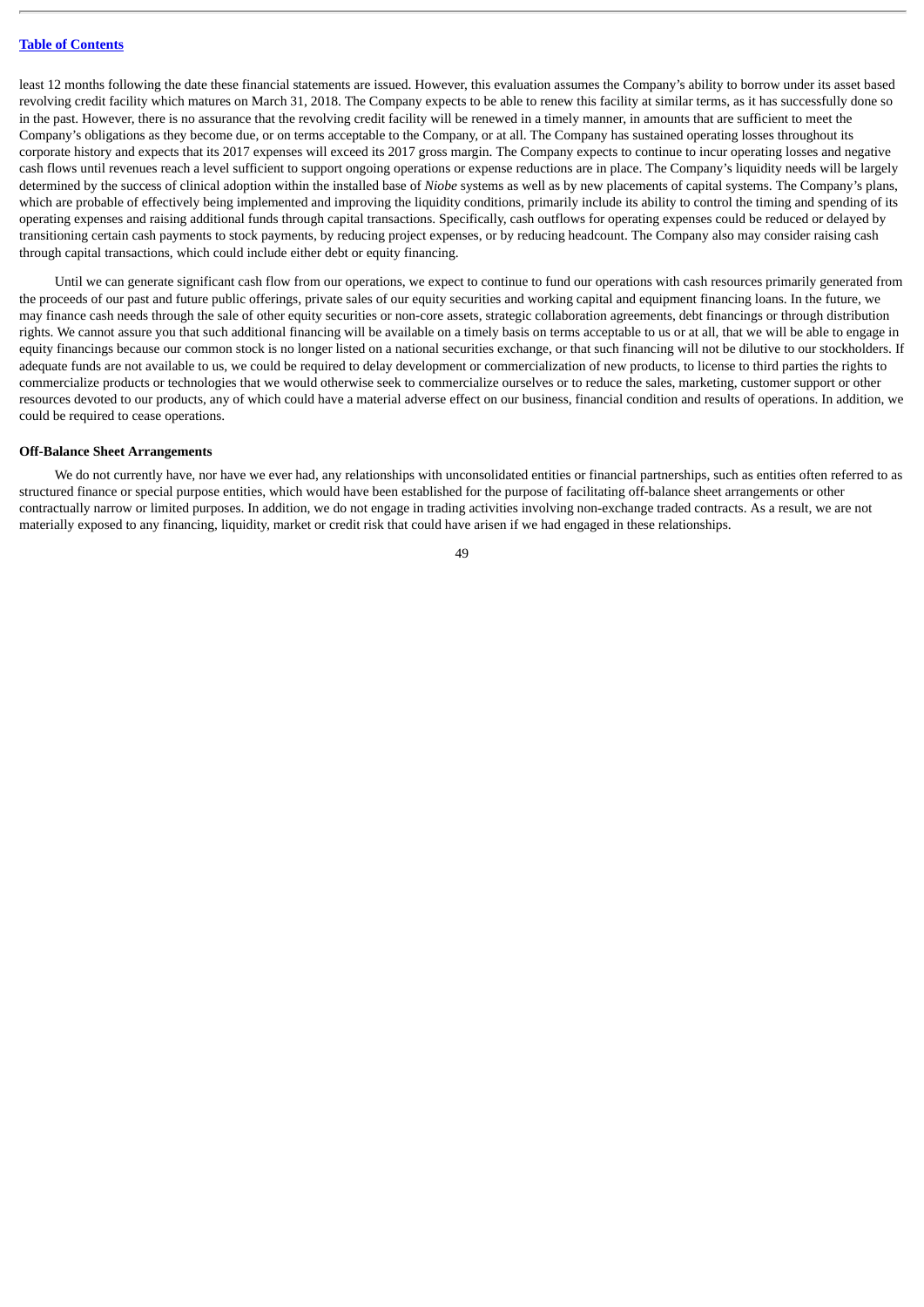least 12 months following the date these financial statements are issued. However, this evaluation assumes the Company's ability to borrow under its asset based revolving credit facility which matures on March 31, 2018. The Company expects to be able to renew this facility at similar terms, as it has successfully done so in the past. However, there is no assurance that the revolving credit facility will be renewed in a timely manner, in amounts that are sufficient to meet the Company's obligations as they become due, or on terms acceptable to the Company, or at all. The Company has sustained operating losses throughout its corporate history and expects that its 2017 expenses will exceed its 2017 gross margin. The Company expects to continue to incur operating losses and negative cash flows until revenues reach a level sufficient to support ongoing operations or expense reductions are in place. The Company's liquidity needs will be largely determined by the success of clinical adoption within the installed base of *Niobe* systems as well as by new placements of capital systems. The Company's plans, which are probable of effectively being implemented and improving the liquidity conditions, primarily include its ability to control the timing and spending of its operating expenses and raising additional funds through capital transactions. Specifically, cash outflows for operating expenses could be reduced or delayed by transitioning certain cash payments to stock payments, by reducing project expenses, or by reducing headcount. The Company also may consider raising cash through capital transactions, which could include either debt or equity financing.

Until we can generate significant cash flow from our operations, we expect to continue to fund our operations with cash resources primarily generated from the proceeds of our past and future public offerings, private sales of our equity securities and working capital and equipment financing loans. In the future, we may finance cash needs through the sale of other equity securities or non-core assets, strategic collaboration agreements, debt financings or through distribution rights. We cannot assure you that such additional financing will be available on a timely basis on terms acceptable to us or at all, that we will be able to engage in equity financings because our common stock is no longer listed on a national securities exchange, or that such financing will not be dilutive to our stockholders. If adequate funds are not available to us, we could be required to delay development or commercialization of new products, to license to third parties the rights to commercialize products or technologies that we would otherwise seek to commercialize ourselves or to reduce the sales, marketing, customer support or other resources devoted to our products, any of which could have a material adverse effect on our business, financial condition and results of operations. In addition, we could be required to cease operations.

**Off-Balance Sheet Arrangements**

We do not currently have, nor have we ever had, any relationships with unconsolidated entities or financial partnerships, such as entities often referred to as structured finance or special purpose entities, which would have been established for the purpose of facilitating off-balance sheet arrangements or other contractually narrow or limited purposes. In addition, we do not engage in trading activities involving non-exchange traded contracts. As a result, we are not materially exposed to any financing, liquidity, market or credit risk that could have arisen if we had engaged in these relationships.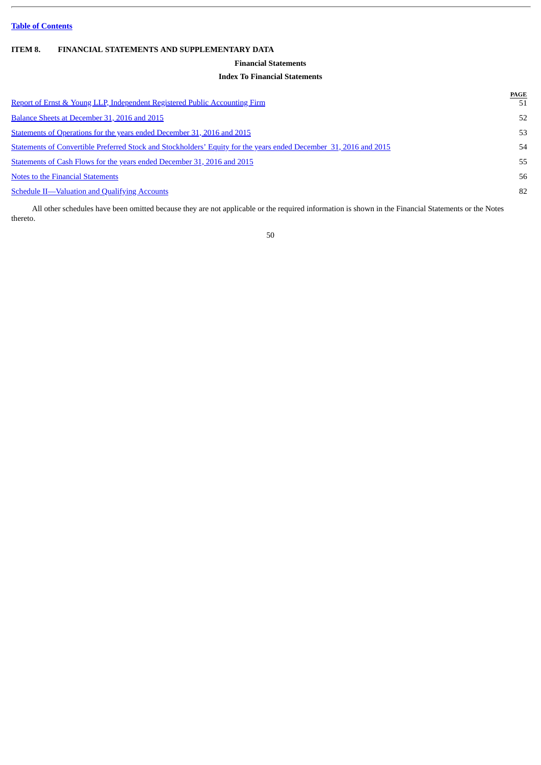[Table of Contents](#)

## ITEM 8. FINANCIAL STATEMENTS AND SUPPLEMENTARY DATA

### Financial Statements

### Index To Financial Statements

| | PAGE |
|---|---|
| Report of Ernst & Young LLP, Independent Registered Public Accounting Firm | 51 |
| Balance Sheets at December 31, 2016 and 2015 | 52 |
| Statements of Operations for the years ended December 31, 2016 and 2015 | 53 |
| Statements of Convertible Preferred Stock and Stockholders' Equity for the years ended December 31, 2016 and 2015 | 54 |
| Statements of Cash Flows for the years ended December 31, 2016 and 2015 | 55 |
| Notes to the Financial Statements | 56 |
| Schedule II—Valuation and Qualifying Accounts | 82 |

All other schedules have been omitted because they are not applicable or the required information is shown in the Financial Statements or the Notes thereto.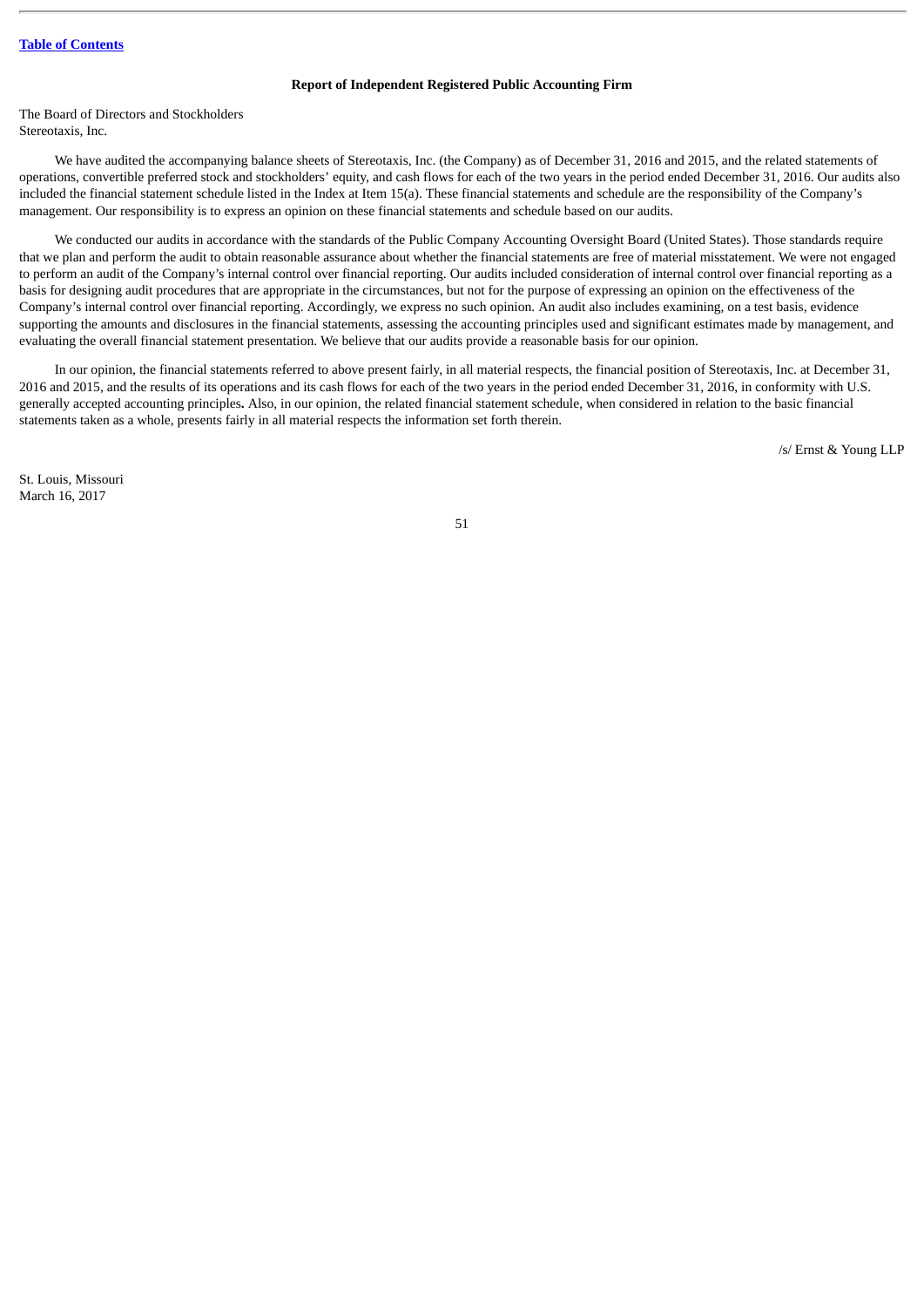[Table of Contents](#)

## Report of Independent Registered Public Accounting Firm

The Board of Directors and Stockholders
Stereotaxis, Inc.

We have audited the accompanying balance sheets of Stereotaxis, Inc. (the Company) as of December 31, 2016 and 2015, and the related statements of operations, convertible preferred stock and stockholders' equity, and cash flows for each of the two years in the period ended December 31, 2016. Our audits also included the financial statement schedule listed in the Index at Item 15(a). These financial statements and schedule are the responsibility of the Company's management. Our responsibility is to express an opinion on these financial statements and schedule based on our audits.

We conducted our audits in accordance with the standards of the Public Company Accounting Oversight Board (United States). Those standards require that we plan and perform the audit to obtain reasonable assurance about whether the financial statements are free of material misstatement. We were not engaged to perform an audit of the Company's internal control over financial reporting. Our audits included consideration of internal control over financial reporting as a basis for designing audit procedures that are appropriate in the circumstances, but not for the purpose of expressing an opinion on the effectiveness of the Company's internal control over financial reporting. Accordingly, we express no such opinion. An audit also includes examining, on a test basis, evidence supporting the amounts and disclosures in the financial statements, assessing the accounting principles used and significant estimates made by management, and evaluating the overall financial statement presentation. We believe that our audits provide a reasonable basis for our opinion.

In our opinion, the financial statements referred to above present fairly, in all material respects, the financial position of Stereotaxis, Inc. at December 31, 2016 and 2015, and the results of its operations and its cash flows for each of the two years in the period ended December 31, 2016, in conformity with U.S. generally accepted accounting principles**.** Also, in our opinion, the related financial statement schedule, when considered in relation to the basic financial statements taken as a whole, presents fairly in all material respects the information set forth therein.

/s/ Ernst & Young LLP

St. Louis, Missouri
March 16, 2017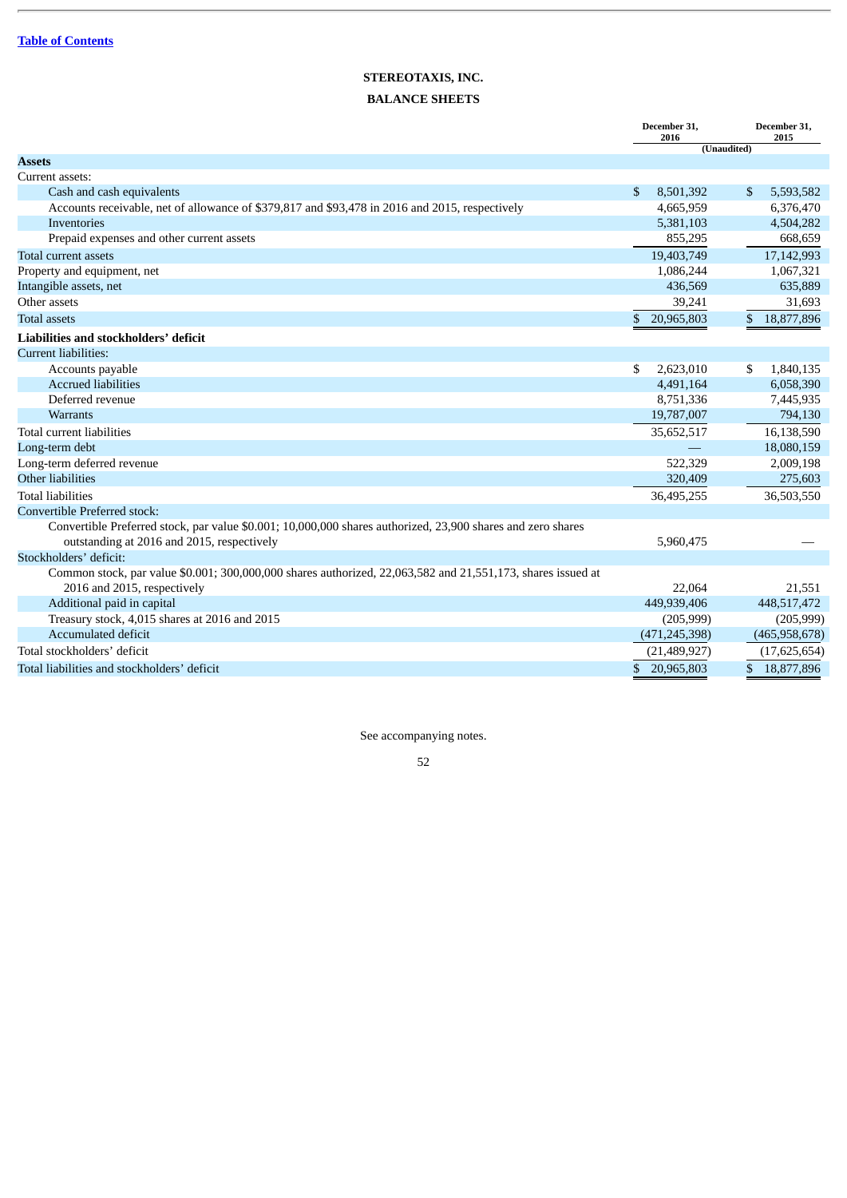[Table of Contents](#)

# STEREOTAXIS, INC.

## BALANCE SHEETS

| | December 31, 2016 | December 31, 2015 |
|---|---|---|
| | (Unaudited) | |
| **Assets** | | |
| Current assets: | | |
| Cash and cash equivalents | $ 8,501,392 | $ 5,593,582 |
| Accounts receivable, net of allowance of $379,817 and $93,478 in 2016 and 2015, respectively | 4,665,959 | 6,376,470 |
| Inventories | 5,381,103 | 4,504,282 |
| Prepaid expenses and other current assets | 855,295 | 668,659 |
| Total current assets | 19,403,749 | 17,142,993 |
| Property and equipment, net | 1,086,244 | 1,067,321 |
| Intangible assets, net | 436,569 | 635,889 |
| Other assets | 39,241 | 31,693 |
| Total assets | $ 20,965,803 | $ 18,877,896 |
| **Liabilities and stockholders' deficit** | | |
| Current liabilities: | | |
| Accounts payable | $ 2,623,010 | $ 1,840,135 |
| Accrued liabilities | 4,491,164 | 6,058,390 |
| Deferred revenue | 8,751,336 | 7,445,935 |
| Warrants | 19,787,007 | 794,130 |
| Total current liabilities | 35,652,517 | 16,138,590 |
| Long-term debt | — | 18,080,159 |
| Long-term deferred revenue | 522,329 | 2,009,198 |
| Other liabilities | 320,409 | 275,603 |
| Total liabilities | 36,495,255 | 36,503,550 |
| Convertible Preferred stock: | | |
| Convertible Preferred stock, par value $0.001; 10,000,000 shares authorized, 23,900 shares and zero shares outstanding at 2016 and 2015, respectively | 5,960,475 | — |
| Stockholders' deficit: | | |
| Common stock, par value $0.001; 300,000,000 shares authorized, 22,063,582 and 21,551,173, shares issued at 2016 and 2015, respectively | 22,064 | 21,551 |
| Additional paid in capital | 449,939,406 | 448,517,472 |
| Treasury stock, 4,015 shares at 2016 and 2015 | (205,999) | (205,999) |
| Accumulated deficit | (471,245,398) | (465,958,678) |
| Total stockholders' deficit | (21,489,927) | (17,625,654) |
| Total liabilities and stockholders' deficit | $ 20,965,803 | $ 18,877,896 |

See accompanying notes.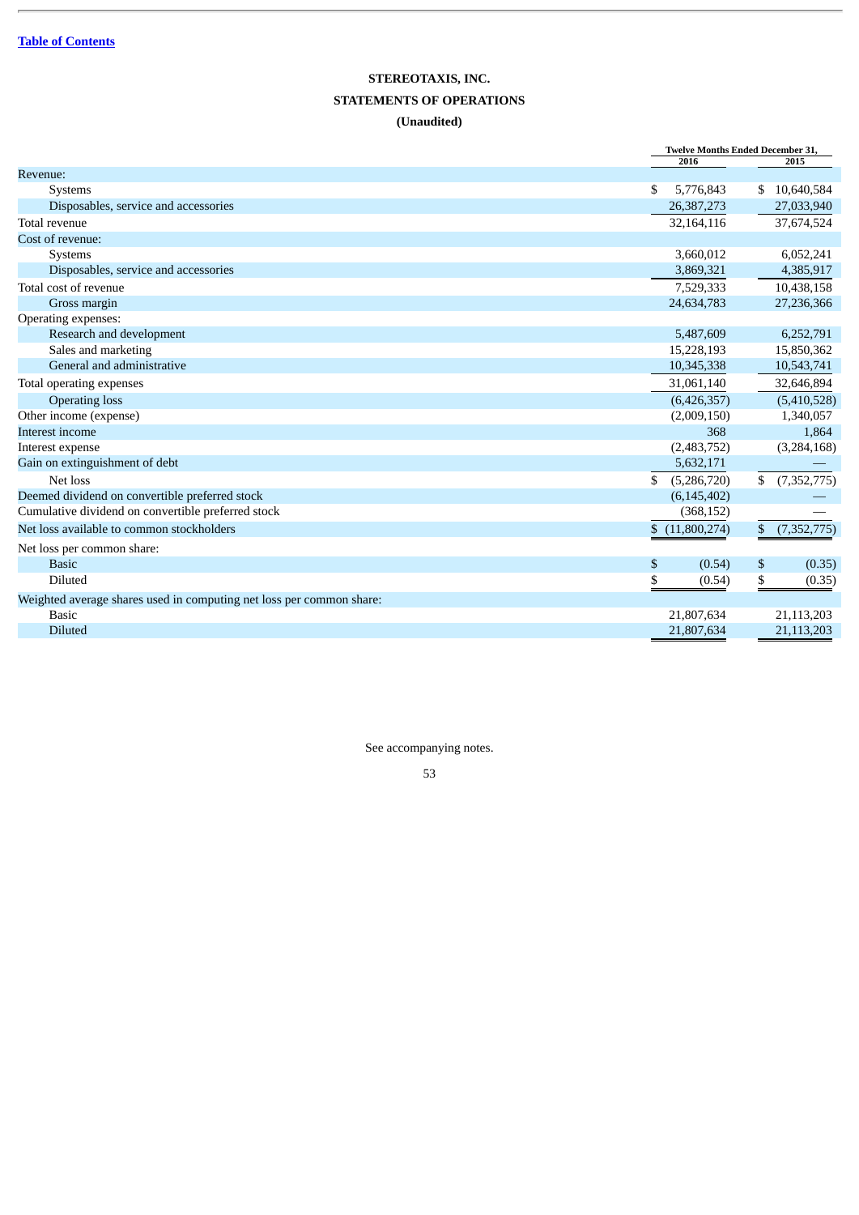[Table of Contents](#)

# STEREOTAXIS, INC.

## STATEMENTS OF OPERATIONS

### (Unaudited)

| | Twelve Months Ended December 31, | |
|---|---|---|
| | 2016 | 2015 |
| Revenue: | | |
| Systems | $ 5,776,843 | $ 10,640,584 |
| Disposables, service and accessories | 26,387,273 | 27,033,940 |
| Total revenue | 32,164,116 | 37,674,524 |
| Cost of revenue: | | |
| Systems | 3,660,012 | 6,052,241 |
| Disposables, service and accessories | 3,869,321 | 4,385,917 |
| Total cost of revenue | 7,529,333 | 10,438,158 |
| Gross margin | 24,634,783 | 27,236,366 |
| Operating expenses: | | |
| Research and development | 5,487,609 | 6,252,791 |
| Sales and marketing | 15,228,193 | 15,850,362 |
| General and administrative | 10,345,338 | 10,543,741 |
| Total operating expenses | 31,061,140 | 32,646,894 |
| Operating loss | (6,426,357) | (5,410,528) |
| Other income (expense) | (2,009,150) | 1,340,057 |
| Interest income | 368 | 1,864 |
| Interest expense | (2,483,752) | (3,284,168) |
| Gain on extinguishment of debt | 5,632,171 | — |
| Net loss | $ (5,286,720) | $ (7,352,775) |
| Deemed dividend on convertible preferred stock | (6,145,402) | — |
| Cumulative dividend on convertible preferred stock | (368,152) | — |
| Net loss available to common stockholders | $ (11,800,274) | $ (7,352,775) |
| Net loss per common share: | | |
| Basic | $ (0.54) | $ (0.35) |
| Diluted | $ (0.54) | $ (0.35) |
| Weighted average shares used in computing net loss per common share: | | |
| Basic | 21,807,634 | 21,113,203 |
| Diluted | 21,807,634 | 21,113,203 |

See accompanying notes.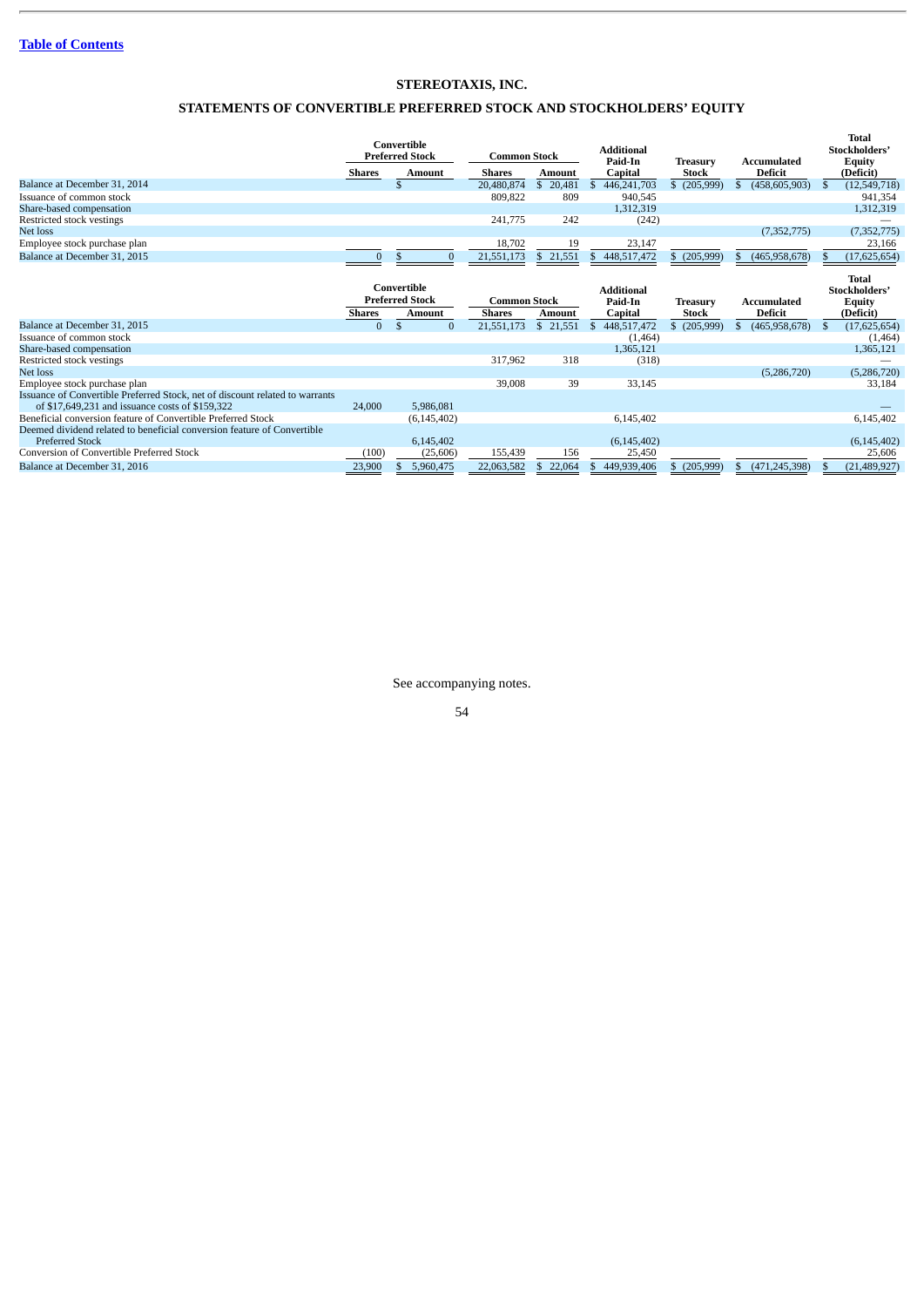[Table of Contents](#)

# STEREOTAXIS, INC.

## STATEMENTS OF CONVERTIBLE PREFERRED STOCK AND STOCKHOLDERS' EQUITY

| | Convertible Preferred Stock | | Common Stock | | Additional Paid-In | Treasury | Accumulated | Total Stockholders' Equity |
|---|---|---|---|---|---|---|---|---|
| | Shares | Amount | Shares | Amount | Capital | Stock | Deficit | (Deficit) |
| Balance at December 31, 2014 | | $ | 20,480,874 | $ 20,481 | $ 446,241,703 | $ (205,999) | $ (458,605,903) | $ (12,549,718) |
| Issuance of common stock | | | 809,822 | 809 | 940,545 | | | 941,354 |
| Share-based compensation | | | | | 1,312,319 | | | 1,312,319 |
| Restricted stock vestings | | | 241,775 | 242 | (242) | | | — |
| Net loss | | | | | | | (7,352,775) | (7,352,775) |
| Employee stock purchase plan | | | 18,702 | 19 | 23,147 | | | 23,166 |
| Balance at December 31, 2015 | 0 | $ 0 | 21,551,173 | $ 21,551 | $ 448,517,472 | $ (205,999) | $ (465,958,678) | $ (17,625,654) |

| | Convertible Preferred Stock | | Common Stock | | Additional Paid-In | Treasury | Accumulated | Total Stockholders' Equity |
|---|---|---|---|---|---|---|---|---|
| | Shares | Amount | Shares | Amount | Capital | Stock | Deficit | (Deficit) |
| Balance at December 31, 2015 | 0 | $ 0 | 21,551,173 | $ 21,551 | $ 448,517,472 | $ (205,999) | $ (465,958,678) | $ (17,625,654) |
| Issuance of common stock | | | | | (1,464) | | | (1,464) |
| Share-based compensation | | | | | 1,365,121 | | | 1,365,121 |
| Restricted stock vestings | | | 317,962 | 318 | (318) | | | — |
| Net loss | | | | | | | (5,286,720) | (5,286,720) |
| Employee stock purchase plan | | | 39,008 | 39 | 33,145 | | | 33,184 |
| Issuance of Convertible Preferred Stock, net of discount related to warrants of $17,649,231 and issuance costs of $159,322 | 24,000 | 5,986,081 | | | | | | — |
| Beneficial conversion feature of Convertible Preferred Stock | | (6,145,402) | | | 6,145,402 | | | 6,145,402 |
| Deemed dividend related to beneficial conversion feature of Convertible Preferred Stock | | 6,145,402 | | | (6,145,402) | | | (6,145,402) |
| Conversion of Convertible Preferred Stock | (100) | (25,606) | 155,439 | 156 | 25,450 | | | 25,606 |
| Balance at December 31, 2016 | 23,900 | $ 5,960,475 | 22,063,582 | $ 22,064 | $ 449,939,406 | $ (205,999) | $ (471,245,398) | $ (21,489,927) |

See accompanying notes.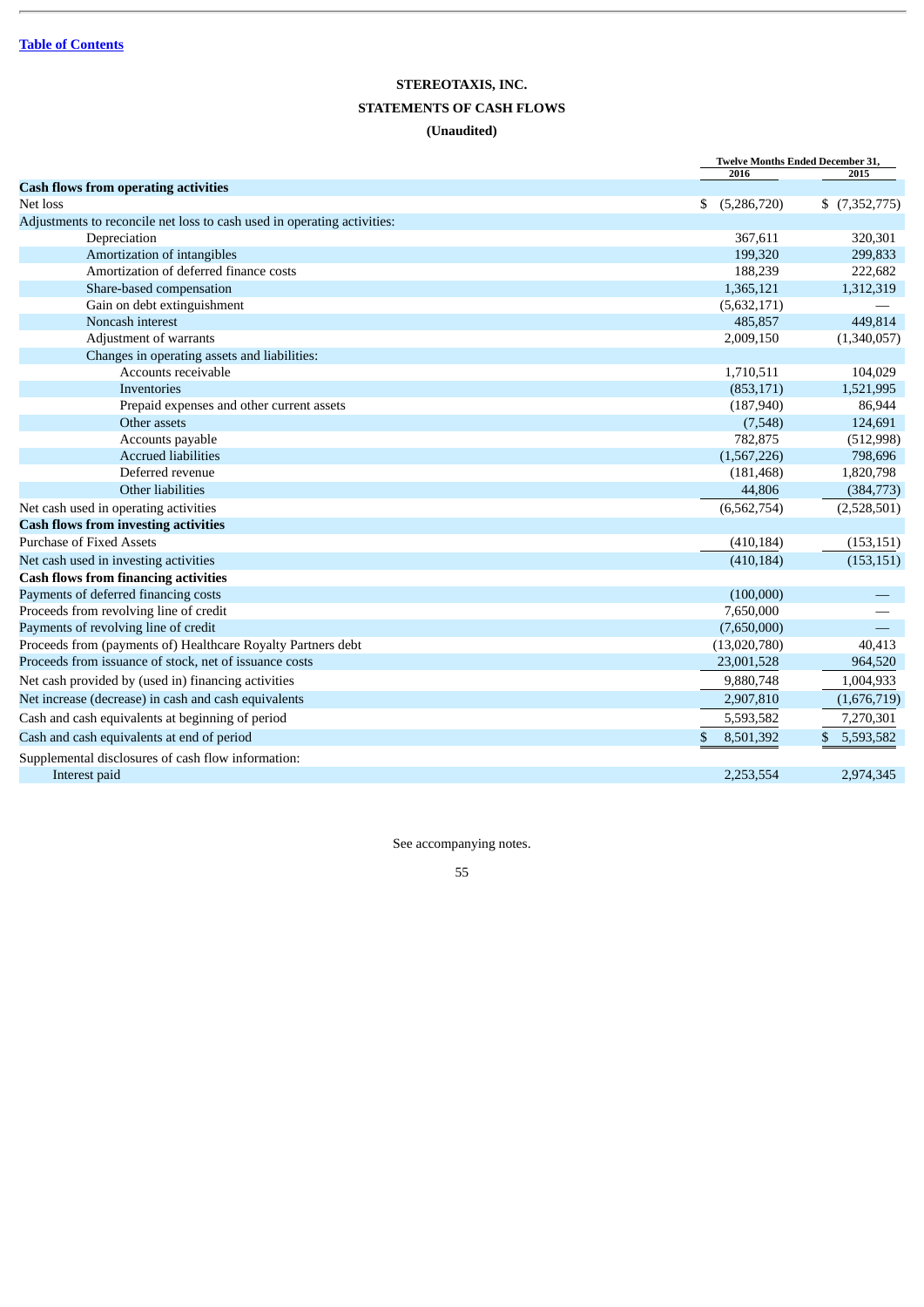[Table of Contents](#)

**STEREOTAXIS, INC.**

**STATEMENTS OF CASH FLOWS**

**(Unaudited)**

| | Twelve Months Ended December 31, 2016 | Twelve Months Ended December 31, 2015 |
|---|---|---|
| **Cash flows from operating activities** | | |
| Net loss | $ (5,286,720) | $ (7,352,775) |
| Adjustments to reconcile net loss to cash used in operating activities: | | |
| Depreciation | 367,611 | 320,301 |
| Amortization of intangibles | 199,320 | 299,833 |
| Amortization of deferred finance costs | 188,239 | 222,682 |
| Share-based compensation | 1,365,121 | 1,312,319 |
| Gain on debt extinguishment | (5,632,171) | — |
| Noncash interest | 485,857 | 449,814 |
| Adjustment of warrants | 2,009,150 | (1,340,057) |
| Changes in operating assets and liabilities: | | |
| Accounts receivable | 1,710,511 | 104,029 |
| Inventories | (853,171) | 1,521,995 |
| Prepaid expenses and other current assets | (187,940) | 86,944 |
| Other assets | (7,548) | 124,691 |
| Accounts payable | 782,875 | (512,998) |
| Accrued liabilities | (1,567,226) | 798,696 |
| Deferred revenue | (181,468) | 1,820,798 |
| Other liabilities | 44,806 | (384,773) |
| Net cash used in operating activities | (6,562,754) | (2,528,501) |
| **Cash flows from investing activities** | | |
| Purchase of Fixed Assets | (410,184) | (153,151) |
| Net cash used in investing activities | (410,184) | (153,151) |
| **Cash flows from financing activities** | | |
| Payments of deferred financing costs | (100,000) | — |
| Proceeds from revolving line of credit | 7,650,000 | — |
| Payments of revolving line of credit | (7,650,000) | — |
| Proceeds from (payments of) Healthcare Royalty Partners debt | (13,020,780) | 40,413 |
| Proceeds from issuance of stock, net of issuance costs | 23,001,528 | 964,520 |
| Net cash provided by (used in) financing activities | 9,880,748 | 1,004,933 |
| Net increase (decrease) in cash and cash equivalents | 2,907,810 | (1,676,719) |
| Cash and cash equivalents at beginning of period | 5,593,582 | 7,270,301 |
| Cash and cash equivalents at end of period | $ 8,501,392 | $ 5,593,582 |
| Supplemental disclosures of cash flow information: | | |
| Interest paid | 2,253,554 | 2,974,345 |

See accompanying notes.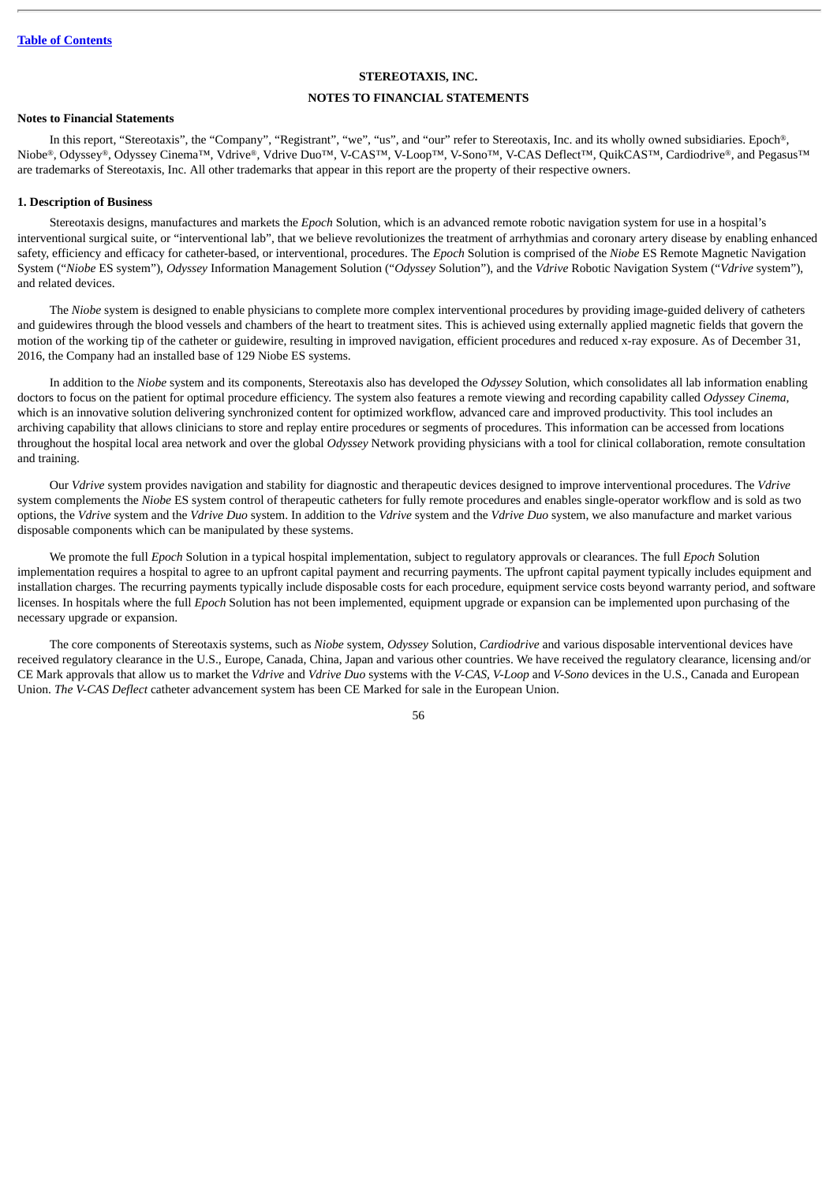Table of Contents

**STEREOTAXIS, INC.**

**NOTES TO FINANCIAL STATEMENTS**

**Notes to Financial Statements**

In this report, "Stereotaxis", the "Company", "Registrant", "we", "us", and "our" refer to Stereotaxis, Inc. and its wholly owned subsidiaries. Epoch®, Niobe®, Odyssey®, Odyssey Cinema™, Vdrive®, Vdrive Duo™, V-CAS™, V-Loop™, V-Sono™, V-CAS Deflect™, QuikCAS™, Cardiodrive®, and Pegasus™ are trademarks of Stereotaxis, Inc. All other trademarks that appear in this report are the property of their respective owners.

**1. Description of Business**

Stereotaxis designs, manufactures and markets the *Epoch* Solution, which is an advanced remote robotic navigation system for use in a hospital's interventional surgical suite, or "interventional lab", that we believe revolutionizes the treatment of arrhythmias and coronary artery disease by enabling enhanced safety, efficiency and efficacy for catheter-based, or interventional, procedures. The *Epoch* Solution is comprised of the *Niobe* ES Remote Magnetic Navigation System ("*Niobe* ES system"), *Odyssey* Information Management Solution ("*Odyssey* Solution"), and the *Vdrive* Robotic Navigation System ("*Vdrive* system"), and related devices.

The *Niobe* system is designed to enable physicians to complete more complex interventional procedures by providing image-guided delivery of catheters and guidewires through the blood vessels and chambers of the heart to treatment sites. This is achieved using externally applied magnetic fields that govern the motion of the working tip of the catheter or guidewire, resulting in improved navigation, efficient procedures and reduced x-ray exposure. As of December 31, 2016, the Company had an installed base of 129 Niobe ES systems.

In addition to the *Niobe* system and its components, Stereotaxis also has developed the *Odyssey* Solution, which consolidates all lab information enabling doctors to focus on the patient for optimal procedure efficiency. The system also features a remote viewing and recording capability called *Odyssey Cinema*, which is an innovative solution delivering synchronized content for optimized workflow, advanced care and improved productivity. This tool includes an archiving capability that allows clinicians to store and replay entire procedures or segments of procedures. This information can be accessed from locations throughout the hospital local area network and over the global *Odyssey* Network providing physicians with a tool for clinical collaboration, remote consultation and training.

Our *Vdrive* system provides navigation and stability for diagnostic and therapeutic devices designed to improve interventional procedures. The *Vdrive* system complements the *Niobe* ES system control of therapeutic catheters for fully remote procedures and enables single-operator workflow and is sold as two options, the *Vdrive* system and the *Vdrive Duo* system. In addition to the *Vdrive* system and the *Vdrive Duo* system, we also manufacture and market various disposable components which can be manipulated by these systems.

We promote the full *Epoch* Solution in a typical hospital implementation, subject to regulatory approvals or clearances. The full *Epoch* Solution implementation requires a hospital to agree to an upfront capital payment and recurring payments. The upfront capital payment typically includes equipment and installation charges. The recurring payments typically include disposable costs for each procedure, equipment service costs beyond warranty period, and software licenses. In hospitals where the full *Epoch* Solution has not been implemented, equipment upgrade or expansion can be implemented upon purchasing of the necessary upgrade or expansion.

The core components of Stereotaxis systems, such as *Niobe* system, *Odyssey* Solution, *Cardiodrive* and various disposable interventional devices have received regulatory clearance in the U.S., Europe, Canada, China, Japan and various other countries. We have received the regulatory clearance, licensing and/or CE Mark approvals that allow us to market the *Vdrive* and *Vdrive Duo* systems with the *V-CAS*, *V-Loop* and *V-Sono* devices in the U.S., Canada and European Union. *The V-CAS Deflect* catheter advancement system has been CE Marked for sale in the European Union.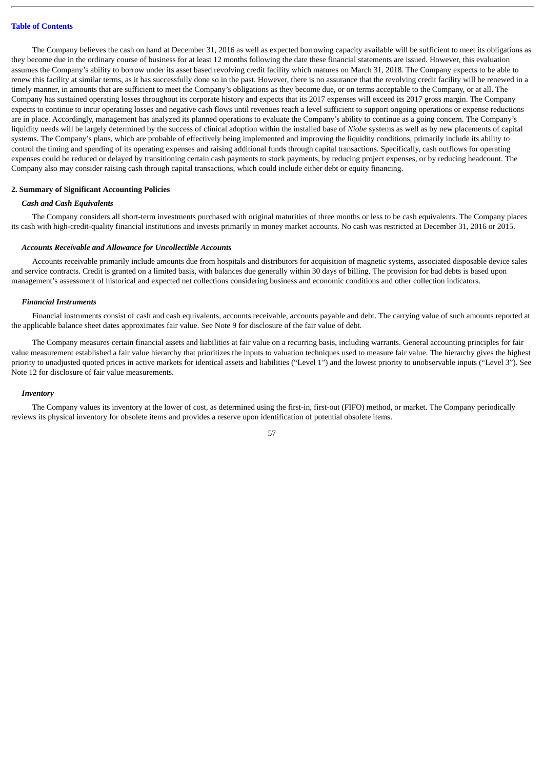The Company believes the cash on hand at December 31, 2016 as well as expected borrowing capacity available will be sufficient to meet its obligations as they become due in the ordinary course of business for at least 12 months following the date these financial statements are issued. However, this evaluation assumes the Company's ability to borrow under its asset based revolving credit facility which matures on March 31, 2018. The Company expects to be able to renew this facility at similar terms, as it has successfully done so in the past. However, there is no assurance that the revolving credit facility will be renewed in a timely manner, in amounts that are sufficient to meet the Company's obligations as they become due, or on terms acceptable to the Company, or at all. The Company has sustained operating losses throughout its corporate history and expects that its 2017 expenses will exceed its 2017 gross margin. The Company expects to continue to incur operating losses and negative cash flows until revenues reach a level sufficient to support ongoing operations or expense reductions are in place. Accordingly, management has analyzed its planned operations to evaluate the Company's ability to continue as a going concern. The Company's liquidity needs will be largely determined by the success of clinical adoption within the installed base of *Niobe* systems as well as by new placements of capital systems. The Company's plans, which are probable of effectively being implemented and improving the liquidity conditions, primarily include its ability to control the timing and spending of its operating expenses and raising additional funds through capital transactions. Specifically, cash outflows for operating expenses could be reduced or delayed by transitioning certain cash payments to stock payments, by reducing project expenses, or by reducing headcount. The Company also may consider raising cash through capital transactions, which could include either debt or equity financing.

## 2. Summary of Significant Accounting Policies

### *Cash and Cash Equivalents*

The Company considers all short-term investments purchased with original maturities of three months or less to be cash equivalents. The Company places its cash with high-credit-quality financial institutions and invests primarily in money market accounts. No cash was restricted at December 31, 2016 or 2015.

### *Accounts Receivable and Allowance for Uncollectible Accounts*

Accounts receivable primarily include amounts due from hospitals and distributors for acquisition of magnetic systems, associated disposable device sales and service contracts. Credit is granted on a limited basis, with balances due generally within 30 days of billing. The provision for bad debts is based upon management's assessment of historical and expected net collections considering business and economic conditions and other collection indicators.

### *Financial Instruments*

Financial instruments consist of cash and cash equivalents, accounts receivable, accounts payable and debt. The carrying value of such amounts reported at the applicable balance sheet dates approximates fair value. See Note 9 for disclosure of the fair value of debt.

The Company measures certain financial assets and liabilities at fair value on a recurring basis, including warrants. General accounting principles for fair value measurement established a fair value hierarchy that prioritizes the inputs to valuation techniques used to measure fair value. The hierarchy gives the highest priority to unadjusted quoted prices in active markets for identical assets and liabilities ("Level 1") and the lowest priority to unobservable inputs ("Level 3"). See Note 12 for disclosure of fair value measurements.

### *Inventory*

The Company values its inventory at the lower of cost, as determined using the first-in, first-out (FIFO) method, or market. The Company periodically reviews its physical inventory for obsolete items and provides a reserve upon identification of potential obsolete items.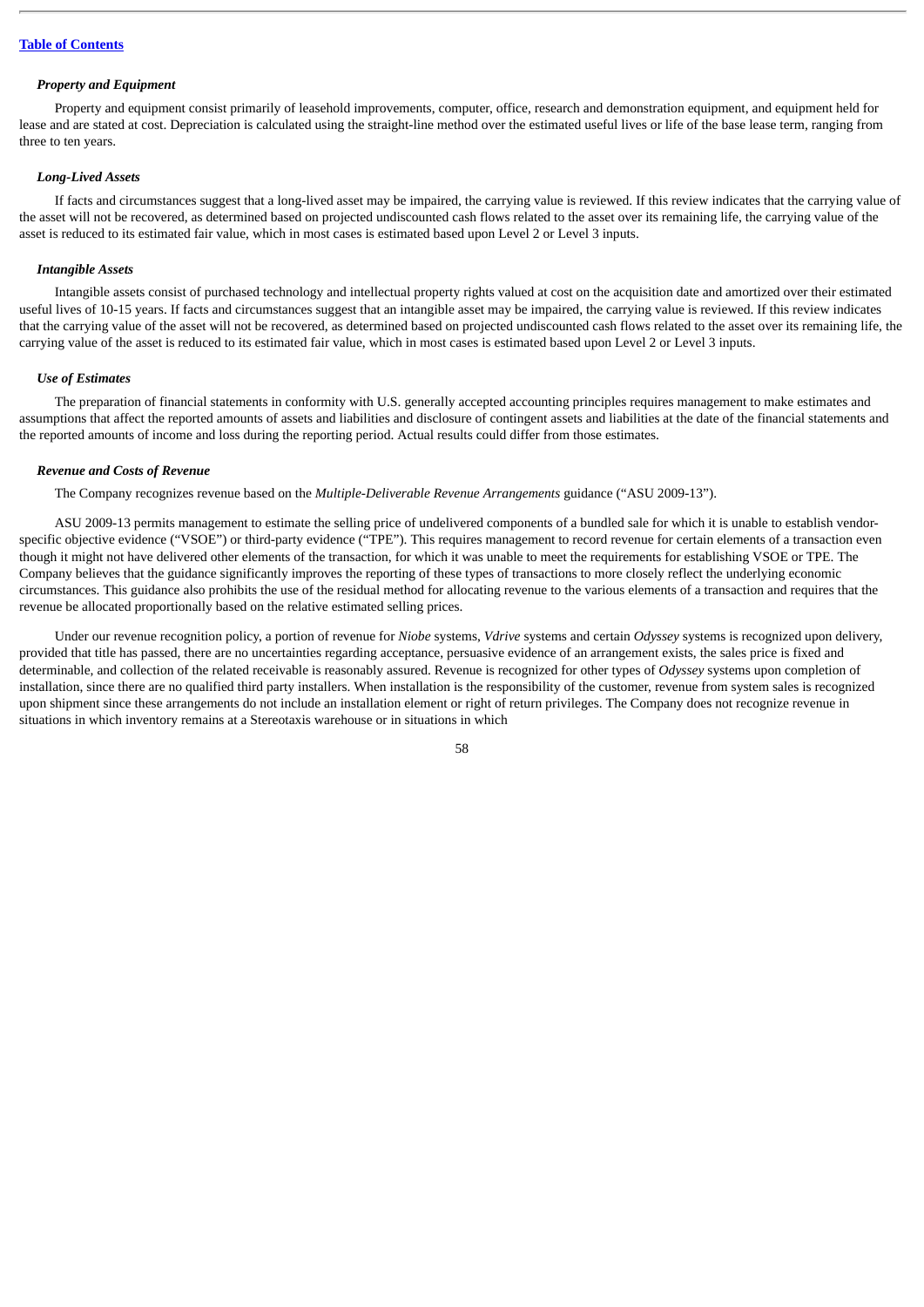*Property and Equipment*

Property and equipment consist primarily of leasehold improvements, computer, office, research and demonstration equipment, and equipment held for lease and are stated at cost. Depreciation is calculated using the straight-line method over the estimated useful lives or life of the base lease term, ranging from three to ten years.

*Long-Lived Assets*

If facts and circumstances suggest that a long-lived asset may be impaired, the carrying value is reviewed. If this review indicates that the carrying value of the asset will not be recovered, as determined based on projected undiscounted cash flows related to the asset over its remaining life, the carrying value of the asset is reduced to its estimated fair value, which in most cases is estimated based upon Level 2 or Level 3 inputs.

*Intangible Assets*

Intangible assets consist of purchased technology and intellectual property rights valued at cost on the acquisition date and amortized over their estimated useful lives of 10-15 years. If facts and circumstances suggest that an intangible asset may be impaired, the carrying value is reviewed. If this review indicates that the carrying value of the asset will not be recovered, as determined based on projected undiscounted cash flows related to the asset over its remaining life, the carrying value of the asset is reduced to its estimated fair value, which in most cases is estimated based upon Level 2 or Level 3 inputs.

*Use of Estimates*

The preparation of financial statements in conformity with U.S. generally accepted accounting principles requires management to make estimates and assumptions that affect the reported amounts of assets and liabilities and disclosure of contingent assets and liabilities at the date of the financial statements and the reported amounts of income and loss during the reporting period. Actual results could differ from those estimates.

*Revenue and Costs of Revenue*

The Company recognizes revenue based on the *Multiple-Deliverable Revenue Arrangements* guidance ("ASU 2009-13").

ASU 2009-13 permits management to estimate the selling price of undelivered components of a bundled sale for which it is unable to establish vendor-specific objective evidence ("VSOE") or third-party evidence ("TPE"). This requires management to record revenue for certain elements of a transaction even though it might not have delivered other elements of the transaction, for which it was unable to meet the requirements for establishing VSOE or TPE. The Company believes that the guidance significantly improves the reporting of these types of transactions to more closely reflect the underlying economic circumstances. This guidance also prohibits the use of the residual method for allocating revenue to the various elements of a transaction and requires that the revenue be allocated proportionally based on the relative estimated selling prices.

Under our revenue recognition policy, a portion of revenue for *Niobe* systems, *Vdrive* systems and certain *Odyssey* systems is recognized upon delivery, provided that title has passed, there are no uncertainties regarding acceptance, persuasive evidence of an arrangement exists, the sales price is fixed and determinable, and collection of the related receivable is reasonably assured. Revenue is recognized for other types of *Odyssey* systems upon completion of installation, since there are no qualified third party installers. When installation is the responsibility of the customer, revenue from system sales is recognized upon shipment since these arrangements do not include an installation element or right of return privileges. The Company does not recognize revenue in situations in which inventory remains at a Stereotaxis warehouse or in situations in which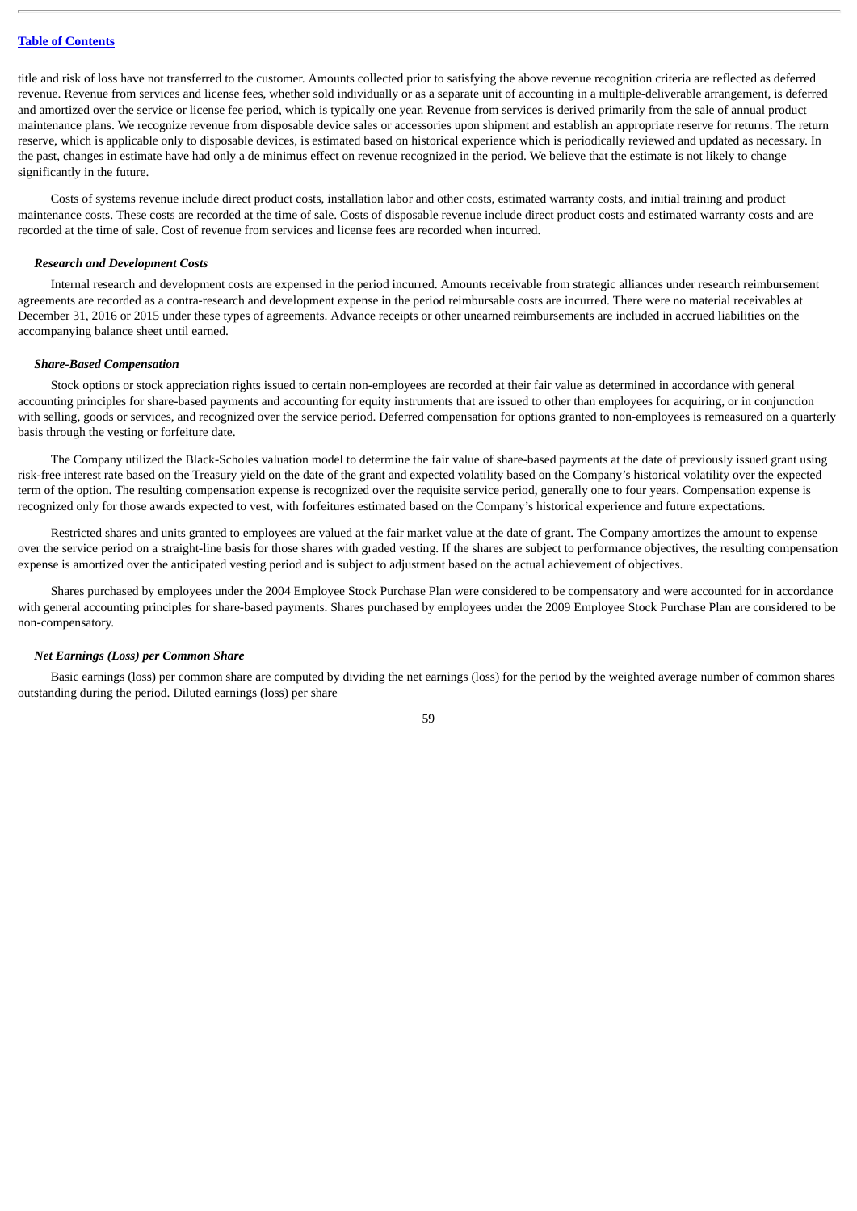title and risk of loss have not transferred to the customer. Amounts collected prior to satisfying the above revenue recognition criteria are reflected as deferred revenue. Revenue from services and license fees, whether sold individually or as a separate unit of accounting in a multiple-deliverable arrangement, is deferred and amortized over the service or license fee period, which is typically one year. Revenue from services is derived primarily from the sale of annual product maintenance plans. We recognize revenue from disposable device sales or accessories upon shipment and establish an appropriate reserve for returns. The return reserve, which is applicable only to disposable devices, is estimated based on historical experience which is periodically reviewed and updated as necessary. In the past, changes in estimate have had only a de minimus effect on revenue recognized in the period. We believe that the estimate is not likely to change significantly in the future.

Costs of systems revenue include direct product costs, installation labor and other costs, estimated warranty costs, and initial training and product maintenance costs. These costs are recorded at the time of sale. Costs of disposable revenue include direct product costs and estimated warranty costs and are recorded at the time of sale. Cost of revenue from services and license fees are recorded when incurred.

### *Research and Development Costs*

Internal research and development costs are expensed in the period incurred. Amounts receivable from strategic alliances under research reimbursement agreements are recorded as a contra-research and development expense in the period reimbursable costs are incurred. There were no material receivables at December 31, 2016 or 2015 under these types of agreements. Advance receipts or other unearned reimbursements are included in accrued liabilities on the accompanying balance sheet until earned.

### *Share-Based Compensation*

Stock options or stock appreciation rights issued to certain non-employees are recorded at their fair value as determined in accordance with general accounting principles for share-based payments and accounting for equity instruments that are issued to other than employees for acquiring, or in conjunction with selling, goods or services, and recognized over the service period. Deferred compensation for options granted to non-employees is remeasured on a quarterly basis through the vesting or forfeiture date.

The Company utilized the Black-Scholes valuation model to determine the fair value of share-based payments at the date of previously issued grant using risk-free interest rate based on the Treasury yield on the date of the grant and expected volatility based on the Company's historical volatility over the expected term of the option. The resulting compensation expense is recognized over the requisite service period, generally one to four years. Compensation expense is recognized only for those awards expected to vest, with forfeitures estimated based on the Company's historical experience and future expectations.

Restricted shares and units granted to employees are valued at the fair market value at the date of grant. The Company amortizes the amount to expense over the service period on a straight-line basis for those shares with graded vesting. If the shares are subject to performance objectives, the resulting compensation expense is amortized over the anticipated vesting period and is subject to adjustment based on the actual achievement of objectives.

Shares purchased by employees under the 2004 Employee Stock Purchase Plan were considered to be compensatory and were accounted for in accordance with general accounting principles for share-based payments. Shares purchased by employees under the 2009 Employee Stock Purchase Plan are considered to be non-compensatory.

### *Net Earnings (Loss) per Common Share*

Basic earnings (loss) per common share are computed by dividing the net earnings (loss) for the period by the weighted average number of common shares outstanding during the period. Diluted earnings (loss) per share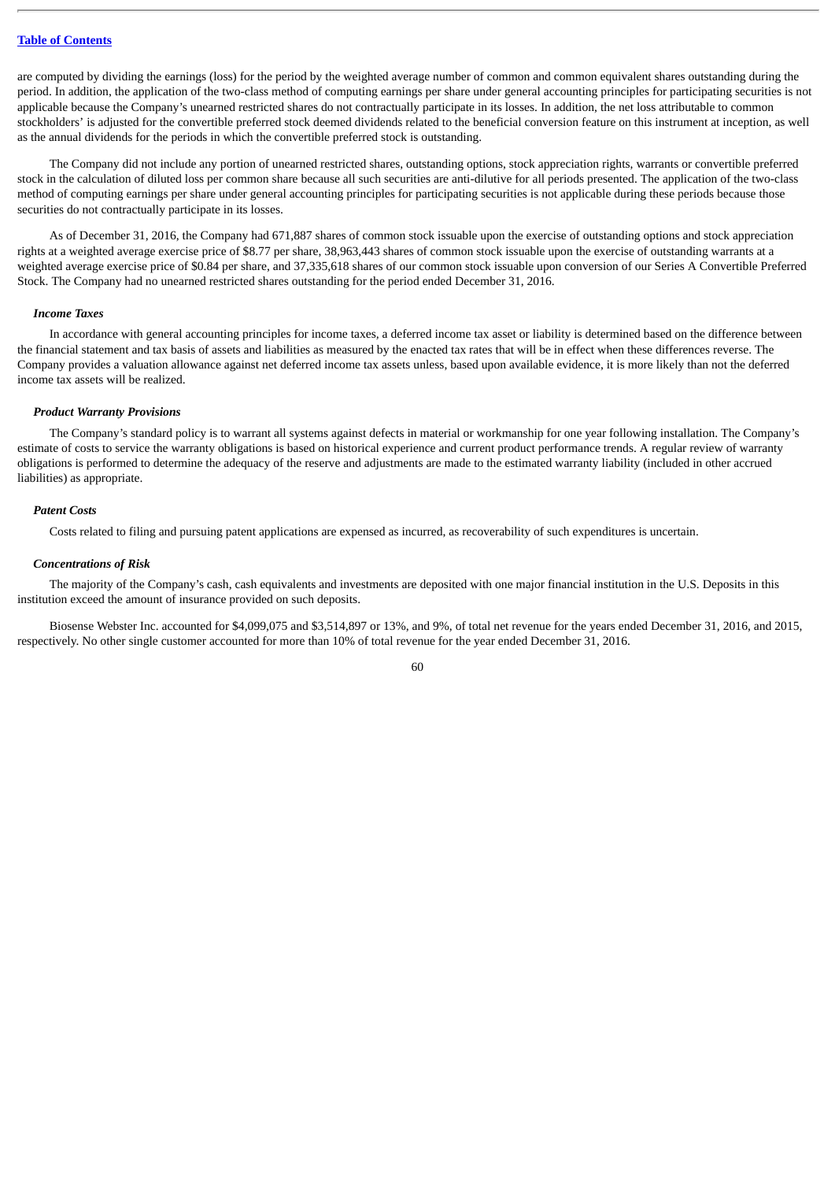are computed by dividing the earnings (loss) for the period by the weighted average number of common and common equivalent shares outstanding during the period. In addition, the application of the two-class method of computing earnings per share under general accounting principles for participating securities is not applicable because the Company's unearned restricted shares do not contractually participate in its losses. In addition, the net loss attributable to common stockholders' is adjusted for the convertible preferred stock deemed dividends related to the beneficial conversion feature on this instrument at inception, as well as the annual dividends for the periods in which the convertible preferred stock is outstanding.

The Company did not include any portion of unearned restricted shares, outstanding options, stock appreciation rights, warrants or convertible preferred stock in the calculation of diluted loss per common share because all such securities are anti-dilutive for all periods presented. The application of the two-class method of computing earnings per share under general accounting principles for participating securities is not applicable during these periods because those securities do not contractually participate in its losses.

As of December 31, 2016, the Company had 671,887 shares of common stock issuable upon the exercise of outstanding options and stock appreciation rights at a weighted average exercise price of $8.77 per share, 38,963,443 shares of common stock issuable upon the exercise of outstanding warrants at a weighted average exercise price of $0.84 per share, and 37,335,618 shares of our common stock issuable upon conversion of our Series A Convertible Preferred Stock. The Company had no unearned restricted shares outstanding for the period ended December 31, 2016.

***Income Taxes***

In accordance with general accounting principles for income taxes, a deferred income tax asset or liability is determined based on the difference between the financial statement and tax basis of assets and liabilities as measured by the enacted tax rates that will be in effect when these differences reverse. The Company provides a valuation allowance against net deferred income tax assets unless, based upon available evidence, it is more likely than not the deferred income tax assets will be realized.

***Product Warranty Provisions***

The Company's standard policy is to warrant all systems against defects in material or workmanship for one year following installation. The Company's estimate of costs to service the warranty obligations is based on historical experience and current product performance trends. A regular review of warranty obligations is performed to determine the adequacy of the reserve and adjustments are made to the estimated warranty liability (included in other accrued liabilities) as appropriate.

***Patent Costs***

Costs related to filing and pursuing patent applications are expensed as incurred, as recoverability of such expenditures is uncertain.

***Concentrations of Risk***

The majority of the Company's cash, cash equivalents and investments are deposited with one major financial institution in the U.S. Deposits in this institution exceed the amount of insurance provided on such deposits.

Biosense Webster Inc. accounted for $4,099,075 and $3,514,897 or 13%, and 9%, of total net revenue for the years ended December 31, 2016, and 2015, respectively. No other single customer accounted for more than 10% of total revenue for the year ended December 31, 2016.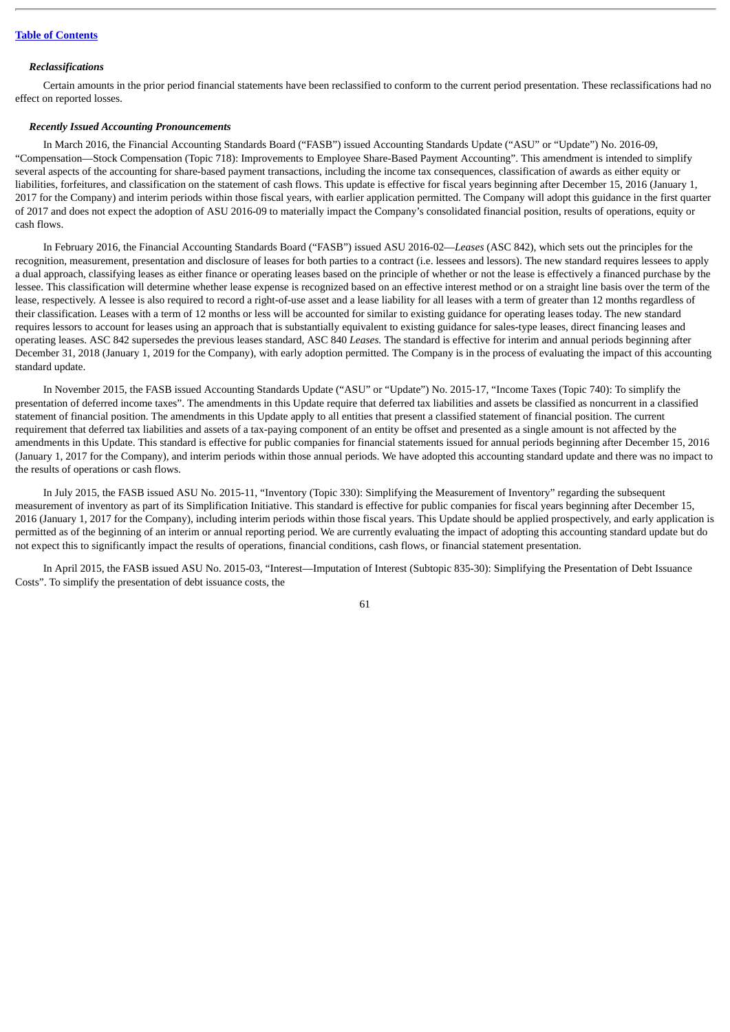### *Reclassifications*

Certain amounts in the prior period financial statements have been reclassified to conform to the current period presentation. These reclassifications had no effect on reported losses.

### *Recently Issued Accounting Pronouncements*

In March 2016, the Financial Accounting Standards Board ("FASB") issued Accounting Standards Update ("ASU" or "Update") No. 2016-09, "Compensation—Stock Compensation (Topic 718): Improvements to Employee Share-Based Payment Accounting". This amendment is intended to simplify several aspects of the accounting for share-based payment transactions, including the income tax consequences, classification of awards as either equity or liabilities, forfeitures, and classification on the statement of cash flows. This update is effective for fiscal years beginning after December 15, 2016 (January 1, 2017 for the Company) and interim periods within those fiscal years, with earlier application permitted. The Company will adopt this guidance in the first quarter of 2017 and does not expect the adoption of ASU 2016-09 to materially impact the Company's consolidated financial position, results of operations, equity or cash flows.

In February 2016, the Financial Accounting Standards Board ("FASB") issued ASU 2016-02—*Leases* (ASC 842), which sets out the principles for the recognition, measurement, presentation and disclosure of leases for both parties to a contract (i.e. lessees and lessors). The new standard requires lessees to apply a dual approach, classifying leases as either finance or operating leases based on the principle of whether or not the lease is effectively a financed purchase by the lessee. This classification will determine whether lease expense is recognized based on an effective interest method or on a straight line basis over the term of the lease, respectively. A lessee is also required to record a right-of-use asset and a lease liability for all leases with a term of greater than 12 months regardless of their classification. Leases with a term of 12 months or less will be accounted for similar to existing guidance for operating leases today. The new standard requires lessors to account for leases using an approach that is substantially equivalent to existing guidance for sales-type leases, direct financing leases and operating leases. ASC 842 supersedes the previous leases standard, ASC 840 *Leases.* The standard is effective for interim and annual periods beginning after December 31, 2018 (January 1, 2019 for the Company), with early adoption permitted. The Company is in the process of evaluating the impact of this accounting standard update.

In November 2015, the FASB issued Accounting Standards Update ("ASU" or "Update") No. 2015-17, "Income Taxes (Topic 740): To simplify the presentation of deferred income taxes". The amendments in this Update require that deferred tax liabilities and assets be classified as noncurrent in a classified statement of financial position. The amendments in this Update apply to all entities that present a classified statement of financial position. The current requirement that deferred tax liabilities and assets of a tax-paying component of an entity be offset and presented as a single amount is not affected by the amendments in this Update. This standard is effective for public companies for financial statements issued for annual periods beginning after December 15, 2016 (January 1, 2017 for the Company), and interim periods within those annual periods. We have adopted this accounting standard update and there was no impact to the results of operations or cash flows.

In July 2015, the FASB issued ASU No. 2015-11, "Inventory (Topic 330): Simplifying the Measurement of Inventory" regarding the subsequent measurement of inventory as part of its Simplification Initiative. This standard is effective for public companies for fiscal years beginning after December 15, 2016 (January 1, 2017 for the Company), including interim periods within those fiscal years. This Update should be applied prospectively, and early application is permitted as of the beginning of an interim or annual reporting period. We are currently evaluating the impact of adopting this accounting standard update but do not expect this to significantly impact the results of operations, financial conditions, cash flows, or financial statement presentation.

In April 2015, the FASB issued ASU No. 2015-03, "Interest—Imputation of Interest (Subtopic 835-30): Simplifying the Presentation of Debt Issuance Costs". To simplify the presentation of debt issuance costs, the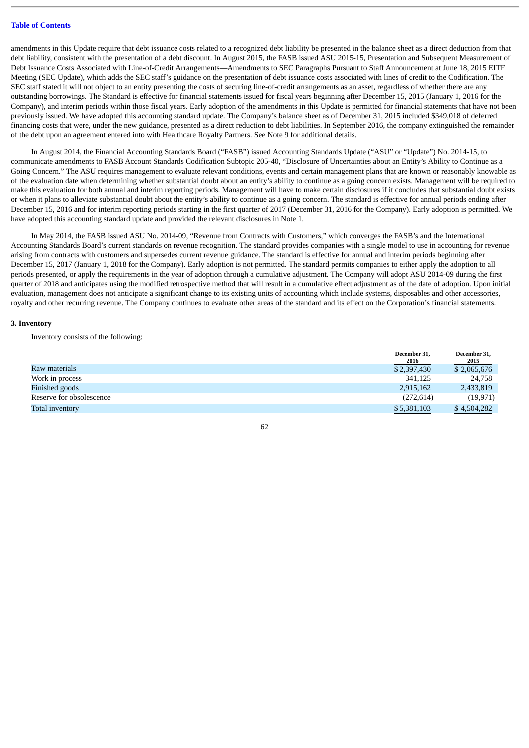amendments in this Update require that debt issuance costs related to a recognized debt liability be presented in the balance sheet as a direct deduction from that debt liability, consistent with the presentation of a debt discount. In August 2015, the FASB issued ASU 2015-15, Presentation and Subsequent Measurement of Debt Issuance Costs Associated with Line-of-Credit Arrangements—Amendments to SEC Paragraphs Pursuant to Staff Announcement at June 18, 2015 EITF Meeting (SEC Update), which adds the SEC staff's guidance on the presentation of debt issuance costs associated with lines of credit to the Codification. The SEC staff stated it will not object to an entity presenting the costs of securing line-of-credit arrangements as an asset, regardless of whether there are any outstanding borrowings. The Standard is effective for financial statements issued for fiscal years beginning after December 15, 2015 (January 1, 2016 for the Company), and interim periods within those fiscal years. Early adoption of the amendments in this Update is permitted for financial statements that have not been previously issued. We have adopted this accounting standard update. The Company's balance sheet as of December 31, 2015 included $349,018 of deferred financing costs that were, under the new guidance, presented as a direct reduction to debt liabilities. In September 2016, the company extinguished the remainder of the debt upon an agreement entered into with Healthcare Royalty Partners. See Note 9 for additional details.

In August 2014, the Financial Accounting Standards Board ("FASB") issued Accounting Standards Update ("ASU" or "Update") No. 2014-15, to communicate amendments to FASB Account Standards Codification Subtopic 205-40, "Disclosure of Uncertainties about an Entity's Ability to Continue as a Going Concern." The ASU requires management to evaluate relevant conditions, events and certain management plans that are known or reasonably knowable as of the evaluation date when determining whether substantial doubt about an entity's ability to continue as a going concern exists. Management will be required to make this evaluation for both annual and interim reporting periods. Management will have to make certain disclosures if it concludes that substantial doubt exists or when it plans to alleviate substantial doubt about the entity's ability to continue as a going concern. The standard is effective for annual periods ending after December 15, 2016 and for interim reporting periods starting in the first quarter of 2017 (December 31, 2016 for the Company). Early adoption is permitted. We have adopted this accounting standard update and provided the relevant disclosures in Note 1.

In May 2014, the FASB issued ASU No. 2014-09, "Revenue from Contracts with Customers," which converges the FASB's and the International Accounting Standards Board's current standards on revenue recognition. The standard provides companies with a single model to use in accounting for revenue arising from contracts with customers and supersedes current revenue guidance. The standard is effective for annual and interim periods beginning after December 15, 2017 (January 1, 2018 for the Company). Early adoption is not permitted. The standard permits companies to either apply the adoption to all periods presented, or apply the requirements in the year of adoption through a cumulative adjustment. The Company will adopt ASU 2014-09 during the first quarter of 2018 and anticipates using the modified retrospective method that will result in a cumulative effect adjustment as of the date of adoption. Upon initial evaluation, management does not anticipate a significant change to its existing units of accounting which include systems, disposables and other accessories, royalty and other recurring revenue. The Company continues to evaluate other areas of the standard and its effect on the Corporation's financial statements.

**3. Inventory**

Inventory consists of the following:

| | December 31, 2016 | December 31, 2015 |
|---|---|---|
| Raw materials | $ 2,397,430 | $ 2,065,676 |
| Work in process | 341,125 | 24,758 |
| Finished goods | 2,915,162 | 2,433,819 |
| Reserve for obsolescence | (272,614) | (19,971) |
| Total inventory | $ 5,381,103 | $ 4,504,282 |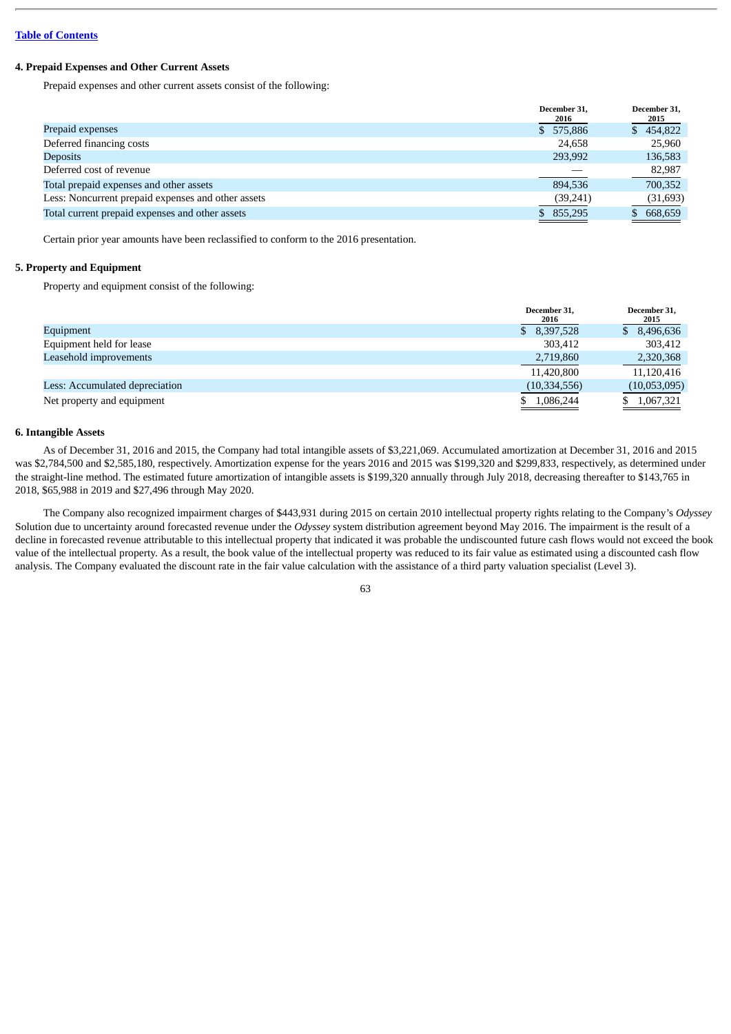### 4. Prepaid Expenses and Other Current Assets

Prepaid expenses and other current assets consist of the following:

| | December 31, 2016 | December 31, 2015 |
|---|---|---|
| Prepaid expenses | $ 575,886 | $ 454,822 |
| Deferred financing costs | 24,658 | 25,960 |
| Deposits | 293,992 | 136,583 |
| Deferred cost of revenue | — | 82,987 |
| Total prepaid expenses and other assets | 894,536 | 700,352 |
| Less: Noncurrent prepaid expenses and other assets | (39,241) | (31,693) |
| Total current prepaid expenses and other assets | $ 855,295 | $ 668,659 |

Certain prior year amounts have been reclassified to conform to the 2016 presentation.

### 5. Property and Equipment

Property and equipment consist of the following:

| | December 31, 2016 | December 31, 2015 |
|---|---|---|
| Equipment | $ 8,397,528 | $ 8,496,636 |
| Equipment held for lease | 303,412 | 303,412 |
| Leasehold improvements | 2,719,860 | 2,320,368 |
| | 11,420,800 | 11,120,416 |
| Less: Accumulated depreciation | (10,334,556) | (10,053,095) |
| Net property and equipment | $ 1,086,244 | $ 1,067,321 |

### 6. Intangible Assets

As of December 31, 2016 and 2015, the Company had total intangible assets of $3,221,069. Accumulated amortization at December 31, 2016 and 2015 was $2,784,500 and $2,585,180, respectively. Amortization expense for the years 2016 and 2015 was $199,320 and $299,833, respectively, as determined under the straight-line method. The estimated future amortization of intangible assets is $199,320 annually through July 2018, decreasing thereafter to $143,765 in 2018, $65,988 in 2019 and $27,496 through May 2020.

The Company also recognized impairment charges of $443,931 during 2015 on certain 2010 intellectual property rights relating to the Company's *Odyssey* Solution due to uncertainty around forecasted revenue under the *Odyssey* system distribution agreement beyond May 2016. The impairment is the result of a decline in forecasted revenue attributable to this intellectual property that indicated it was probable the undiscounted future cash flows would not exceed the book value of the intellectual property. As a result, the book value of the intellectual property was reduced to its fair value as estimated using a discounted cash flow analysis. The Company evaluated the discount rate in the fair value calculation with the assistance of a third party valuation specialist (Level 3).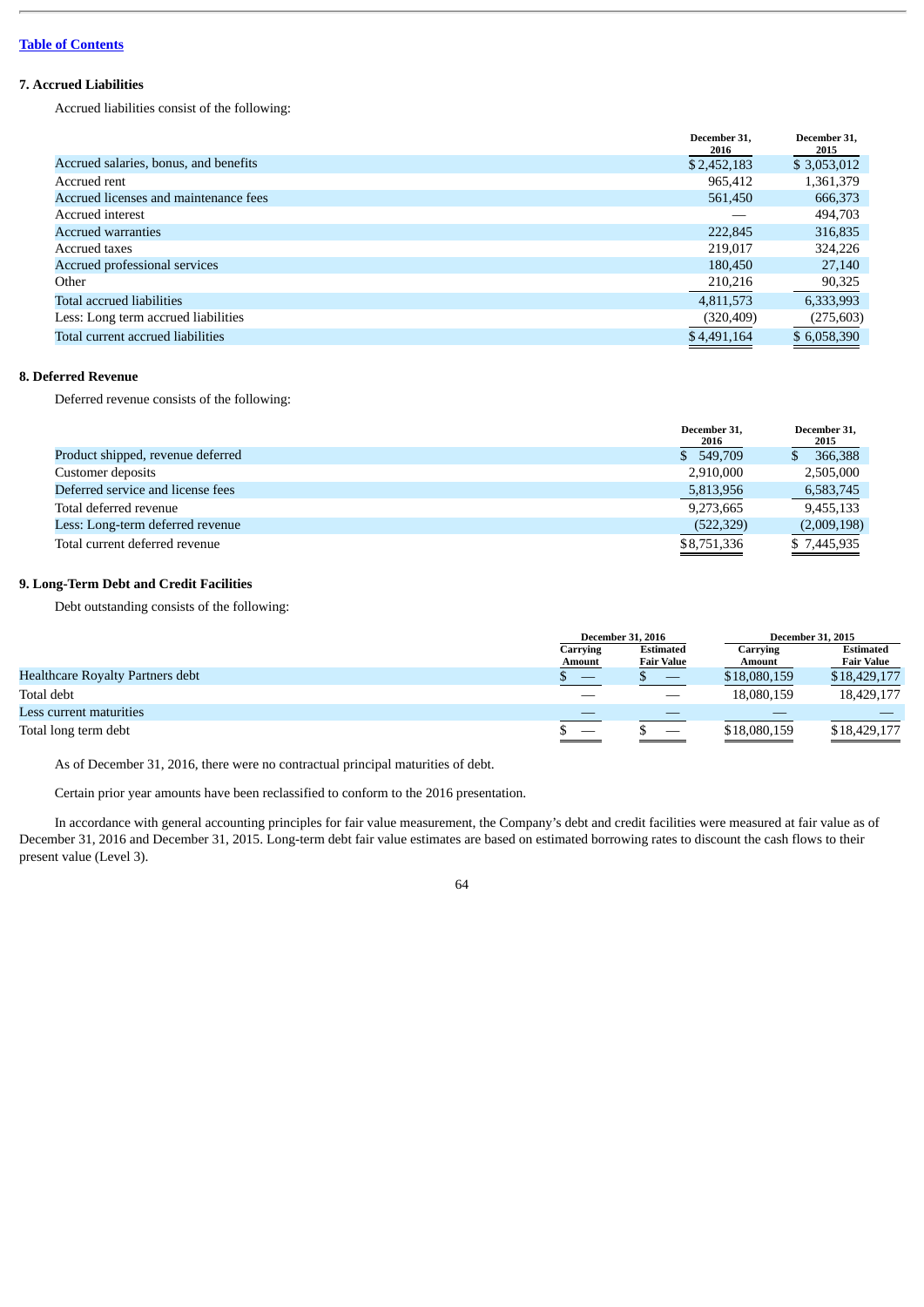Table of Contents

### 7. Accrued Liabilities

Accrued liabilities consist of the following:

| | December 31, 2016 | December 31, 2015 |
|---|---|---|
| Accrued salaries, bonus, and benefits | $ 2,452,183 | $ 3,053,012 |
| Accrued rent | 965,412 | 1,361,379 |
| Accrued licenses and maintenance fees | 561,450 | 666,373 |
| Accrued interest | — | 494,703 |
| Accrued warranties | 222,845 | 316,835 |
| Accrued taxes | 219,017 | 324,226 |
| Accrued professional services | 180,450 | 27,140 |
| Other | 210,216 | 90,325 |
| Total accrued liabilities | 4,811,573 | 6,333,993 |
| Less: Long term accrued liabilities | (320,409) | (275,603) |
| Total current accrued liabilities | $ 4,491,164 | $ 6,058,390 |

### 8. Deferred Revenue

Deferred revenue consists of the following:

| | December 31, 2016 | December 31, 2015 |
|---|---|---|
| Product shipped, revenue deferred | $ 549,709 | $ 366,388 |
| Customer deposits | 2,910,000 | 2,505,000 |
| Deferred service and license fees | 5,813,956 | 6,583,745 |
| Total deferred revenue | 9,273,665 | 9,455,133 |
| Less: Long-term deferred revenue | (522,329) | (2,009,198) |
| Total current deferred revenue | $ 8,751,336 | $ 7,445,935 |

### 9. Long-Term Debt and Credit Facilities

Debt outstanding consists of the following:

| | December 31, 2016 | | December 31, 2015 | |
|---|---|---|---|---|
| | Carrying Amount | Estimated Fair Value | Carrying Amount | Estimated Fair Value |
| Healthcare Royalty Partners debt | $ — | $ — | $18,080,159 | $18,429,177 |
| Total debt | — | — | 18,080,159 | 18,429,177 |
| Less current maturities | — | — | — | — |
| Total long term debt | $ — | $ — | $18,080,159 | $18,429,177 |

As of December 31, 2016, there were no contractual principal maturities of debt.

Certain prior year amounts have been reclassified to conform to the 2016 presentation.

In accordance with general accounting principles for fair value measurement, the Company's debt and credit facilities were measured at fair value as of December 31, 2016 and December 31, 2015. Long-term debt fair value estimates are based on estimated borrowing rates to discount the cash flows to their present value (Level 3).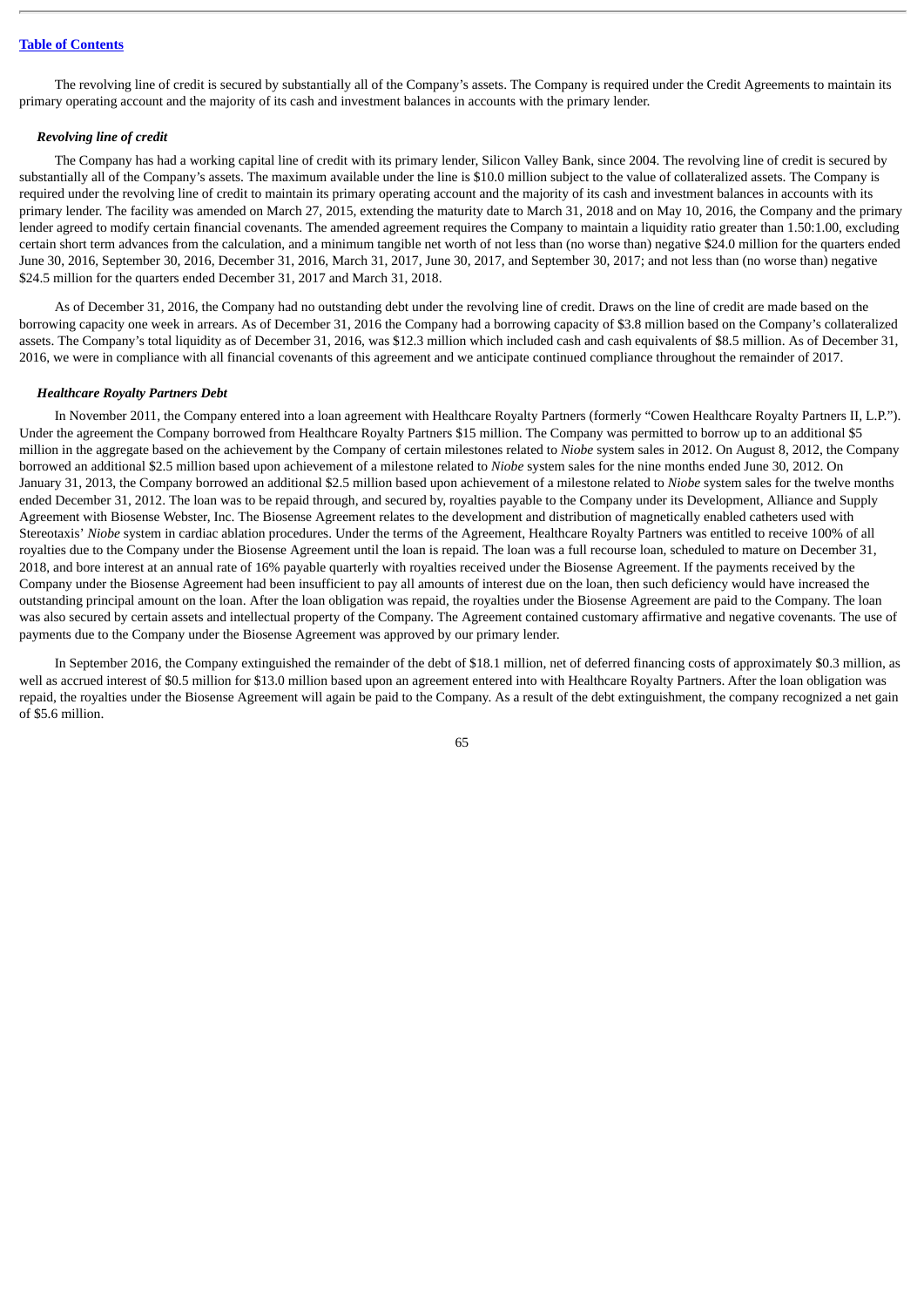The revolving line of credit is secured by substantially all of the Company's assets. The Company is required under the Credit Agreements to maintain its primary operating account and the majority of its cash and investment balances in accounts with the primary lender.

***Revolving line of credit***

The Company has had a working capital line of credit with its primary lender, Silicon Valley Bank, since 2004. The revolving line of credit is secured by substantially all of the Company's assets. The maximum available under the line is $10.0 million subject to the value of collateralized assets. The Company is required under the revolving line of credit to maintain its primary operating account and the majority of its cash and investment balances in accounts with its primary lender. The facility was amended on March 27, 2015, extending the maturity date to March 31, 2018 and on May 10, 2016, the Company and the primary lender agreed to modify certain financial covenants. The amended agreement requires the Company to maintain a liquidity ratio greater than 1.50:1.00, excluding certain short term advances from the calculation, and a minimum tangible net worth of not less than (no worse than) negative $24.0 million for the quarters ended June 30, 2016, September 30, 2016, December 31, 2016, March 31, 2017, June 30, 2017, and September 30, 2017; and not less than (no worse than) negative $24.5 million for the quarters ended December 31, 2017 and March 31, 2018.

As of December 31, 2016, the Company had no outstanding debt under the revolving line of credit. Draws on the line of credit are made based on the borrowing capacity one week in arrears. As of December 31, 2016 the Company had a borrowing capacity of $3.8 million based on the Company's collateralized assets. The Company's total liquidity as of December 31, 2016, was $12.3 million which included cash and cash equivalents of $8.5 million. As of December 31, 2016, we were in compliance with all financial covenants of this agreement and we anticipate continued compliance throughout the remainder of 2017.

***Healthcare Royalty Partners Debt***

In November 2011, the Company entered into a loan agreement with Healthcare Royalty Partners (formerly "Cowen Healthcare Royalty Partners II, L.P."). Under the agreement the Company borrowed from Healthcare Royalty Partners $15 million. The Company was permitted to borrow up to an additional $5 million in the aggregate based on the achievement by the Company of certain milestones related to *Niobe* system sales in 2012. On August 8, 2012, the Company borrowed an additional $2.5 million based upon achievement of a milestone related to *Niobe* system sales for the nine months ended June 30, 2012. On January 31, 2013, the Company borrowed an additional $2.5 million based upon achievement of a milestone related to *Niobe* system sales for the twelve months ended December 31, 2012. The loan was to be repaid through, and secured by, royalties payable to the Company under its Development, Alliance and Supply Agreement with Biosense Webster, Inc. The Biosense Agreement relates to the development and distribution of magnetically enabled catheters used with Stereotaxis' *Niobe* system in cardiac ablation procedures. Under the terms of the Agreement, Healthcare Royalty Partners was entitled to receive 100% of all royalties due to the Company under the Biosense Agreement until the loan is repaid. The loan was a full recourse loan, scheduled to mature on December 31, 2018, and bore interest at an annual rate of 16% payable quarterly with royalties received under the Biosense Agreement. If the payments received by the Company under the Biosense Agreement had been insufficient to pay all amounts of interest due on the loan, then such deficiency would have increased the outstanding principal amount on the loan. After the loan obligation was repaid, the royalties under the Biosense Agreement are paid to the Company. The loan was also secured by certain assets and intellectual property of the Company. The Agreement contained customary affirmative and negative covenants. The use of payments due to the Company under the Biosense Agreement was approved by our primary lender.

In September 2016, the Company extinguished the remainder of the debt of $18.1 million, net of deferred financing costs of approximately $0.3 million, as well as accrued interest of $0.5 million for $13.0 million based upon an agreement entered into with Healthcare Royalty Partners. After the loan obligation was repaid, the royalties under the Biosense Agreement will again be paid to the Company. As a result of the debt extinguishment, the company recognized a net gain of $5.6 million.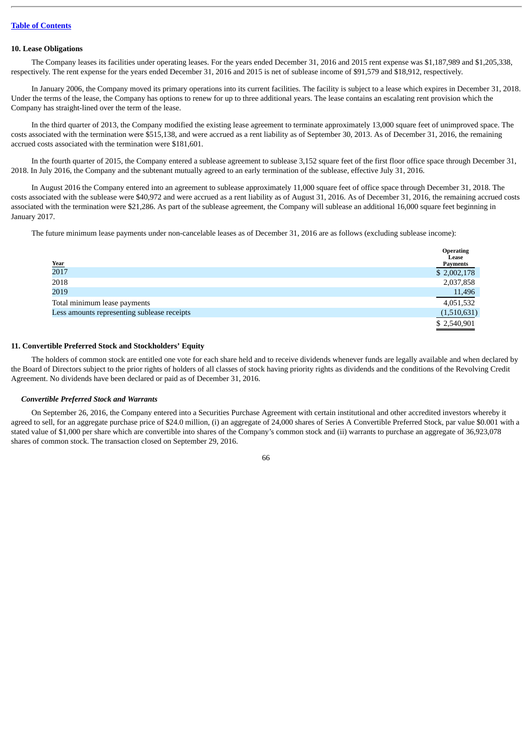### 10. Lease Obligations

The Company leases its facilities under operating leases. For the years ended December 31, 2016 and 2015 rent expense was $1,187,989 and $1,205,338, respectively. The rent expense for the years ended December 31, 2016 and 2015 is net of sublease income of $91,579 and $18,912, respectively.

In January 2006, the Company moved its primary operations into its current facilities. The facility is subject to a lease which expires in December 31, 2018. Under the terms of the lease, the Company has options to renew for up to three additional years. The lease contains an escalating rent provision which the Company has straight-lined over the term of the lease.

In the third quarter of 2013, the Company modified the existing lease agreement to terminate approximately 13,000 square feet of unimproved space. The costs associated with the termination were $515,138, and were accrued as a rent liability as of September 30, 2013. As of December 31, 2016, the remaining accrued costs associated with the termination were $181,601.

In the fourth quarter of 2015, the Company entered a sublease agreement to sublease 3,152 square feet of the first floor office space through December 31, 2018. In July 2016, the Company and the subtenant mutually agreed to an early termination of the sublease, effective July 31, 2016.

In August 2016 the Company entered into an agreement to sublease approximately 11,000 square feet of office space through December 31, 2018. The costs associated with the sublease were $40,972 and were accrued as a rent liability as of August 31, 2016. As of December 31, 2016, the remaining accrued costs associated with the termination were $21,286. As part of the sublease agreement, the Company will sublease an additional 16,000 square feet beginning in January 2017.

The future minimum lease payments under non-cancelable leases as of December 31, 2016 are as follows (excluding sublease income):

| Year | Operating Lease Payments |
|---|---|
| 2017 | $ 2,002,178 |
| 2018 | 2,037,858 |
| 2019 | 11,496 |
| Total minimum lease payments | 4,051,532 |
| Less amounts representing sublease receipts | (1,510,631) |
| | $ 2,540,901 |

### 11. Convertible Preferred Stock and Stockholders' Equity

The holders of common stock are entitled one vote for each share held and to receive dividends whenever funds are legally available and when declared by the Board of Directors subject to the prior rights of holders of all classes of stock having priority rights as dividends and the conditions of the Revolving Credit Agreement. No dividends have been declared or paid as of December 31, 2016.

#### *Convertible Preferred Stock and Warrants*

On September 26, 2016, the Company entered into a Securities Purchase Agreement with certain institutional and other accredited investors whereby it agreed to sell, for an aggregate purchase price of $24.0 million, (i) an aggregate of 24,000 shares of Series A Convertible Preferred Stock, par value $0.001 with a stated value of $1,000 per share which are convertible into shares of the Company's common stock and (ii) warrants to purchase an aggregate of 36,923,078 shares of common stock. The transaction closed on September 29, 2016.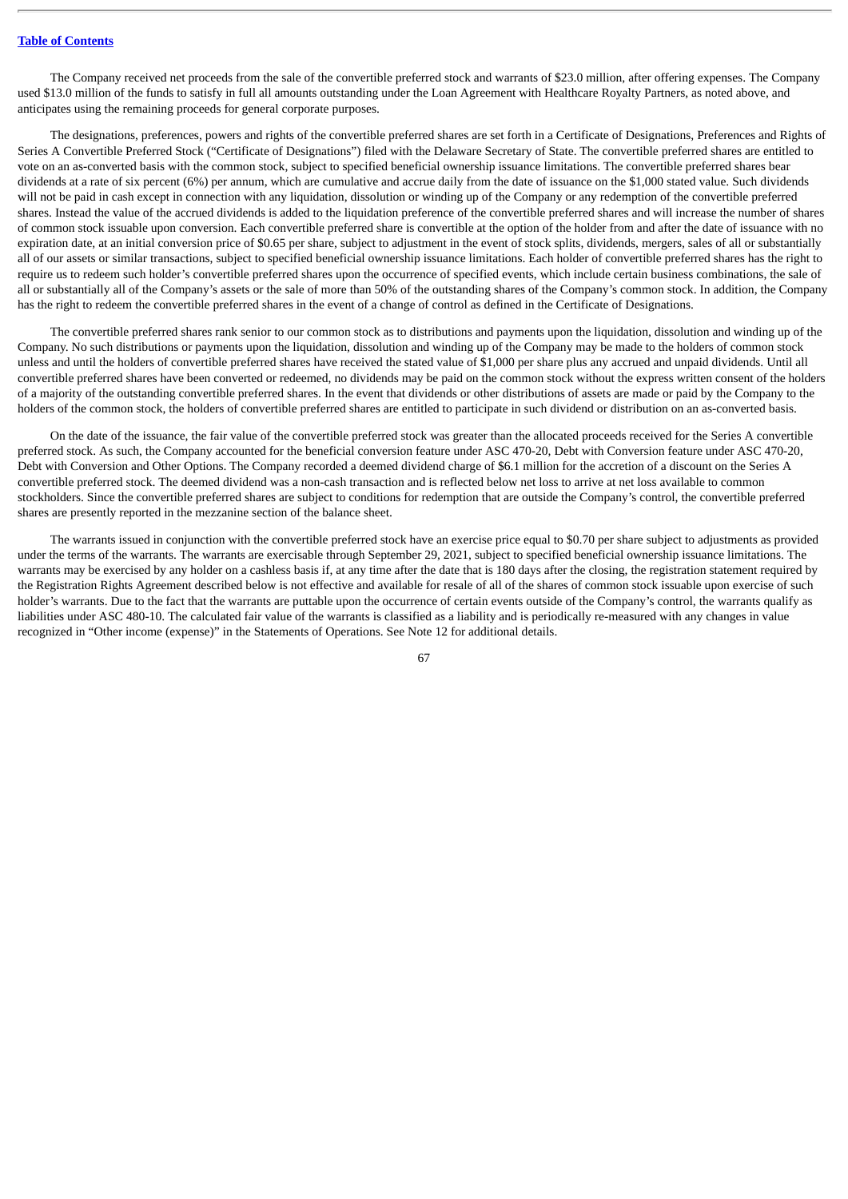The Company received net proceeds from the sale of the convertible preferred stock and warrants of $23.0 million, after offering expenses. The Company used $13.0 million of the funds to satisfy in full all amounts outstanding under the Loan Agreement with Healthcare Royalty Partners, as noted above, and anticipates using the remaining proceeds for general corporate purposes.

The designations, preferences, powers and rights of the convertible preferred shares are set forth in a Certificate of Designations, Preferences and Rights of Series A Convertible Preferred Stock ("Certificate of Designations") filed with the Delaware Secretary of State. The convertible preferred shares are entitled to vote on an as-converted basis with the common stock, subject to specified beneficial ownership issuance limitations. The convertible preferred shares bear dividends at a rate of six percent (6%) per annum, which are cumulative and accrue daily from the date of issuance on the $1,000 stated value. Such dividends will not be paid in cash except in connection with any liquidation, dissolution or winding up of the Company or any redemption of the convertible preferred shares. Instead the value of the accrued dividends is added to the liquidation preference of the convertible preferred shares and will increase the number of shares of common stock issuable upon conversion. Each convertible preferred share is convertible at the option of the holder from and after the date of issuance with no expiration date, at an initial conversion price of $0.65 per share, subject to adjustment in the event of stock splits, dividends, mergers, sales of all or substantially all of our assets or similar transactions, subject to specified beneficial ownership issuance limitations. Each holder of convertible preferred shares has the right to require us to redeem such holder's convertible preferred shares upon the occurrence of specified events, which include certain business combinations, the sale of all or substantially all of the Company's assets or the sale of more than 50% of the outstanding shares of the Company's common stock. In addition, the Company has the right to redeem the convertible preferred shares in the event of a change of control as defined in the Certificate of Designations.

The convertible preferred shares rank senior to our common stock as to distributions and payments upon the liquidation, dissolution and winding up of the Company. No such distributions or payments upon the liquidation, dissolution and winding up of the Company may be made to the holders of common stock unless and until the holders of convertible preferred shares have received the stated value of $1,000 per share plus any accrued and unpaid dividends. Until all convertible preferred shares have been converted or redeemed, no dividends may be paid on the common stock without the express written consent of the holders of a majority of the outstanding convertible preferred shares. In the event that dividends or other distributions of assets are made or paid by the Company to the holders of the common stock, the holders of convertible preferred shares are entitled to participate in such dividend or distribution on an as-converted basis.

On the date of the issuance, the fair value of the convertible preferred stock was greater than the allocated proceeds received for the Series A convertible preferred stock. As such, the Company accounted for the beneficial conversion feature under ASC 470-20, Debt with Conversion feature under ASC 470-20, Debt with Conversion and Other Options. The Company recorded a deemed dividend charge of $6.1 million for the accretion of a discount on the Series A convertible preferred stock. The deemed dividend was a non-cash transaction and is reflected below net loss to arrive at net loss available to common stockholders. Since the convertible preferred shares are subject to conditions for redemption that are outside the Company's control, the convertible preferred shares are presently reported in the mezzanine section of the balance sheet.

The warrants issued in conjunction with the convertible preferred stock have an exercise price equal to $0.70 per share subject to adjustments as provided under the terms of the warrants. The warrants are exercisable through September 29, 2021, subject to specified beneficial ownership issuance limitations. The warrants may be exercised by any holder on a cashless basis if, at any time after the date that is 180 days after the closing, the registration statement required by the Registration Rights Agreement described below is not effective and available for resale of all of the shares of common stock issuable upon exercise of such holder's warrants. Due to the fact that the warrants are puttable upon the occurrence of certain events outside of the Company's control, the warrants qualify as liabilities under ASC 480-10. The calculated fair value of the warrants is classified as a liability and is periodically re-measured with any changes in value recognized in "Other income (expense)" in the Statements of Operations. See Note 12 for additional details.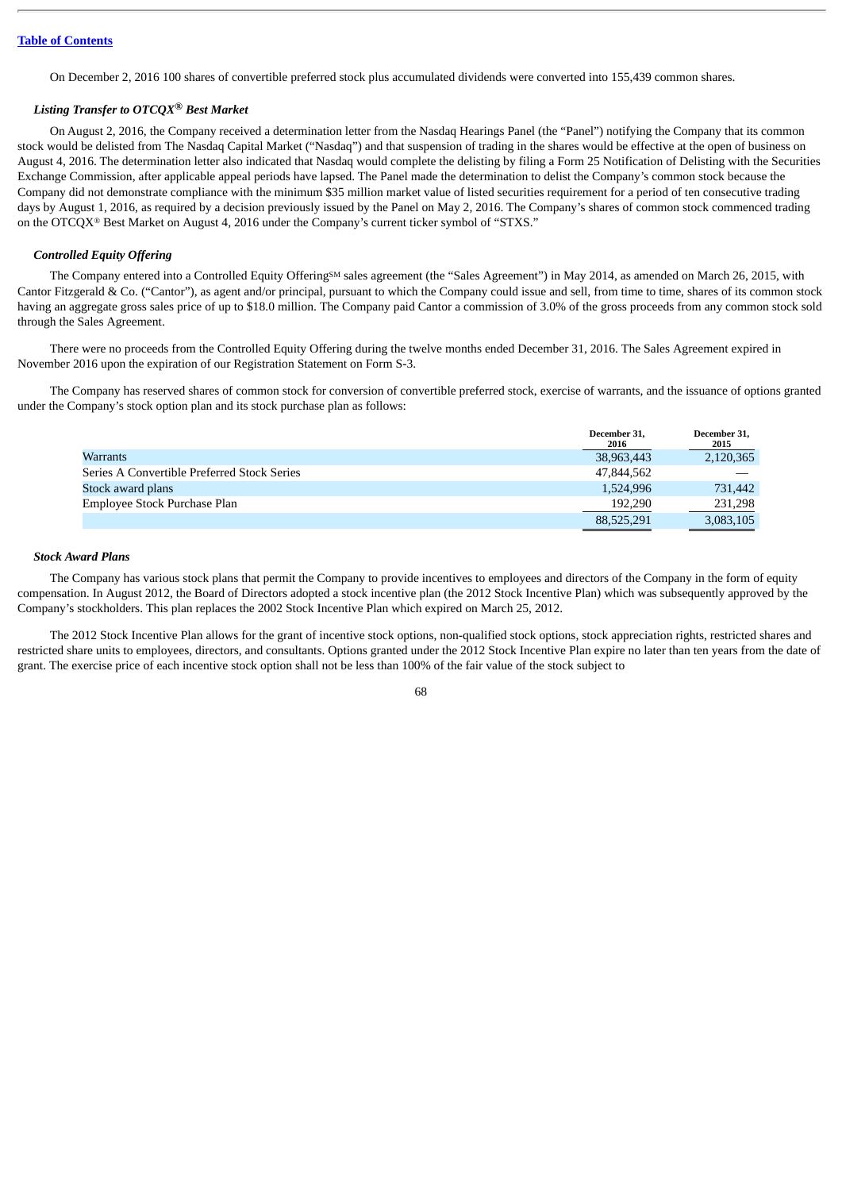On December 2, 2016 100 shares of convertible preferred stock plus accumulated dividends were converted into 155,439 common shares.

### *Listing Transfer to OTCQX® Best Market*

On August 2, 2016, the Company received a determination letter from the Nasdaq Hearings Panel (the "Panel") notifying the Company that its common stock would be delisted from The Nasdaq Capital Market ("Nasdaq") and that suspension of trading in the shares would be effective at the open of business on August 4, 2016. The determination letter also indicated that Nasdaq would complete the delisting by filing a Form 25 Notification of Delisting with the Securities Exchange Commission, after applicable appeal periods have lapsed. The Panel made the determination to delist the Company's common stock because the Company did not demonstrate compliance with the minimum $35 million market value of listed securities requirement for a period of ten consecutive trading days by August 1, 2016, as required by a decision previously issued by the Panel on May 2, 2016. The Company's shares of common stock commenced trading on the OTCQX® Best Market on August 4, 2016 under the Company's current ticker symbol of "STXS."

### *Controlled Equity Offering*

The Company entered into a Controlled Equity Offering℠ sales agreement (the "Sales Agreement") in May 2014, as amended on March 26, 2015, with Cantor Fitzgerald & Co. ("Cantor"), as agent and/or principal, pursuant to which the Company could issue and sell, from time to time, shares of its common stock having an aggregate gross sales price of up to $18.0 million. The Company paid Cantor a commission of 3.0% of the gross proceeds from any common stock sold through the Sales Agreement.

There were no proceeds from the Controlled Equity Offering during the twelve months ended December 31, 2016. The Sales Agreement expired in November 2016 upon the expiration of our Registration Statement on Form S-3.

The Company has reserved shares of common stock for conversion of convertible preferred stock, exercise of warrants, and the issuance of options granted under the Company's stock option plan and its stock purchase plan as follows:

| | December 31, 2016 | December 31, 2015 |
|---|---|---|
| Warrants | 38,963,443 | 2,120,365 |
| Series A Convertible Preferred Stock Series | 47,844,562 | — |
| Stock award plans | 1,524,996 | 731,442 |
| Employee Stock Purchase Plan | 192,290 | 231,298 |
| | 88,525,291 | 3,083,105 |

### *Stock Award Plans*

The Company has various stock plans that permit the Company to provide incentives to employees and directors of the Company in the form of equity compensation. In August 2012, the Board of Directors adopted a stock incentive plan (the 2012 Stock Incentive Plan) which was subsequently approved by the Company's stockholders. This plan replaces the 2002 Stock Incentive Plan which expired on March 25, 2012.

The 2012 Stock Incentive Plan allows for the grant of incentive stock options, non-qualified stock options, stock appreciation rights, restricted shares and restricted share units to employees, directors, and consultants. Options granted under the 2012 Stock Incentive Plan expire no later than ten years from the date of grant. The exercise price of each incentive stock option shall not be less than 100% of the fair value of the stock subject to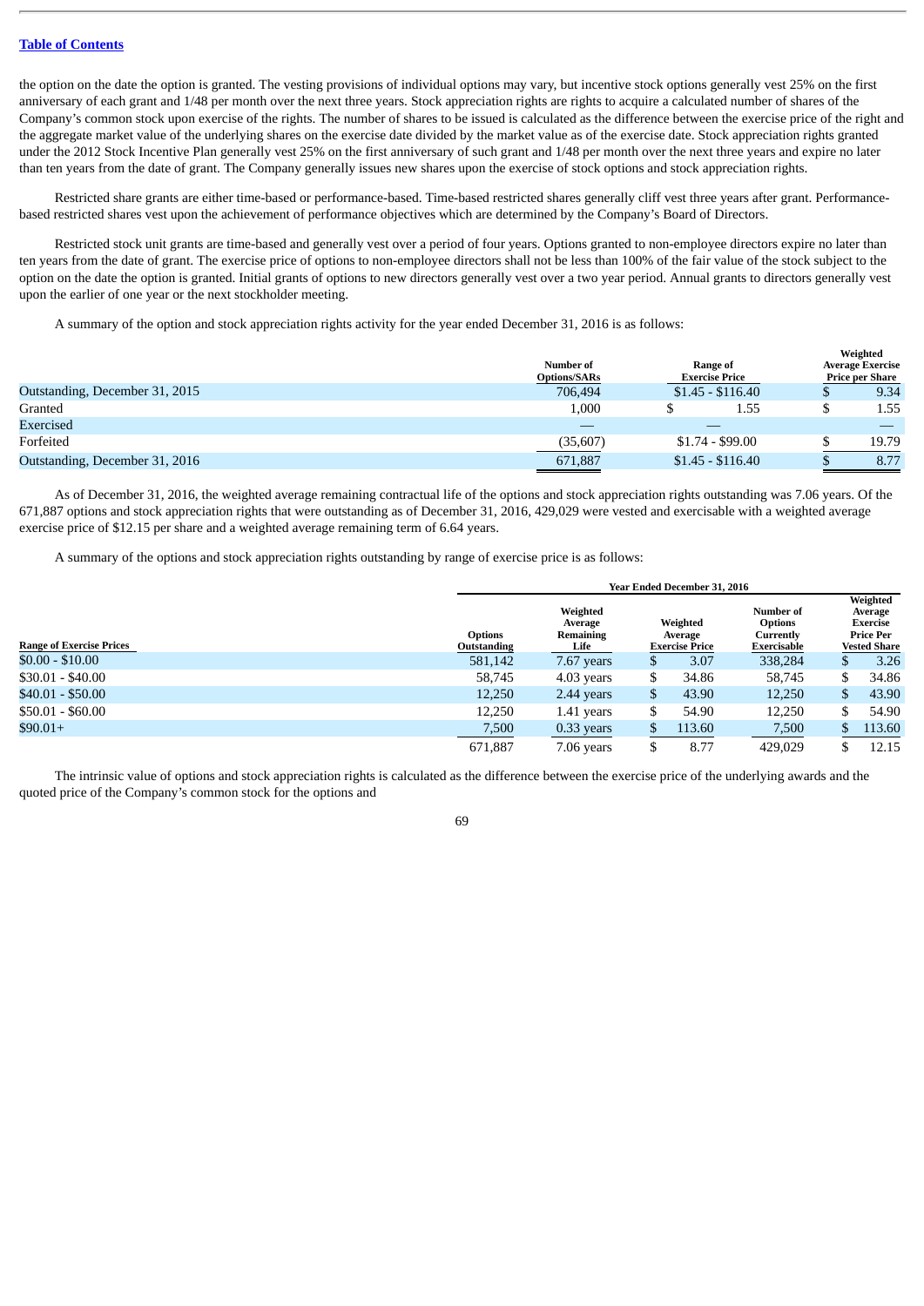the option on the date the option is granted. The vesting provisions of individual options may vary, but incentive stock options generally vest 25% on the first anniversary of each grant and 1/48 per month over the next three years. Stock appreciation rights are rights to acquire a calculated number of shares of the Company's common stock upon exercise of the rights. The number of shares to be issued is calculated as the difference between the exercise price of the right and the aggregate market value of the underlying shares on the exercise date divided by the market value as of the exercise date. Stock appreciation rights granted under the 2012 Stock Incentive Plan generally vest 25% on the first anniversary of such grant and 1/48 per month over the next three years and expire no later than ten years from the date of grant. The Company generally issues new shares upon the exercise of stock options and stock appreciation rights.

Restricted share grants are either time-based or performance-based. Time-based restricted shares generally cliff vest three years after grant. Performance-based restricted shares vest upon the achievement of performance objectives which are determined by the Company's Board of Directors.

Restricted stock unit grants are time-based and generally vest over a period of four years. Options granted to non-employee directors expire no later than ten years from the date of grant. The exercise price of options to non-employee directors shall not be less than 100% of the fair value of the stock subject to the option on the date the option is granted. Initial grants of options to new directors generally vest over a two year period. Annual grants to directors generally vest upon the earlier of one year or the next stockholder meeting.

A summary of the option and stock appreciation rights activity for the year ended December 31, 2016 is as follows:

| | Number of Options/SARs | Range of Exercise Price | Weighted Average Exercise Price per Share |
|---|---|---|---|
| Outstanding, December 31, 2015 | 706,494 | $1.45 - $116.40 | $ 9.34 |
| Granted | 1,000 | $ 1.55 | $ 1.55 |
| Exercised | — | — | — |
| Forfeited | (35,607) | $1.74 - $99.00 | $ 19.79 |
| Outstanding, December 31, 2016 | 671,887 | $1.45 - $116.40 | $ 8.77 |

As of December 31, 2016, the weighted average remaining contractual life of the options and stock appreciation rights outstanding was 7.06 years. Of the 671,887 options and stock appreciation rights that were outstanding as of December 31, 2016, 429,029 were vested and exercisable with a weighted average exercise price of $12.15 per share and a weighted average remaining term of 6.64 years.

A summary of the options and stock appreciation rights outstanding by range of exercise price is as follows:

| | Year Ended December 31, 2016 | | | | |
|---|---|---|---|---|---|
| Range of Exercise Prices | Options Outstanding | Weighted Average Remaining Life | Weighted Average Exercise Price | Number of Options Currently Exercisable | Weighted Average Exercise Price Per Vested Share |
| $0.00 - $10.00 | 581,142 | 7.67 years | $ 3.07 | 338,284 | $ 3.26 |
| $30.01 - $40.00 | 58,745 | 4.03 years | $ 34.86 | 58,745 | $ 34.86 |
| $40.01 - $50.00 | 12,250 | 2.44 years | $ 43.90 | 12,250 | $ 43.90 |
| $50.01 - $60.00 | 12,250 | 1.41 years | $ 54.90 | 12,250 | $ 54.90 |
| $90.01+ | 7,500 | 0.33 years | $ 113.60 | 7,500 | $ 113.60 |
| | 671,887 | 7.06 years | $ 8.77 | 429,029 | $ 12.15 |

The intrinsic value of options and stock appreciation rights is calculated as the difference between the exercise price of the underlying awards and the quoted price of the Company's common stock for the options and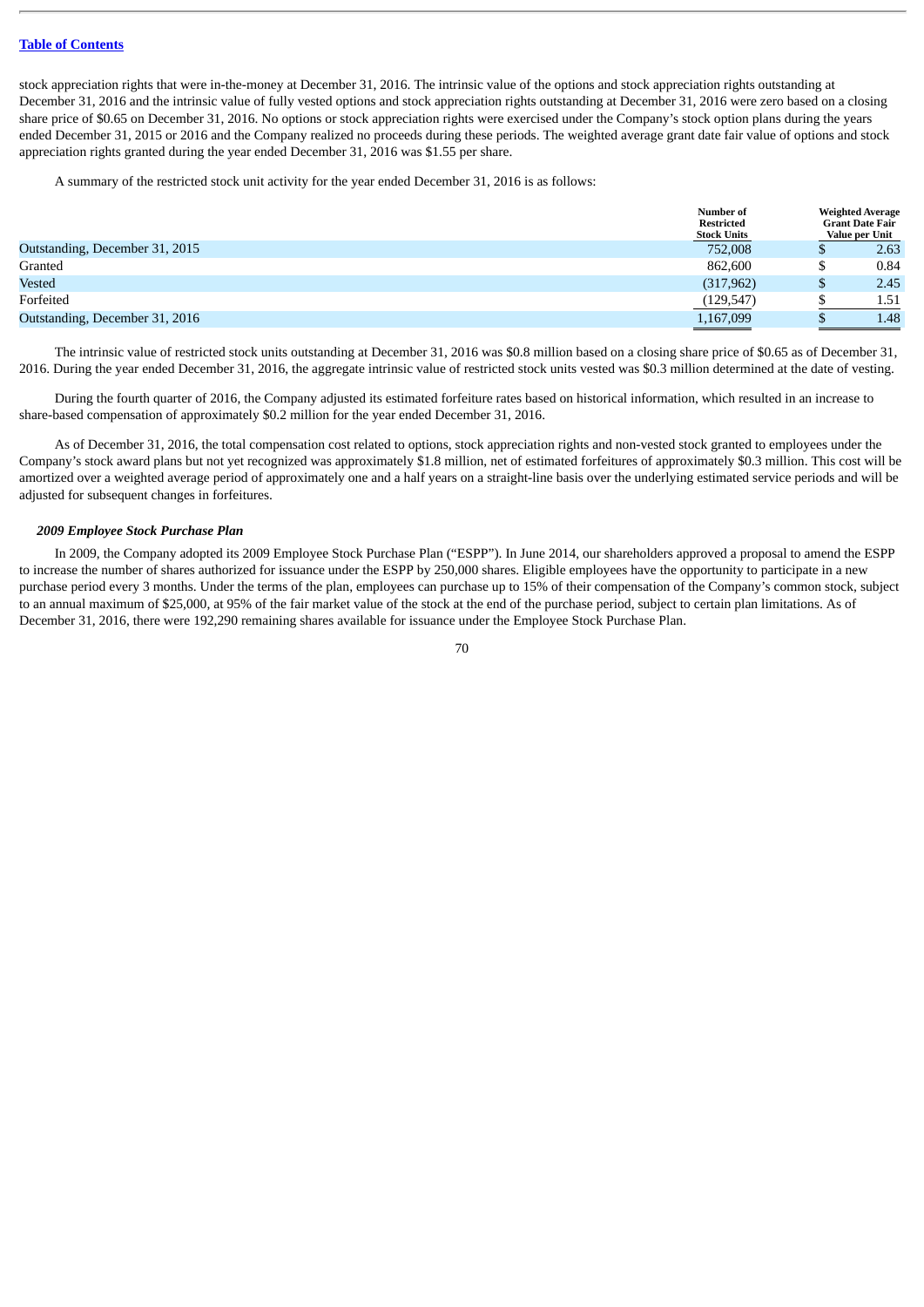stock appreciation rights that were in-the-money at December 31, 2016. The intrinsic value of the options and stock appreciation rights outstanding at December 31, 2016 and the intrinsic value of fully vested options and stock appreciation rights outstanding at December 31, 2016 were zero based on a closing share price of $0.65 on December 31, 2016. No options or stock appreciation rights were exercised under the Company's stock option plans during the years ended December 31, 2015 or 2016 and the Company realized no proceeds during these periods. The weighted average grant date fair value of options and stock appreciation rights granted during the year ended December 31, 2016 was $1.55 per share.

A summary of the restricted stock unit activity for the year ended December 31, 2016 is as follows:

| | Number of Restricted Stock Units | Weighted Average Grant Date Fair Value per Unit |
|---|---|---|
| Outstanding, December 31, 2015 | 752,008 | $ 2.63 |
| Granted | 862,600 | $ 0.84 |
| Vested | (317,962) | $ 2.45 |
| Forfeited | (129,547) | $ 1.51 |
| Outstanding, December 31, 2016 | 1,167,099 | $ 1.48 |

The intrinsic value of restricted stock units outstanding at December 31, 2016 was $0.8 million based on a closing share price of $0.65 as of December 31, 2016. During the year ended December 31, 2016, the aggregate intrinsic value of restricted stock units vested was $0.3 million determined at the date of vesting.

During the fourth quarter of 2016, the Company adjusted its estimated forfeiture rates based on historical information, which resulted in an increase to share-based compensation of approximately $0.2 million for the year ended December 31, 2016.

As of December 31, 2016, the total compensation cost related to options, stock appreciation rights and non-vested stock granted to employees under the Company's stock award plans but not yet recognized was approximately $1.8 million, net of estimated forfeitures of approximately $0.3 million. This cost will be amortized over a weighted average period of approximately one and a half years on a straight-line basis over the underlying estimated service periods and will be adjusted for subsequent changes in forfeitures.

***2009 Employee Stock Purchase Plan***

In 2009, the Company adopted its 2009 Employee Stock Purchase Plan ("ESPP"). In June 2014, our shareholders approved a proposal to amend the ESPP to increase the number of shares authorized for issuance under the ESPP by 250,000 shares. Eligible employees have the opportunity to participate in a new purchase period every 3 months. Under the terms of the plan, employees can purchase up to 15% of their compensation of the Company's common stock, subject to an annual maximum of $25,000, at 95% of the fair market value of the stock at the end of the purchase period, subject to certain plan limitations. As of December 31, 2016, there were 192,290 remaining shares available for issuance under the Employee Stock Purchase Plan.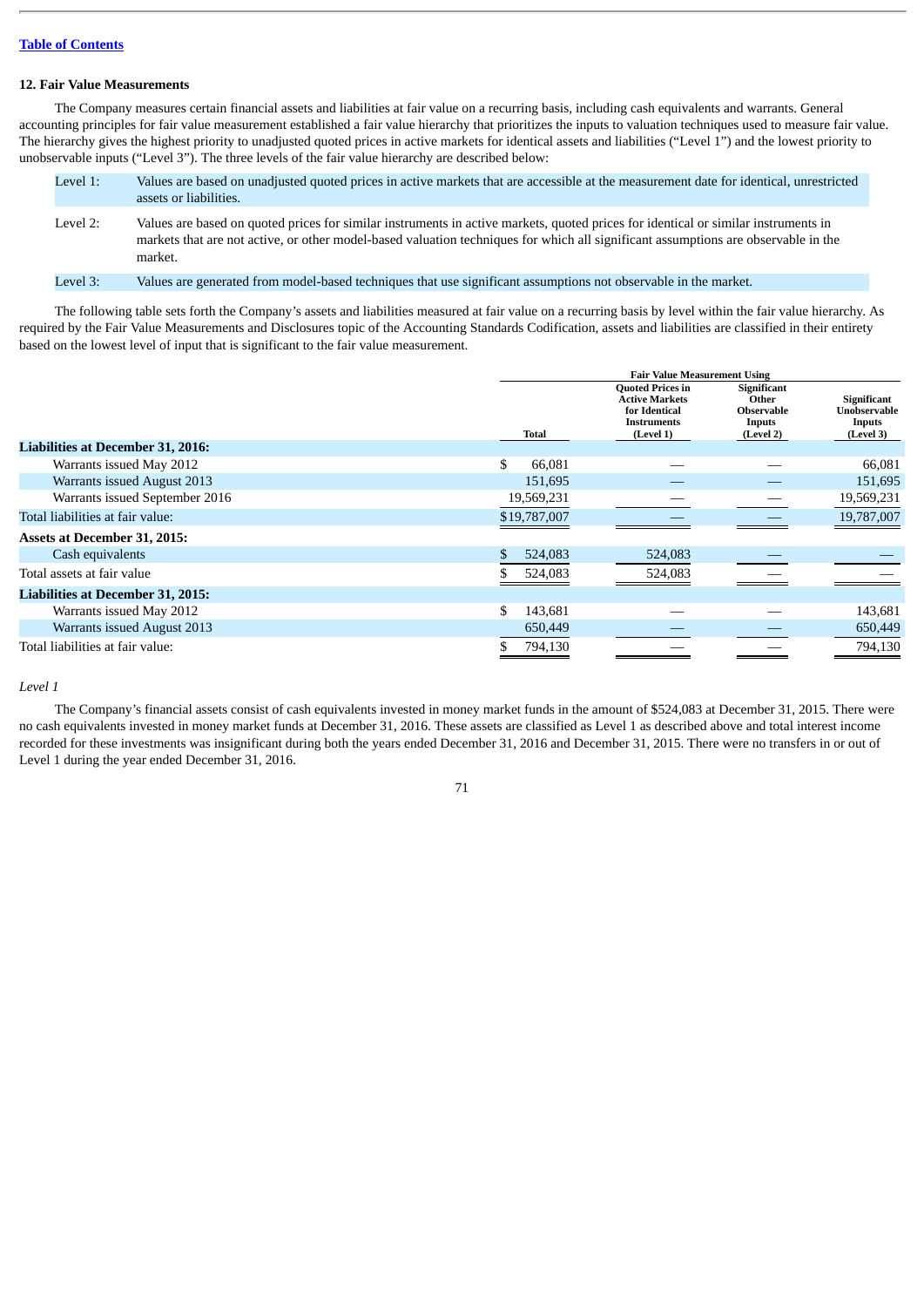### 12. Fair Value Measurements

The Company measures certain financial assets and liabilities at fair value on a recurring basis, including cash equivalents and warrants. General accounting principles for fair value measurement established a fair value hierarchy that prioritizes the inputs to valuation techniques used to measure fair value. The hierarchy gives the highest priority to unadjusted quoted prices in active markets for identical assets and liabilities ("Level 1") and the lowest priority to unobservable inputs ("Level 3"). The three levels of the fair value hierarchy are described below:

| | |
|---|---|
| Level 1: | Values are based on unadjusted quoted prices in active markets that are accessible at the measurement date for identical, unrestricted assets or liabilities. |
| Level 2: | Values are based on quoted prices for similar instruments in active markets, quoted prices for identical or similar instruments in markets that are not active, or other model-based valuation techniques for which all significant assumptions are observable in the market. |
| Level 3: | Values are generated from model-based techniques that use significant assumptions not observable in the market. |

The following table sets forth the Company's assets and liabilities measured at fair value on a recurring basis by level within the fair value hierarchy. As required by the Fair Value Measurements and Disclosures topic of the Accounting Standards Codification, assets and liabilities are classified in their entirety based on the lowest level of input that is significant to the fair value measurement.

| | | Fair Value Measurement Using | | |
|---|---|---|---|---|
| | Total | Quoted Prices in Active Markets for Identical Instruments (Level 1) | Significant Other Observable Inputs (Level 2) | Significant Unobservable Inputs (Level 3) |
| **Liabilities at December 31, 2016:** | | | | |
| Warrants issued May 2012 | $ 66,081 | — | — | 66,081 |
| Warrants issued August 2013 | 151,695 | — | — | 151,695 |
| Warrants issued September 2016 | 19,569,231 | — | — | 19,569,231 |
| Total liabilities at fair value: | $19,787,007 | — | — | 19,787,007 |
| **Assets at December 31, 2015:** | | | | |
| Cash equivalents | $ 524,083 | 524,083 | — | — |
| Total assets at fair value | $ 524,083 | 524,083 | — | — |
| **Liabilities at December 31, 2015:** | | | | |
| Warrants issued May 2012 | $ 143,681 | — | — | 143,681 |
| Warrants issued August 2013 | 650,449 | — | — | 650,449 |
| Total liabilities at fair value: | $ 794,130 | — | — | 794,130 |

*Level 1*

The Company's financial assets consist of cash equivalents invested in money market funds in the amount of $524,083 at December 31, 2015. There were no cash equivalents invested in money market funds at December 31, 2016. These assets are classified as Level 1 as described above and total interest income recorded for these investments was insignificant during both the years ended December 31, 2016 and December 31, 2015. There were no transfers in or out of Level 1 during the year ended December 31, 2016.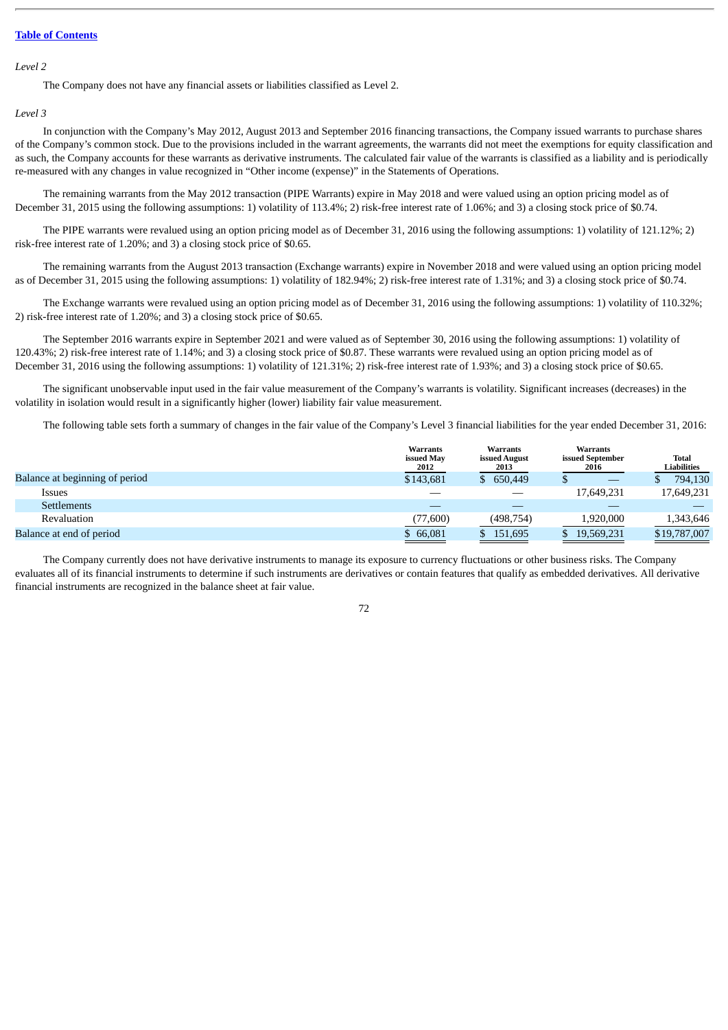[Table of Contents](#)

*Level 2*

The Company does not have any financial assets or liabilities classified as Level 2.

*Level 3*

In conjunction with the Company's May 2012, August 2013 and September 2016 financing transactions, the Company issued warrants to purchase shares of the Company's common stock. Due to the provisions included in the warrant agreements, the warrants did not meet the exemptions for equity classification and as such, the Company accounts for these warrants as derivative instruments. The calculated fair value of the warrants is classified as a liability and is periodically re-measured with any changes in value recognized in "Other income (expense)" in the Statements of Operations.

The remaining warrants from the May 2012 transaction (PIPE Warrants) expire in May 2018 and were valued using an option pricing model as of December 31, 2015 using the following assumptions: 1) volatility of 113.4%; 2) risk-free interest rate of 1.06%; and 3) a closing stock price of $0.74.

The PIPE warrants were revalued using an option pricing model as of December 31, 2016 using the following assumptions: 1) volatility of 121.12%; 2) risk-free interest rate of 1.20%; and 3) a closing stock price of $0.65.

The remaining warrants from the August 2013 transaction (Exchange warrants) expire in November 2018 and were valued using an option pricing model as of December 31, 2015 using the following assumptions: 1) volatility of 182.94%; 2) risk-free interest rate of 1.31%; and 3) a closing stock price of $0.74.

The Exchange warrants were revalued using an option pricing model as of December 31, 2016 using the following assumptions: 1) volatility of 110.32%; 2) risk-free interest rate of 1.20%; and 3) a closing stock price of $0.65.

The September 2016 warrants expire in September 2021 and were valued as of September 30, 2016 using the following assumptions: 1) volatility of 120.43%; 2) risk-free interest rate of 1.14%; and 3) a closing stock price of $0.87. These warrants were revalued using an option pricing model as of December 31, 2016 using the following assumptions: 1) volatility of 121.31%; 2) risk-free interest rate of 1.93%; and 3) a closing stock price of $0.65.

The significant unobservable input used in the fair value measurement of the Company's warrants is volatility. Significant increases (decreases) in the volatility in isolation would result in a significantly higher (lower) liability fair value measurement.

The following table sets forth a summary of changes in the fair value of the Company's Level 3 financial liabilities for the year ended December 31, 2016:

| | Warrants issued May 2012 | Warrants issued August 2013 | Warrants issued September 2016 | Total Liabilities |
|---|---|---|---|---|
| Balance at beginning of period | $143,681 | $ 650,449 | $ — | $ 794,130 |
| Issues | — | — | 17,649,231 | 17,649,231 |
| Settlements | — | — | — | — |
| Revaluation | (77,600) | (498,754) | 1,920,000 | 1,343,646 |
| Balance at end of period | $ 66,081 | $ 151,695 | $ 19,569,231 | $19,787,007 |

The Company currently does not have derivative instruments to manage its exposure to currency fluctuations or other business risks. The Company evaluates all of its financial instruments to determine if such instruments are derivatives or contain features that qualify as embedded derivatives. All derivative financial instruments are recognized in the balance sheet at fair value.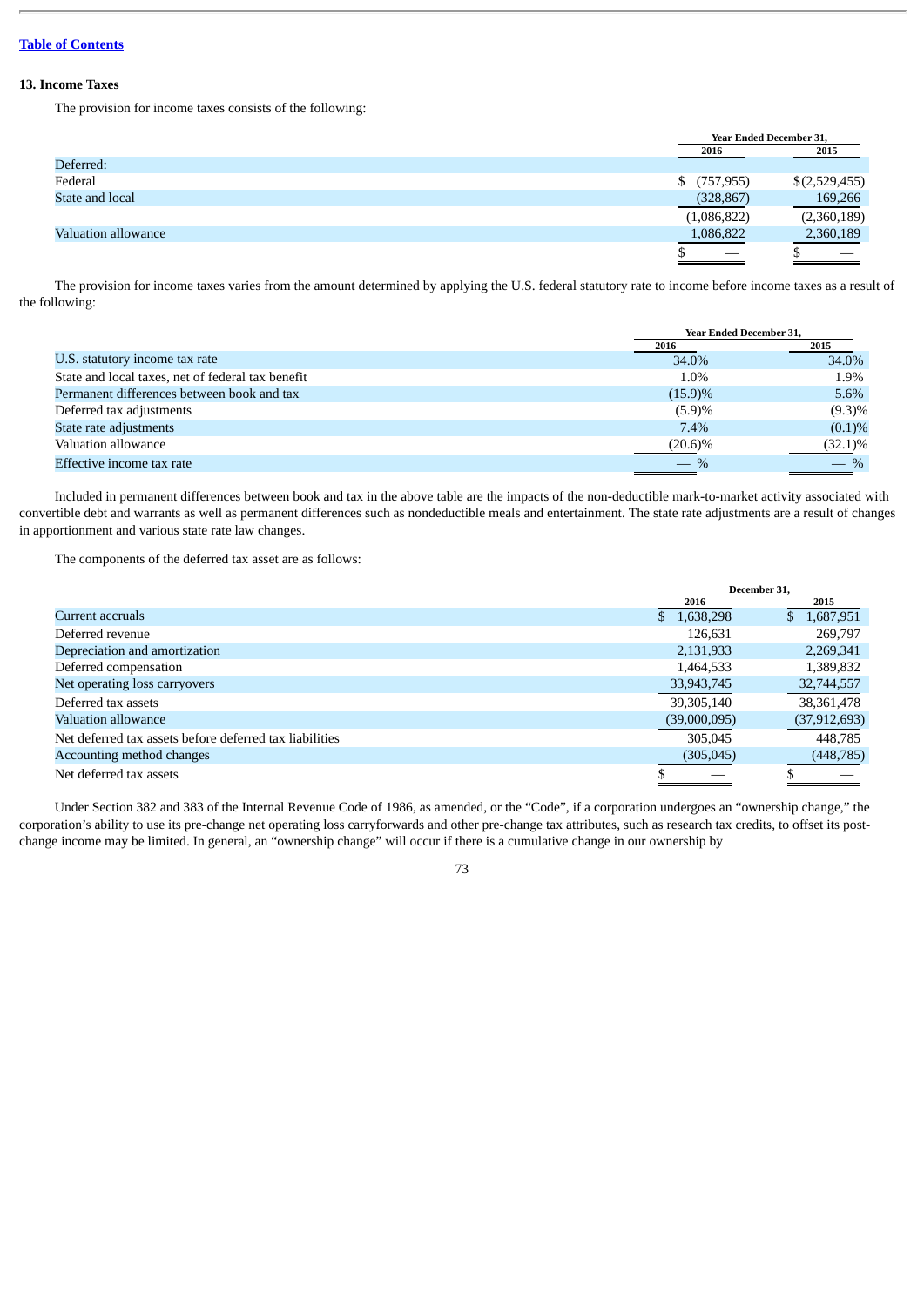### 13. Income Taxes

The provision for income taxes consists of the following:

| | Year Ended December 31, | |
|---|---|---|
| | 2016 | 2015 |
| Deferred: | | |
| Federal | $ (757,955) | $(2,529,455) |
| State and local | (328,867) | 169,266 |
| | (1,086,822) | (2,360,189) |
| Valuation allowance | 1,086,822 | 2,360,189 |
| | $ — | $ — |

The provision for income taxes varies from the amount determined by applying the U.S. federal statutory rate to income before income taxes as a result of the following:

| | Year Ended December 31, | |
|---|---|---|
| | 2016 | 2015 |
| U.S. statutory income tax rate | 34.0% | 34.0% |
| State and local taxes, net of federal tax benefit | 1.0% | 1.9% |
| Permanent differences between book and tax | (15.9)% | 5.6% |
| Deferred tax adjustments | (5.9)% | (9.3)% |
| State rate adjustments | 7.4% | (0.1)% |
| Valuation allowance | (20.6)% | (32.1)% |
| Effective income tax rate | — % | — % |

Included in permanent differences between book and tax in the above table are the impacts of the non-deductible mark-to-market activity associated with convertible debt and warrants as well as permanent differences such as nondeductible meals and entertainment. The state rate adjustments are a result of changes in apportionment and various state rate law changes.

The components of the deferred tax asset are as follows:

| | December 31, | |
|---|---|---|
| | 2016 | 2015 |
| Current accruals | $ 1,638,298 | $ 1,687,951 |
| Deferred revenue | 126,631 | 269,797 |
| Depreciation and amortization | 2,131,933 | 2,269,341 |
| Deferred compensation | 1,464,533 | 1,389,832 |
| Net operating loss carryovers | 33,943,745 | 32,744,557 |
| Deferred tax assets | 39,305,140 | 38,361,478 |
| Valuation allowance | (39,000,095) | (37,912,693) |
| Net deferred tax assets before deferred tax liabilities | 305,045 | 448,785 |
| Accounting method changes | (305,045) | (448,785) |
| Net deferred tax assets | $ — | $ — |

Under Section 382 and 383 of the Internal Revenue Code of 1986, as amended, or the "Code", if a corporation undergoes an "ownership change," the corporation's ability to use its pre-change net operating loss carryforwards and other pre-change tax attributes, such as research tax credits, to offset its post-change income may be limited. In general, an "ownership change" will occur if there is a cumulative change in our ownership by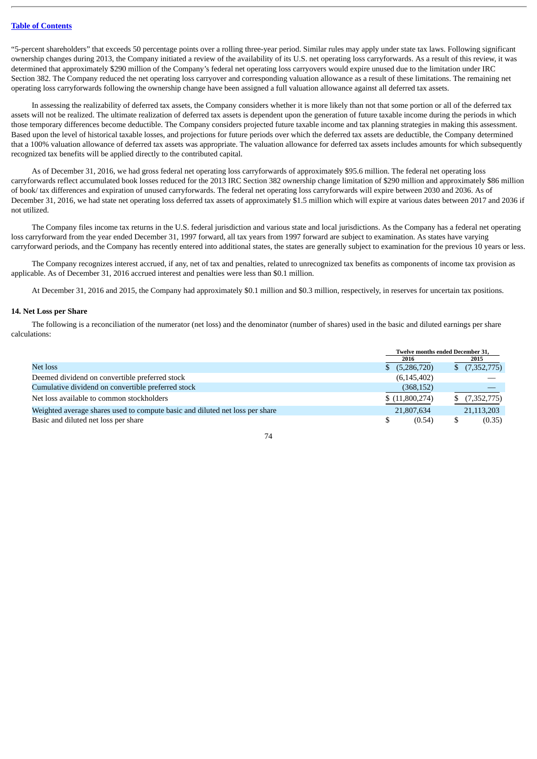"5-percent shareholders" that exceeds 50 percentage points over a rolling three-year period. Similar rules may apply under state tax laws. Following significant ownership changes during 2013, the Company initiated a review of the availability of its U.S. net operating loss carryforwards. As a result of this review, it was determined that approximately $290 million of the Company's federal net operating loss carryovers would expire unused due to the limitation under IRC Section 382. The Company reduced the net operating loss carryover and corresponding valuation allowance as a result of these limitations. The remaining net operating loss carryforwards following the ownership change have been assigned a full valuation allowance against all deferred tax assets.

In assessing the realizability of deferred tax assets, the Company considers whether it is more likely than not that some portion or all of the deferred tax assets will not be realized. The ultimate realization of deferred tax assets is dependent upon the generation of future taxable income during the periods in which those temporary differences become deductible. The Company considers projected future taxable income and tax planning strategies in making this assessment. Based upon the level of historical taxable losses, and projections for future periods over which the deferred tax assets are deductible, the Company determined that a 100% valuation allowance of deferred tax assets was appropriate. The valuation allowance for deferred tax assets includes amounts for which subsequently recognized tax benefits will be applied directly to the contributed capital.

As of December 31, 2016, we had gross federal net operating loss carryforwards of approximately $95.6 million. The federal net operating loss carryforwards reflect accumulated book losses reduced for the 2013 IRC Section 382 ownership change limitation of $290 million and approximately $86 million of book/ tax differences and expiration of unused carryforwards. The federal net operating loss carryforwards will expire between 2030 and 2036. As of December 31, 2016, we had state net operating loss deferred tax assets of approximately $1.5 million which will expire at various dates between 2017 and 2036 if not utilized.

The Company files income tax returns in the U.S. federal jurisdiction and various state and local jurisdictions. As the Company has a federal net operating loss carryforward from the year ended December 31, 1997 forward, all tax years from 1997 forward are subject to examination. As states have varying carryforward periods, and the Company has recently entered into additional states, the states are generally subject to examination for the previous 10 years or less.

The Company recognizes interest accrued, if any, net of tax and penalties, related to unrecognized tax benefits as components of income tax provision as applicable. As of December 31, 2016 accrued interest and penalties were less than $0.1 million.

At December 31, 2016 and 2015, the Company had approximately $0.1 million and $0.3 million, respectively, in reserves for uncertain tax positions.

**14. Net Loss per Share**

The following is a reconciliation of the numerator (net loss) and the denominator (number of shares) used in the basic and diluted earnings per share calculations:

| | Twelve months ended December 31, 2016 | Twelve months ended December 31, 2015 |
|---|---|---|
| Net loss | $ (5,286,720) | $ (7,352,775) |
| Deemed dividend on convertible preferred stock | (6,145,402) | — |
| Cumulative dividend on convertible preferred stock | (368,152) | — |
| Net loss available to common stockholders | $ (11,800,274) | $ (7,352,775) |
| Weighted average shares used to compute basic and diluted net loss per share | 21,807,634 | 21,113,203 |
| Basic and diluted net loss per share | $ (0.54) | $ (0.35) |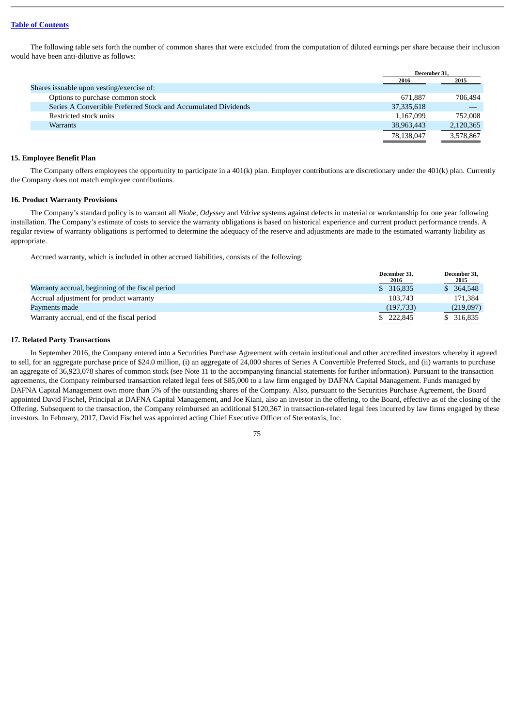The following table sets forth the number of common shares that were excluded from the computation of diluted earnings per share because their inclusion would have been anti-dilutive as follows:

| | December 31, | |
|---|---|---|
| | 2016 | 2015 |
| Shares issuable upon vesting/exercise of: | | |
| Options to purchase common stock | 671,887 | 706,494 |
| Series A Convertible Preferred Stock and Accumulated Dividends | 37,335,618 | — |
| Restricted stock units | 1,167,099 | 752,008 |
| Warrants | 38,963,443 | 2,120,365 |
| | 78,138,047 | 3,578,867 |

**15. Employee Benefit Plan**

The Company offers employees the opportunity to participate in a 401(k) plan. Employer contributions are discretionary under the 401(k) plan. Currently the Company does not match employee contributions.

**16. Product Warranty Provisions**

The Company's standard policy is to warrant all *Niobe*, *Odyssey* and *Vdrive* systems against defects in material or workmanship for one year following installation. The Company's estimate of costs to service the warranty obligations is based on historical experience and current product performance trends. A regular review of warranty obligations is performed to determine the adequacy of the reserve and adjustments are made to the estimated warranty liability as appropriate.

Accrued warranty, which is included in other accrued liabilities, consists of the following:

| | December 31, 2016 | December 31, 2015 |
|---|---|---|
| Warranty accrual, beginning of the fiscal period | $ 316,835 | $ 364,548 |
| Accrual adjustment for product warranty | 103,743 | 171,384 |
| Payments made | (197,733) | (219,097) |
| Warranty accrual, end of the fiscal period | $ 222,845 | $ 316,835 |

**17. Related Party Transactions**

In September 2016, the Company entered into a Securities Purchase Agreement with certain institutional and other accredited investors whereby it agreed to sell, for an aggregate purchase price of $24.0 million, (i) an aggregate of 24,000 shares of Series A Convertible Preferred Stock, and (ii) warrants to purchase an aggregate of 36,923,078 shares of common stock (see Note 11 to the accompanying financial statements for further information). Pursuant to the transaction agreements, the Company reimbursed transaction related legal fees of $85,000 to a law firm engaged by DAFNA Capital Management. Funds managed by DAFNA Capital Management own more than 5% of the outstanding shares of the Company. Also, pursuant to the Securities Purchase Agreement, the Board appointed David Fischel, Principal at DAFNA Capital Management, and Joe Kiani, also an investor in the offering, to the Board, effective as of the closing of the Offering. Subsequent to the transaction, the Company reimbursed an additional $120,367 in transaction-related legal fees incurred by law firms engaged by these investors. In February, 2017, David Fischel was appointed acting Chief Executive Officer of Stereotaxis, Inc.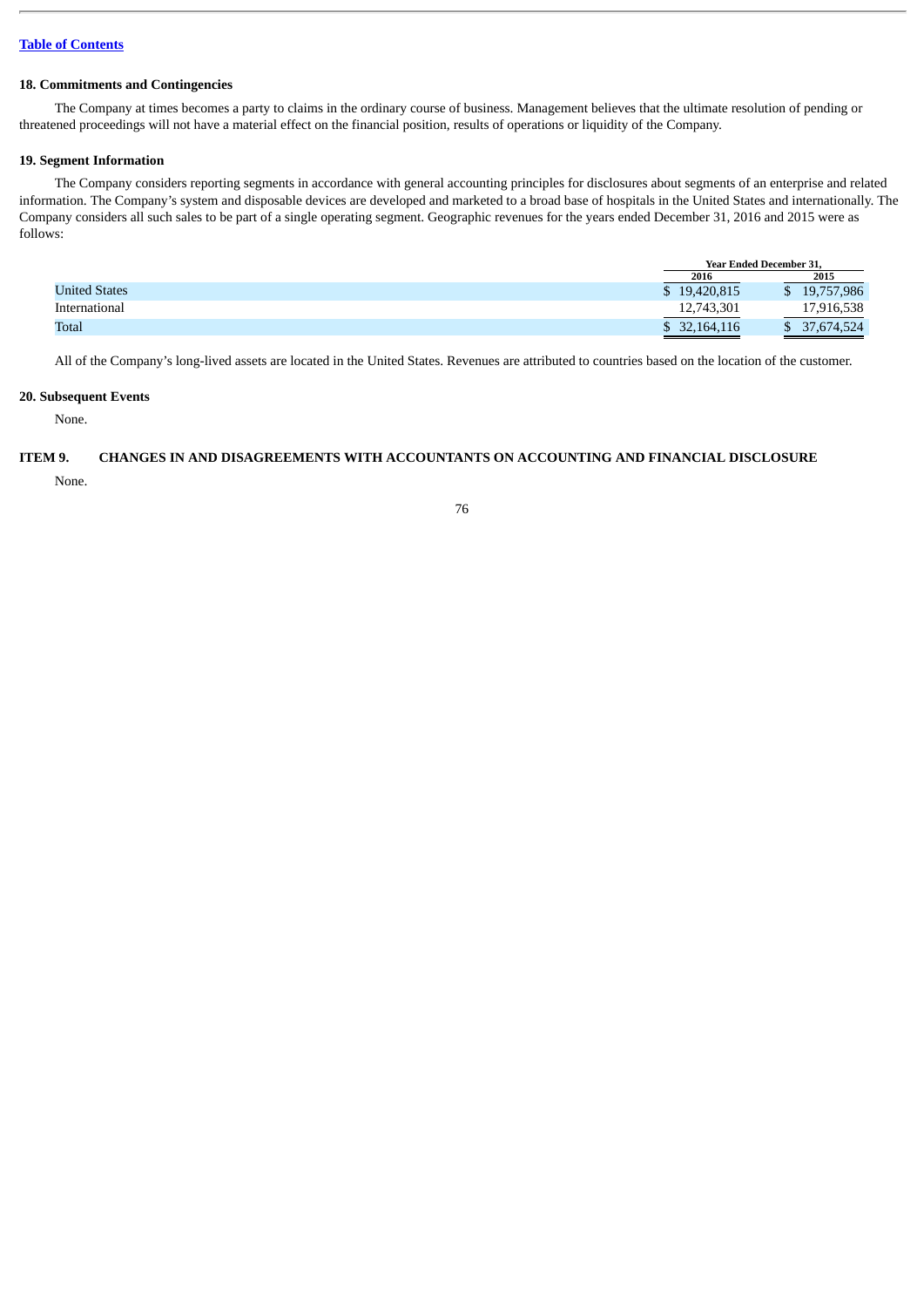[Table of Contents](#)

### 18. Commitments and Contingencies

The Company at times becomes a party to claims in the ordinary course of business. Management believes that the ultimate resolution of pending or threatened proceedings will not have a material effect on the financial position, results of operations or liquidity of the Company.

### 19. Segment Information

The Company considers reporting segments in accordance with general accounting principles for disclosures about segments of an enterprise and related information. The Company's system and disposable devices are developed and marketed to a broad base of hospitals in the United States and internationally. The Company considers all such sales to be part of a single operating segment. Geographic revenues for the years ended December 31, 2016 and 2015 were as follows:

| | Year Ended December 31, | |
|---|---|---|
| | 2016 | 2015 |
| United States | $ 19,420,815 | $ 19,757,986 |
| International | 12,743,301 | 17,916,538 |
| Total | $ 32,164,116 | $ 37,674,524 |

All of the Company's long-lived assets are located in the United States. Revenues are attributed to countries based on the location of the customer.

### 20. Subsequent Events

None.

## ITEM 9. CHANGES IN AND DISAGREEMENTS WITH ACCOUNTANTS ON ACCOUNTING AND FINANCIAL DISCLOSURE

None.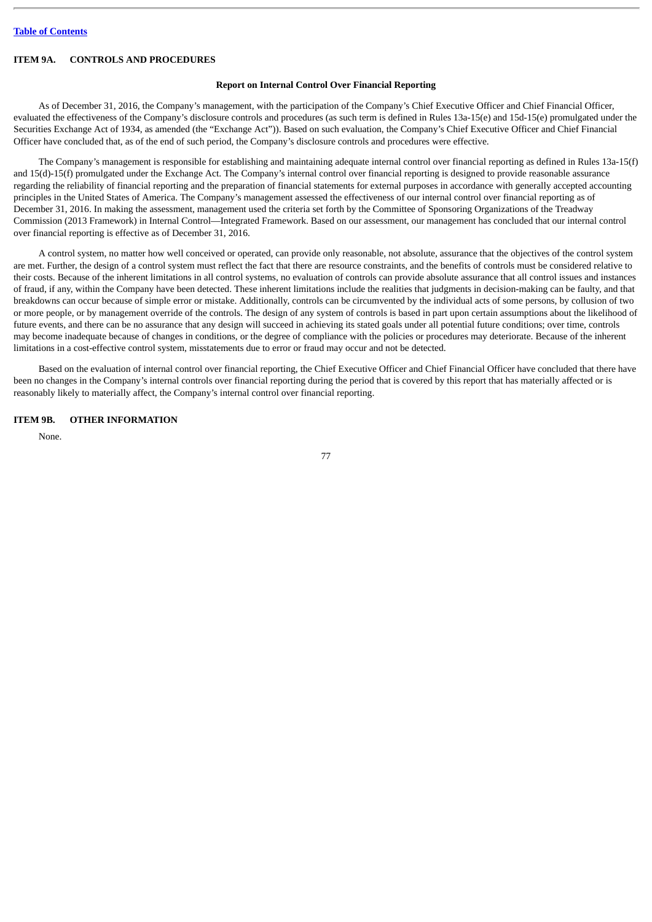## ITEM 9A. CONTROLS AND PROCEDURES

### Report on Internal Control Over Financial Reporting

As of December 31, 2016, the Company's management, with the participation of the Company's Chief Executive Officer and Chief Financial Officer, evaluated the effectiveness of the Company's disclosure controls and procedures (as such term is defined in Rules 13a-15(e) and 15d-15(e) promulgated under the Securities Exchange Act of 1934, as amended (the "Exchange Act")). Based on such evaluation, the Company's Chief Executive Officer and Chief Financial Officer have concluded that, as of the end of such period, the Company's disclosure controls and procedures were effective.

The Company's management is responsible for establishing and maintaining adequate internal control over financial reporting as defined in Rules 13a-15(f) and 15(d)-15(f) promulgated under the Exchange Act. The Company's internal control over financial reporting is designed to provide reasonable assurance regarding the reliability of financial reporting and the preparation of financial statements for external purposes in accordance with generally accepted accounting principles in the United States of America. The Company's management assessed the effectiveness of our internal control over financial reporting as of December 31, 2016. In making the assessment, management used the criteria set forth by the Committee of Sponsoring Organizations of the Treadway Commission (2013 Framework) in Internal Control—Integrated Framework. Based on our assessment, our management has concluded that our internal control over financial reporting is effective as of December 31, 2016.

A control system, no matter how well conceived or operated, can provide only reasonable, not absolute, assurance that the objectives of the control system are met. Further, the design of a control system must reflect the fact that there are resource constraints, and the benefits of controls must be considered relative to their costs. Because of the inherent limitations in all control systems, no evaluation of controls can provide absolute assurance that all control issues and instances of fraud, if any, within the Company have been detected. These inherent limitations include the realities that judgments in decision-making can be faulty, and that breakdowns can occur because of simple error or mistake. Additionally, controls can be circumvented by the individual acts of some persons, by collusion of two or more people, or by management override of the controls. The design of any system of controls is based in part upon certain assumptions about the likelihood of future events, and there can be no assurance that any design will succeed in achieving its stated goals under all potential future conditions; over time, controls may become inadequate because of changes in conditions, or the degree of compliance with the policies or procedures may deteriorate. Because of the inherent limitations in a cost-effective control system, misstatements due to error or fraud may occur and not be detected.

Based on the evaluation of internal control over financial reporting, the Chief Executive Officer and Chief Financial Officer have concluded that there have been no changes in the Company's internal controls over financial reporting during the period that is covered by this report that has materially affected or is reasonably likely to materially affect, the Company's internal control over financial reporting.

## ITEM 9B. OTHER INFORMATION

None.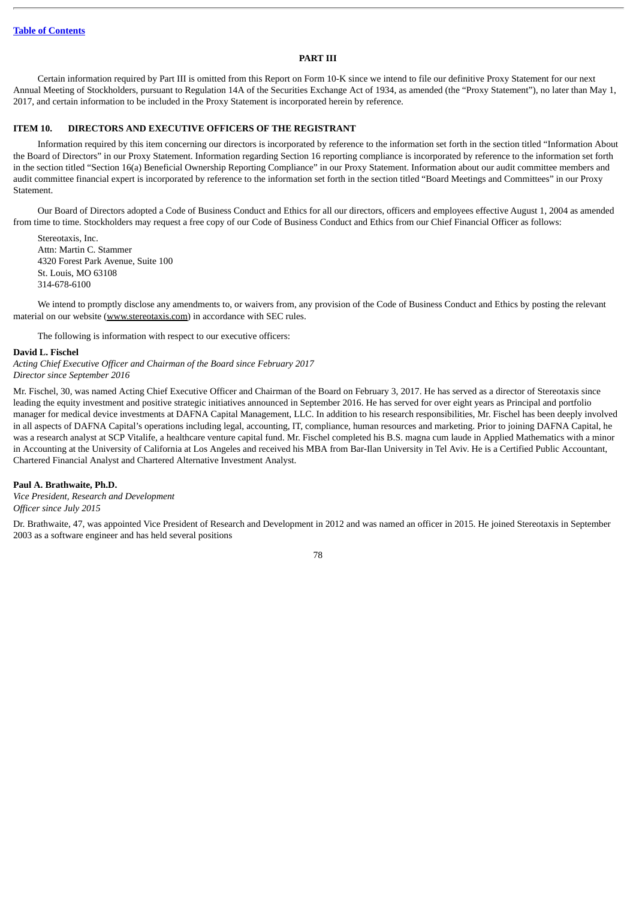## PART III

Certain information required by Part III is omitted from this Report on Form 10-K since we intend to file our definitive Proxy Statement for our next Annual Meeting of Stockholders, pursuant to Regulation 14A of the Securities Exchange Act of 1934, as amended (the "Proxy Statement"), no later than May 1, 2017, and certain information to be included in the Proxy Statement is incorporated herein by reference.

### ITEM 10. DIRECTORS AND EXECUTIVE OFFICERS OF THE REGISTRANT

Information required by this item concerning our directors is incorporated by reference to the information set forth in the section titled "Information About the Board of Directors" in our Proxy Statement. Information regarding Section 16 reporting compliance is incorporated by reference to the information set forth in the section titled "Section 16(a) Beneficial Ownership Reporting Compliance" in our Proxy Statement. Information about our audit committee members and audit committee financial expert is incorporated by reference to the information set forth in the section titled "Board Meetings and Committees" in our Proxy Statement.

Our Board of Directors adopted a Code of Business Conduct and Ethics for all our directors, officers and employees effective August 1, 2004 as amended from time to time. Stockholders may request a free copy of our Code of Business Conduct and Ethics from our Chief Financial Officer as follows:

Stereotaxis, Inc.
Attn: Martin C. Stammer
4320 Forest Park Avenue, Suite 100
St. Louis, MO 63108
314-678-6100

We intend to promptly disclose any amendments to, or waivers from, any provision of the Code of Business Conduct and Ethics by posting the relevant material on our website (www.stereotaxis.com) in accordance with SEC rules.

The following is information with respect to our executive officers:

**David L. Fischel**
*Acting Chief Executive Officer and Chairman of the Board since February 2017*
*Director since September 2016*

Mr. Fischel, 30, was named Acting Chief Executive Officer and Chairman of the Board on February 3, 2017. He has served as a director of Stereotaxis since leading the equity investment and positive strategic initiatives announced in September 2016. He has served for over eight years as Principal and portfolio manager for medical device investments at DAFNA Capital Management, LLC. In addition to his research responsibilities, Mr. Fischel has been deeply involved in all aspects of DAFNA Capital's operations including legal, accounting, IT, compliance, human resources and marketing. Prior to joining DAFNA Capital, he was a research analyst at SCP Vitalife, a healthcare venture capital fund. Mr. Fischel completed his B.S. magna cum laude in Applied Mathematics with a minor in Accounting at the University of California at Los Angeles and received his MBA from Bar-Ilan University in Tel Aviv. He is a Certified Public Accountant, Chartered Financial Analyst and Chartered Alternative Investment Analyst.

**Paul A. Brathwaite, Ph.D.**
*Vice President, Research and Development*
*Officer since July 2015*

Dr. Brathwaite, 47, was appointed Vice President of Research and Development in 2012 and was named an officer in 2015. He joined Stereotaxis in September 2003 as a software engineer and has held several positions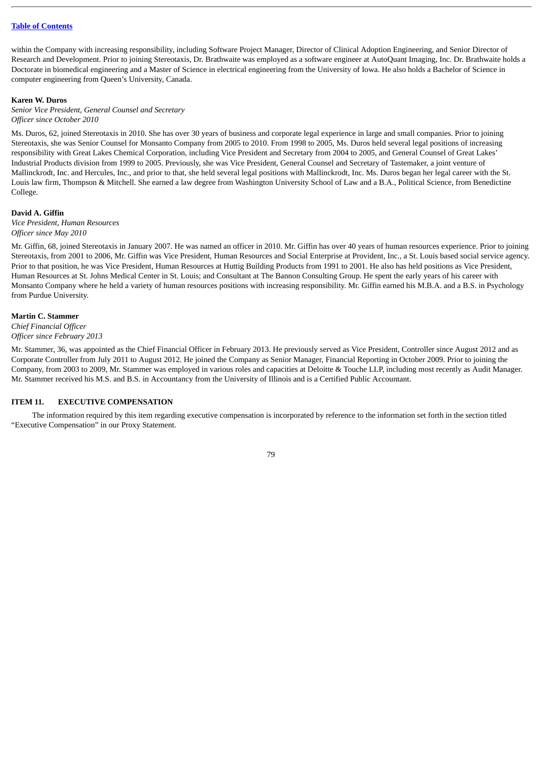within the Company with increasing responsibility, including Software Project Manager, Director of Clinical Adoption Engineering, and Senior Director of Research and Development. Prior to joining Stereotaxis, Dr. Brathwaite was employed as a software engineer at AutoQuant Imaging, Inc. Dr. Brathwaite holds a Doctorate in biomedical engineering and a Master of Science in electrical engineering from the University of Iowa. He also holds a Bachelor of Science in computer engineering from Queen's University, Canada.

**Karen W. Duros**
*Senior Vice President, General Counsel and Secretary*
*Officer since October 2010*

Ms. Duros, 62, joined Stereotaxis in 2010. She has over 30 years of business and corporate legal experience in large and small companies. Prior to joining Stereotaxis, she was Senior Counsel for Monsanto Company from 2005 to 2010. From 1998 to 2005, Ms. Duros held several legal positions of increasing responsibility with Great Lakes Chemical Corporation, including Vice President and Secretary from 2004 to 2005, and General Counsel of Great Lakes' Industrial Products division from 1999 to 2005. Previously, she was Vice President, General Counsel and Secretary of Tastemaker, a joint venture of Mallinckrodt, Inc. and Hercules, Inc., and prior to that, she held several legal positions with Mallinckrodt, Inc. Ms. Duros began her legal career with the St. Louis law firm, Thompson & Mitchell. She earned a law degree from Washington University School of Law and a B.A., Political Science, from Benedictine College.

**David A. Giffin**
*Vice President, Human Resources*
*Officer since May 2010*

Mr. Giffin, 68, joined Stereotaxis in January 2007. He was named an officer in 2010. Mr. Giffin has over 40 years of human resources experience. Prior to joining Stereotaxis, from 2001 to 2006, Mr. Giffin was Vice President, Human Resources and Social Enterprise at Provident, Inc., a St. Louis based social service agency. Prior to that position, he was Vice President, Human Resources at Huttig Building Products from 1991 to 2001. He also has held positions as Vice President, Human Resources at St. Johns Medical Center in St. Louis; and Consultant at The Bannon Consulting Group. He spent the early years of his career with Monsanto Company where he held a variety of human resources positions with increasing responsibility. Mr. Giffin earned his M.B.A. and a B.S. in Psychology from Purdue University.

**Martin C. Stammer**
*Chief Financial Officer*
*Officer since February 2013*

Mr. Stammer, 36, was appointed as the Chief Financial Officer in February 2013. He previously served as Vice President, Controller since August 2012 and as Corporate Controller from July 2011 to August 2012. He joined the Company as Senior Manager, Financial Reporting in October 2009. Prior to joining the Company, from 2003 to 2009, Mr. Stammer was employed in various roles and capacities at Deloitte & Touche LLP, including most recently as Audit Manager. Mr. Stammer received his M.S. and B.S. in Accountancy from the University of Illinois and is a Certified Public Accountant.

## ITEM 11. EXECUTIVE COMPENSATION

The information required by this item regarding executive compensation is incorporated by reference to the information set forth in the section titled "Executive Compensation" in our Proxy Statement.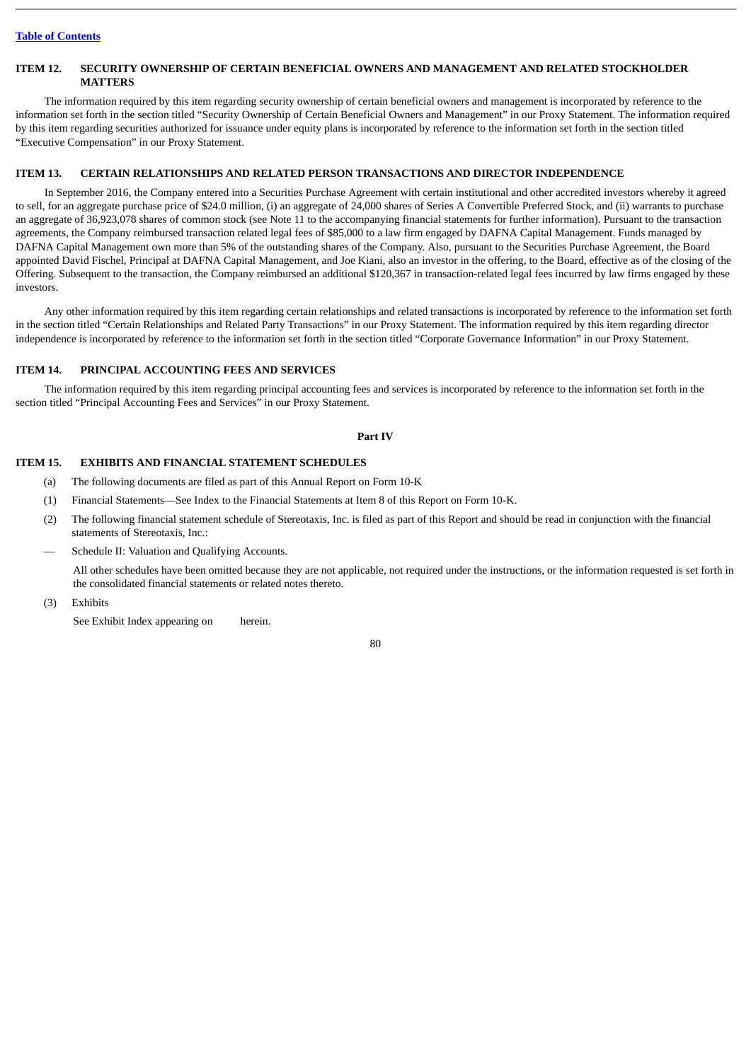Table of Contents

## ITEM 12. SECURITY OWNERSHIP OF CERTAIN BENEFICIAL OWNERS AND MANAGEMENT AND RELATED STOCKHOLDER MATTERS

The information required by this item regarding security ownership of certain beneficial owners and management is incorporated by reference to the information set forth in the section titled "Security Ownership of Certain Beneficial Owners and Management" in our Proxy Statement. The information required by this item regarding securities authorized for issuance under equity plans is incorporated by reference to the information set forth in the section titled "Executive Compensation" in our Proxy Statement.

## ITEM 13. CERTAIN RELATIONSHIPS AND RELATED PERSON TRANSACTIONS AND DIRECTOR INDEPENDENCE

In September 2016, the Company entered into a Securities Purchase Agreement with certain institutional and other accredited investors whereby it agreed to sell, for an aggregate purchase price of $24.0 million, (i) an aggregate of 24,000 shares of Series A Convertible Preferred Stock, and (ii) warrants to purchase an aggregate of 36,923,078 shares of common stock (see Note 11 to the accompanying financial statements for further information). Pursuant to the transaction agreements, the Company reimbursed transaction related legal fees of $85,000 to a law firm engaged by DAFNA Capital Management. Funds managed by DAFNA Capital Management own more than 5% of the outstanding shares of the Company. Also, pursuant to the Securities Purchase Agreement, the Board appointed David Fischel, Principal at DAFNA Capital Management, and Joe Kiani, also an investor in the offering, to the Board, effective as of the closing of the Offering. Subsequent to the transaction, the Company reimbursed an additional $120,367 in transaction-related legal fees incurred by law firms engaged by these investors.

Any other information required by this item regarding certain relationships and related transactions is incorporated by reference to the information set forth in the section titled "Certain Relationships and Related Party Transactions" in our Proxy Statement. The information required by this item regarding director independence is incorporated by reference to the information set forth in the section titled "Corporate Governance Information" in our Proxy Statement.

## ITEM 14. PRINCIPAL ACCOUNTING FEES AND SERVICES

The information required by this item regarding principal accounting fees and services is incorporated by reference to the information set forth in the section titled "Principal Accounting Fees and Services" in our Proxy Statement.

# Part IV

## ITEM 15. EXHIBITS AND FINANCIAL STATEMENT SCHEDULES

(a) The following documents are filed as part of this Annual Report on Form 10-K

(1) Financial Statements—See Index to the Financial Statements at Item 8 of this Report on Form 10-K.

(2) The following financial statement schedule of Stereotaxis, Inc. is filed as part of this Report and should be read in conjunction with the financial statements of Stereotaxis, Inc.:

— Schedule II: Valuation and Qualifying Accounts.

All other schedules have been omitted because they are not applicable, not required under the instructions, or the information requested is set forth in the consolidated financial statements or related notes thereto.

(3) Exhibits

See Exhibit Index appearing on herein.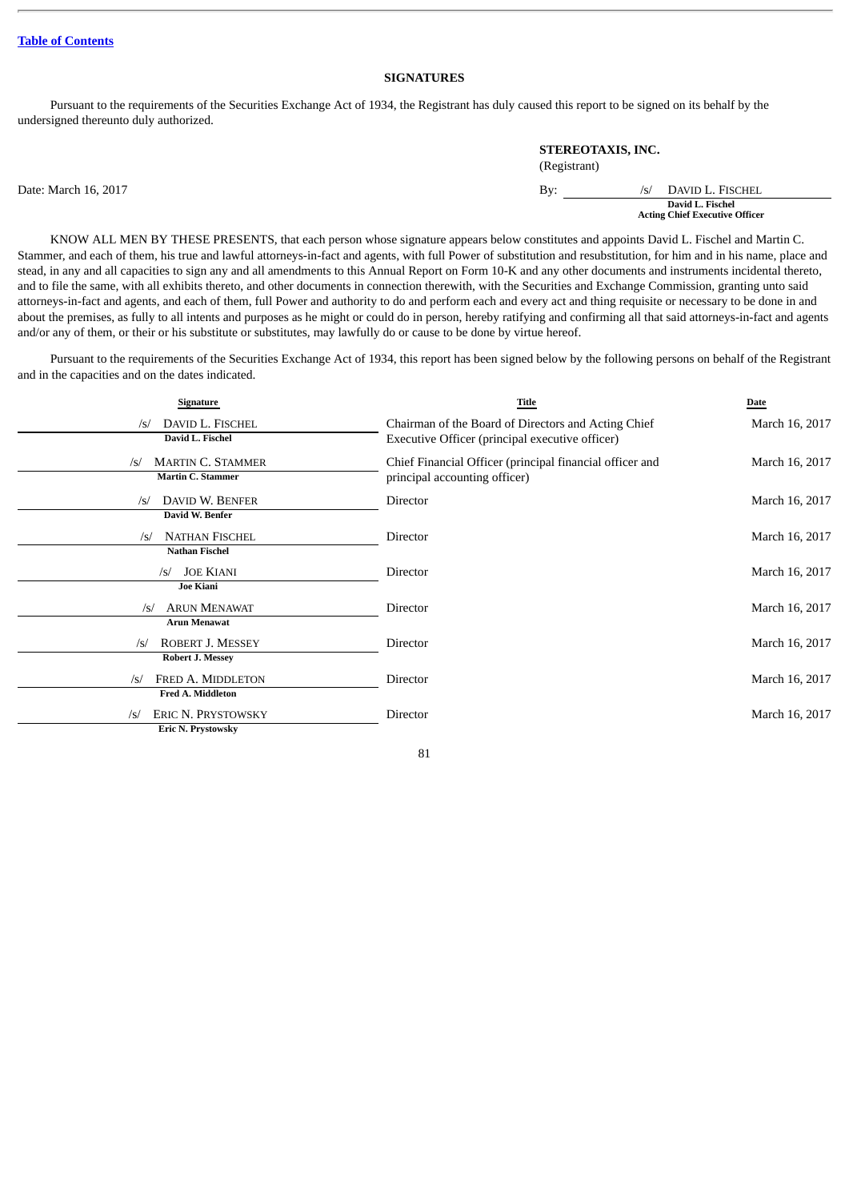## SIGNATURES

Pursuant to the requirements of the Securities Exchange Act of 1934, the Registrant has duly caused this report to be signed on its behalf by the undersigned thereunto duly authorized.

**STEREOTAXIS, INC.**
(Registrant)

Date: March 16, 2017

By: /s/ DAVID L. FISCHEL
**David L. Fischel**
**Acting Chief Executive Officer**

KNOW ALL MEN BY THESE PRESENTS, that each person whose signature appears below constitutes and appoints David L. Fischel and Martin C. Stammer, and each of them, his true and lawful attorneys-in-fact and agents, with full Power of substitution and resubstitution, for him and in his name, place and stead, in any and all capacities to sign any and all amendments to this Annual Report on Form 10-K and any other documents and instruments incidental thereto, and to file the same, with all exhibits thereto, and other documents in connection therewith, with the Securities and Exchange Commission, granting unto said attorneys-in-fact and agents, and each of them, full Power and authority to do and perform each and every act and thing requisite or necessary to be done in and about the premises, as fully to all intents and purposes as he might or could do in person, hereby ratifying and confirming all that said attorneys-in-fact and agents and/or any of them, or their or his substitute or substitutes, may lawfully do or cause to be done by virtue hereof.

Pursuant to the requirements of the Securities Exchange Act of 1934, this report has been signed below by the following persons on behalf of the Registrant and in the capacities and on the dates indicated.

| Signature | Title | Date |
|---|---|---|
| /s/ DAVID L. FISCHEL<br>**David L. Fischel** | Chairman of the Board of Directors and Acting Chief Executive Officer (principal executive officer) | March 16, 2017 |
| /s/ MARTIN C. STAMMER<br>**Martin C. Stammer** | Chief Financial Officer (principal financial officer and principal accounting officer) | March 16, 2017 |
| /s/ DAVID W. BENFER<br>**David W. Benfer** | Director | March 16, 2017 |
| /s/ NATHAN FISCHEL<br>**Nathan Fischel** | Director | March 16, 2017 |
| /s/ JOE KIANI<br>**Joe Kiani** | Director | March 16, 2017 |
| /s/ ARUN MENAWAT<br>**Arun Menawat** | Director | March 16, 2017 |
| /s/ ROBERT J. MESSEY<br>**Robert J. Messey** | Director | March 16, 2017 |
| /s/ FRED A. MIDDLETON<br>**Fred A. Middleton** | Director | March 16, 2017 |
| /s/ ERIC N. PRYSTOWSKY<br>**Eric N. Prystowsky** | Director | March 16, 2017 |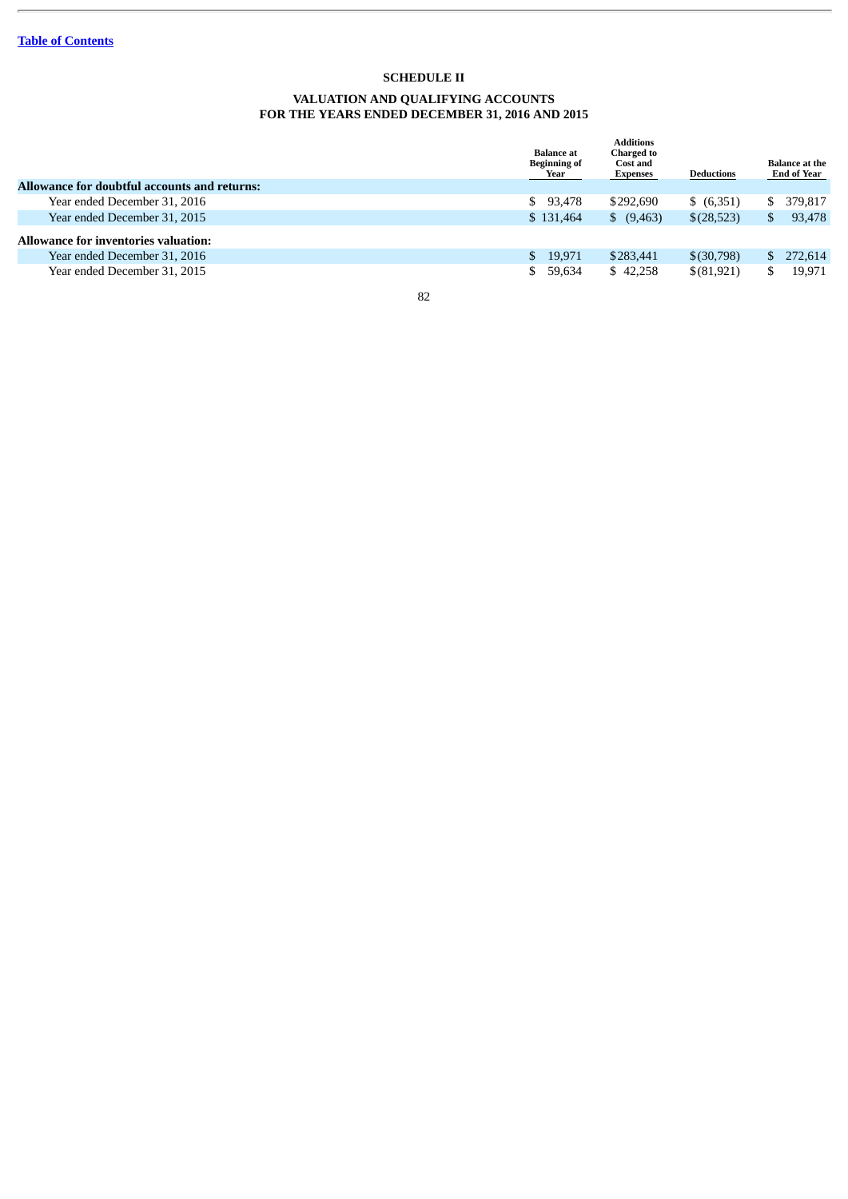[Table of Contents](#)

# SCHEDULE II

## VALUATION AND QUALIFYING ACCOUNTS
## FOR THE YEARS ENDED DECEMBER 31, 2016 AND 2015

| | Balance at Beginning of Year | Additions Charged to Cost and Expenses | Deductions | Balance at the End of Year |
|---|---|---|---|---|
| **Allowance for doubtful accounts and returns:** | | | | |
| Year ended December 31, 2016 | $ 93,478 | $292,690 | $ (6,351) | $ 379,817 |
| Year ended December 31, 2015 | $ 131,464 | $ (9,463) | $(28,523) | $ 93,478 |
| **Allowance for inventories valuation:** | | | | |
| Year ended December 31, 2016 | $ 19,971 | $283,441 | $(30,798) | $ 272,614 |
| Year ended December 31, 2015 | $ 59,634 | $ 42,258 | $(81,921) | $ 19,971 |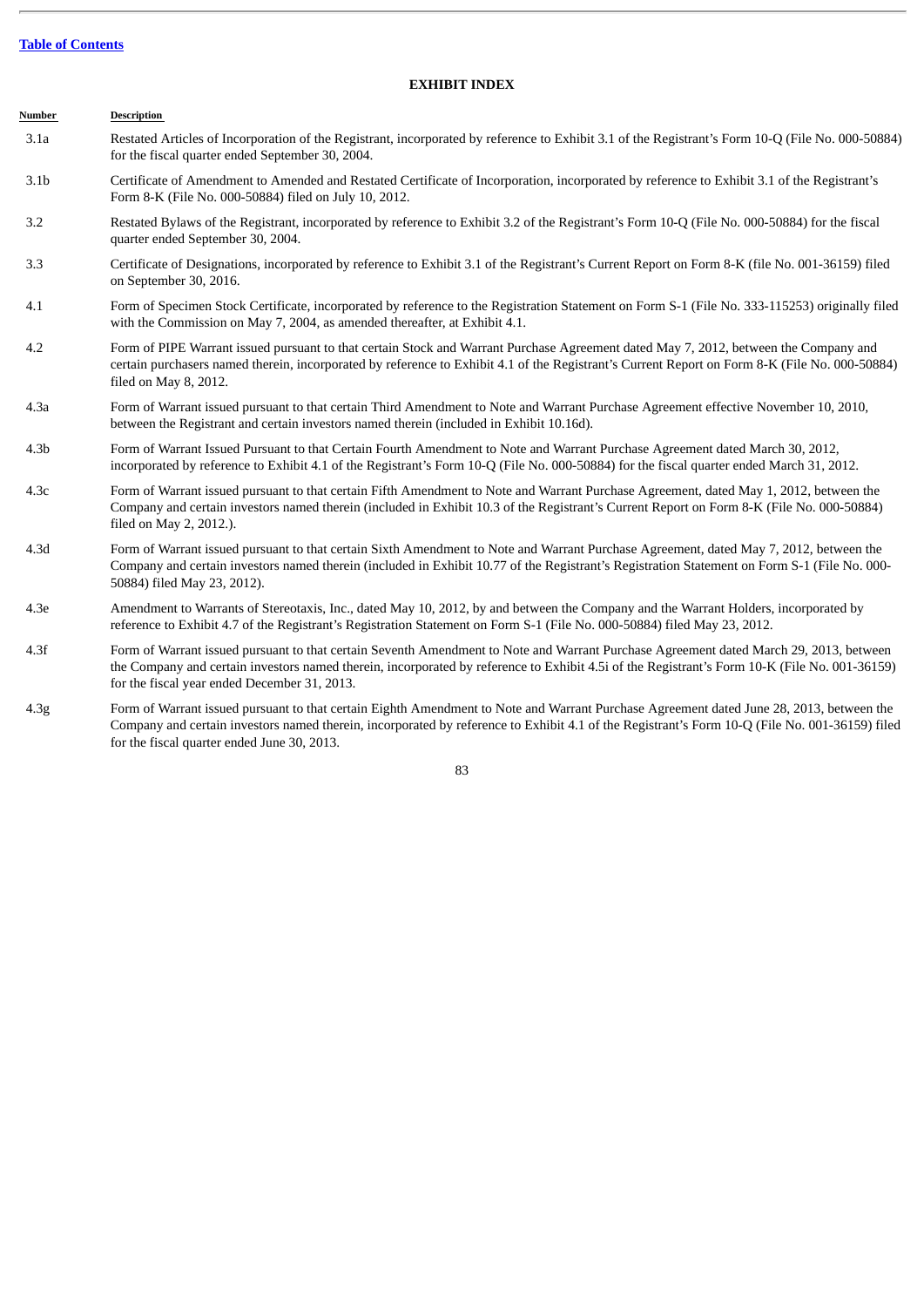[Table of Contents](#)

## EXHIBIT INDEX

| Number | Description |
|---|---|
| 3.1a | Restated Articles of Incorporation of the Registrant, incorporated by reference to Exhibit 3.1 of the Registrant's Form 10-Q (File No. 000-50884) for the fiscal quarter ended September 30, 2004. |
| 3.1b | Certificate of Amendment to Amended and Restated Certificate of Incorporation, incorporated by reference to Exhibit 3.1 of the Registrant's Form 8-K (File No. 000-50884) filed on July 10, 2012. |
| 3.2 | Restated Bylaws of the Registrant, incorporated by reference to Exhibit 3.2 of the Registrant's Form 10-Q (File No. 000-50884) for the fiscal quarter ended September 30, 2004. |
| 3.3 | Certificate of Designations, incorporated by reference to Exhibit 3.1 of the Registrant's Current Report on Form 8-K (file No. 001-36159) filed on September 30, 2016. |
| 4.1 | Form of Specimen Stock Certificate, incorporated by reference to the Registration Statement on Form S-1 (File No. 333-115253) originally filed with the Commission on May 7, 2004, as amended thereafter, at Exhibit 4.1. |
| 4.2 | Form of PIPE Warrant issued pursuant to that certain Stock and Warrant Purchase Agreement dated May 7, 2012, between the Company and certain purchasers named therein, incorporated by reference to Exhibit 4.1 of the Registrant's Current Report on Form 8-K (File No. 000-50884) filed on May 8, 2012. |
| 4.3a | Form of Warrant issued pursuant to that certain Third Amendment to Note and Warrant Purchase Agreement effective November 10, 2010, between the Registrant and certain investors named therein (included in Exhibit 10.16d). |
| 4.3b | Form of Warrant Issued Pursuant to that Certain Fourth Amendment to Note and Warrant Purchase Agreement dated March 30, 2012, incorporated by reference to Exhibit 4.1 of the Registrant's Form 10-Q (File No. 000-50884) for the fiscal quarter ended March 31, 2012. |
| 4.3c | Form of Warrant issued pursuant to that certain Fifth Amendment to Note and Warrant Purchase Agreement, dated May 1, 2012, between the Company and certain investors named therein (included in Exhibit 10.3 of the Registrant's Current Report on Form 8-K (File No. 000-50884) filed on May 2, 2012.). |
| 4.3d | Form of Warrant issued pursuant to that certain Sixth Amendment to Note and Warrant Purchase Agreement, dated May 7, 2012, between the Company and certain investors named therein (included in Exhibit 10.77 of the Registrant's Registration Statement on Form S-1 (File No. 000-50884) filed May 23, 2012). |
| 4.3e | Amendment to Warrants of Stereotaxis, Inc., dated May 10, 2012, by and between the Company and the Warrant Holders, incorporated by reference to Exhibit 4.7 of the Registrant's Registration Statement on Form S-1 (File No. 000-50884) filed May 23, 2012. |
| 4.3f | Form of Warrant issued pursuant to that certain Seventh Amendment to Note and Warrant Purchase Agreement dated March 29, 2013, between the Company and certain investors named therein, incorporated by reference to Exhibit 4.5i of the Registrant's Form 10-K (File No. 001-36159) for the fiscal year ended December 31, 2013. |
| 4.3g | Form of Warrant issued pursuant to that certain Eighth Amendment to Note and Warrant Purchase Agreement dated June 28, 2013, between the Company and certain investors named therein, incorporated by reference to Exhibit 4.1 of the Registrant's Form 10-Q (File No. 001-36159) filed for the fiscal quarter ended June 30, 2013. |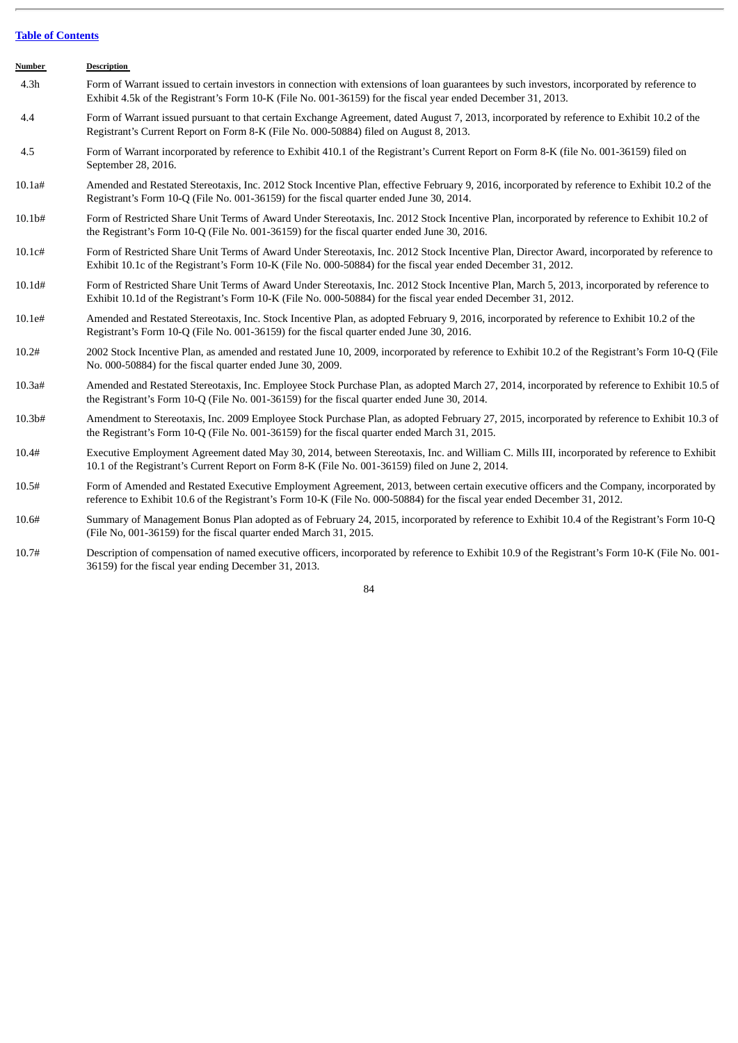[Table of Contents](#)

| Number | Description |
|---|---|
| 4.3h | Form of Warrant issued to certain investors in connection with extensions of loan guarantees by such investors, incorporated by reference to Exhibit 4.5k of the Registrant's Form 10-K (File No. 001-36159) for the fiscal year ended December 31, 2013. |
| 4.4 | Form of Warrant issued pursuant to that certain Exchange Agreement, dated August 7, 2013, incorporated by reference to Exhibit 10.2 of the Registrant's Current Report on Form 8-K (File No. 000-50884) filed on August 8, 2013. |
| 4.5 | Form of Warrant incorporated by reference to Exhibit 410.1 of the Registrant's Current Report on Form 8-K (file No. 001-36159) filed on September 28, 2016. |
| 10.1a# | Amended and Restated Stereotaxis, Inc. 2012 Stock Incentive Plan, effective February 9, 2016, incorporated by reference to Exhibit 10.2 of the Registrant's Form 10-Q (File No. 001-36159) for the fiscal quarter ended June 30, 2014. |
| 10.1b# | Form of Restricted Share Unit Terms of Award Under Stereotaxis, Inc. 2012 Stock Incentive Plan, incorporated by reference to Exhibit 10.2 of the Registrant's Form 10-Q (File No. 001-36159) for the fiscal quarter ended June 30, 2016. |
| 10.1c# | Form of Restricted Share Unit Terms of Award Under Stereotaxis, Inc. 2012 Stock Incentive Plan, Director Award, incorporated by reference to Exhibit 10.1c of the Registrant's Form 10-K (File No. 000-50884) for the fiscal year ended December 31, 2012. |
| 10.1d# | Form of Restricted Share Unit Terms of Award Under Stereotaxis, Inc. 2012 Stock Incentive Plan, March 5, 2013, incorporated by reference to Exhibit 10.1d of the Registrant's Form 10-K (File No. 000-50884) for the fiscal year ended December 31, 2012. |
| 10.1e# | Amended and Restated Stereotaxis, Inc. Stock Incentive Plan, as adopted February 9, 2016, incorporated by reference to Exhibit 10.2 of the Registrant's Form 10-Q (File No. 001-36159) for the fiscal quarter ended June 30, 2016. |
| 10.2# | 2002 Stock Incentive Plan, as amended and restated June 10, 2009, incorporated by reference to Exhibit 10.2 of the Registrant's Form 10-Q (File No. 000-50884) for the fiscal quarter ended June 30, 2009. |
| 10.3a# | Amended and Restated Stereotaxis, Inc. Employee Stock Purchase Plan, as adopted March 27, 2014, incorporated by reference to Exhibit 10.5 of the Registrant's Form 10-Q (File No. 001-36159) for the fiscal quarter ended June 30, 2014. |
| 10.3b# | Amendment to Stereotaxis, Inc. 2009 Employee Stock Purchase Plan, as adopted February 27, 2015, incorporated by reference to Exhibit 10.3 of the Registrant's Form 10-Q (File No. 001-36159) for the fiscal quarter ended March 31, 2015. |
| 10.4# | Executive Employment Agreement dated May 30, 2014, between Stereotaxis, Inc. and William C. Mills III, incorporated by reference to Exhibit 10.1 of the Registrant's Current Report on Form 8-K (File No. 001-36159) filed on June 2, 2014. |
| 10.5# | Form of Amended and Restated Executive Employment Agreement, 2013, between certain executive officers and the Company, incorporated by reference to Exhibit 10.6 of the Registrant's Form 10-K (File No. 000-50884) for the fiscal year ended December 31, 2012. |
| 10.6# | Summary of Management Bonus Plan adopted as of February 24, 2015, incorporated by reference to Exhibit 10.4 of the Registrant's Form 10-Q (File No, 001-36159) for the fiscal quarter ended March 31, 2015. |
| 10.7# | Description of compensation of named executive officers, incorporated by reference to Exhibit 10.9 of the Registrant's Form 10-K (File No. 001-36159) for the fiscal year ending December 31, 2013. |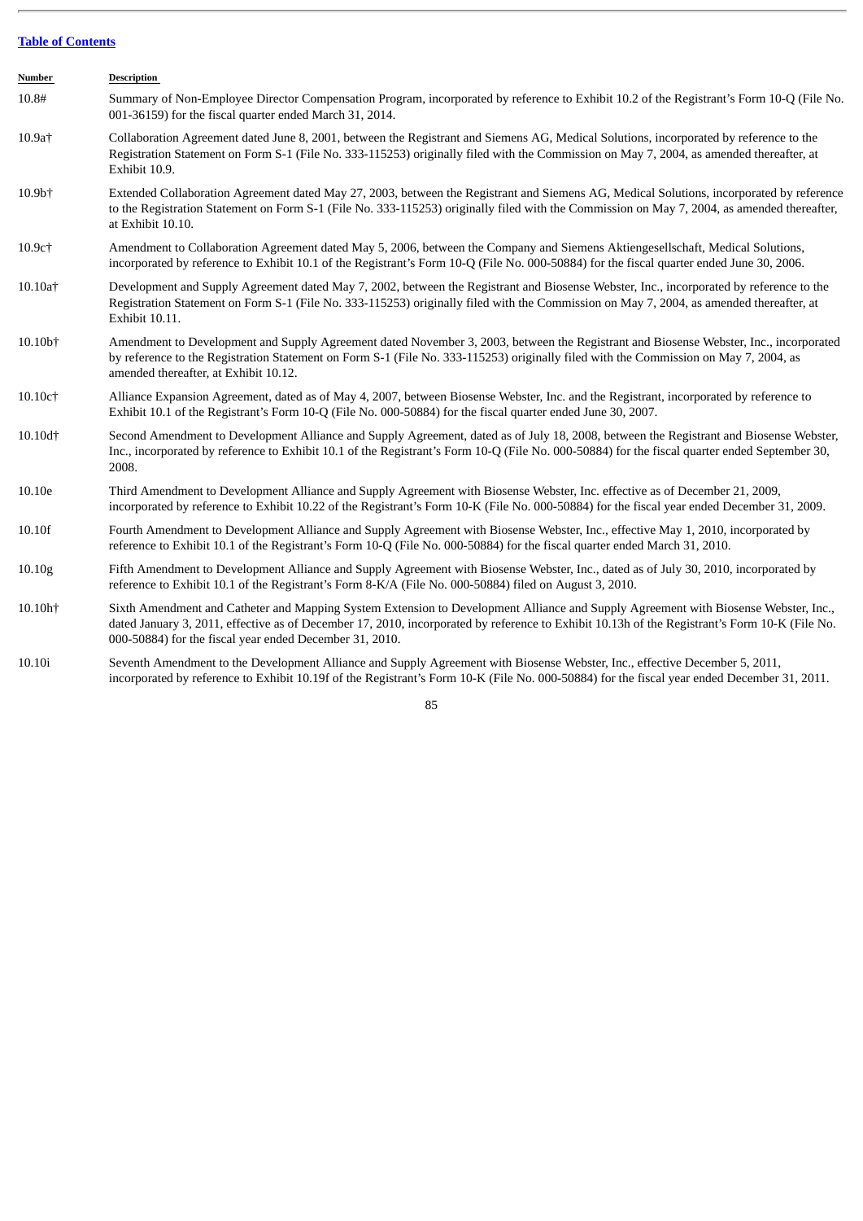[Table of Contents]

| Number | Description |
|---|---|
| 10.8# | Summary of Non-Employee Director Compensation Program, incorporated by reference to Exhibit 10.2 of the Registrant's Form 10-Q (File No. 001-36159) for the fiscal quarter ended March 31, 2014. |
| 10.9a† | Collaboration Agreement dated June 8, 2001, between the Registrant and Siemens AG, Medical Solutions, incorporated by reference to the Registration Statement on Form S-1 (File No. 333-115253) originally filed with the Commission on May 7, 2004, as amended thereafter, at Exhibit 10.9. |
| 10.9b† | Extended Collaboration Agreement dated May 27, 2003, between the Registrant and Siemens AG, Medical Solutions, incorporated by reference to the Registration Statement on Form S-1 (File No. 333-115253) originally filed with the Commission on May 7, 2004, as amended thereafter, at Exhibit 10.10. |
| 10.9c† | Amendment to Collaboration Agreement dated May 5, 2006, between the Company and Siemens Aktiengesellschaft, Medical Solutions, incorporated by reference to Exhibit 10.1 of the Registrant's Form 10-Q (File No. 000-50884) for the fiscal quarter ended June 30, 2006. |
| 10.10a† | Development and Supply Agreement dated May 7, 2002, between the Registrant and Biosense Webster, Inc., incorporated by reference to the Registration Statement on Form S-1 (File No. 333-115253) originally filed with the Commission on May 7, 2004, as amended thereafter, at Exhibit 10.11. |
| 10.10b† | Amendment to Development and Supply Agreement dated November 3, 2003, between the Registrant and Biosense Webster, Inc., incorporated by reference to the Registration Statement on Form S-1 (File No. 333-115253) originally filed with the Commission on May 7, 2004, as amended thereafter, at Exhibit 10.12. |
| 10.10c† | Alliance Expansion Agreement, dated as of May 4, 2007, between Biosense Webster, Inc. and the Registrant, incorporated by reference to Exhibit 10.1 of the Registrant's Form 10-Q (File No. 000-50884) for the fiscal quarter ended June 30, 2007. |
| 10.10d† | Second Amendment to Development Alliance and Supply Agreement, dated as of July 18, 2008, between the Registrant and Biosense Webster, Inc., incorporated by reference to Exhibit 10.1 of the Registrant's Form 10-Q (File No. 000-50884) for the fiscal quarter ended September 30, 2008. |
| 10.10e | Third Amendment to Development Alliance and Supply Agreement with Biosense Webster, Inc. effective as of December 21, 2009, incorporated by reference to Exhibit 10.22 of the Registrant's Form 10-K (File No. 000-50884) for the fiscal year ended December 31, 2009. |
| 10.10f | Fourth Amendment to Development Alliance and Supply Agreement with Biosense Webster, Inc., effective May 1, 2010, incorporated by reference to Exhibit 10.1 of the Registrant's Form 10-Q (File No. 000-50884) for the fiscal quarter ended March 31, 2010. |
| 10.10g | Fifth Amendment to Development Alliance and Supply Agreement with Biosense Webster, Inc., dated as of July 30, 2010, incorporated by reference to Exhibit 10.1 of the Registrant's Form 8-K/A (File No. 000-50884) filed on August 3, 2010. |
| 10.10h† | Sixth Amendment and Catheter and Mapping System Extension to Development Alliance and Supply Agreement with Biosense Webster, Inc., dated January 3, 2011, effective as of December 17, 2010, incorporated by reference to Exhibit 10.13h of the Registrant's Form 10-K (File No. 000-50884) for the fiscal year ended December 31, 2010. |
| 10.10i | Seventh Amendment to the Development Alliance and Supply Agreement with Biosense Webster, Inc., effective December 5, 2011, incorporated by reference to Exhibit 10.19f of the Registrant's Form 10-K (File No. 000-50884) for the fiscal year ended December 31, 2011. |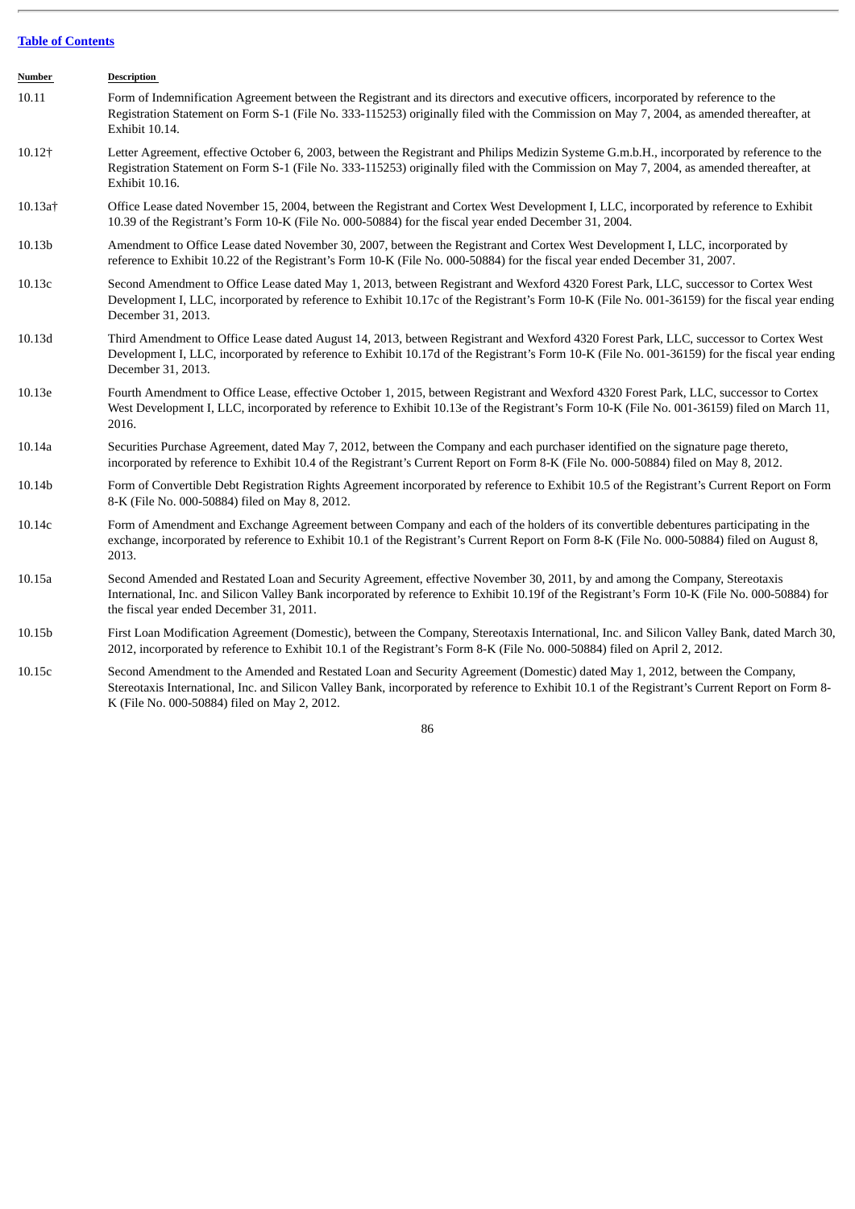[Table of Contents](#)

| Number | Description |
|---|---|
| 10.11 | Form of Indemnification Agreement between the Registrant and its directors and executive officers, incorporated by reference to the Registration Statement on Form S-1 (File No. 333-115253) originally filed with the Commission on May 7, 2004, as amended thereafter, at Exhibit 10.14. |
| 10.12† | Letter Agreement, effective October 6, 2003, between the Registrant and Philips Medizin Systeme G.m.b.H., incorporated by reference to the Registration Statement on Form S-1 (File No. 333-115253) originally filed with the Commission on May 7, 2004, as amended thereafter, at Exhibit 10.16. |
| 10.13a† | Office Lease dated November 15, 2004, between the Registrant and Cortex West Development I, LLC, incorporated by reference to Exhibit 10.39 of the Registrant's Form 10-K (File No. 000-50884) for the fiscal year ended December 31, 2004. |
| 10.13b | Amendment to Office Lease dated November 30, 2007, between the Registrant and Cortex West Development I, LLC, incorporated by reference to Exhibit 10.22 of the Registrant's Form 10-K (File No. 000-50884) for the fiscal year ended December 31, 2007. |
| 10.13c | Second Amendment to Office Lease dated May 1, 2013, between Registrant and Wexford 4320 Forest Park, LLC, successor to Cortex West Development I, LLC, incorporated by reference to Exhibit 10.17c of the Registrant's Form 10-K (File No. 001-36159) for the fiscal year ending December 31, 2013. |
| 10.13d | Third Amendment to Office Lease dated August 14, 2013, between Registrant and Wexford 4320 Forest Park, LLC, successor to Cortex West Development I, LLC, incorporated by reference to Exhibit 10.17d of the Registrant's Form 10-K (File No. 001-36159) for the fiscal year ending December 31, 2013. |
| 10.13e | Fourth Amendment to Office Lease, effective October 1, 2015, between Registrant and Wexford 4320 Forest Park, LLC, successor to Cortex West Development I, LLC, incorporated by reference to Exhibit 10.13e of the Registrant's Form 10-K (File No. 001-36159) filed on March 11, 2016. |
| 10.14a | Securities Purchase Agreement, dated May 7, 2012, between the Company and each purchaser identified on the signature page thereto, incorporated by reference to Exhibit 10.4 of the Registrant's Current Report on Form 8-K (File No. 000-50884) filed on May 8, 2012. |
| 10.14b | Form of Convertible Debt Registration Rights Agreement incorporated by reference to Exhibit 10.5 of the Registrant's Current Report on Form 8-K (File No. 000-50884) filed on May 8, 2012. |
| 10.14c | Form of Amendment and Exchange Agreement between Company and each of the holders of its convertible debentures participating in the exchange, incorporated by reference to Exhibit 10.1 of the Registrant's Current Report on Form 8-K (File No. 000-50884) filed on August 8, 2013. |
| 10.15a | Second Amended and Restated Loan and Security Agreement, effective November 30, 2011, by and among the Company, Stereotaxis International, Inc. and Silicon Valley Bank incorporated by reference to Exhibit 10.19f of the Registrant's Form 10-K (File No. 000-50884) for the fiscal year ended December 31, 2011. |
| 10.15b | First Loan Modification Agreement (Domestic), between the Company, Stereotaxis International, Inc. and Silicon Valley Bank, dated March 30, 2012, incorporated by reference to Exhibit 10.1 of the Registrant's Form 8-K (File No. 000-50884) filed on April 2, 2012. |
| 10.15c | Second Amendment to the Amended and Restated Loan and Security Agreement (Domestic) dated May 1, 2012, between the Company, Stereotaxis International, Inc. and Silicon Valley Bank, incorporated by reference to Exhibit 10.1 of the Registrant's Current Report on Form 8-K (File No. 000-50884) filed on May 2, 2012. |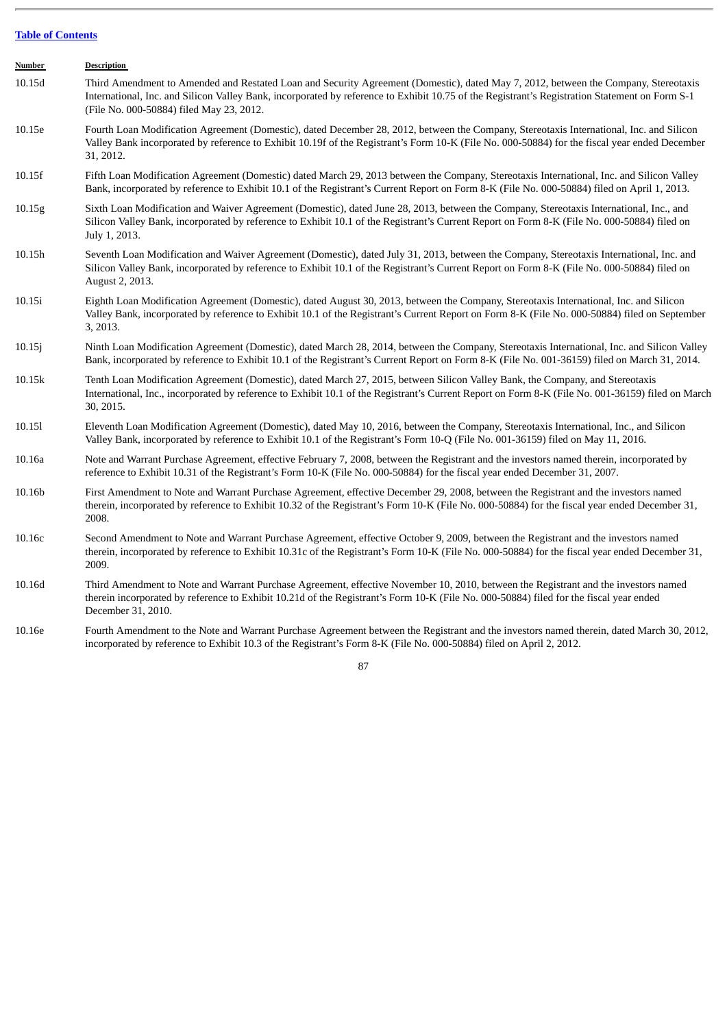[Table of Contents](#)

| Number | Description |
| --- | --- |
| 10.15d | Third Amendment to Amended and Restated Loan and Security Agreement (Domestic), dated May 7, 2012, between the Company, Stereotaxis International, Inc. and Silicon Valley Bank, incorporated by reference to Exhibit 10.75 of the Registrant's Registration Statement on Form S-1 (File No. 000-50884) filed May 23, 2012. |
| 10.15e | Fourth Loan Modification Agreement (Domestic), dated December 28, 2012, between the Company, Stereotaxis International, Inc. and Silicon Valley Bank incorporated by reference to Exhibit 10.19f of the Registrant's Form 10-K (File No. 000-50884) for the fiscal year ended December 31, 2012. |
| 10.15f | Fifth Loan Modification Agreement (Domestic) dated March 29, 2013 between the Company, Stereotaxis International, Inc. and Silicon Valley Bank, incorporated by reference to Exhibit 10.1 of the Registrant's Current Report on Form 8-K (File No. 000-50884) filed on April 1, 2013. |
| 10.15g | Sixth Loan Modification and Waiver Agreement (Domestic), dated June 28, 2013, between the Company, Stereotaxis International, Inc., and Silicon Valley Bank, incorporated by reference to Exhibit 10.1 of the Registrant's Current Report on Form 8-K (File No. 000-50884) filed on July 1, 2013. |
| 10.15h | Seventh Loan Modification and Waiver Agreement (Domestic), dated July 31, 2013, between the Company, Stereotaxis International, Inc. and Silicon Valley Bank, incorporated by reference to Exhibit 10.1 of the Registrant's Current Report on Form 8-K (File No. 000-50884) filed on August 2, 2013. |
| 10.15i | Eighth Loan Modification Agreement (Domestic), dated August 30, 2013, between the Company, Stereotaxis International, Inc. and Silicon Valley Bank, incorporated by reference to Exhibit 10.1 of the Registrant's Current Report on Form 8-K (File No. 000-50884) filed on September 3, 2013. |
| 10.15j | Ninth Loan Modification Agreement (Domestic), dated March 28, 2014, between the Company, Stereotaxis International, Inc. and Silicon Valley Bank, incorporated by reference to Exhibit 10.1 of the Registrant's Current Report on Form 8-K (File No. 001-36159) filed on March 31, 2014. |
| 10.15k | Tenth Loan Modification Agreement (Domestic), dated March 27, 2015, between Silicon Valley Bank, the Company, and Stereotaxis International, Inc., incorporated by reference to Exhibit 10.1 of the Registrant's Current Report on Form 8-K (File No. 001-36159) filed on March 30, 2015. |
| 10.15l | Eleventh Loan Modification Agreement (Domestic), dated May 10, 2016, between the Company, Stereotaxis International, Inc., and Silicon Valley Bank, incorporated by reference to Exhibit 10.1 of the Registrant's Form 10-Q (File No. 001-36159) filed on May 11, 2016. |
| 10.16a | Note and Warrant Purchase Agreement, effective February 7, 2008, between the Registrant and the investors named therein, incorporated by reference to Exhibit 10.31 of the Registrant's Form 10-K (File No. 000-50884) for the fiscal year ended December 31, 2007. |
| 10.16b | First Amendment to Note and Warrant Purchase Agreement, effective December 29, 2008, between the Registrant and the investors named therein, incorporated by reference to Exhibit 10.32 of the Registrant's Form 10-K (File No. 000-50884) for the fiscal year ended December 31, 2008. |
| 10.16c | Second Amendment to Note and Warrant Purchase Agreement, effective October 9, 2009, between the Registrant and the investors named therein, incorporated by reference to Exhibit 10.31c of the Registrant's Form 10-K (File No. 000-50884) for the fiscal year ended December 31, 2009. |
| 10.16d | Third Amendment to Note and Warrant Purchase Agreement, effective November 10, 2010, between the Registrant and the investors named therein incorporated by reference to Exhibit 10.21d of the Registrant's Form 10-K (File No. 000-50884) filed for the fiscal year ended December 31, 2010. |
| 10.16e | Fourth Amendment to the Note and Warrant Purchase Agreement between the Registrant and the investors named therein, dated March 30, 2012, incorporated by reference to Exhibit 10.3 of the Registrant's Form 8-K (File No. 000-50884) filed on April 2, 2012. |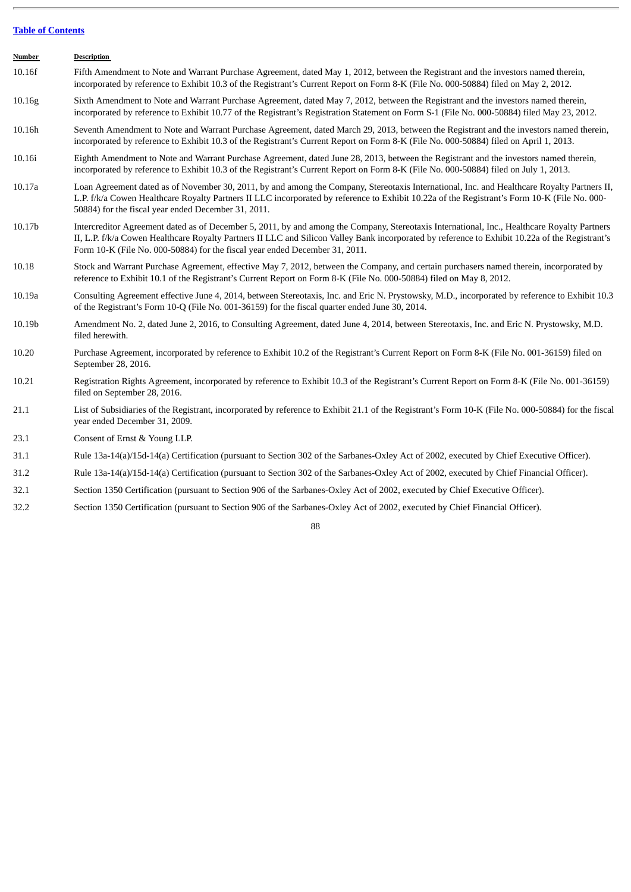| Number | Description |
| --- | --- |
| 10.16f | Fifth Amendment to Note and Warrant Purchase Agreement, dated May 1, 2012, between the Registrant and the investors named therein, incorporated by reference to Exhibit 10.3 of the Registrant's Current Report on Form 8-K (File No. 000-50884) filed on May 2, 2012. |
| 10.16g | Sixth Amendment to Note and Warrant Purchase Agreement, dated May 7, 2012, between the Registrant and the investors named therein, incorporated by reference to Exhibit 10.77 of the Registrant's Registration Statement on Form S-1 (File No. 000-50884) filed May 23, 2012. |
| 10.16h | Seventh Amendment to Note and Warrant Purchase Agreement, dated March 29, 2013, between the Registrant and the investors named therein, incorporated by reference to Exhibit 10.3 of the Registrant's Current Report on Form 8-K (File No. 000-50884) filed on April 1, 2013. |
| 10.16i | Eighth Amendment to Note and Warrant Purchase Agreement, dated June 28, 2013, between the Registrant and the investors named therein, incorporated by reference to Exhibit 10.3 of the Registrant's Current Report on Form 8-K (File No. 000-50884) filed on July 1, 2013. |
| 10.17a | Loan Agreement dated as of November 30, 2011, by and among the Company, Stereotaxis International, Inc. and Healthcare Royalty Partners II, L.P. f/k/a Cowen Healthcare Royalty Partners II LLC incorporated by reference to Exhibit 10.22a of the Registrant's Form 10-K (File No. 000-50884) for the fiscal year ended December 31, 2011. |
| 10.17b | Intercreditor Agreement dated as of December 5, 2011, by and among the Company, Stereotaxis International, Inc., Healthcare Royalty Partners II, L.P. f/k/a Cowen Healthcare Royalty Partners II LLC and Silicon Valley Bank incorporated by reference to Exhibit 10.22a of the Registrant's Form 10-K (File No. 000-50884) for the fiscal year ended December 31, 2011. |
| 10.18 | Stock and Warrant Purchase Agreement, effective May 7, 2012, between the Company, and certain purchasers named therein, incorporated by reference to Exhibit 10.1 of the Registrant's Current Report on Form 8-K (File No. 000-50884) filed on May 8, 2012. |
| 10.19a | Consulting Agreement effective June 4, 2014, between Stereotaxis, Inc. and Eric N. Prystowsky, M.D., incorporated by reference to Exhibit 10.3 of the Registrant's Form 10-Q (File No. 001-36159) for the fiscal quarter ended June 30, 2014. |
| 10.19b | Amendment No. 2, dated June 2, 2016, to Consulting Agreement, dated June 4, 2014, between Stereotaxis, Inc. and Eric N. Prystowsky, M.D. filed herewith. |
| 10.20 | Purchase Agreement, incorporated by reference to Exhibit 10.2 of the Registrant's Current Report on Form 8-K (File No. 001-36159) filed on September 28, 2016. |
| 10.21 | Registration Rights Agreement, incorporated by reference to Exhibit 10.3 of the Registrant's Current Report on Form 8-K (File No. 001-36159) filed on September 28, 2016. |
| 21.1 | List of Subsidiaries of the Registrant, incorporated by reference to Exhibit 21.1 of the Registrant's Form 10-K (File No. 000-50884) for the fiscal year ended December 31, 2009. |
| 23.1 | Consent of Ernst & Young LLP. |
| 31.1 | Rule 13a-14(a)/15d-14(a) Certification (pursuant to Section 302 of the Sarbanes-Oxley Act of 2002, executed by Chief Executive Officer). |
| 31.2 | Rule 13a-14(a)/15d-14(a) Certification (pursuant to Section 302 of the Sarbanes-Oxley Act of 2002, executed by Chief Financial Officer). |
| 32.1 | Section 1350 Certification (pursuant to Section 906 of the Sarbanes-Oxley Act of 2002, executed by Chief Executive Officer). |
| 32.2 | Section 1350 Certification (pursuant to Section 906 of the Sarbanes-Oxley Act of 2002, executed by Chief Financial Officer). |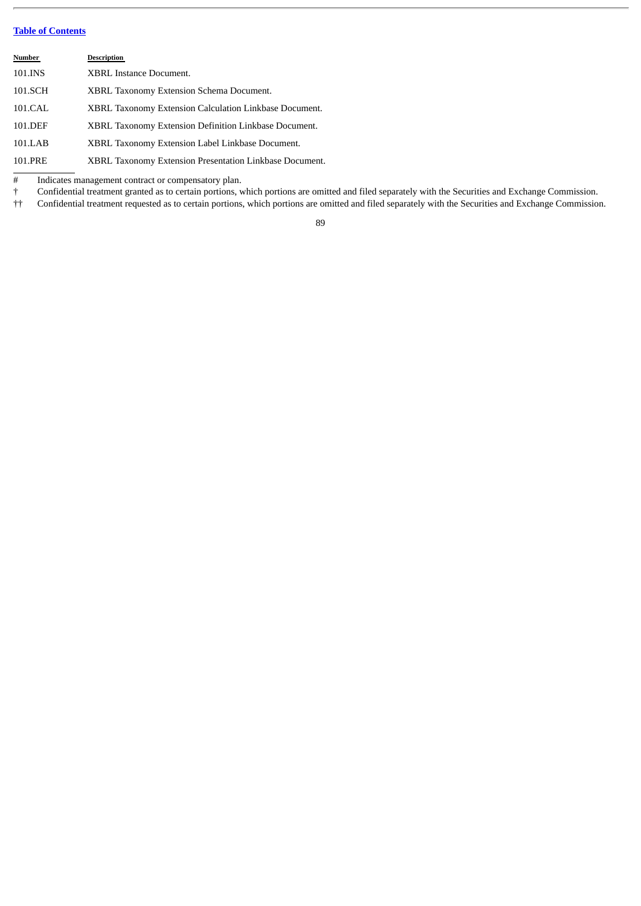[Table of Contents](#)

| Number | Description |
| --- | --- |
| 101.INS | XBRL Instance Document. |
| 101.SCH | XBRL Taxonomy Extension Schema Document. |
| 101.CAL | XBRL Taxonomy Extension Calculation Linkbase Document. |
| 101.DEF | XBRL Taxonomy Extension Definition Linkbase Document. |
| 101.LAB | XBRL Taxonomy Extension Label Linkbase Document. |
| 101.PRE | XBRL Taxonomy Extension Presentation Linkbase Document. |

# Indicates management contract or compensatory plan.

† Confidential treatment granted as to certain portions, which portions are omitted and filed separately with the Securities and Exchange Commission.

†† Confidential treatment requested as to certain portions, which portions are omitted and filed separately with the Securities and Exchange Commission.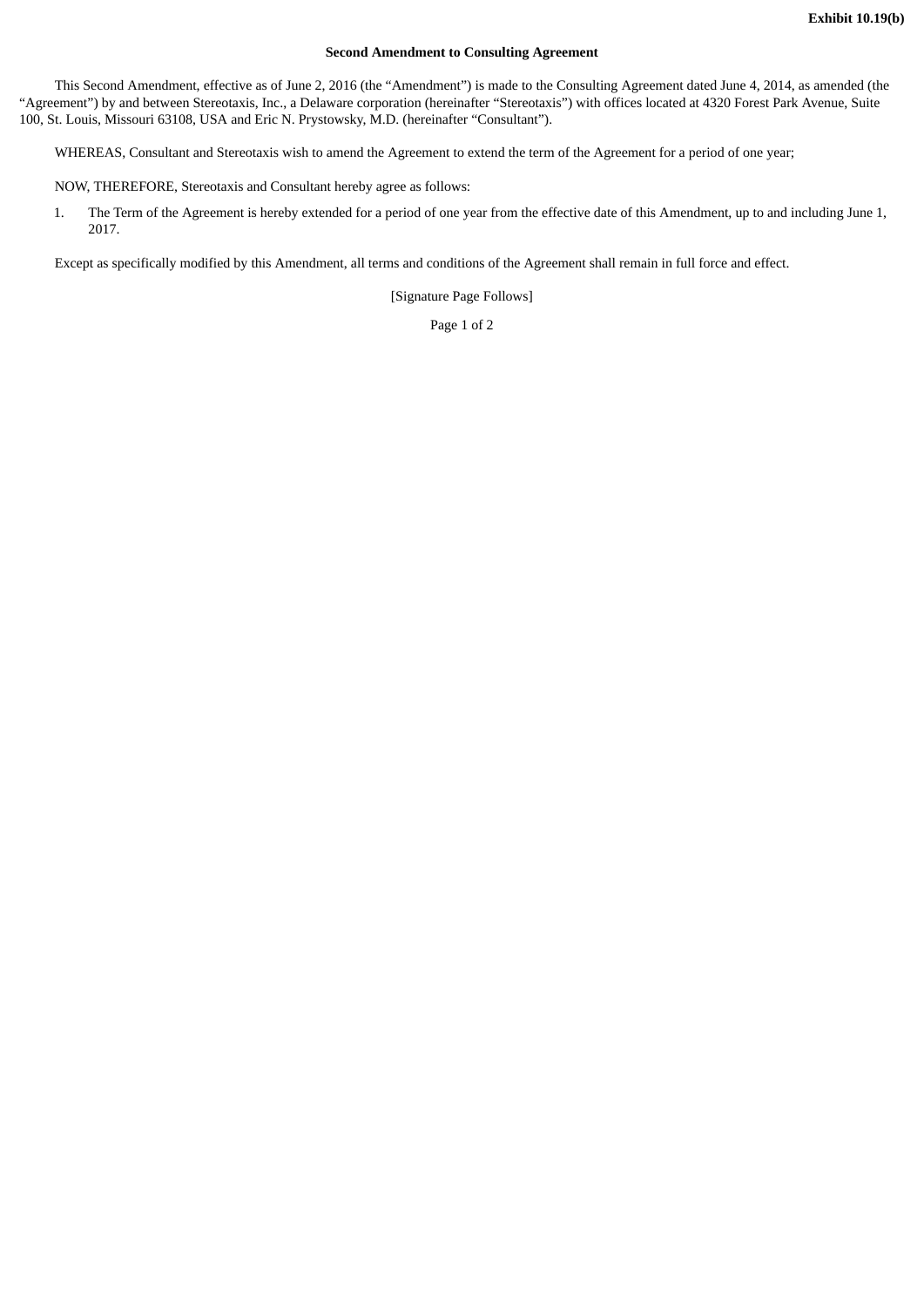**Exhibit 10.19(b)**

**Second Amendment to Consulting Agreement**

This Second Amendment, effective as of June 2, 2016 (the "Amendment") is made to the Consulting Agreement dated June 4, 2014, as amended (the "Agreement") by and between Stereotaxis, Inc., a Delaware corporation (hereinafter "Stereotaxis") with offices located at 4320 Forest Park Avenue, Suite 100, St. Louis, Missouri 63108, USA and Eric N. Prystowsky, M.D. (hereinafter "Consultant").

WHEREAS, Consultant and Stereotaxis wish to amend the Agreement to extend the term of the Agreement for a period of one year;

NOW, THEREFORE, Stereotaxis and Consultant hereby agree as follows:

1. The Term of the Agreement is hereby extended for a period of one year from the effective date of this Amendment, up to and including June 1, 2017.

Except as specifically modified by this Amendment, all terms and conditions of the Agreement shall remain in full force and effect.

[Signature Page Follows]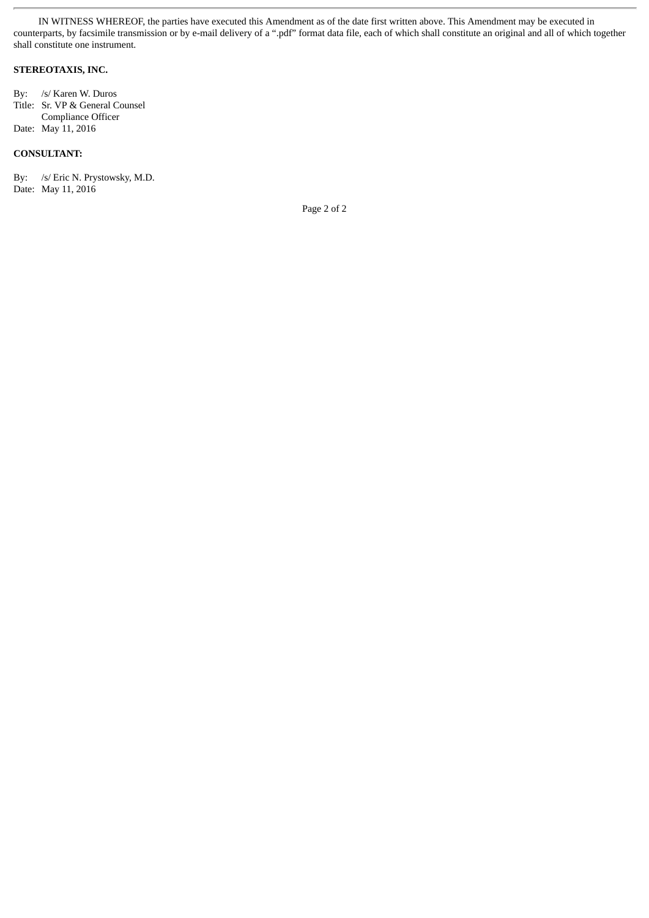IN WITNESS WHEREOF, the parties have executed this Amendment as of the date first written above. This Amendment may be executed in counterparts, by facsimile transmission or by e-mail delivery of a ".pdf" format data file, each of which shall constitute an original and all of which together shall constitute one instrument.

**STEREOTAXIS, INC.**

By: /s/ Karen W. Duros
Title: Sr. VP & General Counsel
Compliance Officer
Date: May 11, 2016

**CONSULTANT:**

By: /s/ Eric N. Prystowsky, M.D.
Date: May 11, 2016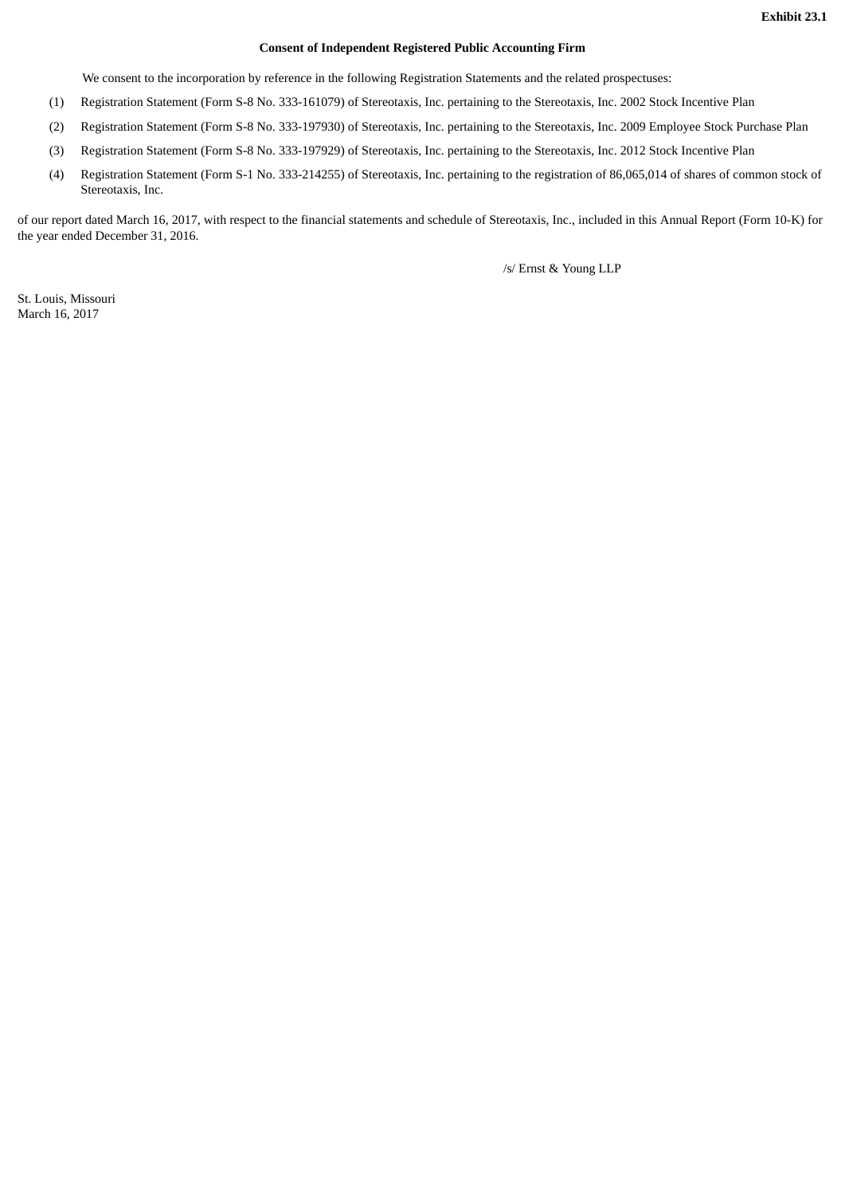**Exhibit 23.1**

**Consent of Independent Registered Public Accounting Firm**

We consent to the incorporation by reference in the following Registration Statements and the related prospectuses:

(1) Registration Statement (Form S-8 No. 333-161079) of Stereotaxis, Inc. pertaining to the Stereotaxis, Inc. 2002 Stock Incentive Plan

(2) Registration Statement (Form S-8 No. 333-197930) of Stereotaxis, Inc. pertaining to the Stereotaxis, Inc. 2009 Employee Stock Purchase Plan

(3) Registration Statement (Form S-8 No. 333-197929) of Stereotaxis, Inc. pertaining to the Stereotaxis, Inc. 2012 Stock Incentive Plan

(4) Registration Statement (Form S-1 No. 333-214255) of Stereotaxis, Inc. pertaining to the registration of 86,065,014 of shares of common stock of Stereotaxis, Inc.

of our report dated March 16, 2017, with respect to the financial statements and schedule of Stereotaxis, Inc., included in this Annual Report (Form 10-K) for the year ended December 31, 2016.

/s/ Ernst & Young LLP

St. Louis, Missouri
March 16, 2017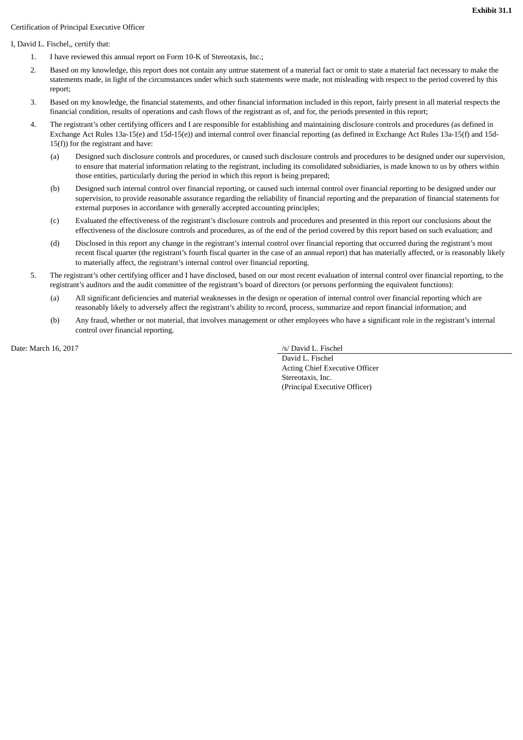**Exhibit 31.1**

Certification of Principal Executive Officer

I, David L. Fischel,, certify that:

1. I have reviewed this annual report on Form 10-K of Stereotaxis, Inc.;
2. Based on my knowledge, this report does not contain any untrue statement of a material fact or omit to state a material fact necessary to make the statements made, in light of the circumstances under which such statements were made, not misleading with respect to the period covered by this report;
3. Based on my knowledge, the financial statements, and other financial information included in this report, fairly present in all material respects the financial condition, results of operations and cash flows of the registrant as of, and for, the periods presented in this report;
4. The registrant's other certifying officers and I are responsible for establishing and maintaining disclosure controls and procedures (as defined in Exchange Act Rules 13a-15(e) and 15d-15(e)) and internal control over financial reporting (as defined in Exchange Act Rules 13a-15(f) and 15d-15(f)) for the registrant and have:
   (a) Designed such disclosure controls and procedures, or caused such disclosure controls and procedures to be designed under our supervision, to ensure that material information relating to the registrant, including its consolidated subsidiaries, is made known to us by others within those entities, particularly during the period in which this report is being prepared;
   (b) Designed such internal control over financial reporting, or caused such internal control over financial reporting to be designed under our supervision, to provide reasonable assurance regarding the reliability of financial reporting and the preparation of financial statements for external purposes in accordance with generally accepted accounting principles;
   (c) Evaluated the effectiveness of the registrant's disclosure controls and procedures and presented in this report our conclusions about the effectiveness of the disclosure controls and procedures, as of the end of the period covered by this report based on such evaluation; and
   (d) Disclosed in this report any change in the registrant's internal control over financial reporting that occurred during the registrant's most recent fiscal quarter (the registrant's fourth fiscal quarter in the case of an annual report) that has materially affected, or is reasonably likely to materially affect, the registrant's internal control over financial reporting.
5. The registrant's other certifying officer and I have disclosed, based on our most recent evaluation of internal control over financial reporting, to the registrant's auditors and the audit committee of the registrant's board of directors (or persons performing the equivalent functions):
   (a) All significant deficiencies and material weaknesses in the design or operation of internal control over financial reporting which are reasonably likely to adversely affect the registrant's ability to record, process, summarize and report financial information; and
   (b) Any fraud, whether or not material, that involves management or other employees who have a significant role in the registrant's internal control over financial reporting.

Date: March 16, 2017

/s/ David L. Fischel
David L. Fischel
Acting Chief Executive Officer
Stereotaxis, Inc.
(Principal Executive Officer)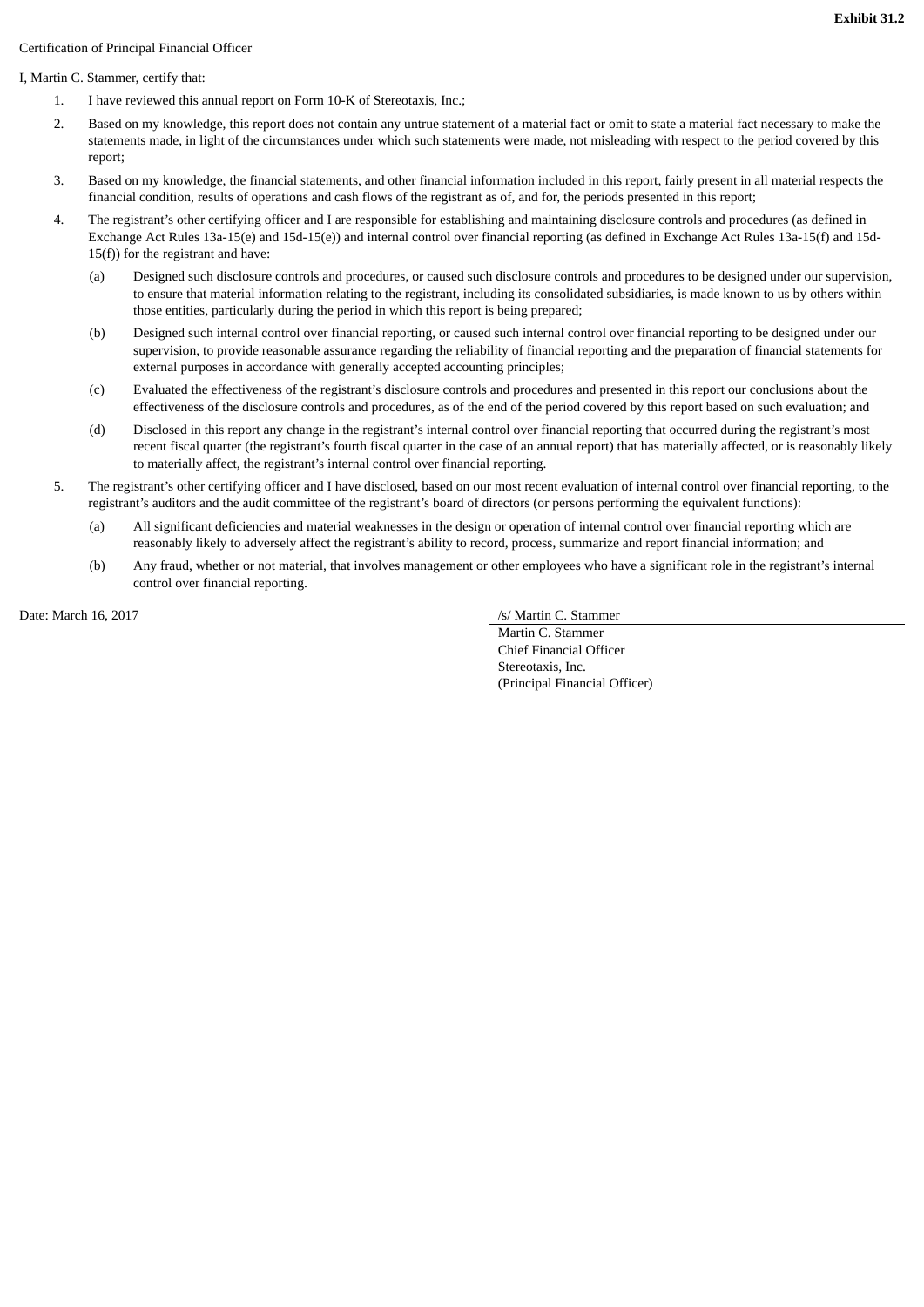**Exhibit 31.2**

Certification of Principal Financial Officer

I, Martin C. Stammer, certify that:

1. I have reviewed this annual report on Form 10-K of Stereotaxis, Inc.;
2. Based on my knowledge, this report does not contain any untrue statement of a material fact or omit to state a material fact necessary to make the statements made, in light of the circumstances under which such statements were made, not misleading with respect to the period covered by this report;
3. Based on my knowledge, the financial statements, and other financial information included in this report, fairly present in all material respects the financial condition, results of operations and cash flows of the registrant as of, and for, the periods presented in this report;
4. The registrant's other certifying officer and I are responsible for establishing and maintaining disclosure controls and procedures (as defined in Exchange Act Rules 13a-15(e) and 15d-15(e)) and internal control over financial reporting (as defined in Exchange Act Rules 13a-15(f) and 15d-15(f)) for the registrant and have:
   (a) Designed such disclosure controls and procedures, or caused such disclosure controls and procedures to be designed under our supervision, to ensure that material information relating to the registrant, including its consolidated subsidiaries, is made known to us by others within those entities, particularly during the period in which this report is being prepared;
   (b) Designed such internal control over financial reporting, or caused such internal control over financial reporting to be designed under our supervision, to provide reasonable assurance regarding the reliability of financial reporting and the preparation of financial statements for external purposes in accordance with generally accepted accounting principles;
   (c) Evaluated the effectiveness of the registrant's disclosure controls and procedures and presented in this report our conclusions about the effectiveness of the disclosure controls and procedures, as of the end of the period covered by this report based on such evaluation; and
   (d) Disclosed in this report any change in the registrant's internal control over financial reporting that occurred during the registrant's most recent fiscal quarter (the registrant's fourth fiscal quarter in the case of an annual report) that has materially affected, or is reasonably likely to materially affect, the registrant's internal control over financial reporting.
5. The registrant's other certifying officer and I have disclosed, based on our most recent evaluation of internal control over financial reporting, to the registrant's auditors and the audit committee of the registrant's board of directors (or persons performing the equivalent functions):
   (a) All significant deficiencies and material weaknesses in the design or operation of internal control over financial reporting which are reasonably likely to adversely affect the registrant's ability to record, process, summarize and report financial information; and
   (b) Any fraud, whether or not material, that involves management or other employees who have a significant role in the registrant's internal control over financial reporting.

Date: March 16, 2017

/s/ Martin C. Stammer
Martin C. Stammer
Chief Financial Officer
Stereotaxis, Inc.
(Principal Financial Officer)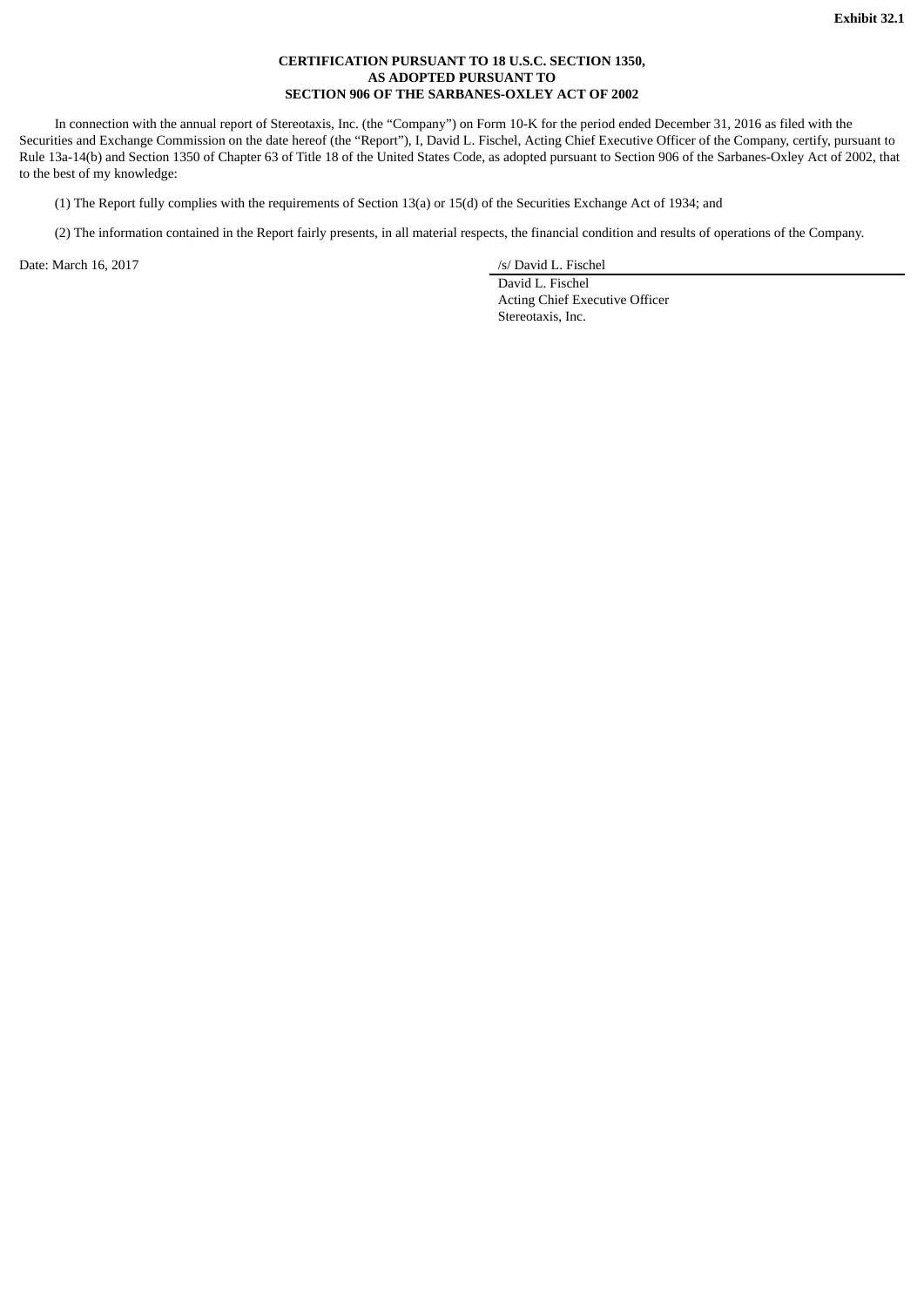**Exhibit 32.1**

**CERTIFICATION PURSUANT TO 18 U.S.C. SECTION 1350,**
**AS ADOPTED PURSUANT TO**
**SECTION 906 OF THE SARBANES-OXLEY ACT OF 2002**

In connection with the annual report of Stereotaxis, Inc. (the "Company") on Form 10-K for the period ended December 31, 2016 as filed with the Securities and Exchange Commission on the date hereof (the "Report"), I, David L. Fischel, Acting Chief Executive Officer of the Company, certify, pursuant to Rule 13a-14(b) and Section 1350 of Chapter 63 of Title 18 of the United States Code, as adopted pursuant to Section 906 of the Sarbanes-Oxley Act of 2002, that to the best of my knowledge:

(1) The Report fully complies with the requirements of Section 13(a) or 15(d) of the Securities Exchange Act of 1934; and

(2) The information contained in the Report fairly presents, in all material respects, the financial condition and results of operations of the Company.

Date: March 16, 2017

/s/ David L. Fischel
David L. Fischel
Acting Chief Executive Officer
Stereotaxis, Inc.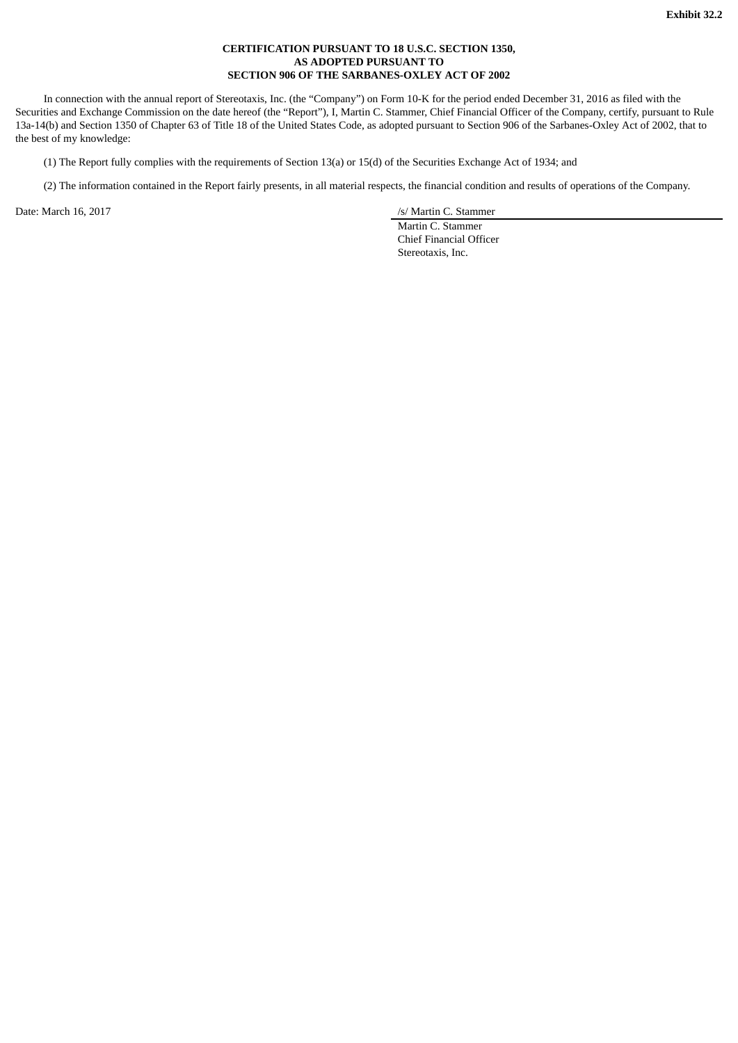**Exhibit 32.2**

**CERTIFICATION PURSUANT TO 18 U.S.C. SECTION 1350,**
**AS ADOPTED PURSUANT TO**
**SECTION 906 OF THE SARBANES-OXLEY ACT OF 2002**

In connection with the annual report of Stereotaxis, Inc. (the "Company") on Form 10-K for the period ended December 31, 2016 as filed with the Securities and Exchange Commission on the date hereof (the "Report"), I, Martin C. Stammer, Chief Financial Officer of the Company, certify, pursuant to Rule 13a-14(b) and Section 1350 of Chapter 63 of Title 18 of the United States Code, as adopted pursuant to Section 906 of the Sarbanes-Oxley Act of 2002, that to the best of my knowledge:

(1) The Report fully complies with the requirements of Section 13(a) or 15(d) of the Securities Exchange Act of 1934; and

(2) The information contained in the Report fairly presents, in all material respects, the financial condition and results of operations of the Company.

Date: March 16, 2017

/s/ Martin C. Stammer
Martin C. Stammer
Chief Financial Officer
Stereotaxis, Inc.